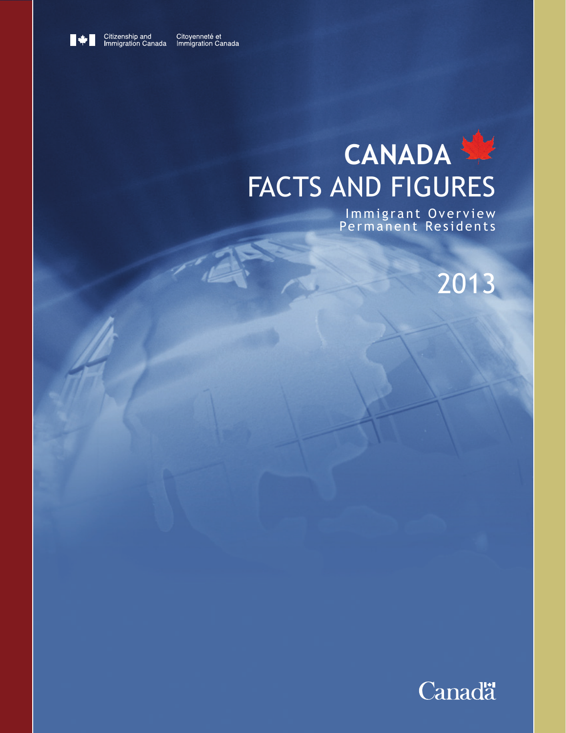Citizenship and Immigration Canada | Citoyenneté et Immigration Canada

# CANADA
# FACTS AND FIGURES

Immigrant Overview
Permanent Residents

2013

Canada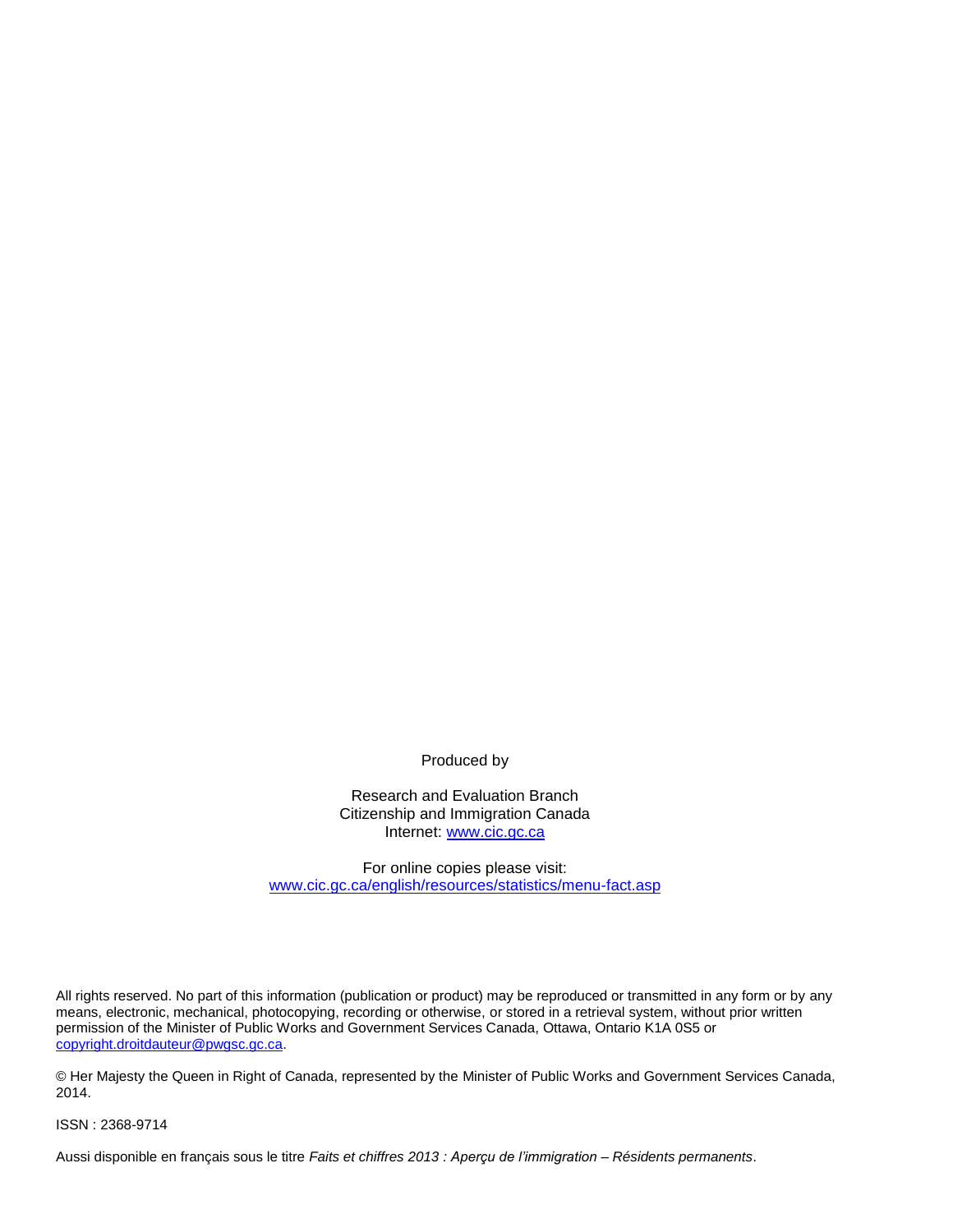Produced by

Research and Evaluation Branch
Citizenship and Immigration Canada
Internet: [www.cic.gc.ca](http://www.cic.gc.ca)

For online copies please visit:
[www.cic.gc.ca/english/resources/statistics/menu-fact.asp](http://www.cic.gc.ca/english/resources/statistics/menu-fact.asp)

All rights reserved. No part of this information (publication or product) may be reproduced or transmitted in any form or by any means, electronic, mechanical, photocopying, recording or otherwise, or stored in a retrieval system, without prior written permission of the Minister of Public Works and Government Services Canada, Ottawa, Ontario K1A 0S5 or [copyright.droitdauteur@pwgsc.gc.ca](mailto:copyright.droitdauteur@pwgsc.gc.ca).

© Her Majesty the Queen in Right of Canada, represented by the Minister of Public Works and Government Services Canada, 2014.

ISSN : 2368-9714

Aussi disponible en français sous le titre *Faits et chiffres 2013 : Aperçu de l'immigration – Résidents permanents*.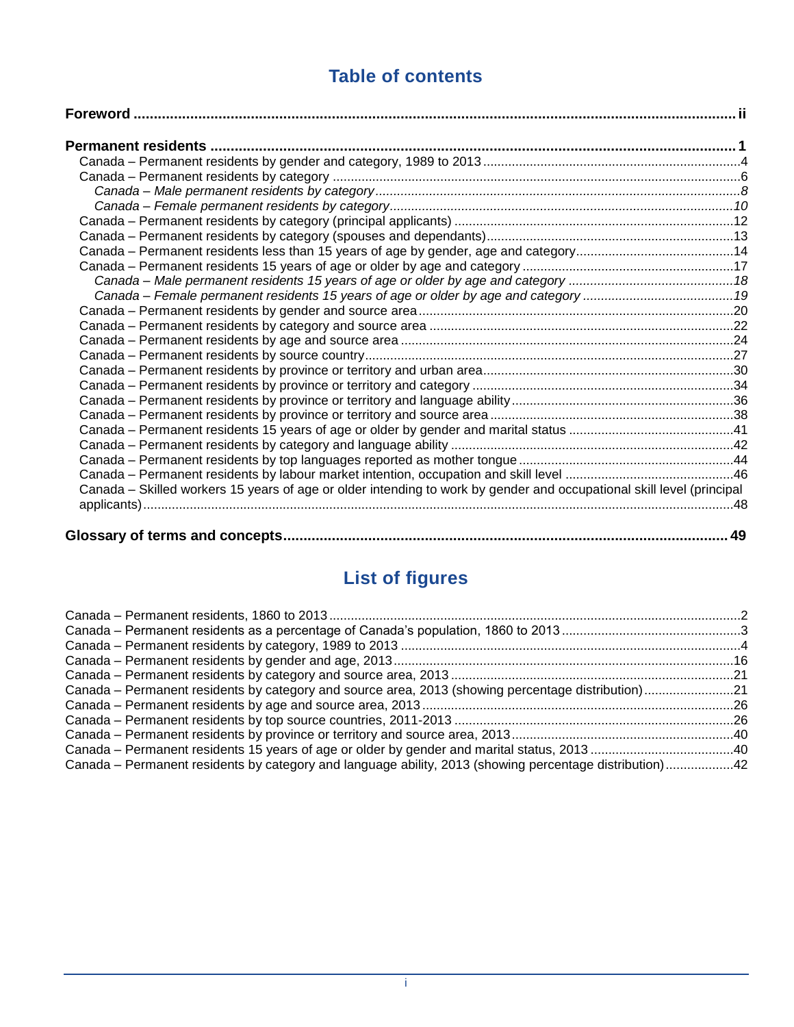# Table of contents

**Foreword** ..................................................................................................... ii

**Permanent residents** ........................................................................................ 1

- Canada – Permanent residents by gender and category, 1989 to 2013 .................... 4
- Canada – Permanent residents by category ......................................................... 6
  - *Canada – Male permanent residents by category* ............................................ *8*
  - *Canada – Female permanent residents by category* ......................................... *10*
- Canada – Permanent residents by category (principal applicants) ......................... 12
- Canada – Permanent residents by category (spouses and dependants) ..................... 13
- Canada – Permanent residents less than 15 years of age by gender, age and category ...... 14
- Canada – Permanent residents 15 years of age or older by age and category ............. 17
  - *Canada – Male permanent residents 15 years of age or older by age and category* ......... *18*
  - *Canada – Female permanent residents 15 years of age or older by age and category* ....... *19*
- Canada – Permanent residents by gender and source area ...................................... 20
- Canada – Permanent residents by category and source area ................................... 22
- Canada – Permanent residents by age and source area .......................................... 24
- Canada – Permanent residents by source country ................................................. 27
- Canada – Permanent residents by province or territory and urban area ..................... 30
- Canada – Permanent residents by province or territory and category ........................ 34
- Canada – Permanent residents by province or territory and language ability ............. 36
- Canada – Permanent residents by province or territory and source area ................... 38
- Canada – Permanent residents 15 years of age or older by gender and marital status ... 41
- Canada – Permanent residents by category and language ability ............................ 42
- Canada – Permanent residents by top languages reported as mother tongue .............. 44
- Canada – Permanent residents by labour market intention, occupation and skill level ... 46
- Canada – Skilled workers 15 years of age or older intending to work by gender and occupational skill level (principal applicants) ........................................................ 48

**Glossary of terms and concepts** ......................................................................... 49

# List of figures

- Canada – Permanent residents, 1860 to 2013 ........................................................ 2
- Canada – Permanent residents as a percentage of Canada's population, 1860 to 2013 ..... 3
- Canada – Permanent residents by category, 1989 to 2013 ......................................... 4
- Canada – Permanent residents by gender and age, 2013 .......................................... 16
- Canada – Permanent residents by category and source area, 2013 ............................ 21
- Canada – Permanent residents by category and source area, 2013 (showing percentage distribution) ......... 21
- Canada – Permanent residents by age and source area, 2013 .................................... 26
- Canada – Permanent residents by top source countries, 2011-2013 ............................ 26
- Canada – Permanent residents by province or territory and source area, 2013 ............. 40
- Canada – Permanent residents 15 years of age or older by gender and marital status, 2013 ......... 40
- Canada – Permanent residents by category and language ability, 2013 (showing percentage distribution) ...... 42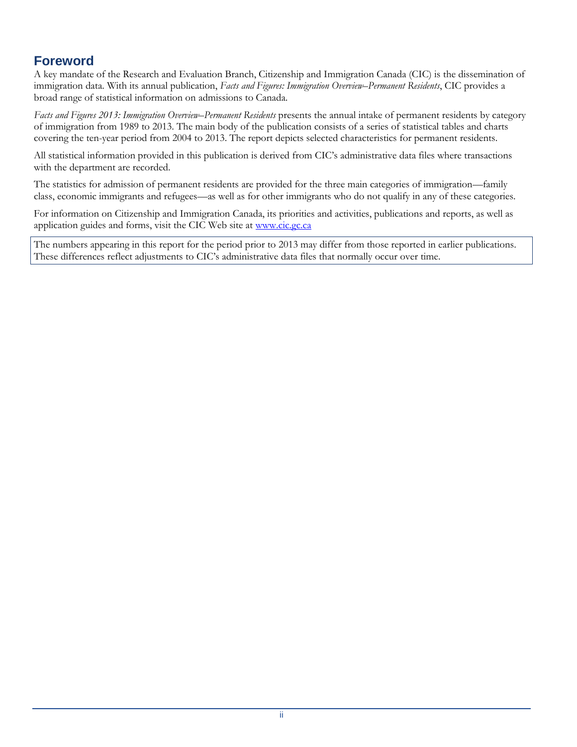## Foreword

A key mandate of the Research and Evaluation Branch, Citizenship and Immigration Canada (CIC) is the dissemination of immigration data. With its annual publication, *Facts and Figures: Immigration Overview–Permanent Residents*, CIC provides a broad range of statistical information on admissions to Canada.

*Facts and Figures 2013: Immigration Overview–Permanent Residents* presents the annual intake of permanent residents by category of immigration from 1989 to 2013. The main body of the publication consists of a series of statistical tables and charts covering the ten-year period from 2004 to 2013. The report depicts selected characteristics for permanent residents.

All statistical information provided in this publication is derived from CIC's administrative data files where transactions with the department are recorded.

The statistics for admission of permanent residents are provided for the three main categories of immigration—family class, economic immigrants and refugees—as well as for other immigrants who do not qualify in any of these categories.

For information on Citizenship and Immigration Canada, its priorities and activities, publications and reports, as well as application guides and forms, visit the CIC Web site at www.cic.gc.ca

The numbers appearing in this report for the period prior to 2013 may differ from those reported in earlier publications. These differences reflect adjustments to CIC's administrative data files that normally occur over time.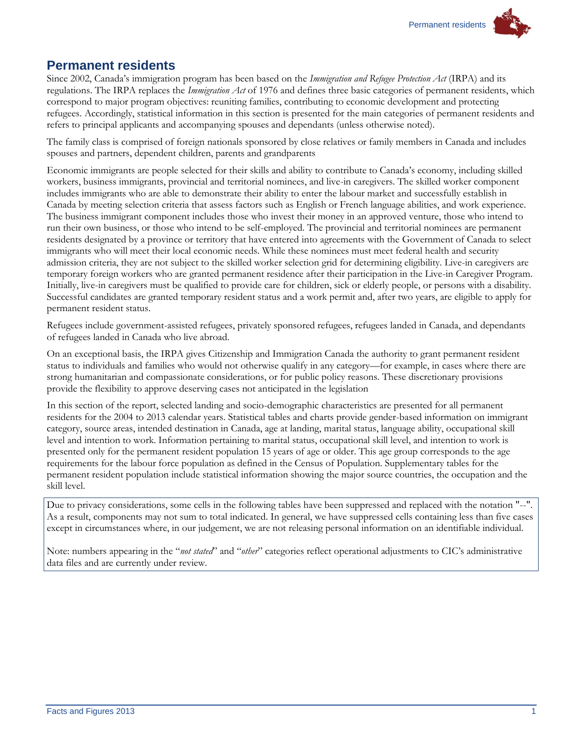# Permanent residents

Since 2002, Canada's immigration program has been based on the *Immigration and Refugee Protection Act* (IRPA) and its regulations. The IRPA replaces the *Immigration Act* of 1976 and defines three basic categories of permanent residents, which correspond to major program objectives: reuniting families, contributing to economic development and protecting refugees. Accordingly, statistical information in this section is presented for the main categories of permanent residents and refers to principal applicants and accompanying spouses and dependants (unless otherwise noted).

The family class is comprised of foreign nationals sponsored by close relatives or family members in Canada and includes spouses and partners, dependent children, parents and grandparents

Economic immigrants are people selected for their skills and ability to contribute to Canada's economy, including skilled workers, business immigrants, provincial and territorial nominees, and live-in caregivers. The skilled worker component includes immigrants who are able to demonstrate their ability to enter the labour market and successfully establish in Canada by meeting selection criteria that assess factors such as English or French language abilities, and work experience. The business immigrant component includes those who invest their money in an approved venture, those who intend to run their own business, or those who intend to be self-employed. The provincial and territorial nominees are permanent residents designated by a province or territory that have entered into agreements with the Government of Canada to select immigrants who will meet their local economic needs. While these nominees must meet federal health and security admission criteria, they are not subject to the skilled worker selection grid for determining eligibility. Live-in caregivers are temporary foreign workers who are granted permanent residence after their participation in the Live-in Caregiver Program. Initially, live-in caregivers must be qualified to provide care for children, sick or elderly people, or persons with a disability. Successful candidates are granted temporary resident status and a work permit and, after two years, are eligible to apply for permanent resident status.

Refugees include government-assisted refugees, privately sponsored refugees, refugees landed in Canada, and dependants of refugees landed in Canada who live abroad.

On an exceptional basis, the IRPA gives Citizenship and Immigration Canada the authority to grant permanent resident status to individuals and families who would not otherwise qualify in any category—for example, in cases where there are strong humanitarian and compassionate considerations, or for public policy reasons. These discretionary provisions provide the flexibility to approve deserving cases not anticipated in the legislation

In this section of the report, selected landing and socio-demographic characteristics are presented for all permanent residents for the 2004 to 2013 calendar years. Statistical tables and charts provide gender-based information on immigrant category, source areas, intended destination in Canada, age at landing, marital status, language ability, occupational skill level and intention to work. Information pertaining to marital status, occupational skill level, and intention to work is presented only for the permanent resident population 15 years of age or older. This age group corresponds to the age requirements for the labour force population as defined in the Census of Population. Supplementary tables for the permanent resident population include statistical information showing the major source countries, the occupation and the skill level.

Due to privacy considerations, some cells in the following tables have been suppressed and replaced with the notation "--". As a result, components may not sum to total indicated. In general, we have suppressed cells containing less than five cases except in circumstances where, in our judgement, we are not releasing personal information on an identifiable individual.

Note: numbers appearing in the "*not stated*" and "*other*" categories reflect operational adjustments to CIC's administrative data files and are currently under review.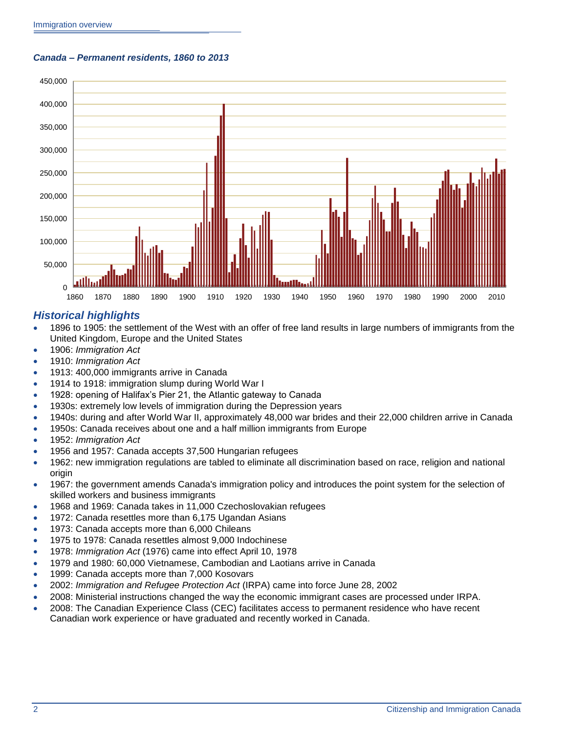*Canada – Permanent residents, 1860 to 2013*

## *Historical highlights*

- 1896 to 1905: the settlement of the West with an offer of free land results in large numbers of immigrants from the United Kingdom, Europe and the United States
- 1906: *Immigration Act*
- 1910: *Immigration Act*
- 1913: 400,000 immigrants arrive in Canada
- 1914 to 1918: immigration slump during World War I
- 1928: opening of Halifax's Pier 21, the Atlantic gateway to Canada
- 1930s: extremely low levels of immigration during the Depression years
- 1940s: during and after World War II, approximately 48,000 war brides and their 22,000 children arrive in Canada
- 1950s: Canada receives about one and a half million immigrants from Europe
- 1952: *Immigration Act*
- 1956 and 1957: Canada accepts 37,500 Hungarian refugees
- 1962: new immigration regulations are tabled to eliminate all discrimination based on race, religion and national origin
- 1967: the government amends Canada's immigration policy and introduces the point system for the selection of skilled workers and business immigrants
- 1968 and 1969: Canada takes in 11,000 Czechoslovakian refugees
- 1972: Canada resettles more than 6,175 Ugandan Asians
- 1973: Canada accepts more than 6,000 Chileans
- 1975 to 1978: Canada resettles almost 9,000 Indochinese
- 1978: *Immigration Act* (1976) came into effect April 10, 1978
- 1979 and 1980: 60,000 Vietnamese, Cambodian and Laotians arrive in Canada
- 1999: Canada accepts more than 7,000 Kosovars
- 2002: *Immigration and Refugee Protection Act* (IRPA) came into force June 28, 2002
- 2008: Ministerial instructions changed the way the economic immigrant cases are processed under IRPA.
- 2008: The Canadian Experience Class (CEC) facilitates access to permanent residence who have recent Canadian work experience or have graduated and recently worked in Canada.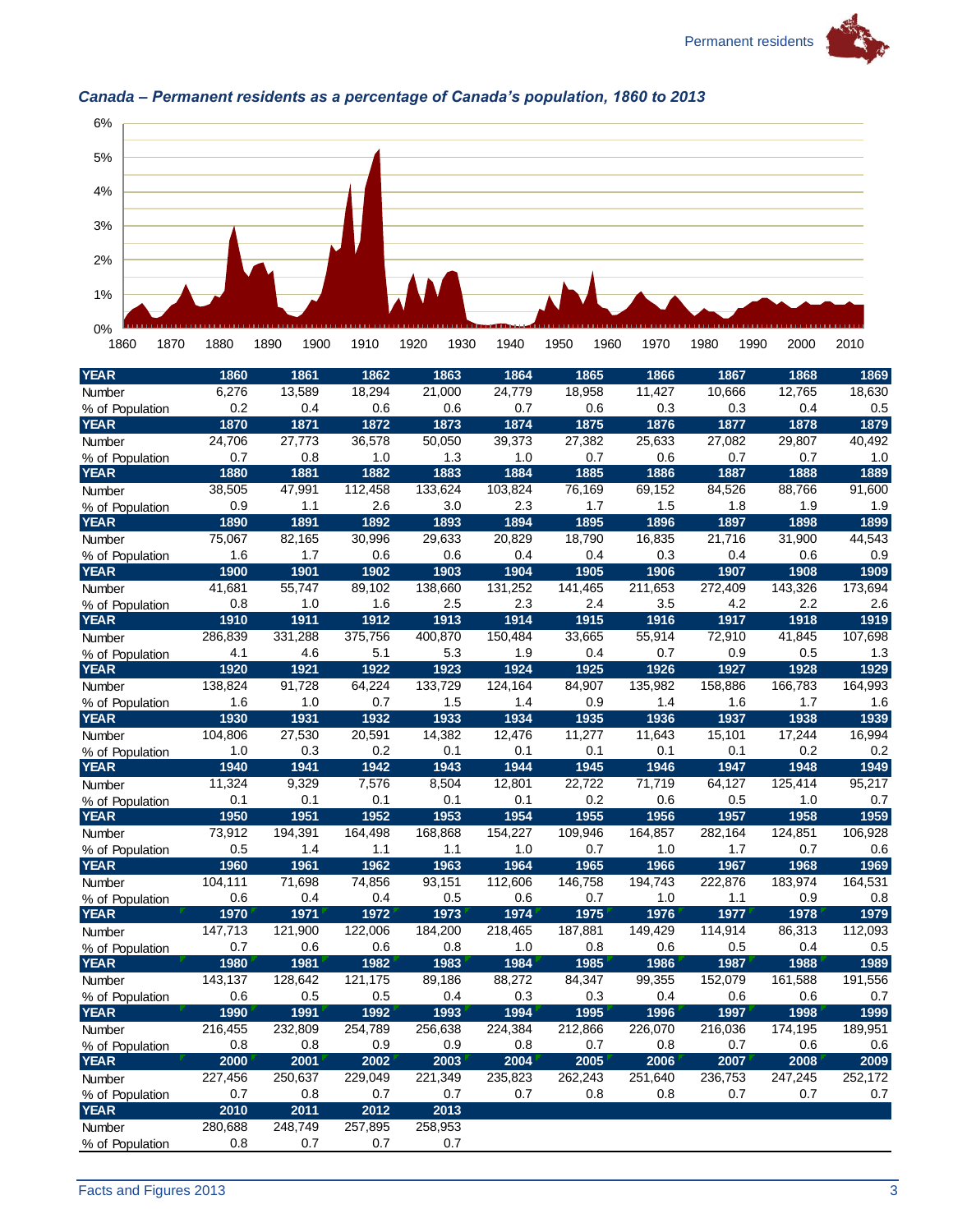### *Canada – Permanent residents as a percentage of Canada's population, 1860 to 2013*

| YEAR | 1860 | 1861 | 1862 | 1863 | 1864 | 1865 | 1866 | 1867 | 1868 | 1869 |
|---|---|---|---|---|---|---|---|---|---|---|
| Number | 6,276 | 13,589 | 18,294 | 21,000 | 24,779 | 18,958 | 11,427 | 10,666 | 12,765 | 18,630 |
| % of Population | 0.2 | 0.4 | 0.6 | 0.6 | 0.7 | 0.6 | 0.3 | 0.3 | 0.4 | 0.5 |
| **YEAR** | **1870** | **1871** | **1872** | **1873** | **1874** | **1875** | **1876** | **1877** | **1878** | **1879** |
| Number | 24,706 | 27,773 | 36,578 | 50,050 | 39,373 | 27,382 | 25,633 | 27,082 | 29,807 | 40,492 |
| % of Population | 0.7 | 0.8 | 1.0 | 1.3 | 1.0 | 0.7 | 0.6 | 0.7 | 0.7 | 1.0 |
| **YEAR** | **1880** | **1881** | **1882** | **1883** | **1884** | **1885** | **1886** | **1887** | **1888** | **1889** |
| Number | 38,505 | 47,991 | 112,458 | 133,624 | 103,824 | 76,169 | 69,152 | 84,526 | 88,766 | 91,600 |
| % of Population | 0.9 | 1.1 | 2.6 | 3.0 | 2.3 | 1.7 | 1.5 | 1.8 | 1.9 | 1.9 |
| **YEAR** | **1890** | **1891** | **1892** | **1893** | **1894** | **1895** | **1896** | **1897** | **1898** | **1899** |
| Number | 75,067 | 82,165 | 30,996 | 29,633 | 20,829 | 18,790 | 16,835 | 21,716 | 31,900 | 44,543 |
| % of Population | 1.6 | 1.7 | 0.6 | 0.6 | 0.4 | 0.4 | 0.3 | 0.4 | 0.6 | 0.9 |
| **YEAR** | **1900** | **1901** | **1902** | **1903** | **1904** | **1905** | **1906** | **1907** | **1908** | **1909** |
| Number | 41,681 | 55,747 | 89,102 | 138,660 | 131,252 | 141,465 | 211,653 | 272,409 | 143,326 | 173,694 |
| % of Population | 0.8 | 1.0 | 1.6 | 2.5 | 2.3 | 2.4 | 3.5 | 4.2 | 2.2 | 2.6 |
| **YEAR** | **1910** | **1911** | **1912** | **1913** | **1914** | **1915** | **1916** | **1917** | **1918** | **1919** |
| Number | 286,839 | 331,288 | 375,756 | 400,870 | 150,484 | 33,665 | 55,914 | 72,910 | 41,845 | 107,698 |
| % of Population | 4.1 | 4.6 | 5.1 | 5.3 | 1.9 | 0.4 | 0.7 | 0.9 | 0.5 | 1.3 |
| **YEAR** | **1920** | **1921** | **1922** | **1923** | **1924** | **1925** | **1926** | **1927** | **1928** | **1929** |
| Number | 138,824 | 91,728 | 64,224 | 133,729 | 124,164 | 84,907 | 135,982 | 158,886 | 166,783 | 164,993 |
| % of Population | 1.6 | 1.0 | 0.7 | 1.5 | 1.4 | 0.9 | 1.4 | 1.6 | 1.7 | 1.6 |
| **YEAR** | **1930** | **1931** | **1932** | **1933** | **1934** | **1935** | **1936** | **1937** | **1938** | **1939** |
| Number | 104,806 | 27,530 | 20,591 | 14,382 | 12,476 | 11,277 | 11,643 | 15,101 | 17,244 | 16,994 |
| % of Population | 1.0 | 0.3 | 0.2 | 0.1 | 0.1 | 0.1 | 0.1 | 0.1 | 0.2 | 0.2 |
| **YEAR** | **1940** | **1941** | **1942** | **1943** | **1944** | **1945** | **1946** | **1947** | **1948** | **1949** |
| Number | 11,324 | 9,329 | 7,576 | 8,504 | 12,801 | 22,722 | 71,719 | 64,127 | 125,414 | 95,217 |
| % of Population | 0.1 | 0.1 | 0.1 | 0.1 | 0.1 | 0.2 | 0.6 | 0.5 | 1.0 | 0.7 |
| **YEAR** | **1950** | **1951** | **1952** | **1953** | **1954** | **1955** | **1956** | **1957** | **1958** | **1959** |
| Number | 73,912 | 194,391 | 164,498 | 168,868 | 154,227 | 109,946 | 164,857 | 282,164 | 124,851 | 106,928 |
| % of Population | 0.5 | 1.4 | 1.1 | 1.1 | 1.0 | 0.7 | 1.0 | 1.7 | 0.7 | 0.6 |
| **YEAR** | **1960** | **1961** | **1962** | **1963** | **1964** | **1965** | **1966** | **1967** | **1968** | **1969** |
| Number | 104,111 | 71,698 | 74,856 | 93,151 | 112,606 | 146,758 | 194,743 | 222,876 | 183,974 | 164,531 |
| % of Population | 0.6 | 0.4 | 0.4 | 0.5 | 0.6 | 0.7 | 1.0 | 1.1 | 0.9 | 0.8 |
| **YEAR** | **1970** | **1971** | **1972** | **1973** | **1974** | **1975** | **1976** | **1977** | **1978** | **1979** |
| Number | 147,713 | 121,900 | 122,006 | 184,200 | 218,465 | 187,881 | 149,429 | 114,914 | 86,313 | 112,093 |
| % of Population | 0.7 | 0.6 | 0.6 | 0.8 | 1.0 | 0.8 | 0.6 | 0.5 | 0.4 | 0.5 |
| **YEAR** | **1980** | **1981** | **1982** | **1983** | **1984** | **1985** | **1986** | **1987** | **1988** | **1989** |
| Number | 143,137 | 128,642 | 121,175 | 89,186 | 88,272 | 84,347 | 99,355 | 152,079 | 161,588 | 191,556 |
| % of Population | 0.6 | 0.5 | 0.5 | 0.4 | 0.3 | 0.3 | 0.4 | 0.6 | 0.6 | 0.7 |
| **YEAR** | **1990** | **1991** | **1992** | **1993** | **1994** | **1995** | **1996** | **1997** | **1998** | **1999** |
| Number | 216,455 | 232,809 | 254,789 | 256,638 | 224,384 | 212,866 | 226,070 | 216,036 | 174,195 | 189,951 |
| % of Population | 0.8 | 0.8 | 0.9 | 0.9 | 0.8 | 0.7 | 0.8 | 0.7 | 0.6 | 0.6 |
| **YEAR** | **2000** | **2001** | **2002** | **2003** | **2004** | **2005** | **2006** | **2007** | **2008** | **2009** |
| Number | 227,456 | 250,637 | 229,049 | 221,349 | 235,823 | 262,243 | 251,640 | 236,753 | 247,245 | 252,172 |
| % of Population | 0.7 | 0.8 | 0.7 | 0.7 | 0.7 | 0.8 | 0.8 | 0.7 | 0.7 | 0.7 |
| **YEAR** | **2010** | **2011** | **2012** | **2013** | | | | | | |
| Number | 280,688 | 248,749 | 257,895 | 258,953 | | | | | | |
| % of Population | 0.8 | 0.7 | 0.7 | 0.7 | | | | | | |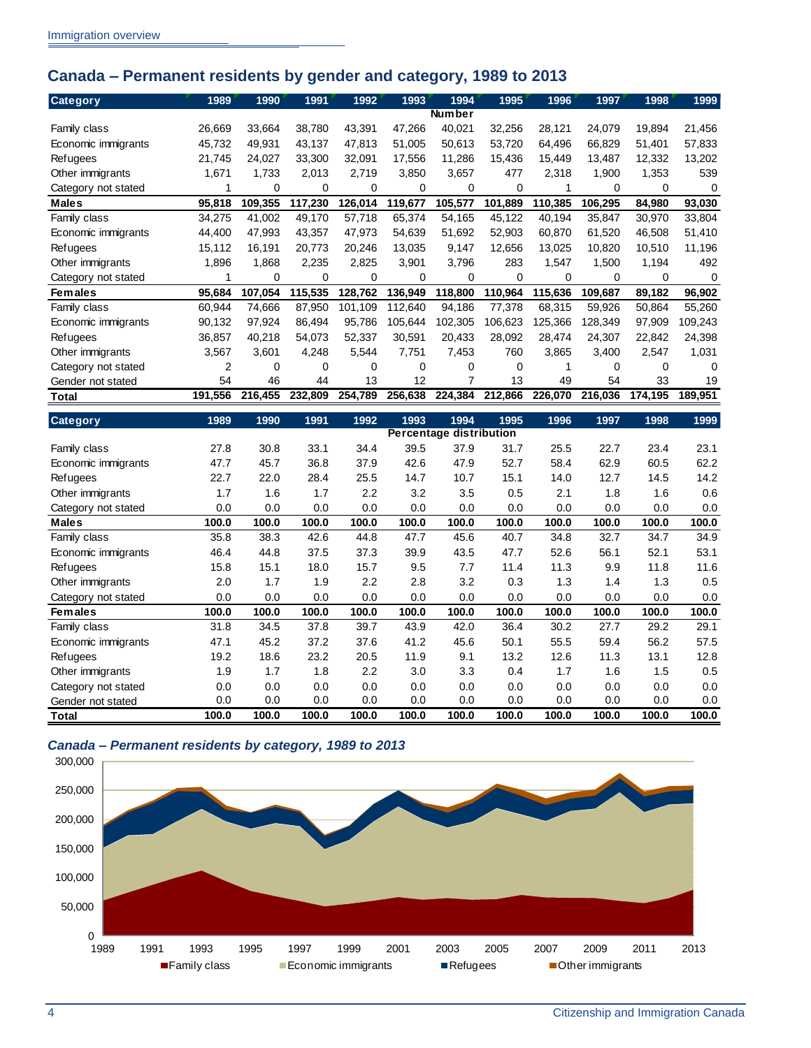## Canada – Permanent residents by gender and category, 1989 to 2013

| Category | 1989 | 1990 | 1991 | 1992 | 1993 | 1994 | 1995 | 1996 | 1997 | 1998 | 1999 |
|---|---|---|---|---|---|---|---|---|---|---|---|
| | | | | | | Number | | | | | |
| Family class | 26,669 | 33,664 | 38,780 | 43,391 | 47,266 | 40,021 | 32,256 | 28,121 | 24,079 | 19,894 | 21,456 |
| Economic immigrants | 45,732 | 49,931 | 43,137 | 47,813 | 51,005 | 50,613 | 53,720 | 64,496 | 66,829 | 51,401 | 57,833 |
| Refugees | 21,745 | 24,027 | 33,300 | 32,091 | 17,556 | 11,286 | 15,436 | 15,449 | 13,487 | 12,332 | 13,202 |
| Other immigrants | 1,671 | 1,733 | 2,013 | 2,719 | 3,850 | 3,657 | 477 | 2,318 | 1,900 | 1,353 | 539 |
| Category not stated | 1 | 0 | 0 | 0 | 0 | 0 | 0 | 1 | 0 | 0 | 0 |
| **Males** | **95,818** | **109,355** | **117,230** | **126,014** | **119,677** | **105,577** | **101,889** | **110,385** | **106,295** | **84,980** | **93,030** |
| Family class | 34,275 | 41,002 | 49,170 | 57,718 | 65,374 | 54,165 | 45,122 | 40,194 | 35,847 | 30,970 | 33,804 |
| Economic immigrants | 44,400 | 47,993 | 43,357 | 47,973 | 54,639 | 51,692 | 52,903 | 60,870 | 61,520 | 46,508 | 51,410 |
| Refugees | 15,112 | 16,191 | 20,773 | 20,246 | 13,035 | 9,147 | 12,656 | 13,025 | 10,820 | 10,510 | 11,196 |
| Other immigrants | 1,896 | 1,868 | 2,235 | 2,825 | 3,901 | 3,796 | 283 | 1,547 | 1,500 | 1,194 | 492 |
| Category not stated | 1 | 0 | 0 | 0 | 0 | 0 | 0 | 0 | 0 | 0 | 0 |
| **Females** | **95,684** | **107,054** | **115,535** | **128,762** | **136,949** | **118,800** | **110,964** | **115,636** | **109,687** | **89,182** | **96,902** |
| Family class | 60,944 | 74,666 | 87,950 | 101,109 | 112,640 | 94,186 | 77,378 | 68,315 | 59,926 | 50,864 | 55,260 |
| Economic immigrants | 90,132 | 97,924 | 86,494 | 95,786 | 105,644 | 102,305 | 106,623 | 125,366 | 128,349 | 97,909 | 109,243 |
| Refugees | 36,857 | 40,218 | 54,073 | 52,337 | 30,591 | 20,433 | 28,092 | 28,474 | 24,307 | 22,842 | 24,398 |
| Other immigrants | 3,567 | 3,601 | 4,248 | 5,544 | 7,751 | 7,453 | 760 | 3,865 | 3,400 | 2,547 | 1,031 |
| Category not stated | 2 | 0 | 0 | 0 | 0 | 0 | 0 | 1 | 0 | 0 | 0 |
| Gender not stated | 54 | 46 | 44 | 13 | 12 | 7 | 13 | 49 | 54 | 33 | 19 |
| **Total** | **191,556** | **216,455** | **232,809** | **254,789** | **256,638** | **224,384** | **212,866** | **226,070** | **216,036** | **174,195** | **189,951** |

| Category | 1989 | 1990 | 1991 | 1992 | 1993 | 1994 | 1995 | 1996 | 1997 | 1998 | 1999 |
|---|---|---|---|---|---|---|---|---|---|---|---|
| | | | | | | Percentage distribution | | | | | |
| Family class | 27.8 | 30.8 | 33.1 | 34.4 | 39.5 | 37.9 | 31.7 | 25.5 | 22.7 | 23.4 | 23.1 |
| Economic immigrants | 47.7 | 45.7 | 36.8 | 37.9 | 42.6 | 47.9 | 52.7 | 58.4 | 62.9 | 60.5 | 62.2 |
| Refugees | 22.7 | 22.0 | 28.4 | 25.5 | 14.7 | 10.7 | 15.1 | 14.0 | 12.7 | 14.5 | 14.2 |
| Other immigrants | 1.7 | 1.6 | 1.7 | 2.2 | 3.2 | 3.5 | 0.5 | 2.1 | 1.8 | 1.6 | 0.6 |
| Category not stated | 0.0 | 0.0 | 0.0 | 0.0 | 0.0 | 0.0 | 0.0 | 0.0 | 0.0 | 0.0 | 0.0 |
| **Males** | **100.0** | **100.0** | **100.0** | **100.0** | **100.0** | **100.0** | **100.0** | **100.0** | **100.0** | **100.0** | **100.0** |
| Family class | 35.8 | 38.3 | 42.6 | 44.8 | 47.7 | 45.6 | 40.7 | 34.8 | 32.7 | 34.7 | 34.9 |
| Economic immigrants | 46.4 | 44.8 | 37.5 | 37.3 | 39.9 | 43.5 | 47.7 | 52.6 | 56.1 | 52.1 | 53.1 |
| Refugees | 15.8 | 15.1 | 18.0 | 15.7 | 9.5 | 7.7 | 11.4 | 11.3 | 9.9 | 11.8 | 11.6 |
| Other immigrants | 2.0 | 1.7 | 1.9 | 2.2 | 2.8 | 3.2 | 0.3 | 1.3 | 1.4 | 1.3 | 0.5 |
| Category not stated | 0.0 | 0.0 | 0.0 | 0.0 | 0.0 | 0.0 | 0.0 | 0.0 | 0.0 | 0.0 | 0.0 |
| **Females** | **100.0** | **100.0** | **100.0** | **100.0** | **100.0** | **100.0** | **100.0** | **100.0** | **100.0** | **100.0** | **100.0** |
| Family class | 31.8 | 34.5 | 37.8 | 39.7 | 43.9 | 42.0 | 36.4 | 30.2 | 27.7 | 29.2 | 29.1 |
| Economic immigrants | 47.1 | 45.2 | 37.2 | 37.6 | 41.2 | 45.6 | 50.1 | 55.5 | 59.4 | 56.2 | 57.5 |
| Refugees | 19.2 | 18.6 | 23.2 | 20.5 | 11.9 | 9.1 | 13.2 | 12.6 | 11.3 | 13.1 | 12.8 |
| Other immigrants | 1.9 | 1.7 | 1.8 | 2.2 | 3.0 | 3.3 | 0.4 | 1.7 | 1.6 | 1.5 | 0.5 |
| Category not stated | 0.0 | 0.0 | 0.0 | 0.0 | 0.0 | 0.0 | 0.0 | 0.0 | 0.0 | 0.0 | 0.0 |
| Gender not stated | 0.0 | 0.0 | 0.0 | 0.0 | 0.0 | 0.0 | 0.0 | 0.0 | 0.0 | 0.0 | 0.0 |
| **Total** | **100.0** | **100.0** | **100.0** | **100.0** | **100.0** | **100.0** | **100.0** | **100.0** | **100.0** | **100.0** | **100.0** |

### *Canada – Permanent residents by category, 1989 to 2013*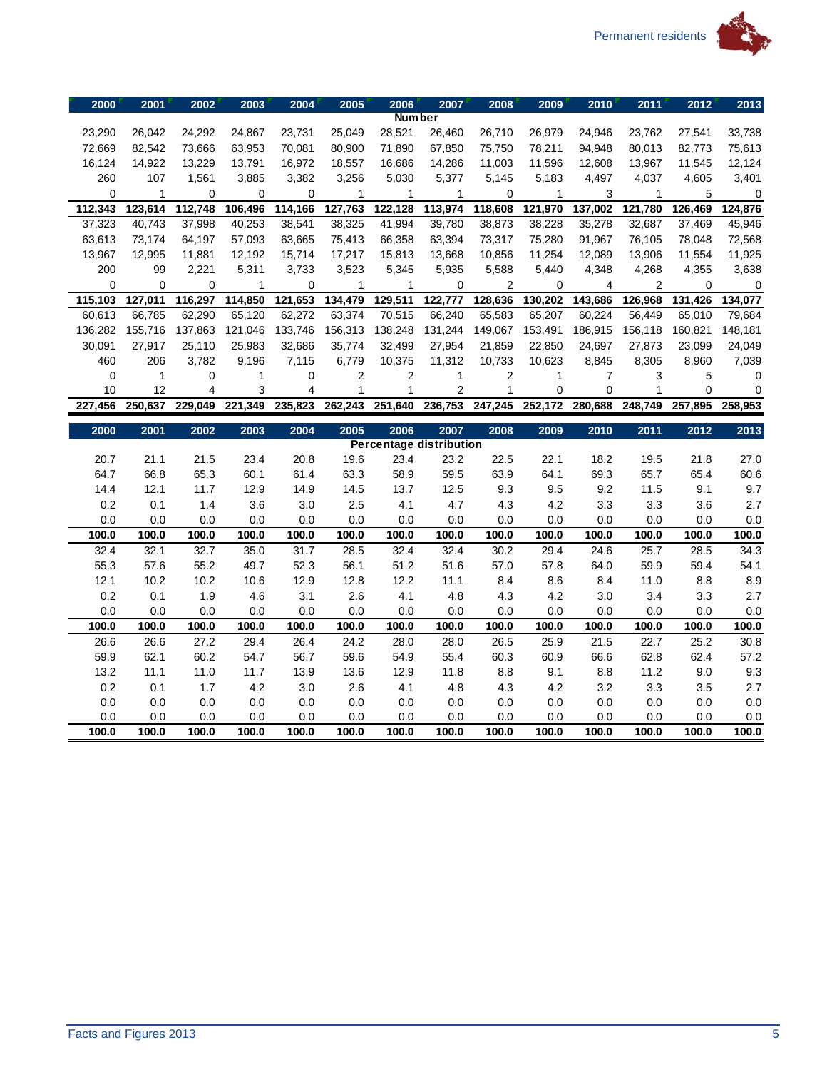| 2000 | 2001 | 2002 | 2003 | 2004 | 2005 | 2006 | 2007 | 2008 | 2009 | 2010 | 2011 | 2012 | 2013 |
|---|---|---|---|---|---|---|---|---|---|---|---|---|---|
| | | | | | | **Number** | | | | | | | |
| 23,290 | 26,042 | 24,292 | 24,867 | 23,731 | 25,049 | 28,521 | 26,460 | 26,710 | 26,979 | 24,946 | 23,762 | 27,541 | 33,738 |
| 72,669 | 82,542 | 73,666 | 63,953 | 70,081 | 80,900 | 71,890 | 67,850 | 75,750 | 78,211 | 94,948 | 80,013 | 82,773 | 75,613 |
| 16,124 | 14,922 | 13,229 | 13,791 | 16,972 | 18,557 | 16,686 | 14,286 | 11,003 | 11,596 | 12,608 | 13,967 | 11,545 | 12,124 |
| 260 | 107 | 1,561 | 3,885 | 3,382 | 3,256 | 5,030 | 5,377 | 5,145 | 5,183 | 4,497 | 4,037 | 4,605 | 3,401 |
| 0 | 1 | 0 | 0 | 0 | 1 | 1 | 1 | 0 | 1 | 3 | 1 | 5 | 0 |
| **112,343** | **123,614** | **112,748** | **106,496** | **114,166** | **127,763** | **122,128** | **113,974** | **118,608** | **121,970** | **137,002** | **121,780** | **126,469** | **124,876** |
| 37,323 | 40,743 | 37,998 | 40,253 | 38,541 | 38,325 | 41,994 | 39,780 | 38,873 | 38,228 | 35,278 | 32,687 | 37,469 | 45,946 |
| 63,613 | 73,174 | 64,197 | 57,093 | 63,665 | 75,413 | 66,358 | 63,394 | 73,317 | 75,280 | 91,967 | 76,105 | 78,048 | 72,568 |
| 13,967 | 12,995 | 11,881 | 12,192 | 15,714 | 17,217 | 15,813 | 13,668 | 10,856 | 11,254 | 12,089 | 13,906 | 11,554 | 11,925 |
| 200 | 99 | 2,221 | 5,311 | 3,733 | 3,523 | 5,345 | 5,935 | 5,588 | 5,440 | 4,348 | 4,268 | 4,355 | 3,638 |
| 0 | 0 | 0 | 1 | 0 | 1 | 1 | 0 | 2 | 0 | 4 | 2 | 0 | 0 |
| **115,103** | **127,011** | **116,297** | **114,850** | **121,653** | **134,479** | **129,511** | **122,777** | **128,636** | **130,202** | **143,686** | **126,968** | **131,426** | **134,077** |
| 60,613 | 66,785 | 62,290 | 65,120 | 62,272 | 63,374 | 70,515 | 66,240 | 65,583 | 65,207 | 60,224 | 56,449 | 65,010 | 79,684 |
| 136,282 | 155,716 | 137,863 | 121,046 | 133,746 | 156,313 | 138,248 | 131,244 | 149,067 | 153,491 | 186,915 | 156,118 | 160,821 | 148,181 |
| 30,091 | 27,917 | 25,110 | 25,983 | 32,686 | 35,774 | 32,499 | 27,954 | 21,859 | 22,850 | 24,697 | 27,873 | 23,099 | 24,049 |
| 460 | 206 | 3,782 | 9,196 | 7,115 | 6,779 | 10,375 | 11,312 | 10,733 | 10,623 | 8,845 | 8,305 | 8,960 | 7,039 |
| 0 | 1 | 0 | 1 | 0 | 2 | 2 | 1 | 2 | 1 | 7 | 3 | 5 | 0 |
| 10 | 12 | 4 | 3 | 4 | 1 | 1 | 2 | 1 | 0 | 0 | 1 | 0 | 0 |
| **227,456** | **250,637** | **229,049** | **221,349** | **235,823** | **262,243** | **251,640** | **236,753** | **247,245** | **252,172** | **280,688** | **248,749** | **257,895** | **258,953** |

| 2000 | 2001 | 2002 | 2003 | 2004 | 2005 | 2006 | 2007 | 2008 | 2009 | 2010 | 2011 | 2012 | 2013 |
|---|---|---|---|---|---|---|---|---|---|---|---|---|---|
| | | | | | | **Percentage distribution** | | | | | | | |
| 20.7 | 21.1 | 21.5 | 23.4 | 20.8 | 19.6 | 23.4 | 23.2 | 22.5 | 22.1 | 18.2 | 19.5 | 21.8 | 27.0 |
| 64.7 | 66.8 | 65.3 | 60.1 | 61.4 | 63.3 | 58.9 | 59.5 | 63.9 | 64.1 | 69.3 | 65.7 | 65.4 | 60.6 |
| 14.4 | 12.1 | 11.7 | 12.9 | 14.9 | 14.5 | 13.7 | 12.5 | 9.3 | 9.5 | 9.2 | 11.5 | 9.1 | 9.7 |
| 0.2 | 0.1 | 1.4 | 3.6 | 3.0 | 2.5 | 4.1 | 4.7 | 4.3 | 4.2 | 3.3 | 3.3 | 3.6 | 2.7 |
| 0.0 | 0.0 | 0.0 | 0.0 | 0.0 | 0.0 | 0.0 | 0.0 | 0.0 | 0.0 | 0.0 | 0.0 | 0.0 | 0.0 |
| **100.0** | **100.0** | **100.0** | **100.0** | **100.0** | **100.0** | **100.0** | **100.0** | **100.0** | **100.0** | **100.0** | **100.0** | **100.0** | **100.0** |
| 32.4 | 32.1 | 32.7 | 35.0 | 31.7 | 28.5 | 32.4 | 32.4 | 30.2 | 29.4 | 24.6 | 25.7 | 28.5 | 34.3 |
| 55.3 | 57.6 | 55.2 | 49.7 | 52.3 | 56.1 | 51.2 | 51.6 | 57.0 | 57.8 | 64.0 | 59.9 | 59.4 | 54.1 |
| 12.1 | 10.2 | 10.2 | 10.6 | 12.9 | 12.8 | 12.2 | 11.1 | 8.4 | 8.6 | 8.4 | 11.0 | 8.8 | 8.9 |
| 0.2 | 0.1 | 1.9 | 4.6 | 3.1 | 2.6 | 4.1 | 4.8 | 4.3 | 4.2 | 3.0 | 3.4 | 3.3 | 2.7 |
| 0.0 | 0.0 | 0.0 | 0.0 | 0.0 | 0.0 | 0.0 | 0.0 | 0.0 | 0.0 | 0.0 | 0.0 | 0.0 | 0.0 |
| **100.0** | **100.0** | **100.0** | **100.0** | **100.0** | **100.0** | **100.0** | **100.0** | **100.0** | **100.0** | **100.0** | **100.0** | **100.0** | **100.0** |
| 26.6 | 26.6 | 27.2 | 29.4 | 26.4 | 24.2 | 28.0 | 28.0 | 26.5 | 25.9 | 21.5 | 22.7 | 25.2 | 30.8 |
| 59.9 | 62.1 | 60.2 | 54.7 | 56.7 | 59.6 | 54.9 | 55.4 | 60.3 | 60.9 | 66.6 | 62.8 | 62.4 | 57.2 |
| 13.2 | 11.1 | 11.0 | 11.7 | 13.9 | 13.6 | 12.9 | 11.8 | 8.8 | 9.1 | 8.8 | 11.2 | 9.0 | 9.3 |
| 0.2 | 0.1 | 1.7 | 4.2 | 3.0 | 2.6 | 4.1 | 4.8 | 4.3 | 4.2 | 3.2 | 3.3 | 3.5 | 2.7 |
| 0.0 | 0.0 | 0.0 | 0.0 | 0.0 | 0.0 | 0.0 | 0.0 | 0.0 | 0.0 | 0.0 | 0.0 | 0.0 | 0.0 |
| 0.0 | 0.0 | 0.0 | 0.0 | 0.0 | 0.0 | 0.0 | 0.0 | 0.0 | 0.0 | 0.0 | 0.0 | 0.0 | 0.0 |
| **100.0** | **100.0** | **100.0** | **100.0** | **100.0** | **100.0** | **100.0** | **100.0** | **100.0** | **100.0** | **100.0** | **100.0** | **100.0** | **100.0** |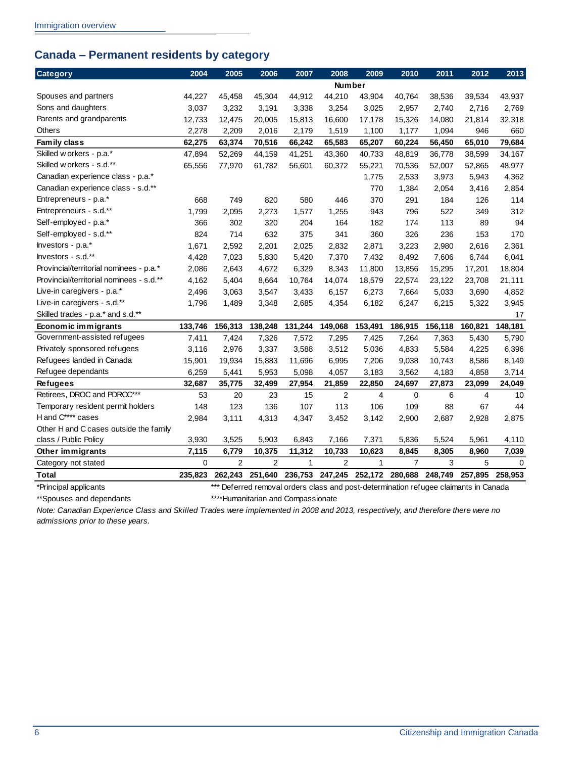## Canada – Permanent residents by category

| Category | 2004 | 2005 | 2006 | 2007 | 2008 | 2009 | 2010 | 2011 | 2012 | 2013 |
|---|---|---|---|---|---|---|---|---|---|---|
| | | | | | Number | | | | | |
| Spouses and partners | 44,227 | 45,458 | 45,304 | 44,912 | 44,210 | 43,904 | 40,764 | 38,536 | 39,534 | 43,937 |
| Sons and daughters | 3,037 | 3,232 | 3,191 | 3,338 | 3,254 | 3,025 | 2,957 | 2,740 | 2,716 | 2,769 |
| Parents and grandparents | 12,733 | 12,475 | 20,005 | 15,813 | 16,600 | 17,178 | 15,326 | 14,080 | 21,814 | 32,318 |
| Others | 2,278 | 2,209 | 2,016 | 2,179 | 1,519 | 1,100 | 1,177 | 1,094 | 946 | 660 |
| **Family class** | **62,275** | **63,374** | **70,516** | **66,242** | **65,583** | **65,207** | **60,224** | **56,450** | **65,010** | **79,684** |
| Skilled workers - p.a.* | 47,894 | 52,269 | 44,159 | 41,251 | 43,360 | 40,733 | 48,819 | 36,778 | 38,599 | 34,167 |
| Skilled workers - s.d.** | 65,556 | 77,970 | 61,782 | 56,601 | 60,372 | 55,221 | 70,536 | 52,007 | 52,865 | 48,977 |
| Canadian experience class - p.a.* | | | | | | 1,775 | 2,533 | 3,973 | 5,943 | 4,362 |
| Canadian experience class - s.d.** | | | | | | 770 | 1,384 | 2,054 | 3,416 | 2,854 |
| Entrepreneurs - p.a.* | 668 | 749 | 820 | 580 | 446 | 370 | 291 | 184 | 126 | 114 |
| Entrepreneurs - s.d.** | 1,799 | 2,095 | 2,273 | 1,577 | 1,255 | 943 | 796 | 522 | 349 | 312 |
| Self-employed - p.a.* | 366 | 302 | 320 | 204 | 164 | 182 | 174 | 113 | 89 | 94 |
| Self-employed - s.d.** | 824 | 714 | 632 | 375 | 341 | 360 | 326 | 236 | 153 | 170 |
| Investors - p.a.* | 1,671 | 2,592 | 2,201 | 2,025 | 2,832 | 2,871 | 3,223 | 2,980 | 2,616 | 2,361 |
| Investors - s.d.** | 4,428 | 7,023 | 5,830 | 5,420 | 7,370 | 7,432 | 8,492 | 7,606 | 6,744 | 6,041 |
| Provincial/territorial nominees - p.a.* | 2,086 | 2,643 | 4,672 | 6,329 | 8,343 | 11,800 | 13,856 | 15,295 | 17,201 | 18,804 |
| Provincial/territorial nominees - s.d.** | 4,162 | 5,404 | 8,664 | 10,764 | 14,074 | 18,579 | 22,574 | 23,122 | 23,708 | 21,111 |
| Live-in caregivers - p.a.* | 2,496 | 3,063 | 3,547 | 3,433 | 6,157 | 6,273 | 7,664 | 5,033 | 3,690 | 4,852 |
| Live-in caregivers - s.d.** | 1,796 | 1,489 | 3,348 | 2,685 | 4,354 | 6,182 | 6,247 | 6,215 | 5,322 | 3,945 |
| Skilled trades - p.a.* and s.d.** | | | | | | | | | | 17 |
| **Economic immigrants** | **133,746** | **156,313** | **138,248** | **131,244** | **149,068** | **153,491** | **186,915** | **156,118** | **160,821** | **148,181** |
| Government-assisted refugees | 7,411 | 7,424 | 7,326 | 7,572 | 7,295 | 7,425 | 7,264 | 7,363 | 5,430 | 5,790 |
| Privately sponsored refugees | 3,116 | 2,976 | 3,337 | 3,588 | 3,512 | 5,036 | 4,833 | 5,584 | 4,225 | 6,396 |
| Refugees landed in Canada | 15,901 | 19,934 | 15,883 | 11,696 | 6,995 | 7,206 | 9,038 | 10,743 | 8,586 | 8,149 |
| Refugee dependants | 6,259 | 5,441 | 5,953 | 5,098 | 4,057 | 3,183 | 3,562 | 4,183 | 4,858 | 3,714 |
| **Refugees** | **32,687** | **35,775** | **32,499** | **27,954** | **21,859** | **22,850** | **24,697** | **27,873** | **23,099** | **24,049** |
| Retirees, DROC and PDRCC*** | 53 | 20 | 23 | 15 | 2 | 4 | 0 | 6 | 4 | 10 |
| Temporary resident permit holders | 148 | 123 | 136 | 107 | 113 | 106 | 109 | 88 | 67 | 44 |
| H and C**** cases | 2,984 | 3,111 | 4,313 | 4,347 | 3,452 | 3,142 | 2,900 | 2,687 | 2,928 | 2,875 |
| Other H and C cases outside the family class / Public Policy | 3,930 | 3,525 | 5,903 | 6,843 | 7,166 | 7,371 | 5,836 | 5,524 | 5,961 | 4,110 |
| **Other immigrants** | **7,115** | **6,779** | **10,375** | **11,312** | **10,733** | **10,623** | **8,845** | **8,305** | **8,960** | **7,039** |
| Category not stated | 0 | 2 | 2 | 1 | 2 | 1 | 7 | 3 | 5 | 0 |
| **Total** | **235,823** | **262,243** | **251,640** | **236,753** | **247,245** | **252,172** | **280,688** | **248,749** | **257,895** | **258,953** |

*Principal applicants

**Spouses and dependants

*** Deferred removal orders class and post-determination refugee claimants in Canada

****Humanitarian and Compassionate

*Note: Canadian Experience Class and Skilled Trades were implemented in 2008 and 2013, respectively, and therefore there were no admissions prior to these years.*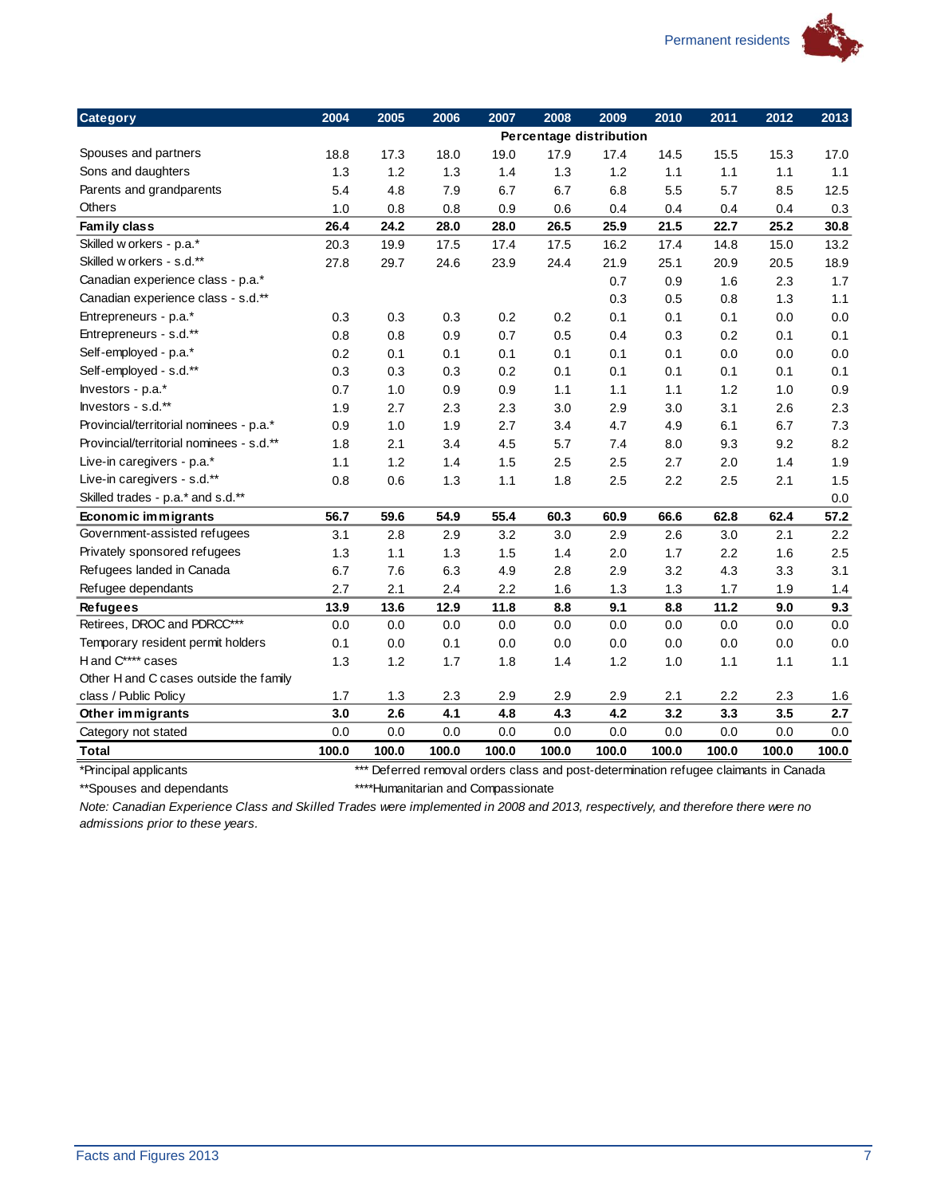| Category | 2004 | 2005 | 2006 | 2007 | 2008 | 2009 | 2010 | 2011 | 2012 | 2013 |
|---|---|---|---|---|---|---|---|---|---|---|
| | Percentage distribution | | | | | | | | | |
| Spouses and partners | 18.8 | 17.3 | 18.0 | 19.0 | 17.9 | 17.4 | 14.5 | 15.5 | 15.3 | 17.0 |
| Sons and daughters | 1.3 | 1.2 | 1.3 | 1.4 | 1.3 | 1.2 | 1.1 | 1.1 | 1.1 | 1.1 |
| Parents and grandparents | 5.4 | 4.8 | 7.9 | 6.7 | 6.7 | 6.8 | 5.5 | 5.7 | 8.5 | 12.5 |
| Others | 1.0 | 0.8 | 0.8 | 0.9 | 0.6 | 0.4 | 0.4 | 0.4 | 0.4 | 0.3 |
| **Family class** | **26.4** | **24.2** | **28.0** | **28.0** | **26.5** | **25.9** | **21.5** | **22.7** | **25.2** | **30.8** |
| Skilled workers - p.a.* | 20.3 | 19.9 | 17.5 | 17.4 | 17.5 | 16.2 | 17.4 | 14.8 | 15.0 | 13.2 |
| Skilled workers - s.d.** | 27.8 | 29.7 | 24.6 | 23.9 | 24.4 | 21.9 | 25.1 | 20.9 | 20.5 | 18.9 |
| Canadian experience class - p.a.* | | | | | | 0.7 | 0.9 | 1.6 | 2.3 | 1.7 |
| Canadian experience class - s.d.** | | | | | | 0.3 | 0.5 | 0.8 | 1.3 | 1.1 |
| Entrepreneurs - p.a.* | 0.3 | 0.3 | 0.3 | 0.2 | 0.2 | 0.1 | 0.1 | 0.1 | 0.0 | 0.0 |
| Entrepreneurs - s.d.** | 0.8 | 0.8 | 0.9 | 0.7 | 0.5 | 0.4 | 0.3 | 0.2 | 0.1 | 0.1 |
| Self-employed - p.a.* | 0.2 | 0.1 | 0.1 | 0.1 | 0.1 | 0.1 | 0.1 | 0.0 | 0.0 | 0.0 |
| Self-employed - s.d.** | 0.3 | 0.3 | 0.3 | 0.2 | 0.1 | 0.1 | 0.1 | 0.1 | 0.1 | 0.1 |
| Investors - p.a.* | 0.7 | 1.0 | 0.9 | 0.9 | 1.1 | 1.1 | 1.1 | 1.2 | 1.0 | 0.9 |
| Investors - s.d.** | 1.9 | 2.7 | 2.3 | 2.3 | 3.0 | 2.9 | 3.0 | 3.1 | 2.6 | 2.3 |
| Provincial/territorial nominees - p.a.* | 0.9 | 1.0 | 1.9 | 2.7 | 3.4 | 4.7 | 4.9 | 6.1 | 6.7 | 7.3 |
| Provincial/territorial nominees - s.d.** | 1.8 | 2.1 | 3.4 | 4.5 | 5.7 | 7.4 | 8.0 | 9.3 | 9.2 | 8.2 |
| Live-in caregivers - p.a.* | 1.1 | 1.2 | 1.4 | 1.5 | 2.5 | 2.5 | 2.7 | 2.0 | 1.4 | 1.9 |
| Live-in caregivers - s.d.** | 0.8 | 0.6 | 1.3 | 1.1 | 1.8 | 2.5 | 2.2 | 2.5 | 2.1 | 1.5 |
| Skilled trades - p.a.* and s.d.** | | | | | | | | | | 0.0 |
| **Economic immigrants** | **56.7** | **59.6** | **54.9** | **55.4** | **60.3** | **60.9** | **66.6** | **62.8** | **62.4** | **57.2** |
| Government-assisted refugees | 3.1 | 2.8 | 2.9 | 3.2 | 3.0 | 2.9 | 2.6 | 3.0 | 2.1 | 2.2 |
| Privately sponsored refugees | 1.3 | 1.1 | 1.3 | 1.5 | 1.4 | 2.0 | 1.7 | 2.2 | 1.6 | 2.5 |
| Refugees landed in Canada | 6.7 | 7.6 | 6.3 | 4.9 | 2.8 | 2.9 | 3.2 | 4.3 | 3.3 | 3.1 |
| Refugee dependants | 2.7 | 2.1 | 2.4 | 2.2 | 1.6 | 1.3 | 1.3 | 1.7 | 1.9 | 1.4 |
| **Refugees** | **13.9** | **13.6** | **12.9** | **11.8** | **8.8** | **9.1** | **8.8** | **11.2** | **9.0** | **9.3** |
| Retirees, DROC and PDRCC*** | 0.0 | 0.0 | 0.0 | 0.0 | 0.0 | 0.0 | 0.0 | 0.0 | 0.0 | 0.0 |
| Temporary resident permit holders | 0.1 | 0.0 | 0.1 | 0.0 | 0.0 | 0.0 | 0.0 | 0.0 | 0.0 | 0.0 |
| H and C**** cases | 1.3 | 1.2 | 1.7 | 1.8 | 1.4 | 1.2 | 1.0 | 1.1 | 1.1 | 1.1 |
| Other H and C cases outside the family class / Public Policy | 1.7 | 1.3 | 2.3 | 2.9 | 2.9 | 2.9 | 2.1 | 2.2 | 2.3 | 1.6 |
| **Other immigrants** | **3.0** | **2.6** | **4.1** | **4.8** | **4.3** | **4.2** | **3.2** | **3.3** | **3.5** | **2.7** |
| Category not stated | 0.0 | 0.0 | 0.0 | 0.0 | 0.0 | 0.0 | 0.0 | 0.0 | 0.0 | 0.0 |
| **Total** | **100.0** | **100.0** | **100.0** | **100.0** | **100.0** | **100.0** | **100.0** | **100.0** | **100.0** | **100.0** |

*Principal applicants

**Spouses and dependants

*** Deferred removal orders class and post-determination refugee claimants in Canada

****Humanitarian and Compassionate

*Note: Canadian Experience Class and Skilled Trades were implemented in 2008 and 2013, respectively, and therefore there were no admissions prior to these years.*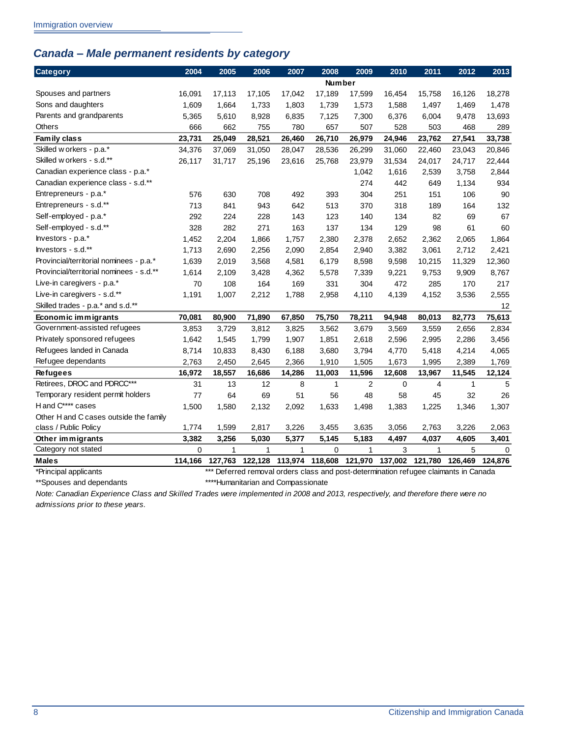## *Canada – Male permanent residents by category*

| Category | 2004 | 2005 | 2006 | 2007 | 2008 | 2009 | 2010 | 2011 | 2012 | 2013 |
|---|---|---|---|---|---|---|---|---|---|---|
| | | | | | **Number** | | | | | |
| Spouses and partners | 16,091 | 17,113 | 17,105 | 17,042 | 17,189 | 17,599 | 16,454 | 15,758 | 16,126 | 18,278 |
| Sons and daughters | 1,609 | 1,664 | 1,733 | 1,803 | 1,739 | 1,573 | 1,588 | 1,497 | 1,469 | 1,478 |
| Parents and grandparents | 5,365 | 5,610 | 8,928 | 6,835 | 7,125 | 7,300 | 6,376 | 6,004 | 9,478 | 13,693 |
| Others | 666 | 662 | 755 | 780 | 657 | 507 | 528 | 503 | 468 | 289 |
| **Family class** | **23,731** | **25,049** | **28,521** | **26,460** | **26,710** | **26,979** | **24,946** | **23,762** | **27,541** | **33,738** |
| Skilled workers - p.a.* | 34,376 | 37,069 | 31,050 | 28,047 | 28,536 | 26,299 | 31,060 | 22,460 | 23,043 | 20,846 |
| Skilled workers - s.d.** | 26,117 | 31,717 | 25,196 | 23,616 | 25,768 | 23,979 | 31,534 | 24,017 | 24,717 | 22,444 |
| Canadian experience class - p.a.* | | | | | | 1,042 | 1,616 | 2,539 | 3,758 | 2,844 |
| Canadian experience class - s.d.** | | | | | | 274 | 442 | 649 | 1,134 | 934 |
| Entrepreneurs - p.a.* | 576 | 630 | 708 | 492 | 393 | 304 | 251 | 151 | 106 | 90 |
| Entrepreneurs - s.d.** | 713 | 841 | 943 | 642 | 513 | 370 | 318 | 189 | 164 | 132 |
| Self-employed - p.a.* | 292 | 224 | 228 | 143 | 123 | 140 | 134 | 82 | 69 | 67 |
| Self-employed - s.d.** | 328 | 282 | 271 | 163 | 137 | 134 | 129 | 98 | 61 | 60 |
| Investors - p.a.* | 1,452 | 2,204 | 1,866 | 1,757 | 2,380 | 2,378 | 2,652 | 2,362 | 2,065 | 1,864 |
| Investors - s.d.** | 1,713 | 2,690 | 2,256 | 2,090 | 2,854 | 2,940 | 3,382 | 3,061 | 2,712 | 2,421 |
| Provincial/territorial nominees - p.a.* | 1,639 | 2,019 | 3,568 | 4,581 | 6,179 | 8,598 | 9,598 | 10,215 | 11,329 | 12,360 |
| Provincial/territorial nominees - s.d.** | 1,614 | 2,109 | 3,428 | 4,362 | 5,578 | 7,339 | 9,221 | 9,753 | 9,909 | 8,767 |
| Live-in caregivers - p.a.* | 70 | 108 | 164 | 169 | 331 | 304 | 472 | 285 | 170 | 217 |
| Live-in caregivers - s.d.** | 1,191 | 1,007 | 2,212 | 1,788 | 2,958 | 4,110 | 4,139 | 4,152 | 3,536 | 2,555 |
| Skilled trades - p.a.* and s.d.** | | | | | | | | | | 12 |
| **Economic immigrants** | **70,081** | **80,900** | **71,890** | **67,850** | **75,750** | **78,211** | **94,948** | **80,013** | **82,773** | **75,613** |
| Government-assisted refugees | 3,853 | 3,729 | 3,812 | 3,825 | 3,562 | 3,679 | 3,569 | 3,559 | 2,656 | 2,834 |
| Privately sponsored refugees | 1,642 | 1,545 | 1,799 | 1,907 | 1,851 | 2,618 | 2,596 | 2,995 | 2,286 | 3,456 |
| Refugees landed in Canada | 8,714 | 10,833 | 8,430 | 6,188 | 3,680 | 3,794 | 4,770 | 5,418 | 4,214 | 4,065 |
| Refugee dependants | 2,763 | 2,450 | 2,645 | 2,366 | 1,910 | 1,505 | 1,673 | 1,995 | 2,389 | 1,769 |
| **Refugees** | **16,972** | **18,557** | **16,686** | **14,286** | **11,003** | **11,596** | **12,608** | **13,967** | **11,545** | **12,124** |
| Retirees, DROC and PDRCC*** | 31 | 13 | 12 | 8 | 1 | 2 | 0 | 4 | 1 | 5 |
| Temporary resident permit holders | 77 | 64 | 69 | 51 | 56 | 48 | 58 | 45 | 32 | 26 |
| H and C**** cases | 1,500 | 1,580 | 2,132 | 2,092 | 1,633 | 1,498 | 1,383 | 1,225 | 1,346 | 1,307 |
| Other H and C cases outside the family class / Public Policy | 1,774 | 1,599 | 2,817 | 3,226 | 3,455 | 3,635 | 3,056 | 2,763 | 3,226 | 2,063 |
| **Other immigrants** | **3,382** | **3,256** | **5,030** | **5,377** | **5,145** | **5,183** | **4,497** | **4,037** | **4,605** | **3,401** |
| Category not stated | 0 | 1 | 1 | 1 | 0 | 1 | 3 | 1 | 5 | 0 |
| **Males** | **114,166** | **127,763** | **122,128** | **113,974** | **118,608** | **121,970** | **137,002** | **121,780** | **126,469** | **124,876** |

*Principal applicants

**Spouses and dependants

*** Deferred removal orders class and post-determination refugee claimants in Canada

****Humanitarian and Compassionate

*Note: Canadian Experience Class and Skilled Trades were implemented in 2008 and 2013, respectively, and therefore there were no admissions prior to these years.*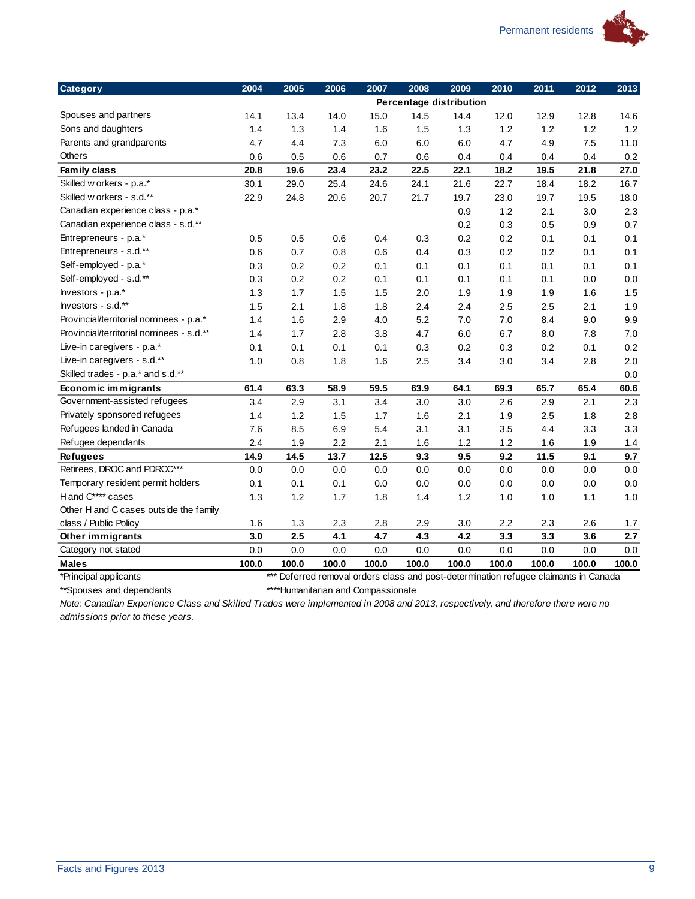| Category | 2004 | 2005 | 2006 | 2007 | 2008 | 2009 | 2010 | 2011 | 2012 | 2013 |
|---|---|---|---|---|---|---|---|---|---|---|
| | Percentage distribution | | | | | | | | | |
| Spouses and partners | 14.1 | 13.4 | 14.0 | 15.0 | 14.5 | 14.4 | 12.0 | 12.9 | 12.8 | 14.6 |
| Sons and daughters | 1.4 | 1.3 | 1.4 | 1.6 | 1.5 | 1.3 | 1.2 | 1.2 | 1.2 | 1.2 |
| Parents and grandparents | 4.7 | 4.4 | 7.3 | 6.0 | 6.0 | 6.0 | 4.7 | 4.9 | 7.5 | 11.0 |
| Others | 0.6 | 0.5 | 0.6 | 0.7 | 0.6 | 0.4 | 0.4 | 0.4 | 0.4 | 0.2 |
| **Family class** | **20.8** | **19.6** | **23.4** | **23.2** | **22.5** | **22.1** | **18.2** | **19.5** | **21.8** | **27.0** |
| Skilled workers - p.a.* | 30.1 | 29.0 | 25.4 | 24.6 | 24.1 | 21.6 | 22.7 | 18.4 | 18.2 | 16.7 |
| Skilled workers - s.d.** | 22.9 | 24.8 | 20.6 | 20.7 | 21.7 | 19.7 | 23.0 | 19.7 | 19.5 | 18.0 |
| Canadian experience class - p.a.* | | | | | | 0.9 | 1.2 | 2.1 | 3.0 | 2.3 |
| Canadian experience class - s.d.** | | | | | | 0.2 | 0.3 | 0.5 | 0.9 | 0.7 |
| Entrepreneurs - p.a.* | 0.5 | 0.5 | 0.6 | 0.4 | 0.3 | 0.2 | 0.2 | 0.1 | 0.1 | 0.1 |
| Entrepreneurs - s.d.** | 0.6 | 0.7 | 0.8 | 0.6 | 0.4 | 0.3 | 0.2 | 0.2 | 0.1 | 0.1 |
| Self-employed - p.a.* | 0.3 | 0.2 | 0.2 | 0.1 | 0.1 | 0.1 | 0.1 | 0.1 | 0.1 | 0.1 |
| Self-employed - s.d.** | 0.3 | 0.2 | 0.2 | 0.1 | 0.1 | 0.1 | 0.1 | 0.1 | 0.0 | 0.0 |
| Investors - p.a.* | 1.3 | 1.7 | 1.5 | 1.5 | 2.0 | 1.9 | 1.9 | 1.9 | 1.6 | 1.5 |
| Investors - s.d.** | 1.5 | 2.1 | 1.8 | 1.8 | 2.4 | 2.4 | 2.5 | 2.5 | 2.1 | 1.9 |
| Provincial/territorial nominees - p.a.* | 1.4 | 1.6 | 2.9 | 4.0 | 5.2 | 7.0 | 7.0 | 8.4 | 9.0 | 9.9 |
| Provincial/territorial nominees - s.d.** | 1.4 | 1.7 | 2.8 | 3.8 | 4.7 | 6.0 | 6.7 | 8.0 | 7.8 | 7.0 |
| Live-in caregivers - p.a.* | 0.1 | 0.1 | 0.1 | 0.1 | 0.3 | 0.2 | 0.3 | 0.2 | 0.1 | 0.2 |
| Live-in caregivers - s.d.** | 1.0 | 0.8 | 1.8 | 1.6 | 2.5 | 3.4 | 3.0 | 3.4 | 2.8 | 2.0 |
| Skilled trades - p.a.* and s.d.** | | | | | | | | | | 0.0 |
| **Economic immigrants** | **61.4** | **63.3** | **58.9** | **59.5** | **63.9** | **64.1** | **69.3** | **65.7** | **65.4** | **60.6** |
| Government-assisted refugees | 3.4 | 2.9 | 3.1 | 3.4 | 3.0 | 3.0 | 2.6 | 2.9 | 2.1 | 2.3 |
| Privately sponsored refugees | 1.4 | 1.2 | 1.5 | 1.7 | 1.6 | 2.1 | 1.9 | 2.5 | 1.8 | 2.8 |
| Refugees landed in Canada | 7.6 | 8.5 | 6.9 | 5.4 | 3.1 | 3.1 | 3.5 | 4.4 | 3.3 | 3.3 |
| Refugee dependants | 2.4 | 1.9 | 2.2 | 2.1 | 1.6 | 1.2 | 1.2 | 1.6 | 1.9 | 1.4 |
| **Refugees** | **14.9** | **14.5** | **13.7** | **12.5** | **9.3** | **9.5** | **9.2** | **11.5** | **9.1** | **9.7** |
| Retirees, DROC and PDRCC*** | 0.0 | 0.0 | 0.0 | 0.0 | 0.0 | 0.0 | 0.0 | 0.0 | 0.0 | 0.0 |
| Temporary resident permit holders | 0.1 | 0.1 | 0.1 | 0.0 | 0.0 | 0.0 | 0.0 | 0.0 | 0.0 | 0.0 |
| H and C**** cases | 1.3 | 1.2 | 1.7 | 1.8 | 1.4 | 1.2 | 1.0 | 1.0 | 1.1 | 1.0 |
| Other H and C cases outside the family class / Public Policy | 1.6 | 1.3 | 2.3 | 2.8 | 2.9 | 3.0 | 2.2 | 2.3 | 2.6 | 1.7 |
| **Other immigrants** | **3.0** | **2.5** | **4.1** | **4.7** | **4.3** | **4.2** | **3.3** | **3.3** | **3.6** | **2.7** |
| Category not stated | 0.0 | 0.0 | 0.0 | 0.0 | 0.0 | 0.0 | 0.0 | 0.0 | 0.0 | 0.0 |
| **Males** | **100.0** | **100.0** | **100.0** | **100.0** | **100.0** | **100.0** | **100.0** | **100.0** | **100.0** | **100.0** |

*Principal applicants

**Spouses and dependants

*** Deferred removal orders class and post-determination refugee claimants in Canada

****Humanitarian and Compassionate

*Note: Canadian Experience Class and Skilled Trades were implemented in 2008 and 2013, respectively, and therefore there were no admissions prior to these years.*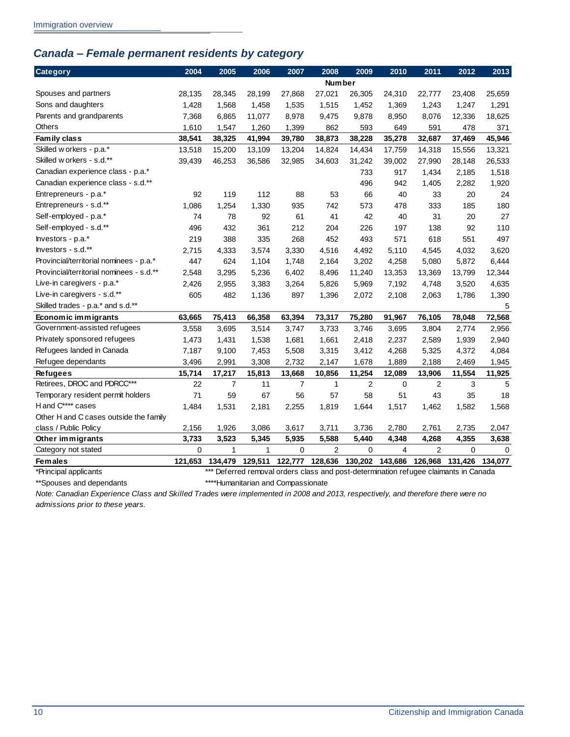## Canada – Female permanent residents by category

| Category | 2004 | 2005 | 2006 | 2007 | 2008 | 2009 | 2010 | 2011 | 2012 | 2013 |
|---|---|---|---|---|---|---|---|---|---|---|
| | | | | | Number | | | | | |
| Spouses and partners | 28,135 | 28,345 | 28,199 | 27,868 | 27,021 | 26,305 | 24,310 | 22,777 | 23,408 | 25,659 |
| Sons and daughters | 1,428 | 1,568 | 1,458 | 1,535 | 1,515 | 1,452 | 1,369 | 1,243 | 1,247 | 1,291 |
| Parents and grandparents | 7,368 | 6,865 | 11,077 | 8,978 | 9,475 | 9,878 | 8,950 | 8,076 | 12,336 | 18,625 |
| Others | 1,610 | 1,547 | 1,260 | 1,399 | 862 | 593 | 649 | 591 | 478 | 371 |
| **Family class** | **38,541** | **38,325** | **41,994** | **39,780** | **38,873** | **38,228** | **35,278** | **32,687** | **37,469** | **45,946** |
| Skilled workers - p.a.* | 13,518 | 15,200 | 13,109 | 13,204 | 14,824 | 14,434 | 17,759 | 14,318 | 15,556 | 13,321 |
| Skilled workers - s.d.** | 39,439 | 46,253 | 36,586 | 32,985 | 34,603 | 31,242 | 39,002 | 27,990 | 28,148 | 26,533 |
| Canadian experience class - p.a.* | | | | | | 733 | 917 | 1,434 | 2,185 | 1,518 |
| Canadian experience class - s.d.** | | | | | | 496 | 942 | 1,405 | 2,282 | 1,920 |
| Entrepreneurs - p.a.* | 92 | 119 | 112 | 88 | 53 | 66 | 40 | 33 | 20 | 24 |
| Entrepreneurs - s.d.** | 1,086 | 1,254 | 1,330 | 935 | 742 | 573 | 478 | 333 | 185 | 180 |
| Self-employed - p.a.* | 74 | 78 | 92 | 61 | 41 | 42 | 40 | 31 | 20 | 27 |
| Self-employed - s.d.** | 496 | 432 | 361 | 212 | 204 | 226 | 197 | 138 | 92 | 110 |
| Investors - p.a.* | 219 | 388 | 335 | 268 | 452 | 493 | 571 | 618 | 551 | 497 |
| Investors - s.d.** | 2,715 | 4,333 | 3,574 | 3,330 | 4,516 | 4,492 | 5,110 | 4,545 | 4,032 | 3,620 |
| Provincial/territorial nominees - p.a.* | 447 | 624 | 1,104 | 1,748 | 2,164 | 3,202 | 4,258 | 5,080 | 5,872 | 6,444 |
| Provincial/territorial nominees - s.d.** | 2,548 | 3,295 | 5,236 | 6,402 | 8,496 | 11,240 | 13,353 | 13,369 | 13,799 | 12,344 |
| Live-in caregivers - p.a.* | 2,426 | 2,955 | 3,383 | 3,264 | 5,826 | 5,969 | 7,192 | 4,748 | 3,520 | 4,635 |
| Live-in caregivers - s.d.** | 605 | 482 | 1,136 | 897 | 1,396 | 2,072 | 2,108 | 2,063 | 1,786 | 1,390 |
| Skilled trades - p.a.* and s.d.** | | | | | | | | | | 5 |
| **Economic immigrants** | **63,665** | **75,413** | **66,358** | **63,394** | **73,317** | **75,280** | **91,967** | **76,105** | **78,048** | **72,568** |
| Government-assisted refugees | 3,558 | 3,695 | 3,514 | 3,747 | 3,733 | 3,746 | 3,695 | 3,804 | 2,774 | 2,956 |
| Privately sponsored refugees | 1,473 | 1,431 | 1,538 | 1,681 | 1,661 | 2,418 | 2,237 | 2,589 | 1,939 | 2,940 |
| Refugees landed in Canada | 7,187 | 9,100 | 7,453 | 5,508 | 3,315 | 3,412 | 4,268 | 5,325 | 4,372 | 4,084 |
| Refugee dependants | 3,496 | 2,991 | 3,308 | 2,732 | 2,147 | 1,678 | 1,889 | 2,188 | 2,469 | 1,945 |
| **Refugees** | **15,714** | **17,217** | **15,813** | **13,668** | **10,856** | **11,254** | **12,089** | **13,906** | **11,554** | **11,925** |
| Retirees, DROC and PDRCC*** | 22 | 7 | 11 | 7 | 1 | 2 | 0 | 2 | 3 | 5 |
| Temporary resident permit holders | 71 | 59 | 67 | 56 | 57 | 58 | 51 | 43 | 35 | 18 |
| H and C**** cases | 1,484 | 1,531 | 2,181 | 2,255 | 1,819 | 1,644 | 1,517 | 1,462 | 1,582 | 1,568 |
| Other H and C cases outside the family class / Public Policy | 2,156 | 1,926 | 3,086 | 3,617 | 3,711 | 3,736 | 2,780 | 2,761 | 2,735 | 2,047 |
| **Other immigrants** | **3,733** | **3,523** | **5,345** | **5,935** | **5,588** | **5,440** | **4,348** | **4,268** | **4,355** | **3,638** |
| Category not stated | 0 | 1 | 1 | 0 | 2 | 0 | 4 | 2 | 0 | 0 |
| **Females** | **121,653** | **134,479** | **129,511** | **122,777** | **128,636** | **130,202** | **143,686** | **126,968** | **131,426** | **134,077** |

*Principal applicants

**Spouses and dependants

*** Deferred removal orders class and post-determination refugee claimants in Canada

****Humanitarian and Compassionate

*Note: Canadian Experience Class and Skilled Trades were implemented in 2008 and 2013, respectively, and therefore there were no admissions prior to these years.*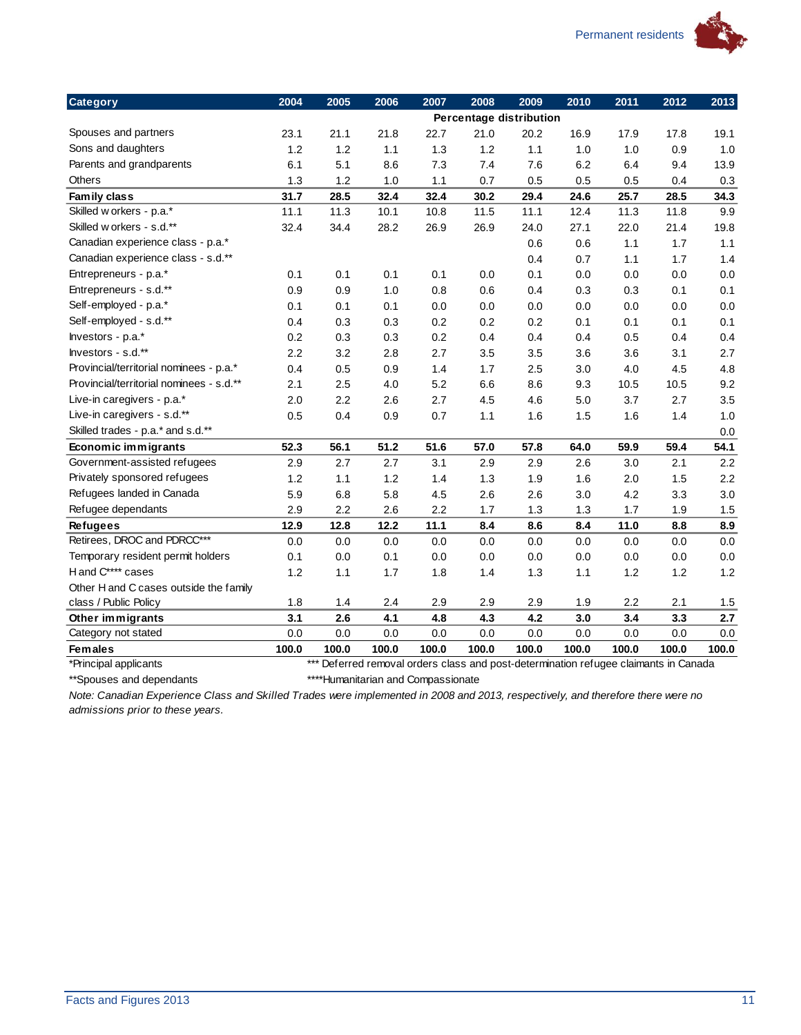| Category | 2004 | 2005 | 2006 | 2007 | 2008 | 2009 | 2010 | 2011 | 2012 | 2013 |
|---|---|---|---|---|---|---|---|---|---|---|
| | | | | | Percentage distribution | | | | | |
| Spouses and partners | 23.1 | 21.1 | 21.8 | 22.7 | 21.0 | 20.2 | 16.9 | 17.9 | 17.8 | 19.1 |
| Sons and daughters | 1.2 | 1.2 | 1.1 | 1.3 | 1.2 | 1.1 | 1.0 | 1.0 | 0.9 | 1.0 |
| Parents and grandparents | 6.1 | 5.1 | 8.6 | 7.3 | 7.4 | 7.6 | 6.2 | 6.4 | 9.4 | 13.9 |
| Others | 1.3 | 1.2 | 1.0 | 1.1 | 0.7 | 0.5 | 0.5 | 0.5 | 0.4 | 0.3 |
| **Family class** | **31.7** | **28.5** | **32.4** | **32.4** | **30.2** | **29.4** | **24.6** | **25.7** | **28.5** | **34.3** |
| Skilled workers - p.a.* | 11.1 | 11.3 | 10.1 | 10.8 | 11.5 | 11.1 | 12.4 | 11.3 | 11.8 | 9.9 |
| Skilled workers - s.d.** | 32.4 | 34.4 | 28.2 | 26.9 | 26.9 | 24.0 | 27.1 | 22.0 | 21.4 | 19.8 |
| Canadian experience class - p.a.* | | | | | | 0.6 | 0.6 | 1.1 | 1.7 | 1.1 |
| Canadian experience class - s.d.** | | | | | | 0.4 | 0.7 | 1.1 | 1.7 | 1.4 |
| Entrepreneurs - p.a.* | 0.1 | 0.1 | 0.1 | 0.1 | 0.0 | 0.1 | 0.0 | 0.0 | 0.0 | 0.0 |
| Entrepreneurs - s.d.** | 0.9 | 0.9 | 1.0 | 0.8 | 0.6 | 0.4 | 0.3 | 0.3 | 0.1 | 0.1 |
| Self-employed - p.a.* | 0.1 | 0.1 | 0.1 | 0.0 | 0.0 | 0.0 | 0.0 | 0.0 | 0.0 | 0.0 |
| Self-employed - s.d.** | 0.4 | 0.3 | 0.3 | 0.2 | 0.2 | 0.2 | 0.1 | 0.1 | 0.1 | 0.1 |
| Investors - p.a.* | 0.2 | 0.3 | 0.3 | 0.2 | 0.4 | 0.4 | 0.4 | 0.5 | 0.4 | 0.4 |
| Investors - s.d.** | 2.2 | 3.2 | 2.8 | 2.7 | 3.5 | 3.5 | 3.6 | 3.6 | 3.1 | 2.7 |
| Provincial/territorial nominees - p.a.* | 0.4 | 0.5 | 0.9 | 1.4 | 1.7 | 2.5 | 3.0 | 4.0 | 4.5 | 4.8 |
| Provincial/territorial nominees - s.d.** | 2.1 | 2.5 | 4.0 | 5.2 | 6.6 | 8.6 | 9.3 | 10.5 | 10.5 | 9.2 |
| Live-in caregivers - p.a.* | 2.0 | 2.2 | 2.6 | 2.7 | 4.5 | 4.6 | 5.0 | 3.7 | 2.7 | 3.5 |
| Live-in caregivers - s.d.** | 0.5 | 0.4 | 0.9 | 0.7 | 1.1 | 1.6 | 1.5 | 1.6 | 1.4 | 1.0 |
| Skilled trades - p.a.* and s.d.** | | | | | | | | | | 0.0 |
| **Economic immigrants** | **52.3** | **56.1** | **51.2** | **51.6** | **57.0** | **57.8** | **64.0** | **59.9** | **59.4** | **54.1** |
| Government-assisted refugees | 2.9 | 2.7 | 2.7 | 3.1 | 2.9 | 2.9 | 2.6 | 3.0 | 2.1 | 2.2 |
| Privately sponsored refugees | 1.2 | 1.1 | 1.2 | 1.4 | 1.3 | 1.9 | 1.6 | 2.0 | 1.5 | 2.2 |
| Refugees landed in Canada | 5.9 | 6.8 | 5.8 | 4.5 | 2.6 | 2.6 | 3.0 | 4.2 | 3.3 | 3.0 |
| Refugee dependants | 2.9 | 2.2 | 2.6 | 2.2 | 1.7 | 1.3 | 1.3 | 1.7 | 1.9 | 1.5 |
| **Refugees** | **12.9** | **12.8** | **12.2** | **11.1** | **8.4** | **8.6** | **8.4** | **11.0** | **8.8** | **8.9** |
| Retirees, DROC and PDRCC*** | 0.0 | 0.0 | 0.0 | 0.0 | 0.0 | 0.0 | 0.0 | 0.0 | 0.0 | 0.0 |
| Temporary resident permit holders | 0.1 | 0.0 | 0.1 | 0.0 | 0.0 | 0.0 | 0.0 | 0.0 | 0.0 | 0.0 |
| H and C**** cases | 1.2 | 1.1 | 1.7 | 1.8 | 1.4 | 1.3 | 1.1 | 1.2 | 1.2 | 1.2 |
| Other H and C cases outside the family class / Public Policy | 1.8 | 1.4 | 2.4 | 2.9 | 2.9 | 2.9 | 1.9 | 2.2 | 2.1 | 1.5 |
| **Other immigrants** | **3.1** | **2.6** | **4.1** | **4.8** | **4.3** | **4.2** | **3.0** | **3.4** | **3.3** | **2.7** |
| Category not stated | 0.0 | 0.0 | 0.0 | 0.0 | 0.0 | 0.0 | 0.0 | 0.0 | 0.0 | 0.0 |
| **Females** | **100.0** | **100.0** | **100.0** | **100.0** | **100.0** | **100.0** | **100.0** | **100.0** | **100.0** | **100.0** |

*Principal applicants

**Spouses and dependants

*** Deferred removal orders class and post-determination refugee claimants in Canada

****Humanitarian and Compassionate

*Note: Canadian Experience Class and Skilled Trades were implemented in 2008 and 2013, respectively, and therefore there were no admissions prior to these years.*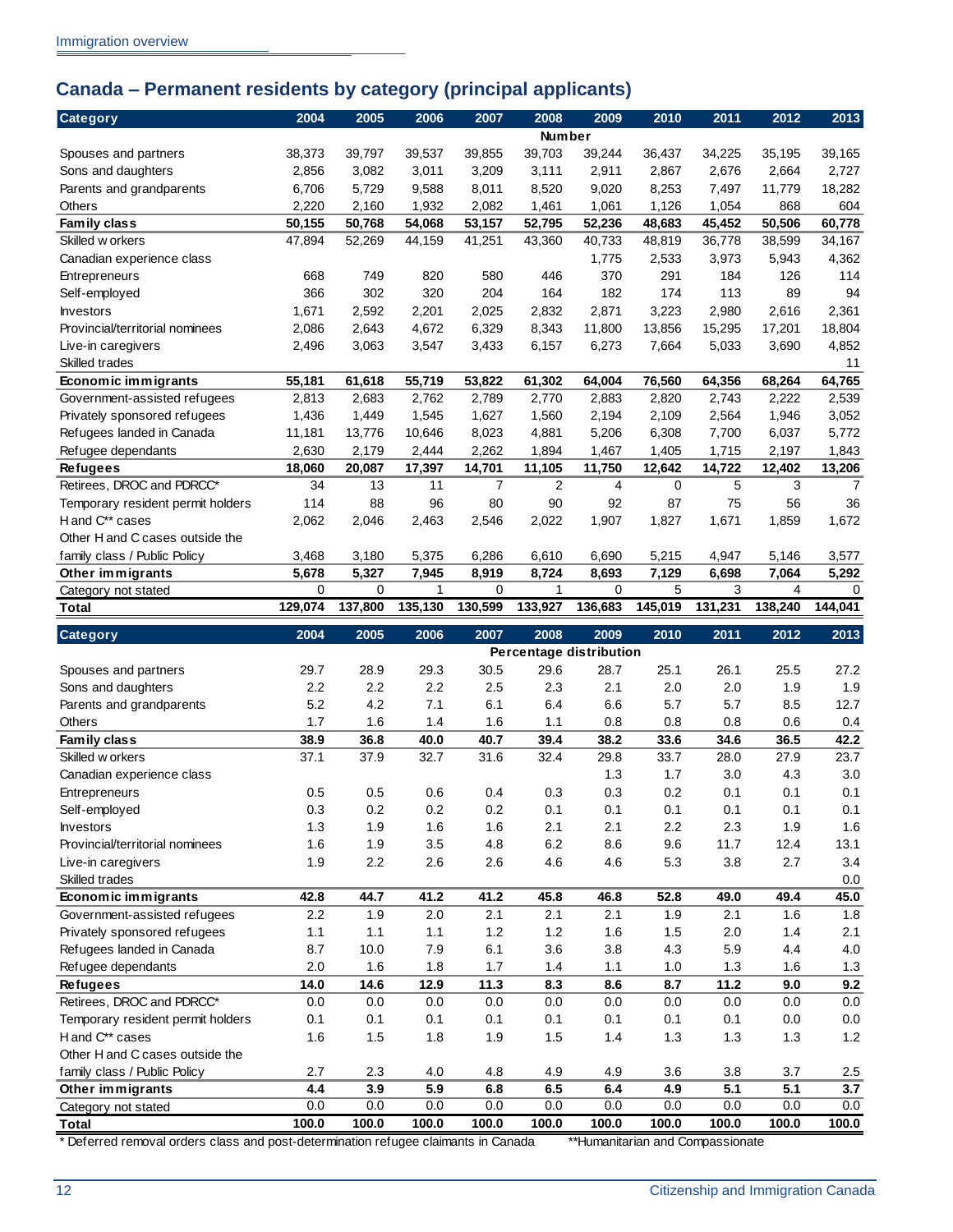## Canada – Permanent residents by category (principal applicants)

| Category | 2004 | 2005 | 2006 | 2007 | 2008 | 2009 | 2010 | 2011 | 2012 | 2013 |
|---|---|---|---|---|---|---|---|---|---|---|
| | | | | | **Number** | | | | | |
| Spouses and partners | 38,373 | 39,797 | 39,537 | 39,855 | 39,703 | 39,244 | 36,437 | 34,225 | 35,195 | 39,165 |
| Sons and daughters | 2,856 | 3,082 | 3,011 | 3,209 | 3,111 | 2,911 | 2,867 | 2,676 | 2,664 | 2,727 |
| Parents and grandparents | 6,706 | 5,729 | 9,588 | 8,011 | 8,520 | 9,020 | 8,253 | 7,497 | 11,779 | 18,282 |
| Others | 2,220 | 2,160 | 1,932 | 2,082 | 1,461 | 1,061 | 1,126 | 1,054 | 868 | 604 |
| **Family class** | **50,155** | **50,768** | **54,068** | **53,157** | **52,795** | **52,236** | **48,683** | **45,452** | **50,506** | **60,778** |
| Skilled workers | 47,894 | 52,269 | 44,159 | 41,251 | 43,360 | 40,733 | 48,819 | 36,778 | 38,599 | 34,167 |
| Canadian experience class | | | | | | 1,775 | 2,533 | 3,973 | 5,943 | 4,362 |
| Entrepreneurs | 668 | 749 | 820 | 580 | 446 | 370 | 291 | 184 | 126 | 114 |
| Self-employed | 366 | 302 | 320 | 204 | 164 | 182 | 174 | 113 | 89 | 94 |
| Investors | 1,671 | 2,592 | 2,201 | 2,025 | 2,832 | 2,871 | 3,223 | 2,980 | 2,616 | 2,361 |
| Provincial/territorial nominees | 2,086 | 2,643 | 4,672 | 6,329 | 8,343 | 11,800 | 13,856 | 15,295 | 17,201 | 18,804 |
| Live-in caregivers | 2,496 | 3,063 | 3,547 | 3,433 | 6,157 | 6,273 | 7,664 | 5,033 | 3,690 | 4,852 |
| Skilled trades | | | | | | | | | | 11 |
| **Economic immigrants** | **55,181** | **61,618** | **55,719** | **53,822** | **61,302** | **64,004** | **76,560** | **64,356** | **68,264** | **64,765** |
| Government-assisted refugees | 2,813 | 2,683 | 2,762 | 2,789 | 2,770 | 2,883 | 2,820 | 2,743 | 2,222 | 2,539 |
| Privately sponsored refugees | 1,436 | 1,449 | 1,545 | 1,627 | 1,560 | 2,194 | 2,109 | 2,564 | 1,946 | 3,052 |
| Refugees landed in Canada | 11,181 | 13,776 | 10,646 | 8,023 | 4,881 | 5,206 | 6,308 | 7,700 | 6,037 | 5,772 |
| Refugee dependants | 2,630 | 2,179 | 2,444 | 2,262 | 1,894 | 1,467 | 1,405 | 1,715 | 2,197 | 1,843 |
| **Refugees** | **18,060** | **20,087** | **17,397** | **14,701** | **11,105** | **11,750** | **12,642** | **14,722** | **12,402** | **13,206** |
| Retirees, DROC and PDRCC* | 34 | 13 | 11 | 7 | 2 | 4 | 0 | 5 | 3 | 7 |
| Temporary resident permit holders | 114 | 88 | 96 | 80 | 90 | 92 | 87 | 75 | 56 | 36 |
| H and C** cases | 2,062 | 2,046 | 2,463 | 2,546 | 2,022 | 1,907 | 1,827 | 1,671 | 1,859 | 1,672 |
| Other H and C cases outside the family class / Public Policy | 3,468 | 3,180 | 5,375 | 6,286 | 6,610 | 6,690 | 5,215 | 4,947 | 5,146 | 3,577 |
| **Other immigrants** | **5,678** | **5,327** | **7,945** | **8,919** | **8,724** | **8,693** | **7,129** | **6,698** | **7,064** | **5,292** |
| Category not stated | 0 | 0 | 1 | 0 | 1 | 0 | 5 | 3 | 4 | 0 |
| **Total** | **129,074** | **137,800** | **135,130** | **130,599** | **133,927** | **136,683** | **145,019** | **131,231** | **138,240** | **144,041** |

| Category | 2004 | 2005 | 2006 | 2007 | 2008 | 2009 | 2010 | 2011 | 2012 | 2013 |
|---|---|---|---|---|---|---|---|---|---|---|
| | | | | | **Percentage distribution** | | | | | |
| Spouses and partners | 29.7 | 28.9 | 29.3 | 30.5 | 29.6 | 28.7 | 25.1 | 26.1 | 25.5 | 27.2 |
| Sons and daughters | 2.2 | 2.2 | 2.2 | 2.5 | 2.3 | 2.1 | 2.0 | 2.0 | 1.9 | 1.9 |
| Parents and grandparents | 5.2 | 4.2 | 7.1 | 6.1 | 6.4 | 6.6 | 5.7 | 5.7 | 8.5 | 12.7 |
| Others | 1.7 | 1.6 | 1.4 | 1.6 | 1.1 | 0.8 | 0.8 | 0.8 | 0.6 | 0.4 |
| **Family class** | **38.9** | **36.8** | **40.0** | **40.7** | **39.4** | **38.2** | **33.6** | **34.6** | **36.5** | **42.2** |
| Skilled workers | 37.1 | 37.9 | 32.7 | 31.6 | 32.4 | 29.8 | 33.7 | 28.0 | 27.9 | 23.7 |
| Canadian experience class | | | | | | 1.3 | 1.7 | 3.0 | 4.3 | 3.0 |
| Entrepreneurs | 0.5 | 0.5 | 0.6 | 0.4 | 0.3 | 0.3 | 0.2 | 0.1 | 0.1 | 0.1 |
| Self-employed | 0.3 | 0.2 | 0.2 | 0.2 | 0.1 | 0.1 | 0.1 | 0.1 | 0.1 | 0.1 |
| Investors | 1.3 | 1.9 | 1.6 | 1.6 | 2.1 | 2.1 | 2.2 | 2.3 | 1.9 | 1.6 |
| Provincial/territorial nominees | 1.6 | 1.9 | 3.5 | 4.8 | 6.2 | 8.6 | 9.6 | 11.7 | 12.4 | 13.1 |
| Live-in caregivers | 1.9 | 2.2 | 2.6 | 2.6 | 4.6 | 4.6 | 5.3 | 3.8 | 2.7 | 3.4 |
| Skilled trades | | | | | | | | | | 0.0 |
| **Economic immigrants** | **42.8** | **44.7** | **41.2** | **41.2** | **45.8** | **46.8** | **52.8** | **49.0** | **49.4** | **45.0** |
| Government-assisted refugees | 2.2 | 1.9 | 2.0 | 2.1 | 2.1 | 2.1 | 1.9 | 2.1 | 1.6 | 1.8 |
| Privately sponsored refugees | 1.1 | 1.1 | 1.1 | 1.2 | 1.2 | 1.6 | 1.5 | 2.0 | 1.4 | 2.1 |
| Refugees landed in Canada | 8.7 | 10.0 | 7.9 | 6.1 | 3.6 | 3.8 | 4.3 | 5.9 | 4.4 | 4.0 |
| Refugee dependants | 2.0 | 1.6 | 1.8 | 1.7 | 1.4 | 1.1 | 1.0 | 1.3 | 1.6 | 1.3 |
| **Refugees** | **14.0** | **14.6** | **12.9** | **11.3** | **8.3** | **8.6** | **8.7** | **11.2** | **9.0** | **9.2** |
| Retirees, DROC and PDRCC* | 0.0 | 0.0 | 0.0 | 0.0 | 0.0 | 0.0 | 0.0 | 0.0 | 0.0 | 0.0 |
| Temporary resident permit holders | 0.1 | 0.1 | 0.1 | 0.1 | 0.1 | 0.1 | 0.1 | 0.1 | 0.0 | 0.0 |
| H and C** cases | 1.6 | 1.5 | 1.8 | 1.9 | 1.5 | 1.4 | 1.3 | 1.3 | 1.3 | 1.2 |
| Other H and C cases outside the family class / Public Policy | 2.7 | 2.3 | 4.0 | 4.8 | 4.9 | 4.9 | 3.6 | 3.8 | 3.7 | 2.5 |
| **Other immigrants** | **4.4** | **3.9** | **5.9** | **6.8** | **6.5** | **6.4** | **4.9** | **5.1** | **5.1** | **3.7** |
| Category not stated | 0.0 | 0.0 | 0.0 | 0.0 | 0.0 | 0.0 | 0.0 | 0.0 | 0.0 | 0.0 |
| **Total** | **100.0** | **100.0** | **100.0** | **100.0** | **100.0** | **100.0** | **100.0** | **100.0** | **100.0** | **100.0** |

\* Deferred removal orders class and post-determination refugee claimants in Canada    **Humanitarian and Compassionate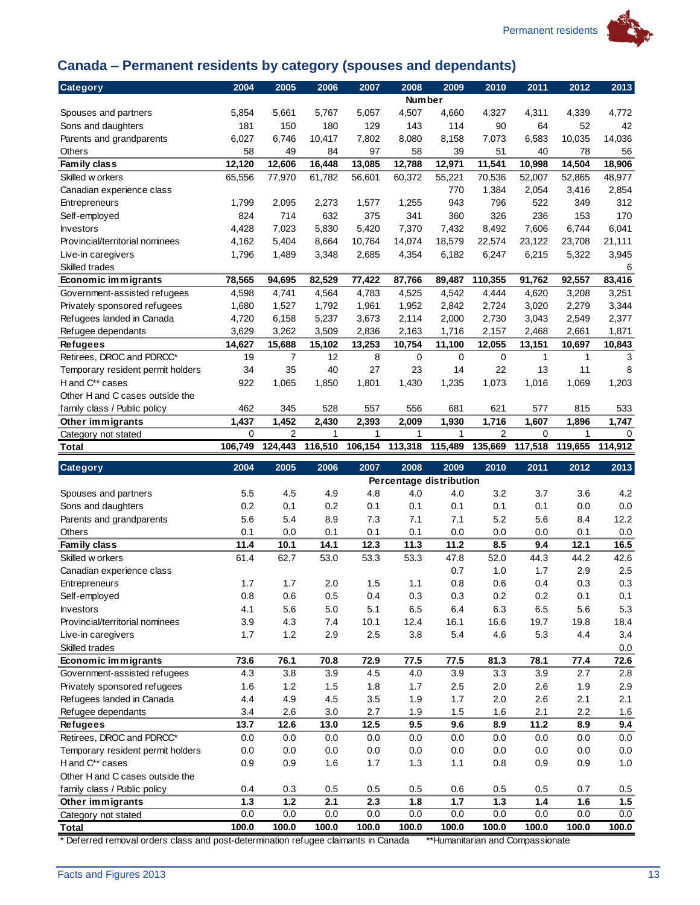## Canada – Permanent residents by category (spouses and dependants)

| Category | 2004 | 2005 | 2006 | 2007 | 2008 | 2009 | 2010 | 2011 | 2012 | 2013 |
|---|---|---|---|---|---|---|---|---|---|---|
| | | | | | Number | | | | | |
| Spouses and partners | 5,854 | 5,661 | 5,767 | 5,057 | 4,507 | 4,660 | 4,327 | 4,311 | 4,339 | 4,772 |
| Sons and daughters | 181 | 150 | 180 | 129 | 143 | 114 | 90 | 64 | 52 | 42 |
| Parents and grandparents | 6,027 | 6,746 | 10,417 | 7,802 | 8,080 | 8,158 | 7,073 | 6,583 | 10,035 | 14,036 |
| Others | 58 | 49 | 84 | 97 | 58 | 39 | 51 | 40 | 78 | 56 |
| **Family class** | **12,120** | **12,606** | **16,448** | **13,085** | **12,788** | **12,971** | **11,541** | **10,998** | **14,504** | **18,906** |
| Skilled workers | 65,556 | 77,970 | 61,782 | 56,601 | 60,372 | 55,221 | 70,536 | 52,007 | 52,865 | 48,977 |
| Canadian experience class | | | | | | 770 | 1,384 | 2,054 | 3,416 | 2,854 |
| Entrepreneurs | 1,799 | 2,095 | 2,273 | 1,577 | 1,255 | 943 | 796 | 522 | 349 | 312 |
| Self-employed | 824 | 714 | 632 | 375 | 341 | 360 | 326 | 236 | 153 | 170 |
| Investors | 4,428 | 7,023 | 5,830 | 5,420 | 7,370 | 7,432 | 8,492 | 7,606 | 6,744 | 6,041 |
| Provincial/territorial nominees | 4,162 | 5,404 | 8,664 | 10,764 | 14,074 | 18,579 | 22,574 | 23,122 | 23,708 | 21,111 |
| Live-in caregivers | 1,796 | 1,489 | 3,348 | 2,685 | 4,354 | 6,182 | 6,247 | 6,215 | 5,322 | 3,945 |
| Skilled trades | | | | | | | | | | 6 |
| **Economic immigrants** | **78,565** | **94,695** | **82,529** | **77,422** | **87,766** | **89,487** | **110,355** | **91,762** | **92,557** | **83,416** |
| Government-assisted refugees | 4,598 | 4,741 | 4,564 | 4,783 | 4,525 | 4,542 | 4,444 | 4,620 | 3,208 | 3,251 |
| Privately sponsored refugees | 1,680 | 1,527 | 1,792 | 1,961 | 1,952 | 2,842 | 2,724 | 3,020 | 2,279 | 3,344 |
| Refugees landed in Canada | 4,720 | 6,158 | 5,237 | 3,673 | 2,114 | 2,000 | 2,730 | 3,043 | 2,549 | 2,377 |
| Refugee dependants | 3,629 | 3,262 | 3,509 | 2,836 | 2,163 | 1,716 | 2,157 | 2,468 | 2,661 | 1,871 |
| **Refugees** | **14,627** | **15,688** | **15,102** | **13,253** | **10,754** | **11,100** | **12,055** | **13,151** | **10,697** | **10,843** |
| Retirees, DROC and PDRCC* | 19 | 7 | 12 | 8 | 0 | 0 | 0 | 1 | 1 | 3 |
| Temporary resident permit holders | 34 | 35 | 40 | 27 | 23 | 14 | 22 | 13 | 11 | 8 |
| H and C** cases | 922 | 1,065 | 1,850 | 1,801 | 1,430 | 1,235 | 1,073 | 1,016 | 1,069 | 1,203 |
| Other H and C cases outside the family class / Public policy | 462 | 345 | 528 | 557 | 556 | 681 | 621 | 577 | 815 | 533 |
| **Other immigrants** | **1,437** | **1,452** | **2,430** | **2,393** | **2,009** | **1,930** | **1,716** | **1,607** | **1,896** | **1,747** |
| Category not stated | 0 | 2 | 1 | 1 | 1 | 1 | 2 | 0 | 1 | 0 |
| **Total** | **106,749** | **124,443** | **116,510** | **106,154** | **113,318** | **115,489** | **135,669** | **117,518** | **119,655** | **114,912** |

| Category | 2004 | 2005 | 2006 | 2007 | 2008 | 2009 | 2010 | 2011 | 2012 | 2013 |
|---|---|---|---|---|---|---|---|---|---|---|
| | | | | | Percentage distribution | | | | | |
| Spouses and partners | 5.5 | 4.5 | 4.9 | 4.8 | 4.0 | 4.0 | 3.2 | 3.7 | 3.6 | 4.2 |
| Sons and daughters | 0.2 | 0.1 | 0.2 | 0.1 | 0.1 | 0.1 | 0.1 | 0.1 | 0.0 | 0.0 |
| Parents and grandparents | 5.6 | 5.4 | 8.9 | 7.3 | 7.1 | 7.1 | 5.2 | 5.6 | 8.4 | 12.2 |
| Others | 0.1 | 0.0 | 0.1 | 0.1 | 0.1 | 0.0 | 0.0 | 0.0 | 0.1 | 0.0 |
| **Family class** | **11.4** | **10.1** | **14.1** | **12.3** | **11.3** | **11.2** | **8.5** | **9.4** | **12.1** | **16.5** |
| Skilled workers | 61.4 | 62.7 | 53.0 | 53.3 | 53.3 | 47.8 | 52.0 | 44.3 | 44.2 | 42.6 |
| Canadian experience class | | | | | | 0.7 | 1.0 | 1.7 | 2.9 | 2.5 |
| Entrepreneurs | 1.7 | 1.7 | 2.0 | 1.5 | 1.1 | 0.8 | 0.6 | 0.4 | 0.3 | 0.3 |
| Self-employed | 0.8 | 0.6 | 0.5 | 0.4 | 0.3 | 0.3 | 0.2 | 0.2 | 0.1 | 0.1 |
| Investors | 4.1 | 5.6 | 5.0 | 5.1 | 6.5 | 6.4 | 6.3 | 6.5 | 5.6 | 5.3 |
| Provincial/territorial nominees | 3.9 | 4.3 | 7.4 | 10.1 | 12.4 | 16.1 | 16.6 | 19.7 | 19.8 | 18.4 |
| Live-in caregivers | 1.7 | 1.2 | 2.9 | 2.5 | 3.8 | 5.4 | 4.6 | 5.3 | 4.4 | 3.4 |
| Skilled trades | | | | | | | | | | 0.0 |
| **Economic immigrants** | **73.6** | **76.1** | **70.8** | **72.9** | **77.5** | **77.5** | **81.3** | **78.1** | **77.4** | **72.6** |
| Government-assisted refugees | 4.3 | 3.8 | 3.9 | 4.5 | 4.0 | 3.9 | 3.3 | 3.9 | 2.7 | 2.8 |
| Privately sponsored refugees | 1.6 | 1.2 | 1.5 | 1.8 | 1.7 | 2.5 | 2.0 | 2.6 | 1.9 | 2.9 |
| Refugees landed in Canada | 4.4 | 4.9 | 4.5 | 3.5 | 1.9 | 1.7 | 2.0 | 2.6 | 2.1 | 2.1 |
| Refugee dependants | 3.4 | 2.6 | 3.0 | 2.7 | 1.9 | 1.5 | 1.6 | 2.1 | 2.2 | 1.6 |
| **Refugees** | **13.7** | **12.6** | **13.0** | **12.5** | **9.5** | **9.6** | **8.9** | **11.2** | **8.9** | **9.4** |
| Retirees, DROC and PDRCC* | 0.0 | 0.0 | 0.0 | 0.0 | 0.0 | 0.0 | 0.0 | 0.0 | 0.0 | 0.0 |
| Temporary resident permit holders | 0.0 | 0.0 | 0.0 | 0.0 | 0.0 | 0.0 | 0.0 | 0.0 | 0.0 | 0.0 |
| H and C** cases | 0.9 | 0.9 | 1.6 | 1.7 | 1.3 | 1.1 | 0.8 | 0.9 | 0.9 | 1.0 |
| Other H and C cases outside the family class / Public policy | 0.4 | 0.3 | 0.5 | 0.5 | 0.5 | 0.6 | 0.5 | 0.5 | 0.7 | 0.5 |
| **Other immigrants** | **1.3** | **1.2** | **2.1** | **2.3** | **1.8** | **1.7** | **1.3** | **1.4** | **1.6** | **1.5** |
| Category not stated | 0.0 | 0.0 | 0.0 | 0.0 | 0.0 | 0.0 | 0.0 | 0.0 | 0.0 | 0.0 |
| **Total** | **100.0** | **100.0** | **100.0** | **100.0** | **100.0** | **100.0** | **100.0** | **100.0** | **100.0** | **100.0** |

\* Deferred removal orders class and post-determination refugee claimants in Canada **Humanitarian and Compassionate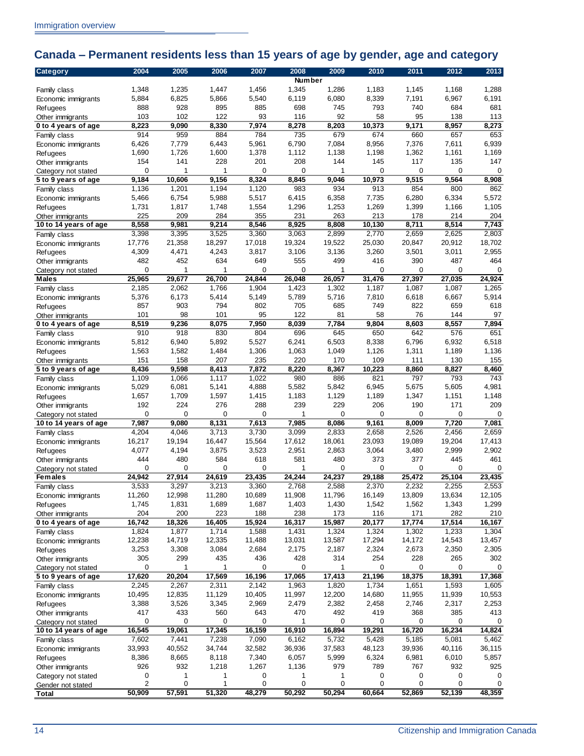## Canada – Permanent residents less than 15 years of age by gender, age and category

| Category | 2004 | 2005 | 2006 | 2007 | 2008 | 2009 | 2010 | 2011 | 2012 | 2013 |
|---|---|---|---|---|---|---|---|---|---|---|
| | | | | | Number | | | | | |
| Family class | 1,348 | 1,235 | 1,447 | 1,456 | 1,345 | 1,286 | 1,183 | 1,145 | 1,168 | 1,288 |
| Economic immigrants | 5,884 | 6,825 | 5,866 | 5,540 | 6,119 | 6,080 | 8,339 | 7,191 | 6,967 | 6,191 |
| Refugees | 888 | 928 | 895 | 885 | 698 | 745 | 793 | 740 | 684 | 681 |
| Other immigrants | 103 | 102 | 122 | 93 | 116 | 92 | 58 | 95 | 138 | 113 |
| **0 to 4 years of age** | **8,223** | **9,090** | **8,330** | **7,974** | **8,278** | **8,203** | **10,373** | **9,171** | **8,957** | **8,273** |
| Family class | 914 | 959 | 884 | 784 | 735 | 679 | 674 | 660 | 657 | 653 |
| Economic immigrants | 6,426 | 7,779 | 6,443 | 5,961 | 6,790 | 7,084 | 8,956 | 7,376 | 7,611 | 6,939 |
| Refugees | 1,690 | 1,726 | 1,600 | 1,378 | 1,112 | 1,138 | 1,198 | 1,362 | 1,161 | 1,169 |
| Other immigrants | 154 | 141 | 228 | 201 | 208 | 144 | 145 | 117 | 135 | 147 |
| Category not stated | 0 | 1 | 1 | 0 | 0 | 1 | 0 | 0 | 0 | 0 |
| **5 to 9 years of age** | **9,184** | **10,606** | **9,156** | **8,324** | **8,845** | **9,046** | **10,973** | **9,515** | **9,564** | **8,908** |
| Family class | 1,136 | 1,201 | 1,194 | 1,120 | 983 | 934 | 913 | 854 | 800 | 862 |
| Economic immigrants | 5,466 | 6,754 | 5,988 | 5,517 | 6,415 | 6,358 | 7,735 | 6,280 | 6,334 | 5,572 |
| Refugees | 1,731 | 1,817 | 1,748 | 1,554 | 1,296 | 1,253 | 1,269 | 1,399 | 1,166 | 1,105 |
| Other immigrants | 225 | 209 | 284 | 355 | 231 | 263 | 213 | 178 | 214 | 204 |
| **10 to 14 years of age** | **8,558** | **9,981** | **9,214** | **8,546** | **8,925** | **8,808** | **10,130** | **8,711** | **8,514** | **7,743** |
| Family class | 3,398 | 3,395 | 3,525 | 3,360 | 3,063 | 2,899 | 2,770 | 2,659 | 2,625 | 2,803 |
| Economic immigrants | 17,776 | 21,358 | 18,297 | 17,018 | 19,324 | 19,522 | 25,030 | 20,847 | 20,912 | 18,702 |
| Refugees | 4,309 | 4,471 | 4,243 | 3,817 | 3,106 | 3,136 | 3,260 | 3,501 | 3,011 | 2,955 |
| Other immigrants | 482 | 452 | 634 | 649 | 555 | 499 | 416 | 390 | 487 | 464 |
| Category not stated | 0 | 1 | 1 | 0 | 0 | 1 | 0 | 0 | 0 | 0 |
| **Males** | **25,965** | **29,677** | **26,700** | **24,844** | **26,048** | **26,057** | **31,476** | **27,397** | **27,035** | **24,924** |
| Family class | 2,185 | 2,062 | 1,766 | 1,904 | 1,423 | 1,302 | 1,187 | 1,087 | 1,087 | 1,265 |
| Economic immigrants | 5,376 | 6,173 | 5,414 | 5,149 | 5,789 | 5,716 | 7,810 | 6,618 | 6,667 | 5,914 |
| Refugees | 857 | 903 | 794 | 802 | 705 | 685 | 749 | 822 | 659 | 618 |
| Other immigrants | 101 | 98 | 101 | 95 | 122 | 81 | 58 | 76 | 144 | 97 |
| **0 to 4 years of age** | **8,519** | **9,236** | **8,075** | **7,950** | **8,039** | **7,784** | **9,804** | **8,603** | **8,557** | **7,894** |
| Family class | 910 | 918 | 830 | 804 | 696 | 645 | 650 | 642 | 576 | 651 |
| Economic immigrants | 5,812 | 6,940 | 5,892 | 5,527 | 6,241 | 6,503 | 8,338 | 6,796 | 6,932 | 6,518 |
| Refugees | 1,563 | 1,582 | 1,484 | 1,306 | 1,063 | 1,049 | 1,126 | 1,311 | 1,189 | 1,136 |
| Other immigrants | 151 | 158 | 207 | 235 | 220 | 170 | 109 | 111 | 130 | 155 |
| **5 to 9 years of age** | **8,436** | **9,598** | **8,413** | **7,872** | **8,220** | **8,367** | **10,223** | **8,860** | **8,827** | **8,460** |
| Family class | 1,109 | 1,066 | 1,117 | 1,022 | 980 | 886 | 821 | 797 | 793 | 743 |
| Economic immigrants | 5,029 | 6,081 | 5,141 | 4,888 | 5,582 | 5,842 | 6,945 | 5,675 | 5,605 | 4,981 |
| Refugees | 1,657 | 1,709 | 1,597 | 1,415 | 1,183 | 1,129 | 1,189 | 1,347 | 1,151 | 1,148 |
| Other immigrants | 192 | 224 | 276 | 288 | 239 | 229 | 206 | 190 | 171 | 209 |
| Category not stated | 0 | 0 | 0 | 0 | 1 | 0 | 0 | 0 | 0 | 0 |
| **10 to 14 years of age** | **7,987** | **9,080** | **8,131** | **7,613** | **7,985** | **8,086** | **9,161** | **8,009** | **7,720** | **7,081** |
| Family class | 4,204 | 4,046 | 3,713 | 3,730 | 3,099 | 2,833 | 2,658 | 2,526 | 2,456 | 2,659 |
| Economic immigrants | 16,217 | 19,194 | 16,447 | 15,564 | 17,612 | 18,061 | 23,093 | 19,089 | 19,204 | 17,413 |
| Refugees | 4,077 | 4,194 | 3,875 | 3,523 | 2,951 | 2,863 | 3,064 | 3,480 | 2,999 | 2,902 |
| Other immigrants | 444 | 480 | 584 | 618 | 581 | 480 | 373 | 377 | 445 | 461 |
| Category not stated | 0 | 0 | 0 | 0 | 1 | 0 | 0 | 0 | 0 | 0 |
| **Females** | **24,942** | **27,914** | **24,619** | **23,435** | **24,244** | **24,237** | **29,188** | **25,472** | **25,104** | **23,435** |
| Family class | 3,533 | 3,297 | 3,213 | 3,360 | 2,768 | 2,588 | 2,370 | 2,232 | 2,255 | 2,553 |
| Economic immigrants | 11,260 | 12,998 | 11,280 | 10,689 | 11,908 | 11,796 | 16,149 | 13,809 | 13,634 | 12,105 |
| Refugees | 1,745 | 1,831 | 1,689 | 1,687 | 1,403 | 1,430 | 1,542 | 1,562 | 1,343 | 1,299 |
| Other immigrants | 204 | 200 | 223 | 188 | 238 | 173 | 116 | 171 | 282 | 210 |
| **0 to 4 years of age** | **16,742** | **18,326** | **16,405** | **15,924** | **16,317** | **15,987** | **20,177** | **17,774** | **17,514** | **16,167** |
| Family class | 1,824 | 1,877 | 1,714 | 1,588 | 1,431 | 1,324 | 1,324 | 1,302 | 1,233 | 1,304 |
| Economic immigrants | 12,238 | 14,719 | 12,335 | 11,488 | 13,031 | 13,587 | 17,294 | 14,172 | 14,543 | 13,457 |
| Refugees | 3,253 | 3,308 | 3,084 | 2,684 | 2,175 | 2,187 | 2,324 | 2,673 | 2,350 | 2,305 |
| Other immigrants | 305 | 299 | 435 | 436 | 428 | 314 | 254 | 228 | 265 | 302 |
| Category not stated | 0 | 1 | 1 | 0 | 0 | 1 | 0 | 0 | 0 | 0 |
| **5 to 9 years of age** | **17,620** | **20,204** | **17,569** | **16,196** | **17,065** | **17,413** | **21,196** | **18,375** | **18,391** | **17,368** |
| Family class | 2,245 | 2,267 | 2,311 | 2,142 | 1,963 | 1,820 | 1,734 | 1,651 | 1,593 | 1,605 |
| Economic immigrants | 10,495 | 12,835 | 11,129 | 10,405 | 11,997 | 12,200 | 14,680 | 11,955 | 11,939 | 10,553 |
| Refugees | 3,388 | 3,526 | 3,345 | 2,969 | 2,479 | 2,382 | 2,458 | 2,746 | 2,317 | 2,253 |
| Other immigrants | 417 | 433 | 560 | 643 | 470 | 492 | 419 | 368 | 385 | 413 |
| Category not stated | 0 | 0 | 0 | 0 | 1 | 0 | 0 | 0 | 0 | 0 |
| **10 to 14 years of age** | **16,545** | **19,061** | **17,345** | **16,159** | **16,910** | **16,894** | **19,291** | **16,720** | **16,234** | **14,824** |
| Family class | 7,602 | 7,441 | 7,238 | 7,090 | 6,162 | 5,732 | 5,428 | 5,185 | 5,081 | 5,462 |
| Economic immigrants | 33,993 | 40,552 | 34,744 | 32,582 | 36,936 | 37,583 | 48,123 | 39,936 | 40,116 | 36,115 |
| Refugees | 8,386 | 8,665 | 8,118 | 7,340 | 6,057 | 5,999 | 6,324 | 6,981 | 6,010 | 5,857 |
| Other immigrants | 926 | 932 | 1,218 | 1,267 | 1,136 | 979 | 789 | 767 | 932 | 925 |
| Category not stated | 0 | 1 | 1 | 0 | 1 | 1 | 0 | 0 | 0 | 0 |
| Gender not stated | 2 | 0 | 1 | 0 | 0 | 0 | 0 | 0 | 0 | 0 |
| **Total** | **50,909** | **57,591** | **51,320** | **48,279** | **50,292** | **50,294** | **60,664** | **52,869** | **52,139** | **48,359** |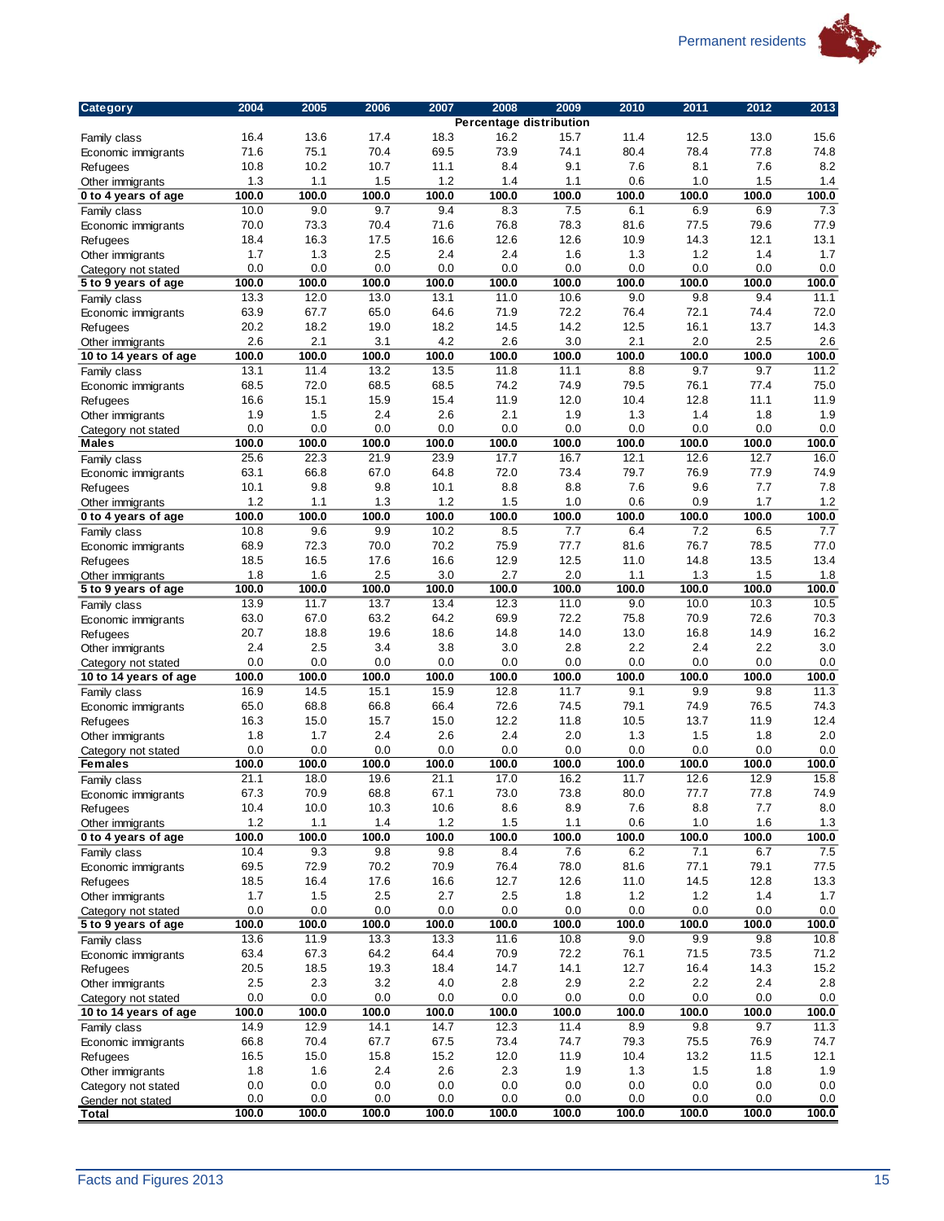| Category | 2004 | 2005 | 2006 | 2007 | 2008 | 2009 | 2010 | 2011 | 2012 | 2013 |
|---|---|---|---|---|---|---|---|---|---|---|
| | | | | | Percentage distribution | | | | | |
| Family class | 16.4 | 13.6 | 17.4 | 18.3 | 16.2 | 15.7 | 11.4 | 12.5 | 13.0 | 15.6 |
| Economic immigrants | 71.6 | 75.1 | 70.4 | 69.5 | 73.9 | 74.1 | 80.4 | 78.4 | 77.8 | 74.8 |
| Refugees | 10.8 | 10.2 | 10.7 | 11.1 | 8.4 | 9.1 | 7.6 | 8.1 | 7.6 | 8.2 |
| Other immigrants | 1.3 | 1.1 | 1.5 | 1.2 | 1.4 | 1.1 | 0.6 | 1.0 | 1.5 | 1.4 |
| **0 to 4 years of age** | **100.0** | **100.0** | **100.0** | **100.0** | **100.0** | **100.0** | **100.0** | **100.0** | **100.0** | **100.0** |
| Family class | 10.0 | 9.0 | 9.7 | 9.4 | 8.3 | 7.5 | 6.1 | 6.9 | 6.9 | 7.3 |
| Economic immigrants | 70.0 | 73.3 | 70.4 | 71.6 | 76.8 | 78.3 | 81.6 | 77.5 | 79.6 | 77.9 |
| Refugees | 18.4 | 16.3 | 17.5 | 16.6 | 12.6 | 12.6 | 10.9 | 14.3 | 12.1 | 13.1 |
| Other immigrants | 1.7 | 1.3 | 2.5 | 2.4 | 2.4 | 1.6 | 1.3 | 1.2 | 1.4 | 1.7 |
| Category not stated | 0.0 | 0.0 | 0.0 | 0.0 | 0.0 | 0.0 | 0.0 | 0.0 | 0.0 | 0.0 |
| **5 to 9 years of age** | **100.0** | **100.0** | **100.0** | **100.0** | **100.0** | **100.0** | **100.0** | **100.0** | **100.0** | **100.0** |
| Family class | 13.3 | 12.0 | 13.0 | 13.1 | 11.0 | 10.6 | 9.0 | 9.8 | 9.4 | 11.1 |
| Economic immigrants | 63.9 | 67.7 | 65.0 | 64.6 | 71.9 | 72.2 | 76.4 | 72.1 | 74.4 | 72.0 |
| Refugees | 20.2 | 18.2 | 19.0 | 18.2 | 14.5 | 14.2 | 12.5 | 16.1 | 13.7 | 14.3 |
| Other immigrants | 2.6 | 2.1 | 3.1 | 4.2 | 2.6 | 3.0 | 2.1 | 2.0 | 2.5 | 2.6 |
| **10 to 14 years of age** | **100.0** | **100.0** | **100.0** | **100.0** | **100.0** | **100.0** | **100.0** | **100.0** | **100.0** | **100.0** |
| Family class | 13.1 | 11.4 | 13.2 | 13.5 | 11.8 | 11.1 | 8.8 | 9.7 | 9.7 | 11.2 |
| Economic immigrants | 68.5 | 72.0 | 68.5 | 68.5 | 74.2 | 74.9 | 79.5 | 76.1 | 77.4 | 75.0 |
| Refugees | 16.6 | 15.1 | 15.9 | 15.4 | 11.9 | 12.0 | 10.4 | 12.8 | 11.1 | 11.9 |
| Other immigrants | 1.9 | 1.5 | 2.4 | 2.6 | 2.1 | 1.9 | 1.3 | 1.4 | 1.8 | 1.9 |
| Category not stated | 0.0 | 0.0 | 0.0 | 0.0 | 0.0 | 0.0 | 0.0 | 0.0 | 0.0 | 0.0 |
| **Males** | **100.0** | **100.0** | **100.0** | **100.0** | **100.0** | **100.0** | **100.0** | **100.0** | **100.0** | **100.0** |
| Family class | 25.6 | 22.3 | 21.9 | 23.9 | 17.7 | 16.7 | 12.1 | 12.6 | 12.7 | 16.0 |
| Economic immigrants | 63.1 | 66.8 | 67.0 | 64.8 | 72.0 | 73.4 | 79.7 | 76.9 | 77.9 | 74.9 |
| Refugees | 10.1 | 9.8 | 9.8 | 10.1 | 8.8 | 8.8 | 7.6 | 9.6 | 7.7 | 7.8 |
| Other immigrants | 1.2 | 1.1 | 1.3 | 1.2 | 1.5 | 1.0 | 0.6 | 0.9 | 1.7 | 1.2 |
| **0 to 4 years of age** | **100.0** | **100.0** | **100.0** | **100.0** | **100.0** | **100.0** | **100.0** | **100.0** | **100.0** | **100.0** |
| Family class | 10.8 | 9.6 | 9.9 | 10.2 | 8.5 | 7.7 | 6.4 | 7.2 | 6.5 | 7.7 |
| Economic immigrants | 68.9 | 72.3 | 70.0 | 70.2 | 75.9 | 77.7 | 81.6 | 76.7 | 78.5 | 77.0 |
| Refugees | 18.5 | 16.5 | 17.6 | 16.6 | 12.9 | 12.5 | 11.0 | 14.8 | 13.5 | 13.4 |
| Other immigrants | 1.8 | 1.6 | 2.5 | 3.0 | 2.7 | 2.0 | 1.1 | 1.3 | 1.5 | 1.8 |
| **5 to 9 years of age** | **100.0** | **100.0** | **100.0** | **100.0** | **100.0** | **100.0** | **100.0** | **100.0** | **100.0** | **100.0** |
| Family class | 13.9 | 11.7 | 13.7 | 13.4 | 12.3 | 11.0 | 9.0 | 10.0 | 10.3 | 10.5 |
| Economic immigrants | 63.0 | 67.0 | 63.2 | 64.2 | 69.9 | 72.2 | 75.8 | 70.9 | 72.6 | 70.3 |
| Refugees | 20.7 | 18.8 | 19.6 | 18.6 | 14.8 | 14.0 | 13.0 | 16.8 | 14.9 | 16.2 |
| Other immigrants | 2.4 | 2.5 | 3.4 | 3.8 | 3.0 | 2.8 | 2.2 | 2.4 | 2.2 | 3.0 |
| Category not stated | 0.0 | 0.0 | 0.0 | 0.0 | 0.0 | 0.0 | 0.0 | 0.0 | 0.0 | 0.0 |
| **10 to 14 years of age** | **100.0** | **100.0** | **100.0** | **100.0** | **100.0** | **100.0** | **100.0** | **100.0** | **100.0** | **100.0** |
| Family class | 16.9 | 14.5 | 15.1 | 15.9 | 12.8 | 11.7 | 9.1 | 9.9 | 9.8 | 11.3 |
| Economic immigrants | 65.0 | 68.8 | 66.8 | 66.4 | 72.6 | 74.5 | 79.1 | 74.9 | 76.5 | 74.3 |
| Refugees | 16.3 | 15.0 | 15.7 | 15.0 | 12.2 | 11.8 | 10.5 | 13.7 | 11.9 | 12.4 |
| Other immigrants | 1.8 | 1.7 | 2.4 | 2.6 | 2.4 | 2.0 | 1.3 | 1.5 | 1.8 | 2.0 |
| Category not stated | 0.0 | 0.0 | 0.0 | 0.0 | 0.0 | 0.0 | 0.0 | 0.0 | 0.0 | 0.0 |
| **Females** | **100.0** | **100.0** | **100.0** | **100.0** | **100.0** | **100.0** | **100.0** | **100.0** | **100.0** | **100.0** |
| Family class | 21.1 | 18.0 | 19.6 | 21.1 | 17.0 | 16.2 | 11.7 | 12.6 | 12.9 | 15.8 |
| Economic immigrants | 67.3 | 70.9 | 68.8 | 67.1 | 73.0 | 73.8 | 80.0 | 77.7 | 77.8 | 74.9 |
| Refugees | 10.4 | 10.0 | 10.3 | 10.6 | 8.6 | 8.9 | 7.6 | 8.8 | 7.7 | 8.0 |
| Other immigrants | 1.2 | 1.1 | 1.4 | 1.2 | 1.5 | 1.1 | 0.6 | 1.0 | 1.6 | 1.3 |
| **0 to 4 years of age** | **100.0** | **100.0** | **100.0** | **100.0** | **100.0** | **100.0** | **100.0** | **100.0** | **100.0** | **100.0** |
| Family class | 10.4 | 9.3 | 9.8 | 9.8 | 8.4 | 7.6 | 6.2 | 7.1 | 6.7 | 7.5 |
| Economic immigrants | 69.5 | 72.9 | 70.2 | 70.9 | 76.4 | 78.0 | 81.6 | 77.1 | 79.1 | 77.5 |
| Refugees | 18.5 | 16.4 | 17.6 | 16.6 | 12.7 | 12.6 | 11.0 | 14.5 | 12.8 | 13.3 |
| Other immigrants | 1.7 | 1.5 | 2.5 | 2.7 | 2.5 | 1.8 | 1.2 | 1.2 | 1.4 | 1.7 |
| Category not stated | 0.0 | 0.0 | 0.0 | 0.0 | 0.0 | 0.0 | 0.0 | 0.0 | 0.0 | 0.0 |
| **5 to 9 years of age** | **100.0** | **100.0** | **100.0** | **100.0** | **100.0** | **100.0** | **100.0** | **100.0** | **100.0** | **100.0** |
| Family class | 13.6 | 11.9 | 13.3 | 13.3 | 11.6 | 10.8 | 9.0 | 9.9 | 9.8 | 10.8 |
| Economic immigrants | 63.4 | 67.3 | 64.2 | 64.4 | 70.9 | 72.2 | 76.1 | 71.5 | 73.5 | 71.2 |
| Refugees | 20.5 | 18.5 | 19.3 | 18.4 | 14.7 | 14.1 | 12.7 | 16.4 | 14.3 | 15.2 |
| Other immigrants | 2.5 | 2.3 | 3.2 | 4.0 | 2.8 | 2.9 | 2.2 | 2.2 | 2.4 | 2.8 |
| Category not stated | 0.0 | 0.0 | 0.0 | 0.0 | 0.0 | 0.0 | 0.0 | 0.0 | 0.0 | 0.0 |
| **10 to 14 years of age** | **100.0** | **100.0** | **100.0** | **100.0** | **100.0** | **100.0** | **100.0** | **100.0** | **100.0** | **100.0** |
| Family class | 14.9 | 12.9 | 14.1 | 14.7 | 12.3 | 11.4 | 8.9 | 9.8 | 9.7 | 11.3 |
| Economic immigrants | 66.8 | 70.4 | 67.7 | 67.5 | 73.4 | 74.7 | 79.3 | 75.5 | 76.9 | 74.7 |
| Refugees | 16.5 | 15.0 | 15.8 | 15.2 | 12.0 | 11.9 | 10.4 | 13.2 | 11.5 | 12.1 |
| Other immigrants | 1.8 | 1.6 | 2.4 | 2.6 | 2.3 | 1.9 | 1.3 | 1.5 | 1.8 | 1.9 |
| Category not stated | 0.0 | 0.0 | 0.0 | 0.0 | 0.0 | 0.0 | 0.0 | 0.0 | 0.0 | 0.0 |
| Gender not stated | 0.0 | 0.0 | 0.0 | 0.0 | 0.0 | 0.0 | 0.0 | 0.0 | 0.0 | 0.0 |
| **Total** | **100.0** | **100.0** | **100.0** | **100.0** | **100.0** | **100.0** | **100.0** | **100.0** | **100.0** | **100.0** |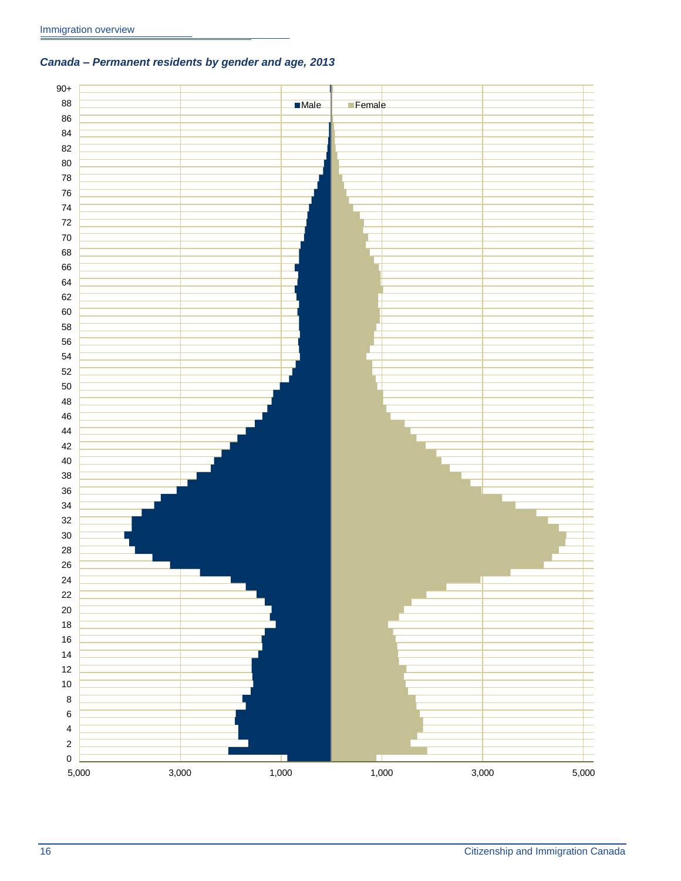*Canada – Permanent residents by gender and age, 2013*

■ Male ■ Female

Age axis: 0, 2, 4, 6, 8, 10, 12, 14, 16, 18, 20, 22, 24, 26, 28, 30, 32, 34, 36, 38, 40, 42, 44, 46, 48, 50, 52, 54, 56, 58, 60, 62, 64, 66, 68, 70, 72, 74, 76, 78, 80, 82, 84, 86, 88, 90+

Value axis: 5,000 3,000 1,000 1,000 3,000 5,000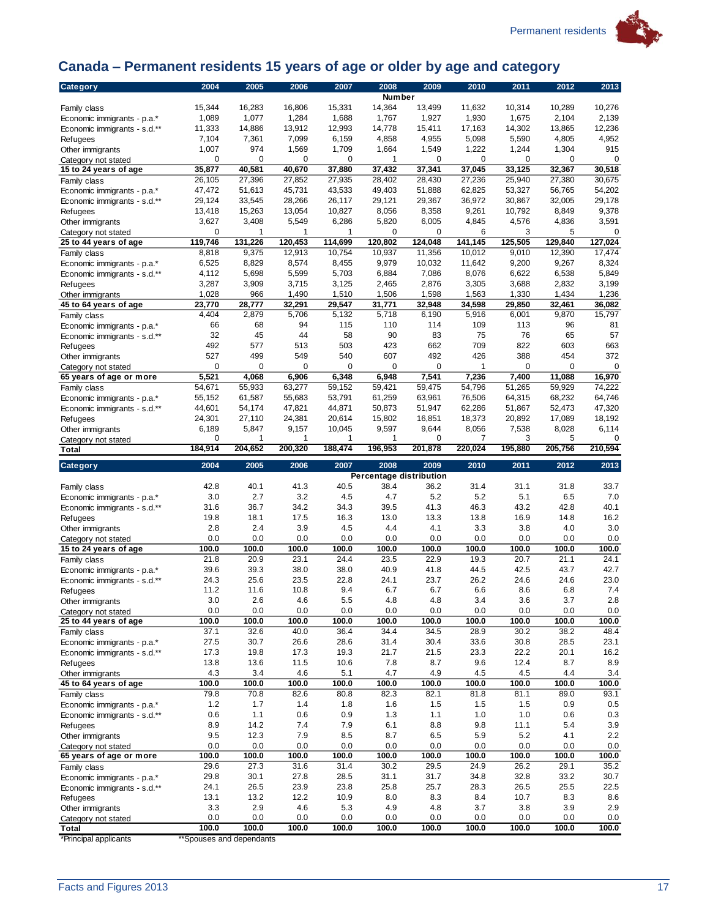# Canada – Permanent residents 15 years of age or older by age and category

| Category | 2004 | 2005 | 2006 | 2007 | 2008 | 2009 | 2010 | 2011 | 2012 | 2013 |
|---|---|---|---|---|---|---|---|---|---|---|
| | | | | | **Number** | | | | | |
| Family class | 15,344 | 16,283 | 16,806 | 15,331 | 14,364 | 13,499 | 11,632 | 10,314 | 10,289 | 10,276 |
| Economic immigrants - p.a.* | 1,089 | 1,077 | 1,284 | 1,688 | 1,767 | 1,927 | 1,930 | 1,675 | 2,104 | 2,139 |
| Economic immigrants - s.d.** | 11,333 | 14,886 | 13,912 | 12,993 | 14,778 | 15,411 | 17,163 | 14,302 | 13,865 | 12,236 |
| Refugees | 7,104 | 7,361 | 7,099 | 6,159 | 4,858 | 4,955 | 5,098 | 5,590 | 4,805 | 4,952 |
| Other immigrants | 1,007 | 974 | 1,569 | 1,709 | 1,664 | 1,549 | 1,222 | 1,244 | 1,304 | 915 |
| Category not stated | 0 | 0 | 0 | 0 | 1 | 0 | 0 | 0 | 0 | 0 |
| **15 to 24 years of age** | **35,877** | **40,581** | **40,670** | **37,880** | **37,432** | **37,341** | **37,045** | **33,125** | **32,367** | **30,518** |
| Family class | 26,105 | 27,396 | 27,852 | 27,935 | 28,402 | 28,430 | 27,236 | 25,940 | 27,380 | 30,675 |
| Economic immigrants - p.a.* | 47,472 | 51,613 | 45,731 | 43,533 | 49,403 | 51,888 | 62,825 | 53,327 | 56,765 | 54,202 |
| Economic immigrants - s.d.** | 29,124 | 33,545 | 28,266 | 26,117 | 29,121 | 29,367 | 36,972 | 30,867 | 32,005 | 29,178 |
| Refugees | 13,418 | 15,263 | 13,054 | 10,827 | 8,056 | 8,358 | 9,261 | 10,792 | 8,849 | 9,378 |
| Other immigrants | 3,627 | 3,408 | 5,549 | 6,286 | 5,820 | 6,005 | 4,845 | 4,576 | 4,836 | 3,591 |
| Category not stated | 0 | 1 | 1 | 1 | 0 | 0 | 6 | 3 | 5 | 0 |
| **25 to 44 years of age** | **119,746** | **131,226** | **120,453** | **114,699** | **120,802** | **124,048** | **141,145** | **125,505** | **129,840** | **127,024** |
| Family class | 8,818 | 9,375 | 12,913 | 10,754 | 10,937 | 11,356 | 10,012 | 9,010 | 12,390 | 17,474 |
| Economic immigrants - p.a.* | 6,525 | 8,829 | 8,574 | 8,455 | 9,979 | 10,032 | 11,642 | 9,200 | 9,267 | 8,324 |
| Economic immigrants - s.d.** | 4,112 | 5,698 | 5,599 | 5,703 | 6,884 | 7,086 | 8,076 | 6,622 | 6,538 | 5,849 |
| Refugees | 3,287 | 3,909 | 3,715 | 3,125 | 2,465 | 2,876 | 3,305 | 3,688 | 2,832 | 3,199 |
| Other immigrants | 1,028 | 966 | 1,490 | 1,510 | 1,506 | 1,598 | 1,563 | 1,330 | 1,434 | 1,236 |
| **45 to 64 years of age** | **23,770** | **28,777** | **32,291** | **29,547** | **31,771** | **32,948** | **34,598** | **29,850** | **32,461** | **36,082** |
| Family class | 4,404 | 2,879 | 5,706 | 5,132 | 5,718 | 6,190 | 5,916 | 6,001 | 9,870 | 15,797 |
| Economic immigrants - p.a.* | 66 | 68 | 94 | 115 | 110 | 114 | 109 | 113 | 96 | 81 |
| Economic immigrants - s.d.** | 32 | 45 | 44 | 58 | 90 | 83 | 75 | 76 | 65 | 57 |
| Refugees | 492 | 577 | 513 | 503 | 423 | 662 | 709 | 822 | 603 | 663 |
| Other immigrants | 527 | 499 | 549 | 540 | 607 | 492 | 426 | 388 | 454 | 372 |
| Category not stated | 0 | 0 | 0 | 0 | 0 | 0 | 1 | 0 | 0 | 0 |
| **65 years of age or more** | **5,521** | **4,068** | **6,906** | **6,348** | **6,948** | **7,541** | **7,236** | **7,400** | **11,088** | **16,970** |
| Family class | 54,671 | 55,933 | 63,277 | 59,152 | 59,421 | 59,475 | 54,796 | 51,265 | 59,929 | 74,222 |
| Economic immigrants - p.a.* | 55,152 | 61,587 | 55,683 | 53,791 | 61,259 | 63,961 | 76,506 | 64,315 | 68,232 | 64,746 |
| Economic immigrants - s.d.** | 44,601 | 54,174 | 47,821 | 44,871 | 50,873 | 51,947 | 62,286 | 51,867 | 52,473 | 47,320 |
| Refugees | 24,301 | 27,110 | 24,381 | 20,614 | 15,802 | 16,851 | 18,373 | 20,892 | 17,089 | 18,192 |
| Other immigrants | 6,189 | 5,847 | 9,157 | 10,045 | 9,597 | 9,644 | 8,056 | 7,538 | 8,028 | 6,114 |
| Category not stated | 0 | 1 | 1 | 1 | 1 | 0 | 7 | 3 | 5 | 0 |
| **Total** | **184,914** | **204,652** | **200,320** | **188,474** | **196,953** | **201,878** | **220,024** | **195,880** | **205,756** | **210,594** |

| Category | 2004 | 2005 | 2006 | 2007 | 2008 | 2009 | 2010 | 2011 | 2012 | 2013 |
|---|---|---|---|---|---|---|---|---|---|---|
| | | | | | **Percentage distribution** | | | | | |
| Family class | 42.8 | 40.1 | 41.3 | 40.5 | 38.4 | 36.2 | 31.4 | 31.1 | 31.8 | 33.7 |
| Economic immigrants - p.a.* | 3.0 | 2.7 | 3.2 | 4.5 | 4.7 | 5.2 | 5.2 | 5.1 | 6.5 | 7.0 |
| Economic immigrants - s.d.** | 31.6 | 36.7 | 34.2 | 34.3 | 39.5 | 41.3 | 46.3 | 43.2 | 42.8 | 40.1 |
| Refugees | 19.8 | 18.1 | 17.5 | 16.3 | 13.0 | 13.3 | 13.8 | 16.9 | 14.8 | 16.2 |
| Other immigrants | 2.8 | 2.4 | 3.9 | 4.5 | 4.4 | 4.1 | 3.3 | 3.8 | 4.0 | 3.0 |
| Category not stated | 0.0 | 0.0 | 0.0 | 0.0 | 0.0 | 0.0 | 0.0 | 0.0 | 0.0 | 0.0 |
| **15 to 24 years of age** | **100.0** | **100.0** | **100.0** | **100.0** | **100.0** | **100.0** | **100.0** | **100.0** | **100.0** | **100.0** |
| Family class | 21.8 | 20.9 | 23.1 | 24.4 | 23.5 | 22.9 | 19.3 | 20.7 | 21.1 | 24.1 |
| Economic immigrants - p.a.* | 39.6 | 39.3 | 38.0 | 38.0 | 40.9 | 41.8 | 44.5 | 42.5 | 43.7 | 42.7 |
| Economic immigrants - s.d.** | 24.3 | 25.6 | 23.5 | 22.8 | 24.1 | 23.7 | 26.2 | 24.6 | 24.6 | 23.0 |
| Refugees | 11.2 | 11.6 | 10.8 | 9.4 | 6.7 | 6.7 | 6.6 | 8.6 | 6.8 | 7.4 |
| Other immigrants | 3.0 | 2.6 | 4.6 | 5.5 | 4.8 | 4.8 | 3.4 | 3.6 | 3.7 | 2.8 |
| Category not stated | 0.0 | 0.0 | 0.0 | 0.0 | 0.0 | 0.0 | 0.0 | 0.0 | 0.0 | 0.0 |
| **25 to 44 years of age** | **100.0** | **100.0** | **100.0** | **100.0** | **100.0** | **100.0** | **100.0** | **100.0** | **100.0** | **100.0** |
| Family class | 37.1 | 32.6 | 40.0 | 36.4 | 34.4 | 34.5 | 28.9 | 30.2 | 38.2 | 48.4 |
| Economic immigrants - p.a.* | 27.5 | 30.7 | 26.6 | 28.6 | 31.4 | 30.4 | 33.6 | 30.8 | 28.5 | 23.1 |
| Economic immigrants - s.d.** | 17.3 | 19.8 | 17.3 | 19.3 | 21.7 | 21.5 | 23.3 | 22.2 | 20.1 | 16.2 |
| Refugees | 13.8 | 13.6 | 11.5 | 10.6 | 7.8 | 8.7 | 9.6 | 12.4 | 8.7 | 8.9 |
| Other immigrants | 4.3 | 3.4 | 4.6 | 5.1 | 4.7 | 4.9 | 4.5 | 4.5 | 4.4 | 3.4 |
| **45 to 64 years of age** | **100.0** | **100.0** | **100.0** | **100.0** | **100.0** | **100.0** | **100.0** | **100.0** | **100.0** | **100.0** |
| Family class | 79.8 | 70.8 | 82.6 | 80.8 | 82.3 | 82.1 | 81.8 | 81.1 | 89.0 | 93.1 |
| Economic immigrants - p.a.* | 1.2 | 1.7 | 1.4 | 1.8 | 1.6 | 1.5 | 1.5 | 1.5 | 0.9 | 0.5 |
| Economic immigrants - s.d.** | 0.6 | 1.1 | 0.6 | 0.9 | 1.3 | 1.1 | 1.0 | 1.0 | 0.6 | 0.3 |
| Refugees | 8.9 | 14.2 | 7.4 | 7.9 | 6.1 | 8.8 | 9.8 | 11.1 | 5.4 | 3.9 |
| Other immigrants | 9.5 | 12.3 | 7.9 | 8.5 | 8.7 | 6.5 | 5.9 | 5.2 | 4.1 | 2.2 |
| Category not stated | 0.0 | 0.0 | 0.0 | 0.0 | 0.0 | 0.0 | 0.0 | 0.0 | 0.0 | 0.0 |
| **65 years of age or more** | **100.0** | **100.0** | **100.0** | **100.0** | **100.0** | **100.0** | **100.0** | **100.0** | **100.0** | **100.0** |
| Family class | 29.6 | 27.3 | 31.6 | 31.4 | 30.2 | 29.5 | 24.9 | 26.2 | 29.1 | 35.2 |
| Economic immigrants - p.a.* | 29.8 | 30.1 | 27.8 | 28.5 | 31.1 | 31.7 | 34.8 | 32.8 | 33.2 | 30.7 |
| Economic immigrants - s.d.** | 24.1 | 26.5 | 23.9 | 23.8 | 25.8 | 25.7 | 28.3 | 26.5 | 25.5 | 22.5 |
| Refugees | 13.1 | 13.2 | 12.2 | 10.9 | 8.0 | 8.3 | 8.4 | 10.7 | 8.3 | 8.6 |
| Other immigrants | 3.3 | 2.9 | 4.6 | 5.3 | 4.9 | 4.8 | 3.7 | 3.8 | 3.9 | 2.9 |
| Category not stated | 0.0 | 0.0 | 0.0 | 0.0 | 0.0 | 0.0 | 0.0 | 0.0 | 0.0 | 0.0 |
| **Total** | **100.0** | **100.0** | **100.0** | **100.0** | **100.0** | **100.0** | **100.0** | **100.0** | **100.0** | **100.0** |

*Principal applicants **Spouses and dependants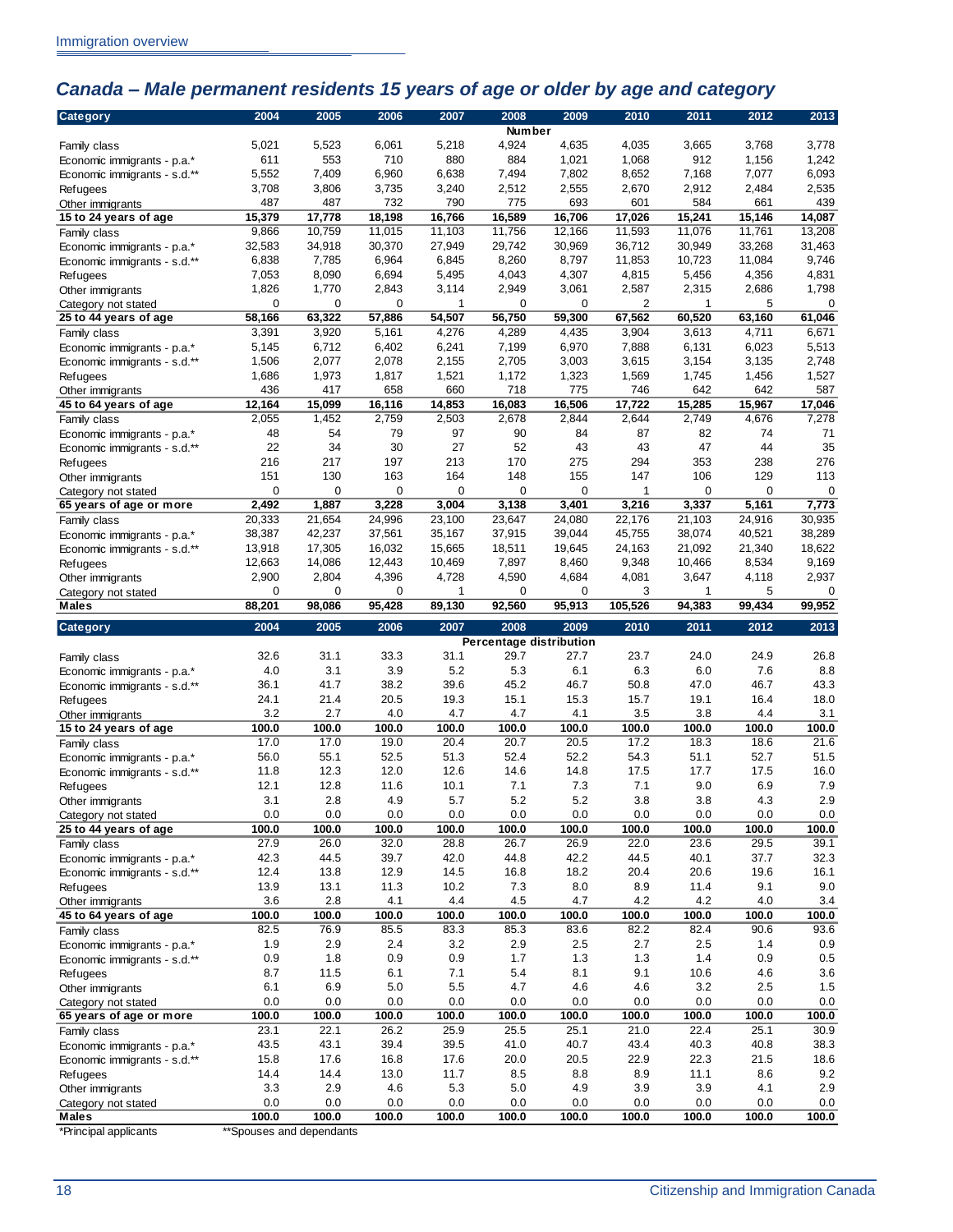## Canada – Male permanent residents 15 years of age or older by age and category

| Category | 2004 | 2005 | 2006 | 2007 | 2008 | 2009 | 2010 | 2011 | 2012 | 2013 |
|---|---|---|---|---|---|---|---|---|---|---|
| | | | | | **Number** | | | | | |
| Family class | 5,021 | 5,523 | 6,061 | 5,218 | 4,924 | 4,635 | 4,035 | 3,665 | 3,768 | 3,778 |
| Economic immigrants - p.a.* | 611 | 553 | 710 | 880 | 884 | 1,021 | 1,068 | 912 | 1,156 | 1,242 |
| Economic immigrants - s.d.** | 5,552 | 7,409 | 6,960 | 6,638 | 7,494 | 7,802 | 8,652 | 7,168 | 7,077 | 6,093 |
| Refugees | 3,708 | 3,806 | 3,735 | 3,240 | 2,512 | 2,555 | 2,670 | 2,912 | 2,484 | 2,535 |
| Other immigrants | 487 | 487 | 732 | 790 | 775 | 693 | 601 | 584 | 661 | 439 |
| **15 to 24 years of age** | **15,379** | **17,778** | **18,198** | **16,766** | **16,589** | **16,706** | **17,026** | **15,241** | **15,146** | **14,087** |
| Family class | 9,866 | 10,759 | 11,015 | 11,103 | 11,756 | 12,166 | 11,593 | 11,076 | 11,761 | 13,208 |
| Economic immigrants - p.a.* | 32,583 | 34,918 | 30,370 | 27,949 | 29,742 | 30,969 | 36,712 | 30,949 | 33,268 | 31,463 |
| Economic immigrants - s.d.** | 6,838 | 7,785 | 6,964 | 6,845 | 8,260 | 8,797 | 11,853 | 10,723 | 11,084 | 9,746 |
| Refugees | 7,053 | 8,090 | 6,694 | 5,495 | 4,043 | 4,307 | 4,815 | 5,456 | 4,356 | 4,831 |
| Other immigrants | 1,826 | 1,770 | 2,843 | 3,114 | 2,949 | 3,061 | 2,587 | 2,315 | 2,686 | 1,798 |
| Category not stated | 0 | 0 | 0 | 1 | 0 | 0 | 2 | 1 | 5 | 0 |
| **25 to 44 years of age** | **58,166** | **63,322** | **57,886** | **54,507** | **56,750** | **59,300** | **67,562** | **60,520** | **63,160** | **61,046** |
| Family class | 3,391 | 3,920 | 5,161 | 4,276 | 4,289 | 4,435 | 3,904 | 3,613 | 4,711 | 6,671 |
| Economic immigrants - p.a.* | 5,145 | 6,712 | 6,402 | 6,241 | 7,199 | 6,970 | 7,888 | 6,131 | 6,023 | 5,513 |
| Economic immigrants - s.d.** | 1,506 | 2,077 | 2,078 | 2,155 | 2,705 | 3,003 | 3,615 | 3,154 | 3,135 | 2,748 |
| Refugees | 1,686 | 1,973 | 1,817 | 1,521 | 1,172 | 1,323 | 1,569 | 1,745 | 1,456 | 1,527 |
| Other immigrants | 436 | 417 | 658 | 660 | 718 | 775 | 746 | 642 | 642 | 587 |
| **45 to 64 years of age** | **12,164** | **15,099** | **16,116** | **14,853** | **16,083** | **16,506** | **17,722** | **15,285** | **15,967** | **17,046** |
| Family class | 2,055 | 1,452 | 2,759 | 2,503 | 2,678 | 2,844 | 2,644 | 2,749 | 4,676 | 7,278 |
| Economic immigrants - p.a.* | 48 | 54 | 79 | 97 | 90 | 84 | 87 | 82 | 74 | 71 |
| Economic immigrants - s.d.** | 22 | 34 | 30 | 27 | 52 | 43 | 43 | 47 | 44 | 35 |
| Refugees | 216 | 217 | 197 | 213 | 170 | 275 | 294 | 353 | 238 | 276 |
| Other immigrants | 151 | 130 | 163 | 164 | 148 | 155 | 147 | 106 | 129 | 113 |
| Category not stated | 0 | 0 | 0 | 0 | 0 | 0 | 1 | 0 | 0 | 0 |
| **65 years of age or more** | **2,492** | **1,887** | **3,228** | **3,004** | **3,138** | **3,401** | **3,216** | **3,337** | **5,161** | **7,773** |
| Family class | 20,333 | 21,654 | 24,996 | 23,100 | 23,647 | 24,080 | 22,176 | 21,103 | 24,916 | 30,935 |
| Economic immigrants - p.a.* | 38,387 | 42,237 | 37,561 | 35,167 | 37,915 | 39,044 | 45,755 | 38,074 | 40,521 | 38,289 |
| Economic immigrants - s.d.** | 13,918 | 17,305 | 16,032 | 15,665 | 18,511 | 19,645 | 24,163 | 21,092 | 21,340 | 18,622 |
| Refugees | 12,663 | 14,086 | 12,443 | 10,469 | 7,897 | 8,460 | 9,348 | 10,466 | 8,534 | 9,169 |
| Other immigrants | 2,900 | 2,804 | 4,396 | 4,728 | 4,590 | 4,684 | 4,081 | 3,647 | 4,118 | 2,937 |
| Category not stated | 0 | 0 | 0 | 1 | 0 | 0 | 3 | 1 | 5 | 0 |
| **Males** | **88,201** | **98,086** | **95,428** | **89,130** | **92,560** | **95,913** | **105,526** | **94,383** | **99,434** | **99,952** |

| Category | 2004 | 2005 | 2006 | 2007 | 2008 | 2009 | 2010 | 2011 | 2012 | 2013 |
|---|---|---|---|---|---|---|---|---|---|---|
| | | | | | **Percentage distribution** | | | | | |
| Family class | 32.6 | 31.1 | 33.3 | 31.1 | 29.7 | 27.7 | 23.7 | 24.0 | 24.9 | 26.8 |
| Economic immigrants - p.a.* | 4.0 | 3.1 | 3.9 | 5.2 | 5.3 | 6.1 | 6.3 | 6.0 | 7.6 | 8.8 |
| Economic immigrants - s.d.** | 36.1 | 41.7 | 38.2 | 39.6 | 45.2 | 46.7 | 50.8 | 47.0 | 46.7 | 43.3 |
| Refugees | 24.1 | 21.4 | 20.5 | 19.3 | 15.1 | 15.3 | 15.7 | 19.1 | 16.4 | 18.0 |
| Other immigrants | 3.2 | 2.7 | 4.0 | 4.7 | 4.7 | 4.1 | 3.5 | 3.8 | 4.4 | 3.1 |
| **15 to 24 years of age** | **100.0** | **100.0** | **100.0** | **100.0** | **100.0** | **100.0** | **100.0** | **100.0** | **100.0** | **100.0** |
| Family class | 17.0 | 17.0 | 19.0 | 20.4 | 20.7 | 20.5 | 17.2 | 18.3 | 18.6 | 21.6 |
| Economic immigrants - p.a.* | 56.0 | 55.1 | 52.5 | 51.3 | 52.4 | 52.2 | 54.3 | 51.1 | 52.7 | 51.5 |
| Economic immigrants - s.d.** | 11.8 | 12.3 | 12.0 | 12.6 | 14.6 | 14.8 | 17.5 | 17.7 | 17.5 | 16.0 |
| Refugees | 12.1 | 12.8 | 11.6 | 10.1 | 7.1 | 7.3 | 7.1 | 9.0 | 6.9 | 7.9 |
| Other immigrants | 3.1 | 2.8 | 4.9 | 5.7 | 5.2 | 5.2 | 3.8 | 3.8 | 4.3 | 2.9 |
| Category not stated | 0.0 | 0.0 | 0.0 | 0.0 | 0.0 | 0.0 | 0.0 | 0.0 | 0.0 | 0.0 |
| **25 to 44 years of age** | **100.0** | **100.0** | **100.0** | **100.0** | **100.0** | **100.0** | **100.0** | **100.0** | **100.0** | **100.0** |
| Family class | 27.9 | 26.0 | 32.0 | 28.8 | 26.7 | 26.9 | 22.0 | 23.6 | 29.5 | 39.1 |
| Economic immigrants - p.a.* | 42.3 | 44.5 | 39.7 | 42.0 | 44.8 | 42.2 | 44.5 | 40.1 | 37.7 | 32.3 |
| Economic immigrants - s.d.** | 12.4 | 13.8 | 12.9 | 14.5 | 16.8 | 18.2 | 20.4 | 20.6 | 19.6 | 16.1 |
| Refugees | 13.9 | 13.1 | 11.3 | 10.2 | 7.3 | 8.0 | 8.9 | 11.4 | 9.1 | 9.0 |
| Other immigrants | 3.6 | 2.8 | 4.1 | 4.4 | 4.5 | 4.7 | 4.2 | 4.2 | 4.0 | 3.4 |
| **45 to 64 years of age** | **100.0** | **100.0** | **100.0** | **100.0** | **100.0** | **100.0** | **100.0** | **100.0** | **100.0** | **100.0** |
| Family class | 82.5 | 76.9 | 85.5 | 83.3 | 85.3 | 83.6 | 82.2 | 82.4 | 90.6 | 93.6 |
| Economic immigrants - p.a.* | 1.9 | 2.9 | 2.4 | 3.2 | 2.9 | 2.5 | 2.7 | 2.5 | 1.4 | 0.9 |
| Economic immigrants - s.d.** | 0.9 | 1.8 | 0.9 | 0.9 | 1.7 | 1.3 | 1.3 | 1.4 | 0.9 | 0.5 |
| Refugees | 8.7 | 11.5 | 6.1 | 7.1 | 5.4 | 8.1 | 9.1 | 10.6 | 4.6 | 3.6 |
| Other immigrants | 6.1 | 6.9 | 5.0 | 5.5 | 4.7 | 4.6 | 4.6 | 3.2 | 2.5 | 1.5 |
| Category not stated | 0.0 | 0.0 | 0.0 | 0.0 | 0.0 | 0.0 | 0.0 | 0.0 | 0.0 | 0.0 |
| **65 years of age or more** | **100.0** | **100.0** | **100.0** | **100.0** | **100.0** | **100.0** | **100.0** | **100.0** | **100.0** | **100.0** |
| Family class | 23.1 | 22.1 | 26.2 | 25.9 | 25.5 | 25.1 | 21.0 | 22.4 | 25.1 | 30.9 |
| Economic immigrants - p.a.* | 43.5 | 43.1 | 39.4 | 39.5 | 41.0 | 40.7 | 43.4 | 40.3 | 40.8 | 38.3 |
| Economic immigrants - s.d.** | 15.8 | 17.6 | 16.8 | 17.6 | 20.0 | 20.5 | 22.9 | 22.3 | 21.5 | 18.6 |
| Refugees | 14.4 | 14.4 | 13.0 | 11.7 | 8.5 | 8.8 | 8.9 | 11.1 | 8.6 | 9.2 |
| Other immigrants | 3.3 | 2.9 | 4.6 | 5.3 | 5.0 | 4.9 | 3.9 | 3.9 | 4.1 | 2.9 |
| Category not stated | 0.0 | 0.0 | 0.0 | 0.0 | 0.0 | 0.0 | 0.0 | 0.0 | 0.0 | 0.0 |
| **Males** | **100.0** | **100.0** | **100.0** | **100.0** | **100.0** | **100.0** | **100.0** | **100.0** | **100.0** | **100.0** |

*Principal applicants **Spouses and dependants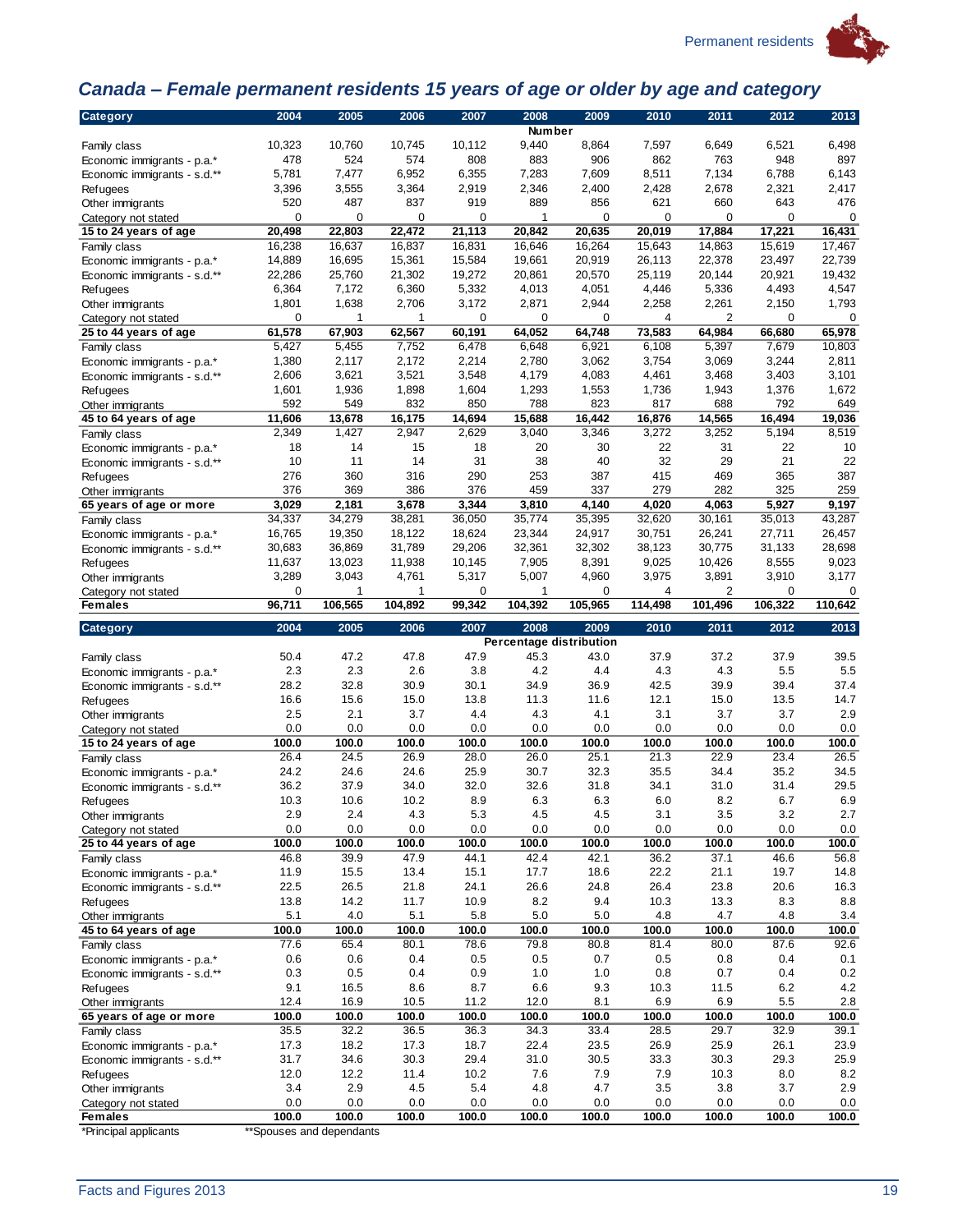## *Canada – Female permanent residents 15 years of age or older by age and category*

| Category | 2004 | 2005 | 2006 | 2007 | 2008 | 2009 | 2010 | 2011 | 2012 | 2013 |
|---|---|---|---|---|---|---|---|---|---|---|
| | | | | | Number | | | | | |
| Family class | 10,323 | 10,760 | 10,745 | 10,112 | 9,440 | 8,864 | 7,597 | 6,649 | 6,521 | 6,498 |
| Economic immigrants - p.a.* | 478 | 524 | 574 | 808 | 883 | 906 | 862 | 763 | 948 | 897 |
| Economic immigrants - s.d.** | 5,781 | 7,477 | 6,952 | 6,355 | 7,283 | 7,609 | 8,511 | 7,134 | 6,788 | 6,143 |
| Refugees | 3,396 | 3,555 | 3,364 | 2,919 | 2,346 | 2,400 | 2,428 | 2,678 | 2,321 | 2,417 |
| Other immigrants | 520 | 487 | 837 | 919 | 889 | 856 | 621 | 660 | 643 | 476 |
| Category not stated | 0 | 0 | 0 | 0 | 1 | 0 | 0 | 0 | 0 | 0 |
| **15 to 24 years of age** | **20,498** | **22,803** | **22,472** | **21,113** | **20,842** | **20,635** | **20,019** | **17,884** | **17,221** | **16,431** |
| Family class | 16,238 | 16,637 | 16,837 | 16,831 | 16,646 | 16,264 | 15,643 | 14,863 | 15,619 | 17,467 |
| Economic immigrants - p.a.* | 14,889 | 16,695 | 15,361 | 15,584 | 19,661 | 20,919 | 26,113 | 22,378 | 23,497 | 22,739 |
| Economic immigrants - s.d.** | 22,286 | 25,760 | 21,302 | 19,272 | 20,861 | 20,570 | 25,119 | 20,144 | 20,921 | 19,432 |
| Refugees | 6,364 | 7,172 | 6,360 | 5,332 | 4,013 | 4,051 | 4,446 | 5,336 | 4,493 | 4,547 |
| Other immigrants | 1,801 | 1,638 | 2,706 | 3,172 | 2,871 | 2,944 | 2,258 | 2,261 | 2,150 | 1,793 |
| Category not stated | 0 | 1 | 1 | 0 | 0 | 0 | 4 | 2 | 0 | 0 |
| **25 to 44 years of age** | **61,578** | **67,903** | **62,567** | **60,191** | **64,052** | **64,748** | **73,583** | **64,984** | **66,680** | **65,978** |
| Family class | 5,427 | 5,455 | 7,752 | 6,478 | 6,648 | 6,921 | 6,108 | 5,397 | 7,679 | 10,803 |
| Economic immigrants - p.a.* | 1,380 | 2,117 | 2,172 | 2,214 | 2,780 | 3,062 | 3,754 | 3,069 | 3,244 | 2,811 |
| Economic immigrants - s.d.** | 2,606 | 3,621 | 3,521 | 3,548 | 4,179 | 4,083 | 4,461 | 3,468 | 3,403 | 3,101 |
| Refugees | 1,601 | 1,936 | 1,898 | 1,604 | 1,293 | 1,553 | 1,736 | 1,943 | 1,376 | 1,672 |
| Other immigrants | 592 | 549 | 832 | 850 | 788 | 823 | 817 | 688 | 792 | 649 |
| **45 to 64 years of age** | **11,606** | **13,678** | **16,175** | **14,694** | **15,688** | **16,442** | **16,876** | **14,565** | **16,494** | **19,036** |
| Family class | 2,349 | 1,427 | 2,947 | 2,629 | 3,040 | 3,346 | 3,272 | 3,252 | 5,194 | 8,519 |
| Economic immigrants - p.a.* | 18 | 14 | 15 | 18 | 20 | 30 | 22 | 31 | 22 | 10 |
| Economic immigrants - s.d.** | 10 | 11 | 14 | 31 | 38 | 40 | 32 | 29 | 21 | 22 |
| Refugees | 276 | 360 | 316 | 290 | 253 | 387 | 415 | 469 | 365 | 387 |
| Other immigrants | 376 | 369 | 386 | 376 | 459 | 337 | 279 | 282 | 325 | 259 |
| **65 years of age or more** | **3,029** | **2,181** | **3,678** | **3,344** | **3,810** | **4,140** | **4,020** | **4,063** | **5,927** | **9,197** |
| Family class | 34,337 | 34,279 | 38,281 | 36,050 | 35,774 | 35,395 | 32,620 | 30,161 | 35,013 | 43,287 |
| Economic immigrants - p.a.* | 16,765 | 19,350 | 18,122 | 18,624 | 23,344 | 24,917 | 30,751 | 26,241 | 27,711 | 26,457 |
| Economic immigrants - s.d.** | 30,683 | 36,869 | 31,789 | 29,206 | 32,361 | 32,302 | 38,123 | 30,775 | 31,133 | 28,698 |
| Refugees | 11,637 | 13,023 | 11,938 | 10,145 | 7,905 | 8,391 | 9,025 | 10,426 | 8,555 | 9,023 |
| Other immigrants | 3,289 | 3,043 | 4,761 | 5,317 | 5,007 | 4,960 | 3,975 | 3,891 | 3,910 | 3,177 |
| Category not stated | 0 | 1 | 1 | 0 | 1 | 0 | 4 | 2 | 0 | 0 |
| **Females** | **96,711** | **106,565** | **104,892** | **99,342** | **104,392** | **105,965** | **114,498** | **101,496** | **106,322** | **110,642** |

| Category | 2004 | 2005 | 2006 | 2007 | 2008 | 2009 | 2010 | 2011 | 2012 | 2013 |
|---|---|---|---|---|---|---|---|---|---|---|
| | | | | | Percentage distribution | | | | | |
| Family class | 50.4 | 47.2 | 47.8 | 47.9 | 45.3 | 43.0 | 37.9 | 37.2 | 37.9 | 39.5 |
| Economic immigrants - p.a.* | 2.3 | 2.3 | 2.6 | 3.8 | 4.2 | 4.4 | 4.3 | 4.3 | 5.5 | 5.5 |
| Economic immigrants - s.d.** | 28.2 | 32.8 | 30.9 | 30.1 | 34.9 | 36.9 | 42.5 | 39.9 | 39.4 | 37.4 |
| Refugees | 16.6 | 15.6 | 15.0 | 13.8 | 11.3 | 11.6 | 12.1 | 15.0 | 13.5 | 14.7 |
| Other immigrants | 2.5 | 2.1 | 3.7 | 4.4 | 4.3 | 4.1 | 3.1 | 3.7 | 3.7 | 2.9 |
| Category not stated | 0.0 | 0.0 | 0.0 | 0.0 | 0.0 | 0.0 | 0.0 | 0.0 | 0.0 | 0.0 |
| **15 to 24 years of age** | **100.0** | **100.0** | **100.0** | **100.0** | **100.0** | **100.0** | **100.0** | **100.0** | **100.0** | **100.0** |
| Family class | 26.4 | 24.5 | 26.9 | 28.0 | 26.0 | 25.1 | 21.3 | 22.9 | 23.4 | 26.5 |
| Economic immigrants - p.a.* | 24.2 | 24.6 | 24.6 | 25.9 | 30.7 | 32.3 | 35.5 | 34.4 | 35.2 | 34.5 |
| Economic immigrants - s.d.** | 36.2 | 37.9 | 34.0 | 32.0 | 32.6 | 31.8 | 34.1 | 31.0 | 31.4 | 29.5 |
| Refugees | 10.3 | 10.6 | 10.2 | 8.9 | 6.3 | 6.3 | 6.0 | 8.2 | 6.7 | 6.9 |
| Other immigrants | 2.9 | 2.4 | 4.3 | 5.3 | 4.5 | 4.5 | 3.1 | 3.5 | 3.2 | 2.7 |
| Category not stated | 0.0 | 0.0 | 0.0 | 0.0 | 0.0 | 0.0 | 0.0 | 0.0 | 0.0 | 0.0 |
| **25 to 44 years of age** | **100.0** | **100.0** | **100.0** | **100.0** | **100.0** | **100.0** | **100.0** | **100.0** | **100.0** | **100.0** |
| Family class | 46.8 | 39.9 | 47.9 | 44.1 | 42.4 | 42.1 | 36.2 | 37.1 | 46.6 | 56.8 |
| Economic immigrants - p.a.* | 11.9 | 15.5 | 13.4 | 15.1 | 17.7 | 18.6 | 22.2 | 21.1 | 19.7 | 14.8 |
| Economic immigrants - s.d.** | 22.5 | 26.5 | 21.8 | 24.1 | 26.6 | 24.8 | 26.4 | 23.8 | 20.6 | 16.3 |
| Refugees | 13.8 | 14.2 | 11.7 | 10.9 | 8.2 | 9.4 | 10.3 | 13.3 | 8.3 | 8.8 |
| Other immigrants | 5.1 | 4.0 | 5.1 | 5.8 | 5.0 | 5.0 | 4.8 | 4.7 | 4.8 | 3.4 |
| **45 to 64 years of age** | **100.0** | **100.0** | **100.0** | **100.0** | **100.0** | **100.0** | **100.0** | **100.0** | **100.0** | **100.0** |
| Family class | 77.6 | 65.4 | 80.1 | 78.6 | 79.8 | 80.8 | 81.4 | 80.0 | 87.6 | 92.6 |
| Economic immigrants - p.a.* | 0.6 | 0.6 | 0.4 | 0.5 | 0.5 | 0.7 | 0.5 | 0.8 | 0.4 | 0.1 |
| Economic immigrants - s.d.** | 0.3 | 0.5 | 0.4 | 0.9 | 1.0 | 1.0 | 0.8 | 0.7 | 0.4 | 0.2 |
| Refugees | 9.1 | 16.5 | 8.6 | 8.7 | 6.6 | 9.3 | 10.3 | 11.5 | 6.2 | 4.2 |
| Other immigrants | 12.4 | 16.9 | 10.5 | 11.2 | 12.0 | 8.1 | 6.9 | 6.9 | 5.5 | 2.8 |
| **65 years of age or more** | **100.0** | **100.0** | **100.0** | **100.0** | **100.0** | **100.0** | **100.0** | **100.0** | **100.0** | **100.0** |
| Family class | 35.5 | 32.2 | 36.5 | 36.3 | 34.3 | 33.4 | 28.5 | 29.7 | 32.9 | 39.1 |
| Economic immigrants - p.a.* | 17.3 | 18.2 | 17.3 | 18.7 | 22.4 | 23.5 | 26.9 | 25.9 | 26.1 | 23.9 |
| Economic immigrants - s.d.** | 31.7 | 34.6 | 30.3 | 29.4 | 31.0 | 30.5 | 33.3 | 30.3 | 29.3 | 25.9 |
| Refugees | 12.0 | 12.2 | 11.4 | 10.2 | 7.6 | 7.9 | 7.9 | 10.3 | 8.0 | 8.2 |
| Other immigrants | 3.4 | 2.9 | 4.5 | 5.4 | 4.8 | 4.7 | 3.5 | 3.8 | 3.7 | 2.9 |
| Category not stated | 0.0 | 0.0 | 0.0 | 0.0 | 0.0 | 0.0 | 0.0 | 0.0 | 0.0 | 0.0 |
| **Females** | **100.0** | **100.0** | **100.0** | **100.0** | **100.0** | **100.0** | **100.0** | **100.0** | **100.0** | **100.0** |

*Principal applicants **Spouses and dependants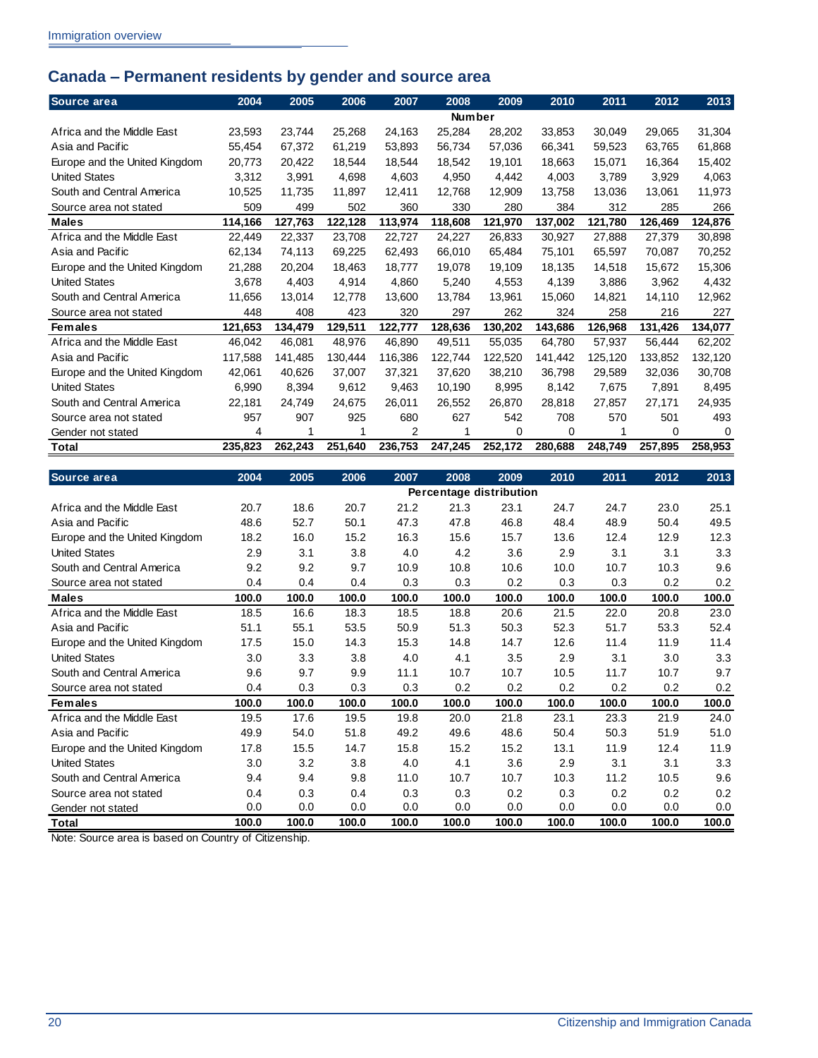## Canada – Permanent residents by gender and source area

| Source area | 2004 | 2005 | 2006 | 2007 | 2008 | 2009 | 2010 | 2011 | 2012 | 2013 |
|---|---|---|---|---|---|---|---|---|---|---|
| | | | | | Number | | | | | |
| Africa and the Middle East | 23,593 | 23,744 | 25,268 | 24,163 | 25,284 | 28,202 | 33,853 | 30,049 | 29,065 | 31,304 |
| Asia and Pacific | 55,454 | 67,372 | 61,219 | 53,893 | 56,734 | 57,036 | 66,341 | 59,523 | 63,765 | 61,868 |
| Europe and the United Kingdom | 20,773 | 20,422 | 18,544 | 18,544 | 18,542 | 19,101 | 18,663 | 15,071 | 16,364 | 15,402 |
| United States | 3,312 | 3,991 | 4,698 | 4,603 | 4,950 | 4,442 | 4,003 | 3,789 | 3,929 | 4,063 |
| South and Central America | 10,525 | 11,735 | 11,897 | 12,411 | 12,768 | 12,909 | 13,758 | 13,036 | 13,061 | 11,973 |
| Source area not stated | 509 | 499 | 502 | 360 | 330 | 280 | 384 | 312 | 285 | 266 |
| **Males** | **114,166** | **127,763** | **122,128** | **113,974** | **118,608** | **121,970** | **137,002** | **121,780** | **126,469** | **124,876** |
| Africa and the Middle East | 22,449 | 22,337 | 23,708 | 22,727 | 24,227 | 26,833 | 30,927 | 27,888 | 27,379 | 30,898 |
| Asia and Pacific | 62,134 | 74,113 | 69,225 | 62,493 | 66,010 | 65,484 | 75,101 | 65,597 | 70,087 | 70,252 |
| Europe and the United Kingdom | 21,288 | 20,204 | 18,463 | 18,777 | 19,078 | 19,109 | 18,135 | 14,518 | 15,672 | 15,306 |
| United States | 3,678 | 4,403 | 4,914 | 4,860 | 5,240 | 4,553 | 4,139 | 3,886 | 3,962 | 4,432 |
| South and Central America | 11,656 | 13,014 | 12,778 | 13,600 | 13,784 | 13,961 | 15,060 | 14,821 | 14,110 | 12,962 |
| Source area not stated | 448 | 408 | 423 | 320 | 297 | 262 | 324 | 258 | 216 | 227 |
| **Females** | **121,653** | **134,479** | **129,511** | **122,777** | **128,636** | **130,202** | **143,686** | **126,968** | **131,426** | **134,077** |
| Africa and the Middle East | 46,042 | 46,081 | 48,976 | 46,890 | 49,511 | 55,035 | 64,780 | 57,937 | 56,444 | 62,202 |
| Asia and Pacific | 117,588 | 141,485 | 130,444 | 116,386 | 122,744 | 122,520 | 141,442 | 125,120 | 133,852 | 132,120 |
| Europe and the United Kingdom | 42,061 | 40,626 | 37,007 | 37,321 | 37,620 | 38,210 | 36,798 | 29,589 | 32,036 | 30,708 |
| United States | 6,990 | 8,394 | 9,612 | 9,463 | 10,190 | 8,995 | 8,142 | 7,675 | 7,891 | 8,495 |
| South and Central America | 22,181 | 24,749 | 24,675 | 26,011 | 26,552 | 26,870 | 28,818 | 27,857 | 27,171 | 24,935 |
| Source area not stated | 957 | 907 | 925 | 680 | 627 | 542 | 708 | 570 | 501 | 493 |
| Gender not stated | 4 | 1 | 1 | 2 | 1 | 0 | 0 | 1 | 0 | 0 |
| **Total** | **235,823** | **262,243** | **251,640** | **236,753** | **247,245** | **252,172** | **280,688** | **248,749** | **257,895** | **258,953** |

| Source area | 2004 | 2005 | 2006 | 2007 | 2008 | 2009 | 2010 | 2011 | 2012 | 2013 |
|---|---|---|---|---|---|---|---|---|---|---|
| | | | | | Percentage distribution | | | | | |
| Africa and the Middle East | 20.7 | 18.6 | 20.7 | 21.2 | 21.3 | 23.1 | 24.7 | 24.7 | 23.0 | 25.1 |
| Asia and Pacific | 48.6 | 52.7 | 50.1 | 47.3 | 47.8 | 46.8 | 48.4 | 48.9 | 50.4 | 49.5 |
| Europe and the United Kingdom | 18.2 | 16.0 | 15.2 | 16.3 | 15.6 | 15.7 | 13.6 | 12.4 | 12.9 | 12.3 |
| United States | 2.9 | 3.1 | 3.8 | 4.0 | 4.2 | 3.6 | 2.9 | 3.1 | 3.1 | 3.3 |
| South and Central America | 9.2 | 9.2 | 9.7 | 10.9 | 10.8 | 10.6 | 10.0 | 10.7 | 10.3 | 9.6 |
| Source area not stated | 0.4 | 0.4 | 0.4 | 0.3 | 0.3 | 0.2 | 0.3 | 0.3 | 0.2 | 0.2 |
| **Males** | **100.0** | **100.0** | **100.0** | **100.0** | **100.0** | **100.0** | **100.0** | **100.0** | **100.0** | **100.0** |
| Africa and the Middle East | 18.5 | 16.6 | 18.3 | 18.5 | 18.8 | 20.6 | 21.5 | 22.0 | 20.8 | 23.0 |
| Asia and Pacific | 51.1 | 55.1 | 53.5 | 50.9 | 51.3 | 50.3 | 52.3 | 51.7 | 53.3 | 52.4 |
| Europe and the United Kingdom | 17.5 | 15.0 | 14.3 | 15.3 | 14.8 | 14.7 | 12.6 | 11.4 | 11.9 | 11.4 |
| United States | 3.0 | 3.3 | 3.8 | 4.0 | 4.1 | 3.5 | 2.9 | 3.1 | 3.0 | 3.3 |
| South and Central America | 9.6 | 9.7 | 9.9 | 11.1 | 10.7 | 10.7 | 10.5 | 11.7 | 10.7 | 9.7 |
| Source area not stated | 0.4 | 0.3 | 0.3 | 0.3 | 0.2 | 0.2 | 0.2 | 0.2 | 0.2 | 0.2 |
| **Females** | **100.0** | **100.0** | **100.0** | **100.0** | **100.0** | **100.0** | **100.0** | **100.0** | **100.0** | **100.0** |
| Africa and the Middle East | 19.5 | 17.6 | 19.5 | 19.8 | 20.0 | 21.8 | 23.1 | 23.3 | 21.9 | 24.0 |
| Asia and Pacific | 49.9 | 54.0 | 51.8 | 49.2 | 49.6 | 48.6 | 50.4 | 50.3 | 51.9 | 51.0 |
| Europe and the United Kingdom | 17.8 | 15.5 | 14.7 | 15.8 | 15.2 | 15.2 | 13.1 | 11.9 | 12.4 | 11.9 |
| United States | 3.0 | 3.2 | 3.8 | 4.0 | 4.1 | 3.6 | 2.9 | 3.1 | 3.1 | 3.3 |
| South and Central America | 9.4 | 9.4 | 9.8 | 11.0 | 10.7 | 10.7 | 10.3 | 11.2 | 10.5 | 9.6 |
| Source area not stated | 0.4 | 0.3 | 0.4 | 0.3 | 0.3 | 0.2 | 0.3 | 0.2 | 0.2 | 0.2 |
| Gender not stated | 0.0 | 0.0 | 0.0 | 0.0 | 0.0 | 0.0 | 0.0 | 0.0 | 0.0 | 0.0 |
| **Total** | **100.0** | **100.0** | **100.0** | **100.0** | **100.0** | **100.0** | **100.0** | **100.0** | **100.0** | **100.0** |

Note: Source area is based on Country of Citizenship.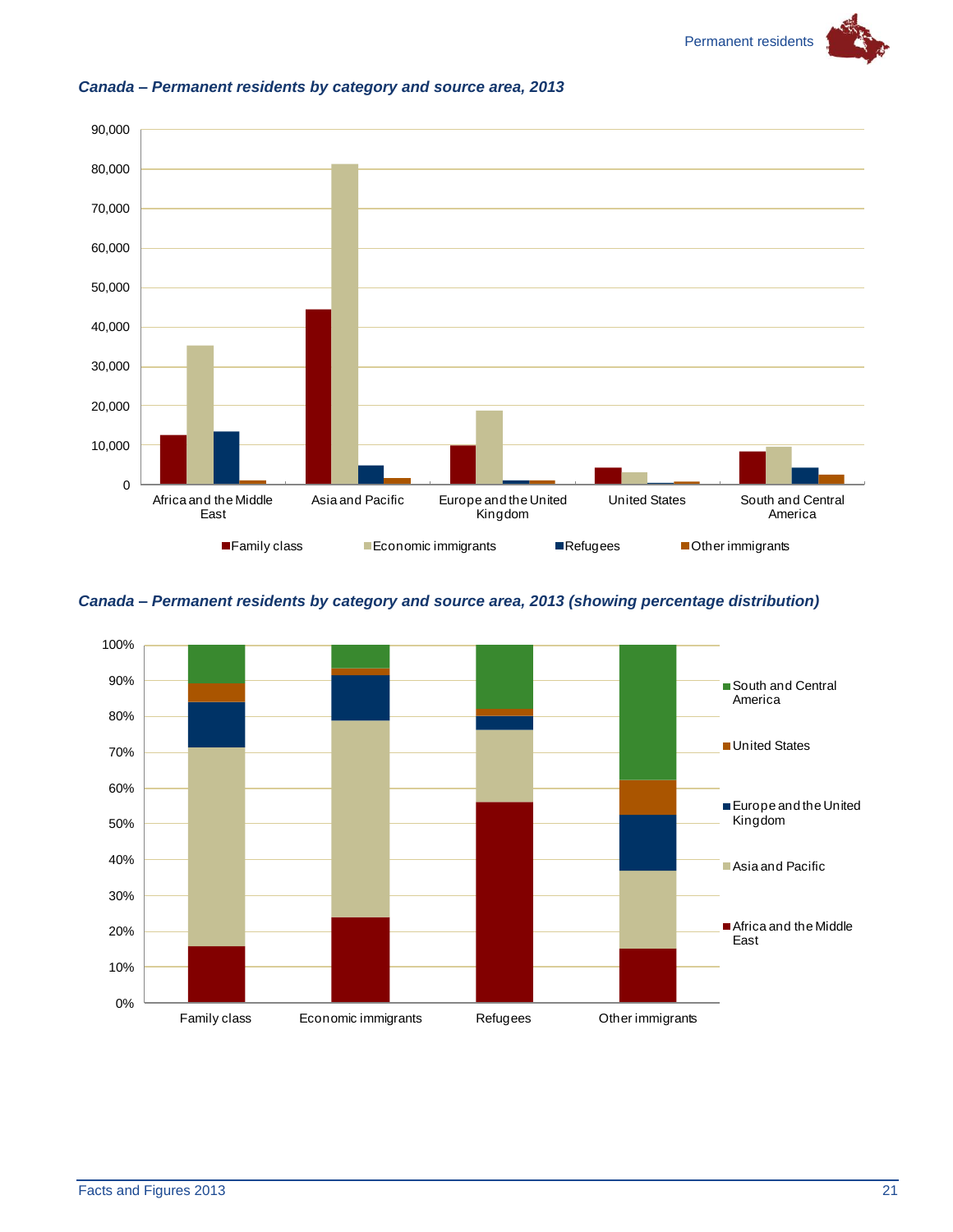*Canada – Permanent residents by category and source area, 2013*

*Canada – Permanent residents by category and source area, 2013 (showing percentage distribution)*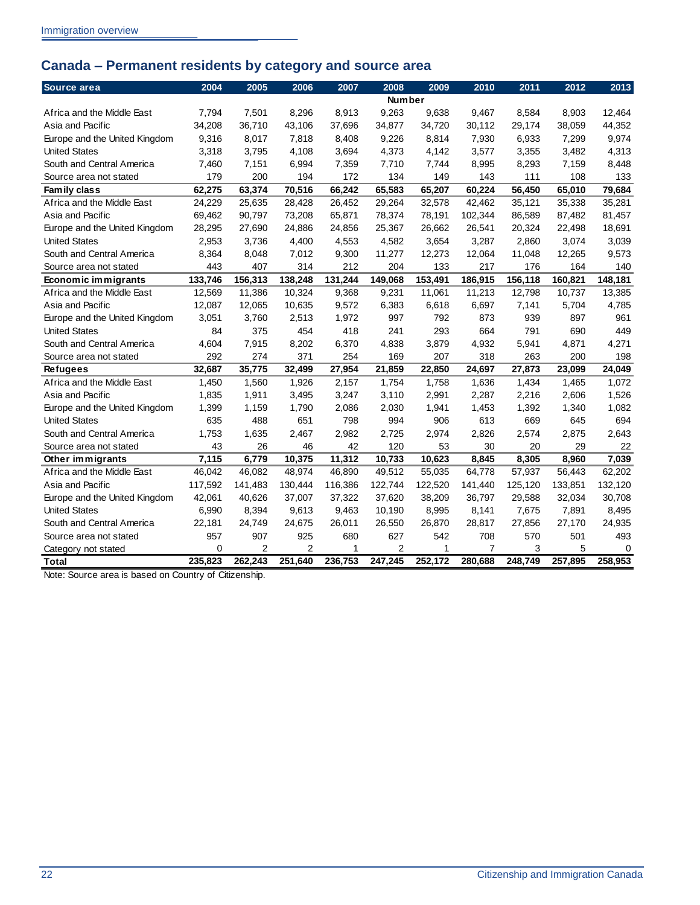## Canada – Permanent residents by category and source area

| Source area | 2004 | 2005 | 2006 | 2007 | 2008 | 2009 | 2010 | 2011 | 2012 | 2013 |
|---|---|---|---|---|---|---|---|---|---|---|
| | | | | | Number | | | | | |
| Africa and the Middle East | 7,794 | 7,501 | 8,296 | 8,913 | 9,263 | 9,638 | 9,467 | 8,584 | 8,903 | 12,464 |
| Asia and Pacific | 34,208 | 36,710 | 43,106 | 37,696 | 34,877 | 34,720 | 30,112 | 29,174 | 38,059 | 44,352 |
| Europe and the United Kingdom | 9,316 | 8,017 | 7,818 | 8,408 | 9,226 | 8,814 | 7,930 | 6,933 | 7,299 | 9,974 |
| United States | 3,318 | 3,795 | 4,108 | 3,694 | 4,373 | 4,142 | 3,577 | 3,355 | 3,482 | 4,313 |
| South and Central America | 7,460 | 7,151 | 6,994 | 7,359 | 7,710 | 7,744 | 8,995 | 8,293 | 7,159 | 8,448 |
| Source area not stated | 179 | 200 | 194 | 172 | 134 | 149 | 143 | 111 | 108 | 133 |
| **Family class** | **62,275** | **63,374** | **70,516** | **66,242** | **65,583** | **65,207** | **60,224** | **56,450** | **65,010** | **79,684** |
| Africa and the Middle East | 24,229 | 25,635 | 28,428 | 26,452 | 29,264 | 32,578 | 42,462 | 35,121 | 35,338 | 35,281 |
| Asia and Pacific | 69,462 | 90,797 | 73,208 | 65,871 | 78,374 | 78,191 | 102,344 | 86,589 | 87,482 | 81,457 |
| Europe and the United Kingdom | 28,295 | 27,690 | 24,886 | 24,856 | 25,367 | 26,662 | 26,541 | 20,324 | 22,498 | 18,691 |
| United States | 2,953 | 3,736 | 4,400 | 4,553 | 4,582 | 3,654 | 3,287 | 2,860 | 3,074 | 3,039 |
| South and Central America | 8,364 | 8,048 | 7,012 | 9,300 | 11,277 | 12,273 | 12,064 | 11,048 | 12,265 | 9,573 |
| Source area not stated | 443 | 407 | 314 | 212 | 204 | 133 | 217 | 176 | 164 | 140 |
| **Economic immigrants** | **133,746** | **156,313** | **138,248** | **131,244** | **149,068** | **153,491** | **186,915** | **156,118** | **160,821** | **148,181** |
| Africa and the Middle East | 12,569 | 11,386 | 10,324 | 9,368 | 9,231 | 11,061 | 11,213 | 12,798 | 10,737 | 13,385 |
| Asia and Pacific | 12,087 | 12,065 | 10,635 | 9,572 | 6,383 | 6,618 | 6,697 | 7,141 | 5,704 | 4,785 |
| Europe and the United Kingdom | 3,051 | 3,760 | 2,513 | 1,972 | 997 | 792 | 873 | 939 | 897 | 961 |
| United States | 84 | 375 | 454 | 418 | 241 | 293 | 664 | 791 | 690 | 449 |
| South and Central America | 4,604 | 7,915 | 8,202 | 6,370 | 4,838 | 3,879 | 4,932 | 5,941 | 4,871 | 4,271 |
| Source area not stated | 292 | 274 | 371 | 254 | 169 | 207 | 318 | 263 | 200 | 198 |
| **Refugees** | **32,687** | **35,775** | **32,499** | **27,954** | **21,859** | **22,850** | **24,697** | **27,873** | **23,099** | **24,049** |
| Africa and the Middle East | 1,450 | 1,560 | 1,926 | 2,157 | 1,754 | 1,758 | 1,636 | 1,434 | 1,465 | 1,072 |
| Asia and Pacific | 1,835 | 1,911 | 3,495 | 3,247 | 3,110 | 2,991 | 2,287 | 2,216 | 2,606 | 1,526 |
| Europe and the United Kingdom | 1,399 | 1,159 | 1,790 | 2,086 | 2,030 | 1,941 | 1,453 | 1,392 | 1,340 | 1,082 |
| United States | 635 | 488 | 651 | 798 | 994 | 906 | 613 | 669 | 645 | 694 |
| South and Central America | 1,753 | 1,635 | 2,467 | 2,982 | 2,725 | 2,974 | 2,826 | 2,574 | 2,875 | 2,643 |
| Source area not stated | 43 | 26 | 46 | 42 | 120 | 53 | 30 | 20 | 29 | 22 |
| **Other immigrants** | **7,115** | **6,779** | **10,375** | **11,312** | **10,733** | **10,623** | **8,845** | **8,305** | **8,960** | **7,039** |
| Africa and the Middle East | 46,042 | 46,082 | 48,974 | 46,890 | 49,512 | 55,035 | 64,778 | 57,937 | 56,443 | 62,202 |
| Asia and Pacific | 117,592 | 141,483 | 130,444 | 116,386 | 122,744 | 122,520 | 141,440 | 125,120 | 133,851 | 132,120 |
| Europe and the United Kingdom | 42,061 | 40,626 | 37,007 | 37,322 | 37,620 | 38,209 | 36,797 | 29,588 | 32,034 | 30,708 |
| United States | 6,990 | 8,394 | 9,613 | 9,463 | 10,190 | 8,995 | 8,141 | 7,675 | 7,891 | 8,495 |
| South and Central America | 22,181 | 24,749 | 24,675 | 26,011 | 26,550 | 26,870 | 28,817 | 27,856 | 27,170 | 24,935 |
| Source area not stated | 957 | 907 | 925 | 680 | 627 | 542 | 708 | 570 | 501 | 493 |
| Category not stated | 0 | 2 | 2 | 1 | 2 | 1 | 7 | 3 | 5 | 0 |
| **Total** | **235,823** | **262,243** | **251,640** | **236,753** | **247,245** | **252,172** | **280,688** | **248,749** | **257,895** | **258,953** |

Note: Source area is based on Country of Citizenship.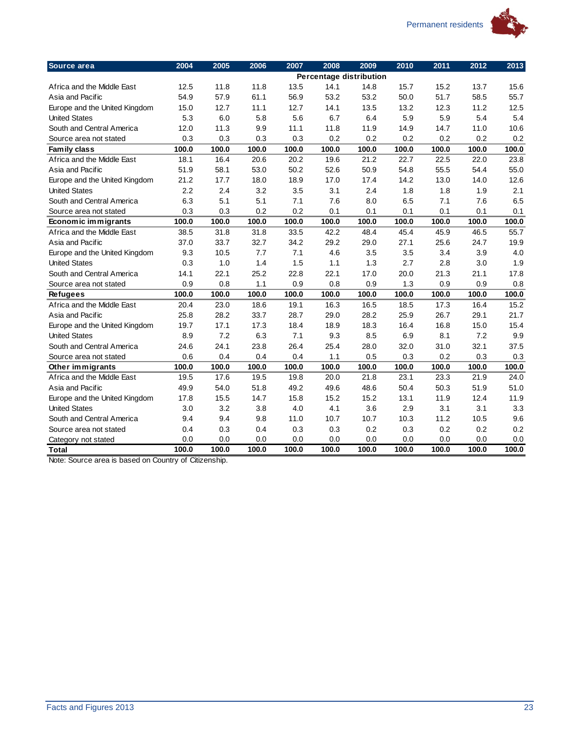| Source area | 2004 | 2005 | 2006 | 2007 | 2008 | 2009 | 2010 | 2011 | 2012 | 2013 |
|---|---|---|---|---|---|---|---|---|---|---|
| | Percentage distribution | | | | | | | | | |
| Africa and the Middle East | 12.5 | 11.8 | 11.8 | 13.5 | 14.1 | 14.8 | 15.7 | 15.2 | 13.7 | 15.6 |
| Asia and Pacific | 54.9 | 57.9 | 61.1 | 56.9 | 53.2 | 53.2 | 50.0 | 51.7 | 58.5 | 55.7 |
| Europe and the United Kingdom | 15.0 | 12.7 | 11.1 | 12.7 | 14.1 | 13.5 | 13.2 | 12.3 | 11.2 | 12.5 |
| United States | 5.3 | 6.0 | 5.8 | 5.6 | 6.7 | 6.4 | 5.9 | 5.9 | 5.4 | 5.4 |
| South and Central America | 12.0 | 11.3 | 9.9 | 11.1 | 11.8 | 11.9 | 14.9 | 14.7 | 11.0 | 10.6 |
| Source area not stated | 0.3 | 0.3 | 0.3 | 0.3 | 0.2 | 0.2 | 0.2 | 0.2 | 0.2 | 0.2 |
| **Family class** | **100.0** | **100.0** | **100.0** | **100.0** | **100.0** | **100.0** | **100.0** | **100.0** | **100.0** | **100.0** |
| Africa and the Middle East | 18.1 | 16.4 | 20.6 | 20.2 | 19.6 | 21.2 | 22.7 | 22.5 | 22.0 | 23.8 |
| Asia and Pacific | 51.9 | 58.1 | 53.0 | 50.2 | 52.6 | 50.9 | 54.8 | 55.5 | 54.4 | 55.0 |
| Europe and the United Kingdom | 21.2 | 17.7 | 18.0 | 18.9 | 17.0 | 17.4 | 14.2 | 13.0 | 14.0 | 12.6 |
| United States | 2.2 | 2.4 | 3.2 | 3.5 | 3.1 | 2.4 | 1.8 | 1.8 | 1.9 | 2.1 |
| South and Central America | 6.3 | 5.1 | 5.1 | 7.1 | 7.6 | 8.0 | 6.5 | 7.1 | 7.6 | 6.5 |
| Source area not stated | 0.3 | 0.3 | 0.2 | 0.2 | 0.1 | 0.1 | 0.1 | 0.1 | 0.1 | 0.1 |
| **Economic immigrants** | **100.0** | **100.0** | **100.0** | **100.0** | **100.0** | **100.0** | **100.0** | **100.0** | **100.0** | **100.0** |
| Africa and the Middle East | 38.5 | 31.8 | 31.8 | 33.5 | 42.2 | 48.4 | 45.4 | 45.9 | 46.5 | 55.7 |
| Asia and Pacific | 37.0 | 33.7 | 32.7 | 34.2 | 29.2 | 29.0 | 27.1 | 25.6 | 24.7 | 19.9 |
| Europe and the United Kingdom | 9.3 | 10.5 | 7.7 | 7.1 | 4.6 | 3.5 | 3.5 | 3.4 | 3.9 | 4.0 |
| United States | 0.3 | 1.0 | 1.4 | 1.5 | 1.1 | 1.3 | 2.7 | 2.8 | 3.0 | 1.9 |
| South and Central America | 14.1 | 22.1 | 25.2 | 22.8 | 22.1 | 17.0 | 20.0 | 21.3 | 21.1 | 17.8 |
| Source area not stated | 0.9 | 0.8 | 1.1 | 0.9 | 0.8 | 0.9 | 1.3 | 0.9 | 0.9 | 0.8 |
| **Refugees** | **100.0** | **100.0** | **100.0** | **100.0** | **100.0** | **100.0** | **100.0** | **100.0** | **100.0** | **100.0** |
| Africa and the Middle East | 20.4 | 23.0 | 18.6 | 19.1 | 16.3 | 16.5 | 18.5 | 17.3 | 16.4 | 15.2 |
| Asia and Pacific | 25.8 | 28.2 | 33.7 | 28.7 | 29.0 | 28.2 | 25.9 | 26.7 | 29.1 | 21.7 |
| Europe and the United Kingdom | 19.7 | 17.1 | 17.3 | 18.4 | 18.9 | 18.3 | 16.4 | 16.8 | 15.0 | 15.4 |
| United States | 8.9 | 7.2 | 6.3 | 7.1 | 9.3 | 8.5 | 6.9 | 8.1 | 7.2 | 9.9 |
| South and Central America | 24.6 | 24.1 | 23.8 | 26.4 | 25.4 | 28.0 | 32.0 | 31.0 | 32.1 | 37.5 |
| Source area not stated | 0.6 | 0.4 | 0.4 | 0.4 | 1.1 | 0.5 | 0.3 | 0.2 | 0.3 | 0.3 |
| **Other immigrants** | **100.0** | **100.0** | **100.0** | **100.0** | **100.0** | **100.0** | **100.0** | **100.0** | **100.0** | **100.0** |
| Africa and the Middle East | 19.5 | 17.6 | 19.5 | 19.8 | 20.0 | 21.8 | 23.1 | 23.3 | 21.9 | 24.0 |
| Asia and Pacific | 49.9 | 54.0 | 51.8 | 49.2 | 49.6 | 48.6 | 50.4 | 50.3 | 51.9 | 51.0 |
| Europe and the United Kingdom | 17.8 | 15.5 | 14.7 | 15.8 | 15.2 | 15.2 | 13.1 | 11.9 | 12.4 | 11.9 |
| United States | 3.0 | 3.2 | 3.8 | 4.0 | 4.1 | 3.6 | 2.9 | 3.1 | 3.1 | 3.3 |
| South and Central America | 9.4 | 9.4 | 9.8 | 11.0 | 10.7 | 10.7 | 10.3 | 11.2 | 10.5 | 9.6 |
| Source area not stated | 0.4 | 0.3 | 0.4 | 0.3 | 0.3 | 0.2 | 0.3 | 0.2 | 0.2 | 0.2 |
| Category not stated | 0.0 | 0.0 | 0.0 | 0.0 | 0.0 | 0.0 | 0.0 | 0.0 | 0.0 | 0.0 |
| **Total** | **100.0** | **100.0** | **100.0** | **100.0** | **100.0** | **100.0** | **100.0** | **100.0** | **100.0** | **100.0** |

Note: Source area is based on Country of Citizenship.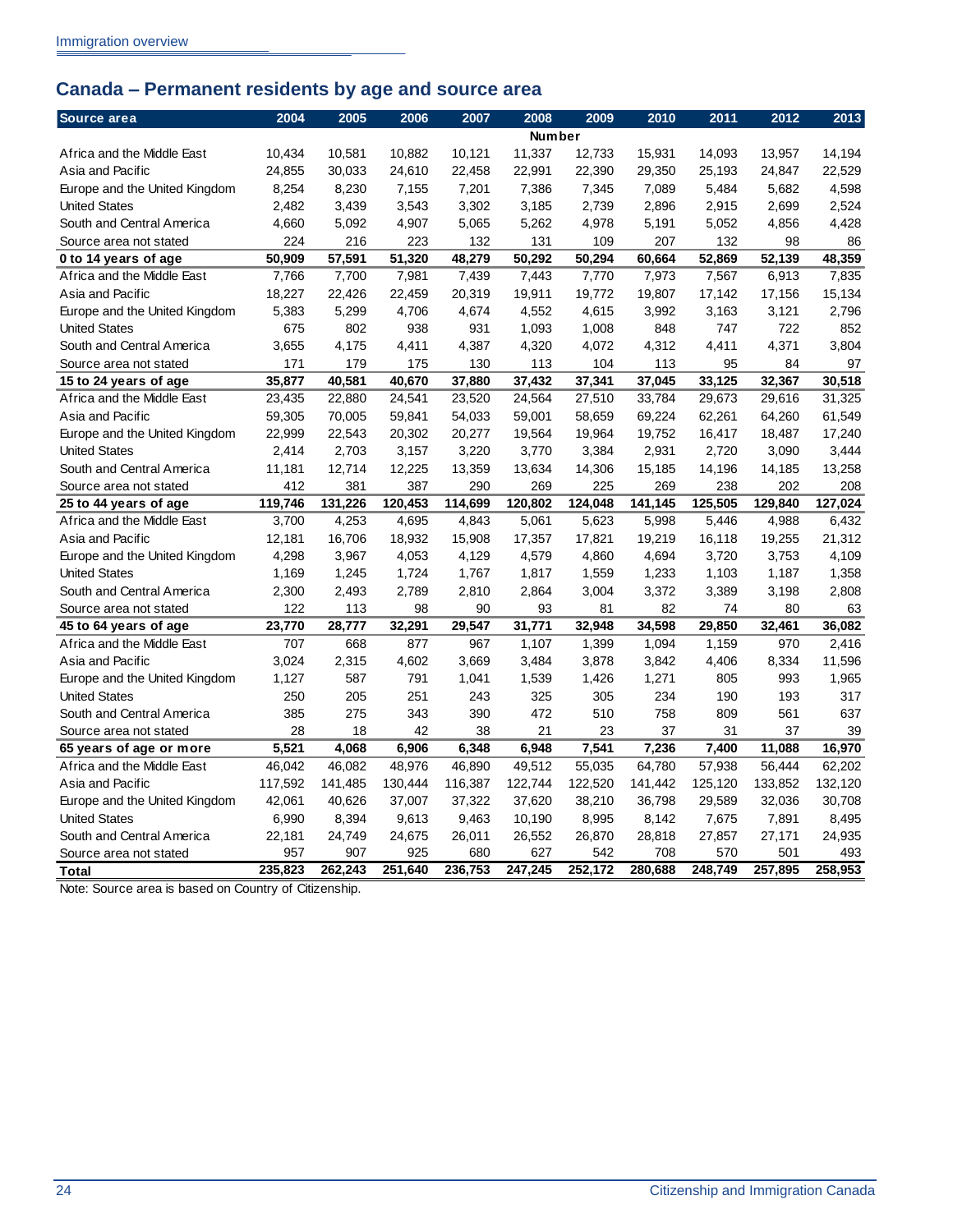## Canada – Permanent residents by age and source area

| Source area | 2004 | 2005 | 2006 | 2007 | 2008 | 2009 | 2010 | 2011 | 2012 | 2013 |
|---|---|---|---|---|---|---|---|---|---|---|
| | | | | | Number | | | | | |
| Africa and the Middle East | 10,434 | 10,581 | 10,882 | 10,121 | 11,337 | 12,733 | 15,931 | 14,093 | 13,957 | 14,194 |
| Asia and Pacific | 24,855 | 30,033 | 24,610 | 22,458 | 22,991 | 22,390 | 29,350 | 25,193 | 24,847 | 22,529 |
| Europe and the United Kingdom | 8,254 | 8,230 | 7,155 | 7,201 | 7,386 | 7,345 | 7,089 | 5,484 | 5,682 | 4,598 |
| United States | 2,482 | 3,439 | 3,543 | 3,302 | 3,185 | 2,739 | 2,896 | 2,915 | 2,699 | 2,524 |
| South and Central America | 4,660 | 5,092 | 4,907 | 5,065 | 5,262 | 4,978 | 5,191 | 5,052 | 4,856 | 4,428 |
| Source area not stated | 224 | 216 | 223 | 132 | 131 | 109 | 207 | 132 | 98 | 86 |
| **0 to 14 years of age** | **50,909** | **57,591** | **51,320** | **48,279** | **50,292** | **50,294** | **60,664** | **52,869** | **52,139** | **48,359** |
| Africa and the Middle East | 7,766 | 7,700 | 7,981 | 7,439 | 7,443 | 7,770 | 7,973 | 7,567 | 6,913 | 7,835 |
| Asia and Pacific | 18,227 | 22,426 | 22,459 | 20,319 | 19,911 | 19,772 | 19,807 | 17,142 | 17,156 | 15,134 |
| Europe and the United Kingdom | 5,383 | 5,299 | 4,706 | 4,674 | 4,552 | 4,615 | 3,992 | 3,163 | 3,121 | 2,796 |
| United States | 675 | 802 | 938 | 931 | 1,093 | 1,008 | 848 | 747 | 722 | 852 |
| South and Central America | 3,655 | 4,175 | 4,411 | 4,387 | 4,320 | 4,072 | 4,312 | 4,411 | 4,371 | 3,804 |
| Source area not stated | 171 | 179 | 175 | 130 | 113 | 104 | 113 | 95 | 84 | 97 |
| **15 to 24 years of age** | **35,877** | **40,581** | **40,670** | **37,880** | **37,432** | **37,341** | **37,045** | **33,125** | **32,367** | **30,518** |
| Africa and the Middle East | 23,435 | 22,880 | 24,541 | 23,520 | 24,564 | 27,510 | 33,784 | 29,673 | 29,616 | 31,325 |
| Asia and Pacific | 59,305 | 70,005 | 59,841 | 54,033 | 59,001 | 58,659 | 69,224 | 62,261 | 64,260 | 61,549 |
| Europe and the United Kingdom | 22,999 | 22,543 | 20,302 | 20,277 | 19,564 | 19,964 | 19,752 | 16,417 | 18,487 | 17,240 |
| United States | 2,414 | 2,703 | 3,157 | 3,220 | 3,770 | 3,384 | 2,931 | 2,720 | 3,090 | 3,444 |
| South and Central America | 11,181 | 12,714 | 12,225 | 13,359 | 13,634 | 14,306 | 15,185 | 14,196 | 14,185 | 13,258 |
| Source area not stated | 412 | 381 | 387 | 290 | 269 | 225 | 269 | 238 | 202 | 208 |
| **25 to 44 years of age** | **119,746** | **131,226** | **120,453** | **114,699** | **120,802** | **124,048** | **141,145** | **125,505** | **129,840** | **127,024** |
| Africa and the Middle East | 3,700 | 4,253 | 4,695 | 4,843 | 5,061 | 5,623 | 5,998 | 5,446 | 4,988 | 6,432 |
| Asia and Pacific | 12,181 | 16,706 | 18,932 | 15,908 | 17,357 | 17,821 | 19,219 | 16,118 | 19,255 | 21,312 |
| Europe and the United Kingdom | 4,298 | 3,967 | 4,053 | 4,129 | 4,579 | 4,860 | 4,694 | 3,720 | 3,753 | 4,109 |
| United States | 1,169 | 1,245 | 1,724 | 1,767 | 1,817 | 1,559 | 1,233 | 1,103 | 1,187 | 1,358 |
| South and Central America | 2,300 | 2,493 | 2,789 | 2,810 | 2,864 | 3,004 | 3,372 | 3,389 | 3,198 | 2,808 |
| Source area not stated | 122 | 113 | 98 | 90 | 93 | 81 | 82 | 74 | 80 | 63 |
| **45 to 64 years of age** | **23,770** | **28,777** | **32,291** | **29,547** | **31,771** | **32,948** | **34,598** | **29,850** | **32,461** | **36,082** |
| Africa and the Middle East | 707 | 668 | 877 | 967 | 1,107 | 1,399 | 1,094 | 1,159 | 970 | 2,416 |
| Asia and Pacific | 3,024 | 2,315 | 4,602 | 3,669 | 3,484 | 3,878 | 3,842 | 4,406 | 8,334 | 11,596 |
| Europe and the United Kingdom | 1,127 | 587 | 791 | 1,041 | 1,539 | 1,426 | 1,271 | 805 | 993 | 1,965 |
| United States | 250 | 205 | 251 | 243 | 325 | 305 | 234 | 190 | 193 | 317 |
| South and Central America | 385 | 275 | 343 | 390 | 472 | 510 | 758 | 809 | 561 | 637 |
| Source area not stated | 28 | 18 | 42 | 38 | 21 | 23 | 37 | 31 | 37 | 39 |
| **65 years of age or more** | **5,521** | **4,068** | **6,906** | **6,348** | **6,948** | **7,541** | **7,236** | **7,400** | **11,088** | **16,970** |
| Africa and the Middle East | 46,042 | 46,082 | 48,976 | 46,890 | 49,512 | 55,035 | 64,780 | 57,938 | 56,444 | 62,202 |
| Asia and Pacific | 117,592 | 141,485 | 130,444 | 116,387 | 122,744 | 122,520 | 141,442 | 125,120 | 133,852 | 132,120 |
| Europe and the United Kingdom | 42,061 | 40,626 | 37,007 | 37,322 | 37,620 | 38,210 | 36,798 | 29,589 | 32,036 | 30,708 |
| United States | 6,990 | 8,394 | 9,613 | 9,463 | 10,190 | 8,995 | 8,142 | 7,675 | 7,891 | 8,495 |
| South and Central America | 22,181 | 24,749 | 24,675 | 26,011 | 26,552 | 26,870 | 28,818 | 27,857 | 27,171 | 24,935 |
| Source area not stated | 957 | 907 | 925 | 680 | 627 | 542 | 708 | 570 | 501 | 493 |
| **Total** | **235,823** | **262,243** | **251,640** | **236,753** | **247,245** | **252,172** | **280,688** | **248,749** | **257,895** | **258,953** |

Note: Source area is based on Country of Citizenship.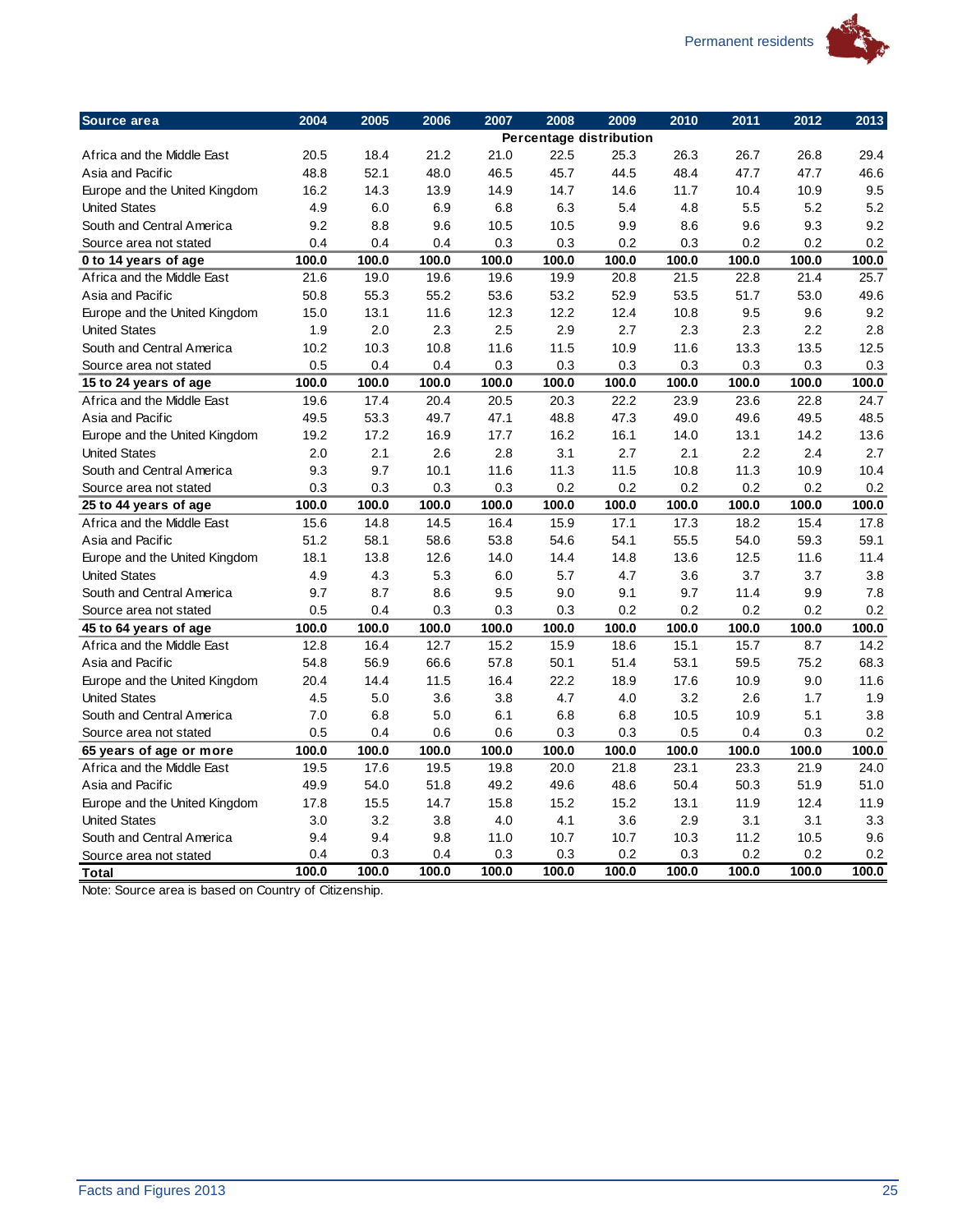| Source area | 2004 | 2005 | 2006 | 2007 | 2008 | 2009 | 2010 | 2011 | 2012 | 2013 |
|---|---|---|---|---|---|---|---|---|---|---|
| | | | | | Percentage distribution | | | | | |
| Africa and the Middle East | 20.5 | 18.4 | 21.2 | 21.0 | 22.5 | 25.3 | 26.3 | 26.7 | 26.8 | 29.4 |
| Asia and Pacific | 48.8 | 52.1 | 48.0 | 46.5 | 45.7 | 44.5 | 48.4 | 47.7 | 47.7 | 46.6 |
| Europe and the United Kingdom | 16.2 | 14.3 | 13.9 | 14.9 | 14.7 | 14.6 | 11.7 | 10.4 | 10.9 | 9.5 |
| United States | 4.9 | 6.0 | 6.9 | 6.8 | 6.3 | 5.4 | 4.8 | 5.5 | 5.2 | 5.2 |
| South and Central America | 9.2 | 8.8 | 9.6 | 10.5 | 10.5 | 9.9 | 8.6 | 9.6 | 9.3 | 9.2 |
| Source area not stated | 0.4 | 0.4 | 0.4 | 0.3 | 0.3 | 0.2 | 0.3 | 0.2 | 0.2 | 0.2 |
| **0 to 14 years of age** | **100.0** | **100.0** | **100.0** | **100.0** | **100.0** | **100.0** | **100.0** | **100.0** | **100.0** | **100.0** |
| Africa and the Middle East | 21.6 | 19.0 | 19.6 | 19.6 | 19.9 | 20.8 | 21.5 | 22.8 | 21.4 | 25.7 |
| Asia and Pacific | 50.8 | 55.3 | 55.2 | 53.6 | 53.2 | 52.9 | 53.5 | 51.7 | 53.0 | 49.6 |
| Europe and the United Kingdom | 15.0 | 13.1 | 11.6 | 12.3 | 12.2 | 12.4 | 10.8 | 9.5 | 9.6 | 9.2 |
| United States | 1.9 | 2.0 | 2.3 | 2.5 | 2.9 | 2.7 | 2.3 | 2.3 | 2.2 | 2.8 |
| South and Central America | 10.2 | 10.3 | 10.8 | 11.6 | 11.5 | 10.9 | 11.6 | 13.3 | 13.5 | 12.5 |
| Source area not stated | 0.5 | 0.4 | 0.4 | 0.3 | 0.3 | 0.3 | 0.3 | 0.3 | 0.3 | 0.3 |
| **15 to 24 years of age** | **100.0** | **100.0** | **100.0** | **100.0** | **100.0** | **100.0** | **100.0** | **100.0** | **100.0** | **100.0** |
| Africa and the Middle East | 19.6 | 17.4 | 20.4 | 20.5 | 20.3 | 22.2 | 23.9 | 23.6 | 22.8 | 24.7 |
| Asia and Pacific | 49.5 | 53.3 | 49.7 | 47.1 | 48.8 | 47.3 | 49.0 | 49.6 | 49.5 | 48.5 |
| Europe and the United Kingdom | 19.2 | 17.2 | 16.9 | 17.7 | 16.2 | 16.1 | 14.0 | 13.1 | 14.2 | 13.6 |
| United States | 2.0 | 2.1 | 2.6 | 2.8 | 3.1 | 2.7 | 2.1 | 2.2 | 2.4 | 2.7 |
| South and Central America | 9.3 | 9.7 | 10.1 | 11.6 | 11.3 | 11.5 | 10.8 | 11.3 | 10.9 | 10.4 |
| Source area not stated | 0.3 | 0.3 | 0.3 | 0.3 | 0.2 | 0.2 | 0.2 | 0.2 | 0.2 | 0.2 |
| **25 to 44 years of age** | **100.0** | **100.0** | **100.0** | **100.0** | **100.0** | **100.0** | **100.0** | **100.0** | **100.0** | **100.0** |
| Africa and the Middle East | 15.6 | 14.8 | 14.5 | 16.4 | 15.9 | 17.1 | 17.3 | 18.2 | 15.4 | 17.8 |
| Asia and Pacific | 51.2 | 58.1 | 58.6 | 53.8 | 54.6 | 54.1 | 55.5 | 54.0 | 59.3 | 59.1 |
| Europe and the United Kingdom | 18.1 | 13.8 | 12.6 | 14.0 | 14.4 | 14.8 | 13.6 | 12.5 | 11.6 | 11.4 |
| United States | 4.9 | 4.3 | 5.3 | 6.0 | 5.7 | 4.7 | 3.6 | 3.7 | 3.7 | 3.8 |
| South and Central America | 9.7 | 8.7 | 8.6 | 9.5 | 9.0 | 9.1 | 9.7 | 11.4 | 9.9 | 7.8 |
| Source area not stated | 0.5 | 0.4 | 0.3 | 0.3 | 0.3 | 0.2 | 0.2 | 0.2 | 0.2 | 0.2 |
| **45 to 64 years of age** | **100.0** | **100.0** | **100.0** | **100.0** | **100.0** | **100.0** | **100.0** | **100.0** | **100.0** | **100.0** |
| Africa and the Middle East | 12.8 | 16.4 | 12.7 | 15.2 | 15.9 | 18.6 | 15.1 | 15.7 | 8.7 | 14.2 |
| Asia and Pacific | 54.8 | 56.9 | 66.6 | 57.8 | 50.1 | 51.4 | 53.1 | 59.5 | 75.2 | 68.3 |
| Europe and the United Kingdom | 20.4 | 14.4 | 11.5 | 16.4 | 22.2 | 18.9 | 17.6 | 10.9 | 9.0 | 11.6 |
| United States | 4.5 | 5.0 | 3.6 | 3.8 | 4.7 | 4.0 | 3.2 | 2.6 | 1.7 | 1.9 |
| South and Central America | 7.0 | 6.8 | 5.0 | 6.1 | 6.8 | 6.8 | 10.5 | 10.9 | 5.1 | 3.8 |
| Source area not stated | 0.5 | 0.4 | 0.6 | 0.6 | 0.3 | 0.3 | 0.5 | 0.4 | 0.3 | 0.2 |
| **65 years of age or more** | **100.0** | **100.0** | **100.0** | **100.0** | **100.0** | **100.0** | **100.0** | **100.0** | **100.0** | **100.0** |
| Africa and the Middle East | 19.5 | 17.6 | 19.5 | 19.8 | 20.0 | 21.8 | 23.1 | 23.3 | 21.9 | 24.0 |
| Asia and Pacific | 49.9 | 54.0 | 51.8 | 49.2 | 49.6 | 48.6 | 50.4 | 50.3 | 51.9 | 51.0 |
| Europe and the United Kingdom | 17.8 | 15.5 | 14.7 | 15.8 | 15.2 | 15.2 | 13.1 | 11.9 | 12.4 | 11.9 |
| United States | 3.0 | 3.2 | 3.8 | 4.0 | 4.1 | 3.6 | 2.9 | 3.1 | 3.1 | 3.3 |
| South and Central America | 9.4 | 9.4 | 9.8 | 11.0 | 10.7 | 10.7 | 10.3 | 11.2 | 10.5 | 9.6 |
| Source area not stated | 0.4 | 0.3 | 0.4 | 0.3 | 0.3 | 0.2 | 0.3 | 0.2 | 0.2 | 0.2 |
| **Total** | **100.0** | **100.0** | **100.0** | **100.0** | **100.0** | **100.0** | **100.0** | **100.0** | **100.0** | **100.0** |

Note: Source area is based on Country of Citizenship.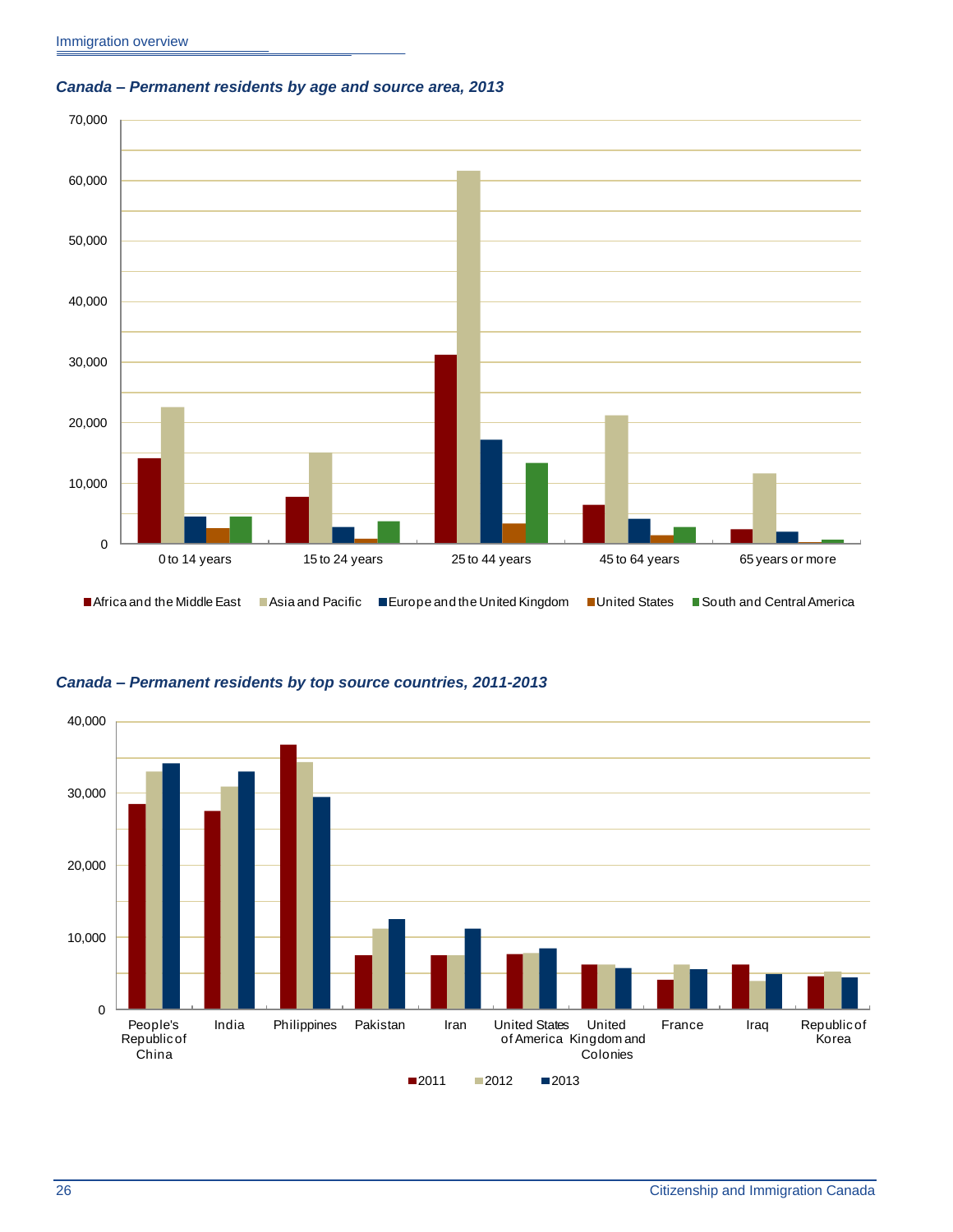### *Canada – Permanent residents by age and source area, 2013*

### *Canada – Permanent residents by top source countries, 2011-2013*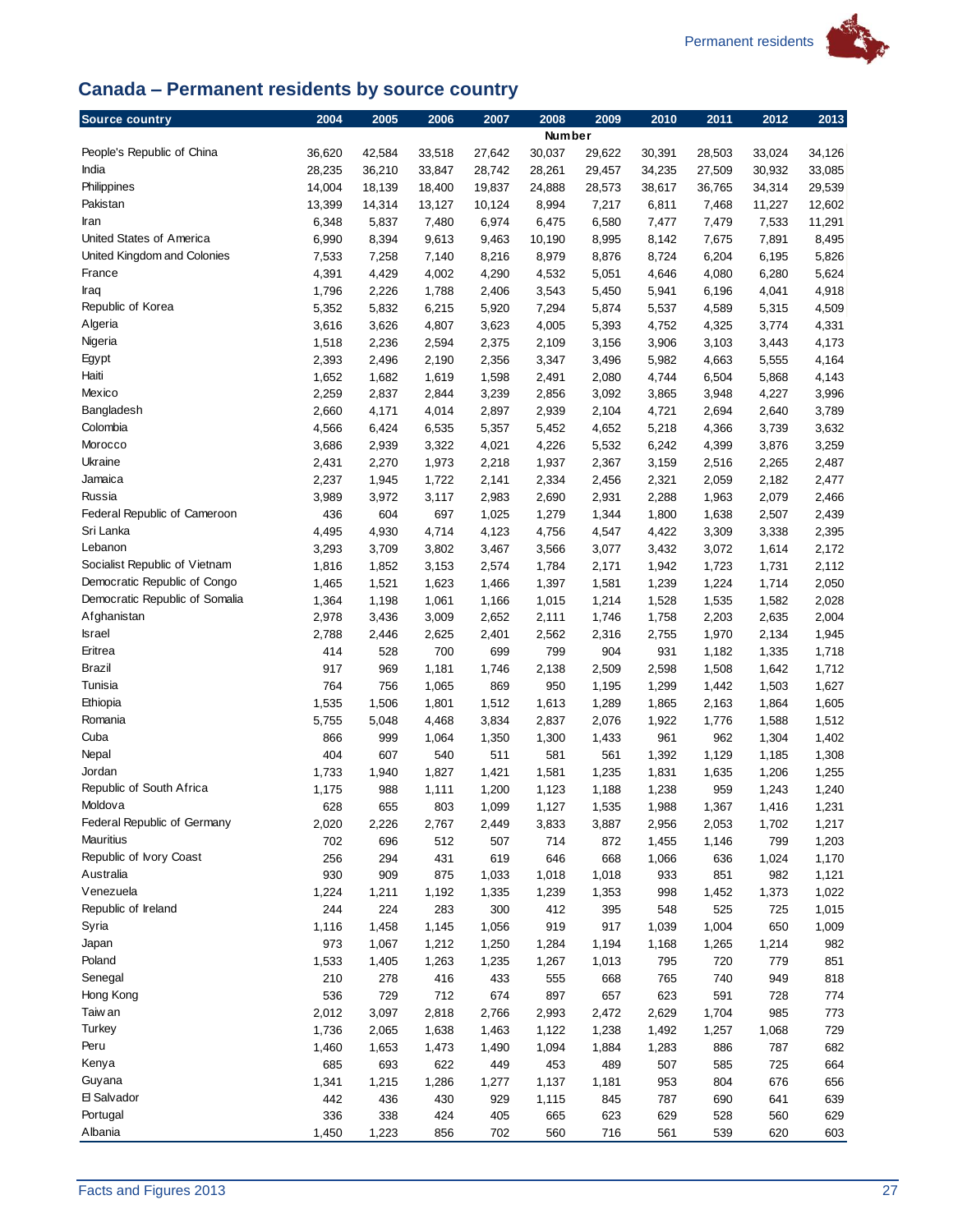# Canada – Permanent residents by source country

| Source country | 2004 | 2005 | 2006 | 2007 | 2008 | 2009 | 2010 | 2011 | 2012 | 2013 |
|---|---|---|---|---|---|---|---|---|---|---|
| | | | | | Number | | | | | |
| People's Republic of China | 36,620 | 42,584 | 33,518 | 27,642 | 30,037 | 29,622 | 30,391 | 28,503 | 33,024 | 34,126 |
| India | 28,235 | 36,210 | 33,847 | 28,742 | 28,261 | 29,457 | 34,235 | 27,509 | 30,932 | 33,085 |
| Philippines | 14,004 | 18,139 | 18,400 | 19,837 | 24,888 | 28,573 | 38,617 | 36,765 | 34,314 | 29,539 |
| Pakistan | 13,399 | 14,314 | 13,127 | 10,124 | 8,994 | 7,217 | 6,811 | 7,468 | 11,227 | 12,602 |
| Iran | 6,348 | 5,837 | 7,480 | 6,974 | 6,475 | 6,580 | 7,477 | 7,479 | 7,533 | 11,291 |
| United States of America | 6,990 | 8,394 | 9,613 | 9,463 | 10,190 | 8,995 | 8,142 | 7,675 | 7,891 | 8,495 |
| United Kingdom and Colonies | 7,533 | 7,258 | 7,140 | 8,216 | 8,979 | 8,876 | 8,724 | 6,204 | 6,195 | 5,826 |
| France | 4,391 | 4,429 | 4,002 | 4,290 | 4,532 | 5,051 | 4,646 | 4,080 | 6,280 | 5,624 |
| Iraq | 1,796 | 2,226 | 1,788 | 2,406 | 3,543 | 5,450 | 5,941 | 6,196 | 4,041 | 4,918 |
| Republic of Korea | 5,352 | 5,832 | 6,215 | 5,920 | 7,294 | 5,874 | 5,537 | 4,589 | 5,315 | 4,509 |
| Algeria | 3,616 | 3,626 | 4,807 | 3,623 | 4,005 | 5,393 | 4,752 | 4,325 | 3,774 | 4,331 |
| Nigeria | 1,518 | 2,236 | 2,594 | 2,375 | 2,109 | 3,156 | 3,906 | 3,103 | 3,443 | 4,173 |
| Egypt | 2,393 | 2,496 | 2,190 | 2,356 | 3,347 | 3,496 | 5,982 | 4,663 | 5,555 | 4,164 |
| Haiti | 1,652 | 1,682 | 1,619 | 1,598 | 2,491 | 2,080 | 4,744 | 6,504 | 5,868 | 4,143 |
| Mexico | 2,259 | 2,837 | 2,844 | 3,239 | 2,856 | 3,092 | 3,865 | 3,948 | 4,227 | 3,996 |
| Bangladesh | 2,660 | 4,171 | 4,014 | 2,897 | 2,939 | 2,104 | 4,721 | 2,694 | 2,640 | 3,789 |
| Colombia | 4,566 | 6,424 | 6,535 | 5,357 | 5,452 | 4,652 | 5,218 | 4,366 | 3,739 | 3,632 |
| Morocco | 3,686 | 2,939 | 3,322 | 4,021 | 4,226 | 5,532 | 6,242 | 4,399 | 3,876 | 3,259 |
| Ukraine | 2,431 | 2,270 | 1,973 | 2,218 | 1,937 | 2,367 | 3,159 | 2,516 | 2,265 | 2,487 |
| Jamaica | 2,237 | 1,945 | 1,722 | 2,141 | 2,334 | 2,456 | 2,321 | 2,059 | 2,182 | 2,477 |
| Russia | 3,989 | 3,972 | 3,117 | 2,983 | 2,690 | 2,931 | 2,288 | 1,963 | 2,079 | 2,466 |
| Federal Republic of Cameroon | 436 | 604 | 697 | 1,025 | 1,279 | 1,344 | 1,800 | 1,638 | 2,507 | 2,439 |
| Sri Lanka | 4,495 | 4,930 | 4,714 | 4,123 | 4,756 | 4,547 | 4,422 | 3,309 | 3,338 | 2,395 |
| Lebanon | 3,293 | 3,709 | 3,802 | 3,467 | 3,566 | 3,077 | 3,432 | 3,072 | 1,614 | 2,172 |
| Socialist Republic of Vietnam | 1,816 | 1,852 | 3,153 | 2,574 | 1,784 | 2,171 | 1,942 | 1,723 | 1,731 | 2,112 |
| Democratic Republic of Congo | 1,465 | 1,521 | 1,623 | 1,466 | 1,397 | 1,581 | 1,239 | 1,224 | 1,714 | 2,050 |
| Democratic Republic of Somalia | 1,364 | 1,198 | 1,061 | 1,166 | 1,015 | 1,214 | 1,528 | 1,535 | 1,582 | 2,028 |
| Afghanistan | 2,978 | 3,436 | 3,009 | 2,652 | 2,111 | 1,746 | 1,758 | 2,203 | 2,635 | 2,004 |
| Israel | 2,788 | 2,446 | 2,625 | 2,401 | 2,562 | 2,316 | 2,755 | 1,970 | 2,134 | 1,945 |
| Eritrea | 414 | 528 | 700 | 699 | 799 | 904 | 931 | 1,182 | 1,335 | 1,718 |
| Brazil | 917 | 969 | 1,181 | 1,746 | 2,138 | 2,509 | 2,598 | 1,508 | 1,642 | 1,712 |
| Tunisia | 764 | 756 | 1,065 | 869 | 950 | 1,195 | 1,299 | 1,442 | 1,503 | 1,627 |
| Ethiopia | 1,535 | 1,506 | 1,801 | 1,512 | 1,613 | 1,289 | 1,865 | 2,163 | 1,864 | 1,605 |
| Romania | 5,755 | 5,048 | 4,468 | 3,834 | 2,837 | 2,076 | 1,922 | 1,776 | 1,588 | 1,512 |
| Cuba | 866 | 999 | 1,064 | 1,350 | 1,300 | 1,433 | 961 | 962 | 1,304 | 1,402 |
| Nepal | 404 | 607 | 540 | 511 | 581 | 561 | 1,392 | 1,129 | 1,185 | 1,308 |
| Jordan | 1,733 | 1,940 | 1,827 | 1,421 | 1,581 | 1,235 | 1,831 | 1,635 | 1,206 | 1,255 |
| Republic of South Africa | 1,175 | 988 | 1,111 | 1,200 | 1,123 | 1,188 | 1,238 | 959 | 1,243 | 1,240 |
| Moldova | 628 | 655 | 803 | 1,099 | 1,127 | 1,535 | 1,988 | 1,367 | 1,416 | 1,231 |
| Federal Republic of Germany | 2,020 | 2,226 | 2,767 | 2,449 | 3,833 | 3,887 | 2,956 | 2,053 | 1,702 | 1,217 |
| Mauritius | 702 | 696 | 512 | 507 | 714 | 872 | 1,455 | 1,146 | 799 | 1,203 |
| Republic of Ivory Coast | 256 | 294 | 431 | 619 | 646 | 668 | 1,066 | 636 | 1,024 | 1,170 |
| Australia | 930 | 909 | 875 | 1,033 | 1,018 | 1,018 | 933 | 851 | 982 | 1,121 |
| Venezuela | 1,224 | 1,211 | 1,192 | 1,335 | 1,239 | 1,353 | 998 | 1,452 | 1,373 | 1,022 |
| Republic of Ireland | 244 | 224 | 283 | 300 | 412 | 395 | 548 | 525 | 725 | 1,015 |
| Syria | 1,116 | 1,458 | 1,145 | 1,056 | 919 | 917 | 1,039 | 1,004 | 650 | 1,009 |
| Japan | 973 | 1,067 | 1,212 | 1,250 | 1,284 | 1,194 | 1,168 | 1,265 | 1,214 | 982 |
| Poland | 1,533 | 1,405 | 1,263 | 1,235 | 1,267 | 1,013 | 795 | 720 | 779 | 851 |
| Senegal | 210 | 278 | 416 | 433 | 555 | 668 | 765 | 740 | 949 | 818 |
| Hong Kong | 536 | 729 | 712 | 674 | 897 | 657 | 623 | 591 | 728 | 774 |
| Taiwan | 2,012 | 3,097 | 2,818 | 2,766 | 2,993 | 2,472 | 2,629 | 1,704 | 985 | 773 |
| Turkey | 1,736 | 2,065 | 1,638 | 1,463 | 1,122 | 1,238 | 1,492 | 1,257 | 1,068 | 729 |
| Peru | 1,460 | 1,653 | 1,473 | 1,490 | 1,094 | 1,884 | 1,283 | 886 | 787 | 682 |
| Kenya | 685 | 693 | 622 | 449 | 453 | 489 | 507 | 585 | 725 | 664 |
| Guyana | 1,341 | 1,215 | 1,286 | 1,277 | 1,137 | 1,181 | 953 | 804 | 676 | 656 |
| El Salvador | 442 | 436 | 430 | 929 | 1,115 | 845 | 787 | 690 | 641 | 639 |
| Portugal | 336 | 338 | 424 | 405 | 665 | 623 | 629 | 528 | 560 | 629 |
| Albania | 1,450 | 1,223 | 856 | 702 | 560 | 716 | 561 | 539 | 620 | 603 |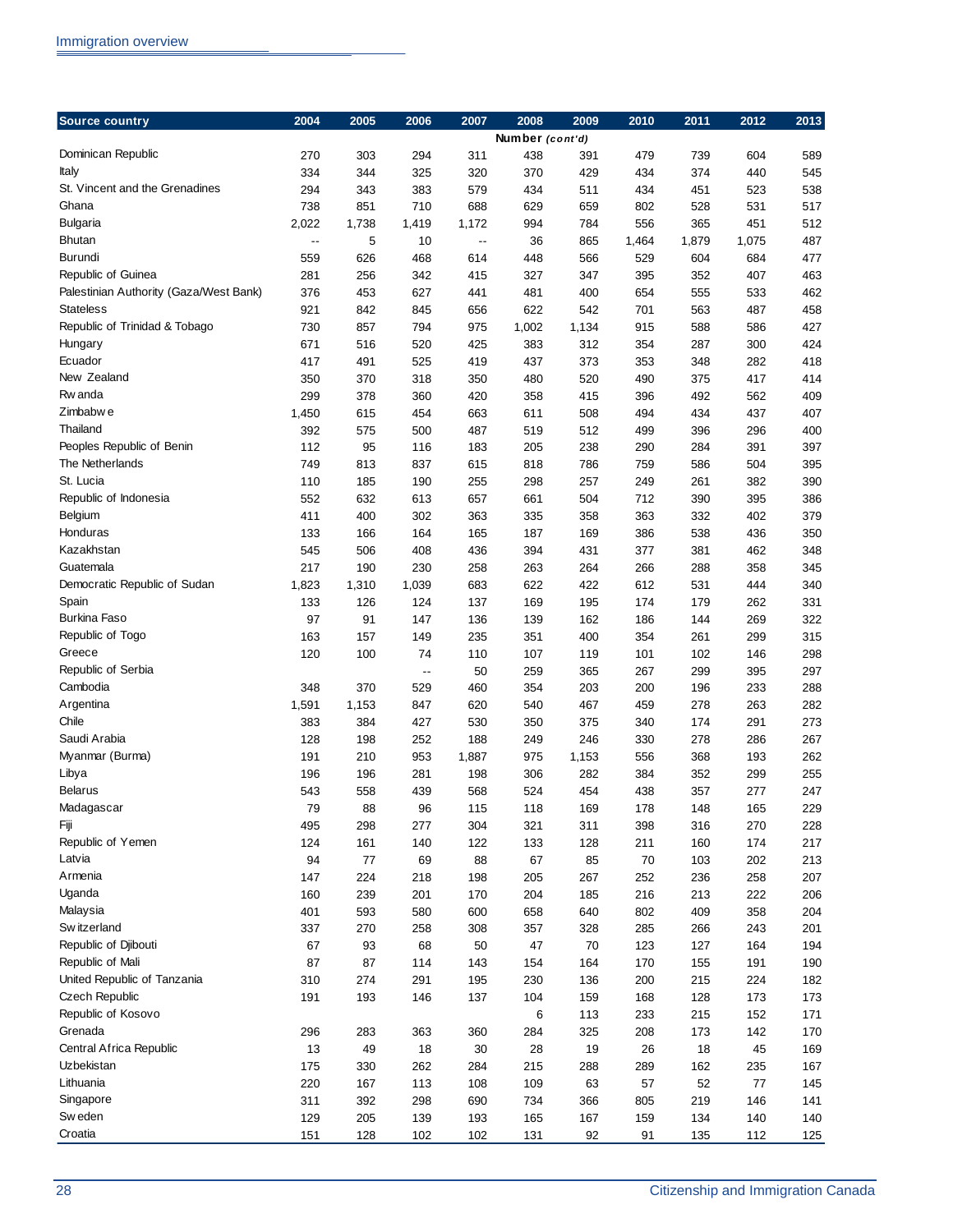| Source country | 2004 | 2005 | 2006 | 2007 | 2008 | 2009 | 2010 | 2011 | 2012 | 2013 |
|---|---|---|---|---|---|---|---|---|---|---|
| | | | | | Number *(cont'd)* | | | | | |
| Dominican Republic | 270 | 303 | 294 | 311 | 438 | 391 | 479 | 739 | 604 | 589 |
| Italy | 334 | 344 | 325 | 320 | 370 | 429 | 434 | 374 | 440 | 545 |
| St. Vincent and the Grenadines | 294 | 343 | 383 | 579 | 434 | 511 | 434 | 451 | 523 | 538 |
| Ghana | 738 | 851 | 710 | 688 | 629 | 659 | 802 | 528 | 531 | 517 |
| Bulgaria | 2,022 | 1,738 | 1,419 | 1,172 | 994 | 784 | 556 | 365 | 451 | 512 |
| Bhutan | -- | 5 | 10 | -- | 36 | 865 | 1,464 | 1,879 | 1,075 | 487 |
| Burundi | 559 | 626 | 468 | 614 | 448 | 566 | 529 | 604 | 684 | 477 |
| Republic of Guinea | 281 | 256 | 342 | 415 | 327 | 347 | 395 | 352 | 407 | 463 |
| Palestinian Authority (Gaza/West Bank) | 376 | 453 | 627 | 441 | 481 | 400 | 654 | 555 | 533 | 462 |
| Stateless | 921 | 842 | 845 | 656 | 622 | 542 | 701 | 563 | 487 | 458 |
| Republic of Trinidad & Tobago | 730 | 857 | 794 | 975 | 1,002 | 1,134 | 915 | 588 | 586 | 427 |
| Hungary | 671 | 516 | 520 | 425 | 383 | 312 | 354 | 287 | 300 | 424 |
| Ecuador | 417 | 491 | 525 | 419 | 437 | 373 | 353 | 348 | 282 | 418 |
| New Zealand | 350 | 370 | 318 | 350 | 480 | 520 | 490 | 375 | 417 | 414 |
| Rwanda | 299 | 378 | 360 | 420 | 358 | 415 | 396 | 492 | 562 | 409 |
| Zimbabwe | 1,450 | 615 | 454 | 663 | 611 | 508 | 494 | 434 | 437 | 407 |
| Thailand | 392 | 575 | 500 | 487 | 519 | 512 | 499 | 396 | 296 | 400 |
| Peoples Republic of Benin | 112 | 95 | 116 | 183 | 205 | 238 | 290 | 284 | 391 | 397 |
| The Netherlands | 749 | 813 | 837 | 615 | 818 | 786 | 759 | 586 | 504 | 395 |
| St. Lucia | 110 | 185 | 190 | 255 | 298 | 257 | 249 | 261 | 382 | 390 |
| Republic of Indonesia | 552 | 632 | 613 | 657 | 661 | 504 | 712 | 390 | 395 | 386 |
| Belgium | 411 | 400 | 302 | 363 | 335 | 358 | 363 | 332 | 402 | 379 |
| Honduras | 133 | 166 | 164 | 165 | 187 | 169 | 386 | 538 | 436 | 350 |
| Kazakhstan | 545 | 506 | 408 | 436 | 394 | 431 | 377 | 381 | 462 | 348 |
| Guatemala | 217 | 190 | 230 | 258 | 263 | 264 | 266 | 288 | 358 | 345 |
| Democratic Republic of Sudan | 1,823 | 1,310 | 1,039 | 683 | 622 | 422 | 612 | 531 | 444 | 340 |
| Spain | 133 | 126 | 124 | 137 | 169 | 195 | 174 | 179 | 262 | 331 |
| Burkina Faso | 97 | 91 | 147 | 136 | 139 | 162 | 186 | 144 | 269 | 322 |
| Republic of Togo | 163 | 157 | 149 | 235 | 351 | 400 | 354 | 261 | 299 | 315 |
| Greece | 120 | 100 | 74 | 110 | 107 | 119 | 101 | 102 | 146 | 298 |
| Republic of Serbia | | | -- | 50 | 259 | 365 | 267 | 299 | 395 | 297 |
| Cambodia | 348 | 370 | 529 | 460 | 354 | 203 | 200 | 196 | 233 | 288 |
| Argentina | 1,591 | 1,153 | 847 | 620 | 540 | 467 | 459 | 278 | 263 | 282 |
| Chile | 383 | 384 | 427 | 530 | 350 | 375 | 340 | 174 | 291 | 273 |
| Saudi Arabia | 128 | 198 | 252 | 188 | 249 | 246 | 330 | 278 | 286 | 267 |
| Myanmar (Burma) | 191 | 210 | 953 | 1,887 | 975 | 1,153 | 556 | 368 | 193 | 262 |
| Libya | 196 | 196 | 281 | 198 | 306 | 282 | 384 | 352 | 299 | 255 |
| Belarus | 543 | 558 | 439 | 568 | 524 | 454 | 438 | 357 | 277 | 247 |
| Madagascar | 79 | 88 | 96 | 115 | 118 | 169 | 178 | 148 | 165 | 229 |
| Fiji | 495 | 298 | 277 | 304 | 321 | 311 | 398 | 316 | 270 | 228 |
| Republic of Yemen | 124 | 161 | 140 | 122 | 133 | 128 | 211 | 160 | 174 | 217 |
| Latvia | 94 | 77 | 69 | 88 | 67 | 85 | 70 | 103 | 202 | 213 |
| Armenia | 147 | 224 | 218 | 198 | 205 | 267 | 252 | 236 | 258 | 207 |
| Uganda | 160 | 239 | 201 | 170 | 204 | 185 | 216 | 213 | 222 | 206 |
| Malaysia | 401 | 593 | 580 | 600 | 658 | 640 | 802 | 409 | 358 | 204 |
| Switzerland | 337 | 270 | 258 | 308 | 357 | 328 | 285 | 266 | 243 | 201 |
| Republic of Djibouti | 67 | 93 | 68 | 50 | 47 | 70 | 123 | 127 | 164 | 194 |
| Republic of Mali | 87 | 87 | 114 | 143 | 154 | 164 | 170 | 155 | 191 | 190 |
| United Republic of Tanzania | 310 | 274 | 291 | 195 | 230 | 136 | 200 | 215 | 224 | 182 |
| Czech Republic | 191 | 193 | 146 | 137 | 104 | 159 | 168 | 128 | 173 | 173 |
| Republic of Kosovo | | | | | 6 | 113 | 233 | 215 | 152 | 171 |
| Grenada | 296 | 283 | 363 | 360 | 284 | 325 | 208 | 173 | 142 | 170 |
| Central Africa Republic | 13 | 49 | 18 | 30 | 28 | 19 | 26 | 18 | 45 | 169 |
| Uzbekistan | 175 | 330 | 262 | 284 | 215 | 288 | 289 | 162 | 235 | 167 |
| Lithuania | 220 | 167 | 113 | 108 | 109 | 63 | 57 | 52 | 77 | 145 |
| Singapore | 311 | 392 | 298 | 690 | 734 | 366 | 805 | 219 | 146 | 141 |
| Sweden | 129 | 205 | 139 | 193 | 165 | 167 | 159 | 134 | 140 | 140 |
| Croatia | 151 | 128 | 102 | 102 | 131 | 92 | 91 | 135 | 112 | 125 |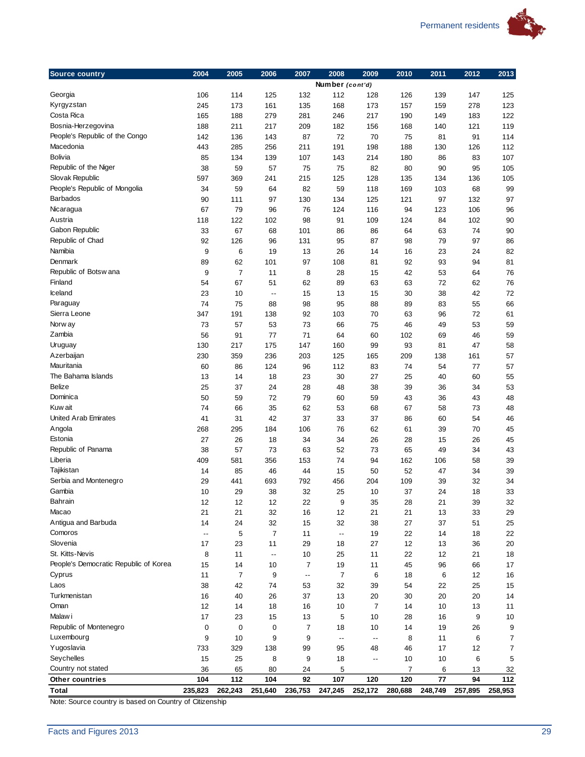| Source country | 2004 | 2005 | 2006 | 2007 | 2008 | 2009 | 2010 | 2011 | 2012 | 2013 |
|---|---|---|---|---|---|---|---|---|---|---|
| | | | | | Number *(cont'd)* | | | | | |
| Georgia | 106 | 114 | 125 | 132 | 112 | 128 | 126 | 139 | 147 | 125 |
| Kyrgyzstan | 245 | 173 | 161 | 135 | 168 | 173 | 157 | 159 | 278 | 123 |
| Costa Rica | 165 | 188 | 279 | 281 | 246 | 217 | 190 | 149 | 183 | 122 |
| Bosnia-Herzegovina | 188 | 211 | 217 | 209 | 182 | 156 | 168 | 140 | 121 | 119 |
| People's Republic of the Congo | 142 | 136 | 143 | 87 | 72 | 70 | 75 | 81 | 91 | 114 |
| Macedonia | 443 | 285 | 256 | 211 | 191 | 198 | 188 | 130 | 126 | 112 |
| Bolivia | 85 | 134 | 139 | 107 | 143 | 214 | 180 | 86 | 83 | 107 |
| Republic of the Niger | 38 | 59 | 57 | 75 | 75 | 82 | 80 | 90 | 95 | 105 |
| Slovak Republic | 597 | 369 | 241 | 215 | 125 | 128 | 135 | 134 | 136 | 105 |
| People's Republic of Mongolia | 34 | 59 | 64 | 82 | 59 | 118 | 169 | 103 | 68 | 99 |
| Barbados | 90 | 111 | 97 | 130 | 134 | 125 | 121 | 97 | 132 | 97 |
| Nicaragua | 67 | 79 | 96 | 76 | 124 | 116 | 94 | 123 | 106 | 96 |
| Austria | 118 | 122 | 102 | 98 | 91 | 109 | 124 | 84 | 102 | 90 |
| Gabon Republic | 33 | 67 | 68 | 101 | 86 | 86 | 64 | 63 | 74 | 90 |
| Republic of Chad | 92 | 126 | 96 | 131 | 95 | 87 | 98 | 79 | 97 | 86 |
| Namibia | 9 | 6 | 19 | 13 | 26 | 14 | 16 | 23 | 24 | 82 |
| Denmark | 89 | 62 | 101 | 97 | 108 | 81 | 92 | 93 | 94 | 81 |
| Republic of Botswana | 9 | 7 | 11 | 8 | 28 | 15 | 42 | 53 | 64 | 76 |
| Finland | 54 | 67 | 51 | 62 | 89 | 63 | 63 | 72 | 62 | 76 |
| Iceland | 23 | 10 | -- | 15 | 13 | 15 | 30 | 38 | 42 | 72 |
| Paraguay | 74 | 75 | 88 | 98 | 95 | 88 | 89 | 83 | 55 | 66 |
| Sierra Leone | 347 | 191 | 138 | 92 | 103 | 70 | 63 | 96 | 72 | 61 |
| Norway | 73 | 57 | 53 | 73 | 66 | 75 | 46 | 49 | 53 | 59 |
| Zambia | 56 | 91 | 77 | 71 | 64 | 60 | 102 | 69 | 46 | 59 |
| Uruguay | 130 | 217 | 175 | 147 | 160 | 99 | 93 | 81 | 47 | 58 |
| Azerbaijan | 230 | 359 | 236 | 203 | 125 | 165 | 209 | 138 | 161 | 57 |
| Mauritania | 60 | 86 | 124 | 96 | 112 | 83 | 74 | 54 | 77 | 57 |
| The Bahama Islands | 13 | 14 | 18 | 23 | 30 | 27 | 25 | 40 | 60 | 55 |
| Belize | 25 | 37 | 24 | 28 | 48 | 38 | 39 | 36 | 34 | 53 |
| Dominica | 50 | 59 | 72 | 79 | 60 | 59 | 43 | 36 | 43 | 48 |
| Kuwait | 74 | 66 | 35 | 62 | 53 | 68 | 67 | 58 | 73 | 48 |
| United Arab Emirates | 41 | 31 | 42 | 37 | 33 | 37 | 86 | 60 | 54 | 46 |
| Angola | 268 | 295 | 184 | 106 | 76 | 62 | 61 | 39 | 70 | 45 |
| Estonia | 27 | 26 | 18 | 34 | 34 | 26 | 28 | 15 | 26 | 45 |
| Republic of Panama | 38 | 57 | 73 | 63 | 52 | 73 | 65 | 49 | 34 | 43 |
| Liberia | 409 | 581 | 356 | 153 | 74 | 94 | 162 | 106 | 58 | 39 |
| Tajikistan | 14 | 85 | 46 | 44 | 15 | 50 | 52 | 47 | 34 | 39 |
| Serbia and Montenegro | 29 | 441 | 693 | 792 | 456 | 204 | 109 | 39 | 32 | 34 |
| Gambia | 10 | 29 | 38 | 32 | 25 | 10 | 37 | 24 | 18 | 33 |
| Bahrain | 12 | 12 | 12 | 22 | 9 | 35 | 28 | 21 | 39 | 32 |
| Macao | 21 | 21 | 32 | 16 | 12 | 21 | 21 | 13 | 33 | 29 |
| Antigua and Barbuda | 14 | 24 | 32 | 15 | 32 | 38 | 27 | 37 | 51 | 25 |
| Comoros | -- | 5 | 7 | 11 | -- | 19 | 22 | 14 | 18 | 22 |
| Slovenia | 17 | 23 | 11 | 29 | 18 | 27 | 12 | 13 | 36 | 20 |
| St. Kitts-Nevis | 8 | 11 | -- | 10 | 25 | 11 | 22 | 12 | 21 | 18 |
| People's Democratic Republic of Korea | 15 | 14 | 10 | 7 | 19 | 11 | 45 | 96 | 66 | 17 |
| Cyprus | 11 | 7 | 9 | -- | 7 | 6 | 18 | 6 | 12 | 16 |
| Laos | 38 | 42 | 74 | 53 | 32 | 39 | 54 | 22 | 25 | 15 |
| Turkmenistan | 16 | 40 | 26 | 37 | 13 | 20 | 30 | 20 | 20 | 14 |
| Oman | 12 | 14 | 18 | 16 | 10 | 7 | 14 | 10 | 13 | 11 |
| Malawi | 17 | 23 | 15 | 13 | 5 | 10 | 28 | 16 | 9 | 10 |
| Republic of Montenegro | 0 | 0 | 0 | 7 | 18 | 10 | 14 | 19 | 26 | 9 |
| Luxembourg | 9 | 10 | 9 | 9 | -- | -- | 8 | 11 | 6 | 7 |
| Yugoslavia | 733 | 329 | 138 | 99 | 95 | 48 | 46 | 17 | 12 | 7 |
| Seychelles | 15 | 25 | 8 | 9 | 18 | -- | 10 | 10 | 6 | 5 |
| Country not stated | 36 | 65 | 80 | 24 | 5 | | 7 | 6 | 13 | 32 |
| **Other countries** | **104** | **112** | **104** | **92** | **107** | **120** | **120** | **77** | **94** | **112** |
| **Total** | **235,823** | **262,243** | **251,640** | **236,753** | **247,245** | **252,172** | **280,688** | **248,749** | **257,895** | **258,953** |

Note: Source country is based on Country of Citizenship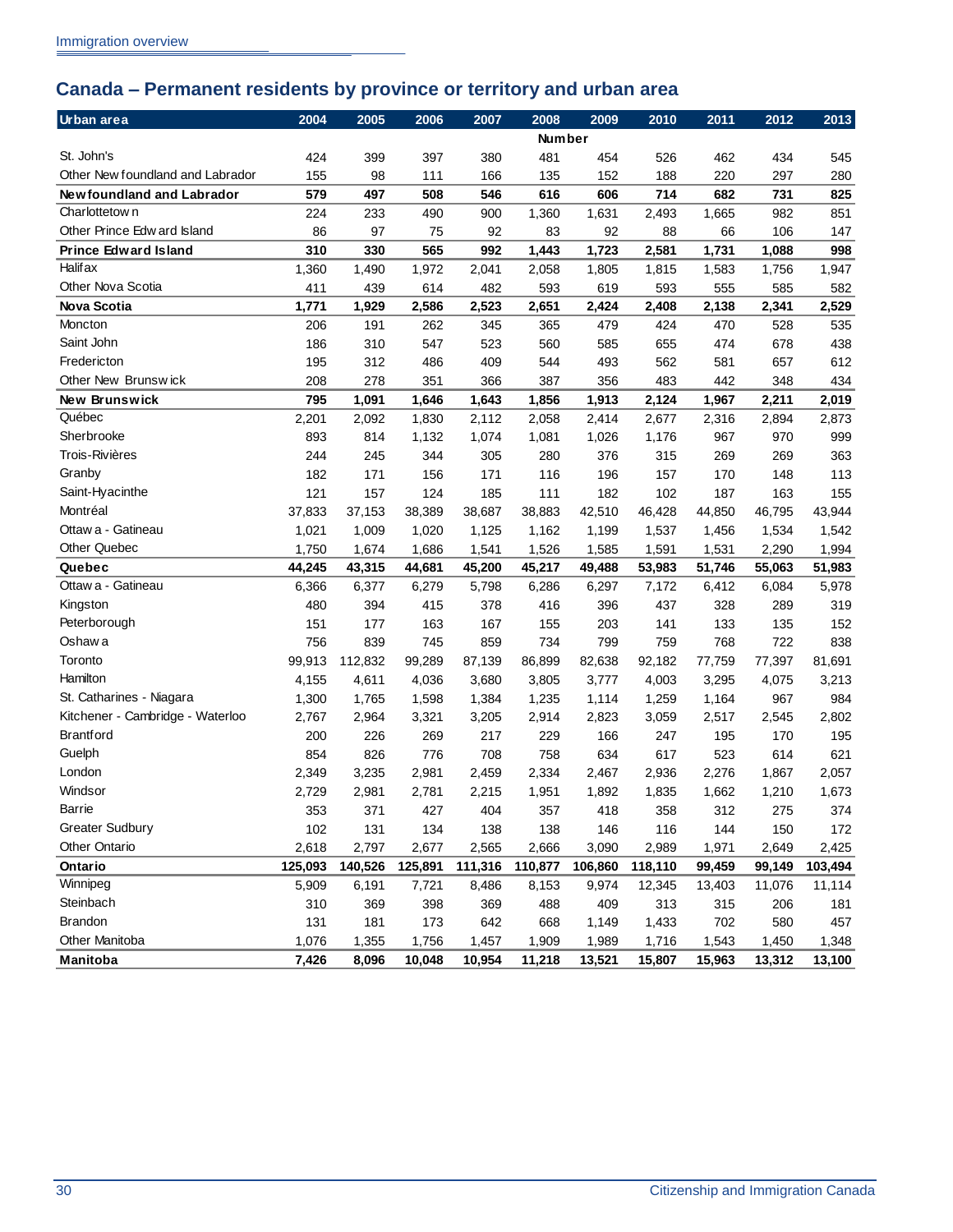## Canada – Permanent residents by province or territory and urban area

| Urban area | 2004 | 2005 | 2006 | 2007 | 2008 | 2009 | 2010 | 2011 | 2012 | 2013 |
|---|---|---|---|---|---|---|---|---|---|---|
| | | | | | Number | | | | | |
| St. John's | 424 | 399 | 397 | 380 | 481 | 454 | 526 | 462 | 434 | 545 |
| Other Newfoundland and Labrador | 155 | 98 | 111 | 166 | 135 | 152 | 188 | 220 | 297 | 280 |
| **Newfoundland and Labrador** | **579** | **497** | **508** | **546** | **616** | **606** | **714** | **682** | **731** | **825** |
| Charlottetown | 224 | 233 | 490 | 900 | 1,360 | 1,631 | 2,493 | 1,665 | 982 | 851 |
| Other Prince Edward Island | 86 | 97 | 75 | 92 | 83 | 92 | 88 | 66 | 106 | 147 |
| **Prince Edward Island** | **310** | **330** | **565** | **992** | **1,443** | **1,723** | **2,581** | **1,731** | **1,088** | **998** |
| Halifax | 1,360 | 1,490 | 1,972 | 2,041 | 2,058 | 1,805 | 1,815 | 1,583 | 1,756 | 1,947 |
| Other Nova Scotia | 411 | 439 | 614 | 482 | 593 | 619 | 593 | 555 | 585 | 582 |
| **Nova Scotia** | **1,771** | **1,929** | **2,586** | **2,523** | **2,651** | **2,424** | **2,408** | **2,138** | **2,341** | **2,529** |
| Moncton | 206 | 191 | 262 | 345 | 365 | 479 | 424 | 470 | 528 | 535 |
| Saint John | 186 | 310 | 547 | 523 | 560 | 585 | 655 | 474 | 678 | 438 |
| Fredericton | 195 | 312 | 486 | 409 | 544 | 493 | 562 | 581 | 657 | 612 |
| Other New Brunswick | 208 | 278 | 351 | 366 | 387 | 356 | 483 | 442 | 348 | 434 |
| **New Brunswick** | **795** | **1,091** | **1,646** | **1,643** | **1,856** | **1,913** | **2,124** | **1,967** | **2,211** | **2,019** |
| Québec | 2,201 | 2,092 | 1,830 | 2,112 | 2,058 | 2,414 | 2,677 | 2,316 | 2,894 | 2,873 |
| Sherbrooke | 893 | 814 | 1,132 | 1,074 | 1,081 | 1,026 | 1,176 | 967 | 970 | 999 |
| Trois-Rivières | 244 | 245 | 344 | 305 | 280 | 376 | 315 | 269 | 269 | 363 |
| Granby | 182 | 171 | 156 | 171 | 116 | 196 | 157 | 170 | 148 | 113 |
| Saint-Hyacinthe | 121 | 157 | 124 | 185 | 111 | 182 | 102 | 187 | 163 | 155 |
| Montréal | 37,833 | 37,153 | 38,389 | 38,687 | 38,883 | 42,510 | 46,428 | 44,850 | 46,795 | 43,944 |
| Ottawa - Gatineau | 1,021 | 1,009 | 1,020 | 1,125 | 1,162 | 1,199 | 1,537 | 1,456 | 1,534 | 1,542 |
| Other Quebec | 1,750 | 1,674 | 1,686 | 1,541 | 1,526 | 1,585 | 1,591 | 1,531 | 2,290 | 1,994 |
| **Quebec** | **44,245** | **43,315** | **44,681** | **45,200** | **45,217** | **49,488** | **53,983** | **51,746** | **55,063** | **51,983** |
| Ottawa - Gatineau | 6,366 | 6,377 | 6,279 | 5,798 | 6,286 | 6,297 | 7,172 | 6,412 | 6,084 | 5,978 |
| Kingston | 480 | 394 | 415 | 378 | 416 | 396 | 437 | 328 | 289 | 319 |
| Peterborough | 151 | 177 | 163 | 167 | 155 | 203 | 141 | 133 | 135 | 152 |
| Oshawa | 756 | 839 | 745 | 859 | 734 | 799 | 759 | 768 | 722 | 838 |
| Toronto | 99,913 | 112,832 | 99,289 | 87,139 | 86,899 | 82,638 | 92,182 | 77,759 | 77,397 | 81,691 |
| Hamilton | 4,155 | 4,611 | 4,036 | 3,680 | 3,805 | 3,777 | 4,003 | 3,295 | 4,075 | 3,213 |
| St. Catharines - Niagara | 1,300 | 1,765 | 1,598 | 1,384 | 1,235 | 1,114 | 1,259 | 1,164 | 967 | 984 |
| Kitchener - Cambridge - Waterloo | 2,767 | 2,964 | 3,321 | 3,205 | 2,914 | 2,823 | 3,059 | 2,517 | 2,545 | 2,802 |
| Brantford | 200 | 226 | 269 | 217 | 229 | 166 | 247 | 195 | 170 | 195 |
| Guelph | 854 | 826 | 776 | 708 | 758 | 634 | 617 | 523 | 614 | 621 |
| London | 2,349 | 3,235 | 2,981 | 2,459 | 2,334 | 2,467 | 2,936 | 2,276 | 1,867 | 2,057 |
| Windsor | 2,729 | 2,981 | 2,781 | 2,215 | 1,951 | 1,892 | 1,835 | 1,662 | 1,210 | 1,673 |
| Barrie | 353 | 371 | 427 | 404 | 357 | 418 | 358 | 312 | 275 | 374 |
| Greater Sudbury | 102 | 131 | 134 | 138 | 138 | 146 | 116 | 144 | 150 | 172 |
| Other Ontario | 2,618 | 2,797 | 2,677 | 2,565 | 2,666 | 3,090 | 2,989 | 1,971 | 2,649 | 2,425 |
| **Ontario** | **125,093** | **140,526** | **125,891** | **111,316** | **110,877** | **106,860** | **118,110** | **99,459** | **99,149** | **103,494** |
| Winnipeg | 5,909 | 6,191 | 7,721 | 8,486 | 8,153 | 9,974 | 12,345 | 13,403 | 11,076 | 11,114 |
| Steinbach | 310 | 369 | 398 | 369 | 488 | 409 | 313 | 315 | 206 | 181 |
| Brandon | 131 | 181 | 173 | 642 | 668 | 1,149 | 1,433 | 702 | 580 | 457 |
| Other Manitoba | 1,076 | 1,355 | 1,756 | 1,457 | 1,909 | 1,989 | 1,716 | 1,543 | 1,450 | 1,348 |
| **Manitoba** | **7,426** | **8,096** | **10,048** | **10,954** | **11,218** | **13,521** | **15,807** | **15,963** | **13,312** | **13,100** |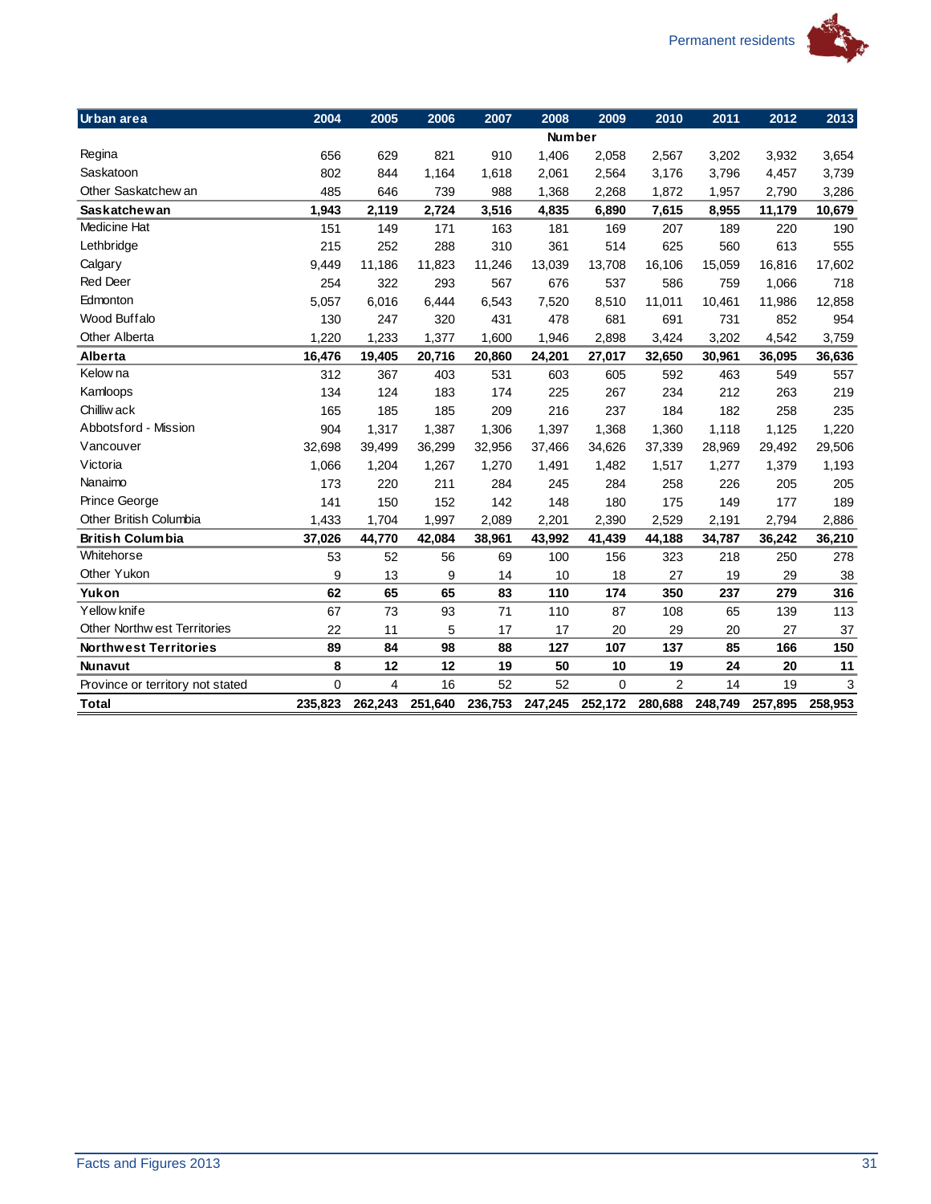| Urban area | 2004 | 2005 | 2006 | 2007 | 2008 | 2009 | 2010 | 2011 | 2012 | 2013 |
|---|---|---|---|---|---|---|---|---|---|---|
| | | | | | Number | | | | | |
| Regina | 656 | 629 | 821 | 910 | 1,406 | 2,058 | 2,567 | 3,202 | 3,932 | 3,654 |
| Saskatoon | 802 | 844 | 1,164 | 1,618 | 2,061 | 2,564 | 3,176 | 3,796 | 4,457 | 3,739 |
| Other Saskatchewan | 485 | 646 | 739 | 988 | 1,368 | 2,268 | 1,872 | 1,957 | 2,790 | 3,286 |
| **Saskatchewan** | **1,943** | **2,119** | **2,724** | **3,516** | **4,835** | **6,890** | **7,615** | **8,955** | **11,179** | **10,679** |
| Medicine Hat | 151 | 149 | 171 | 163 | 181 | 169 | 207 | 189 | 220 | 190 |
| Lethbridge | 215 | 252 | 288 | 310 | 361 | 514 | 625 | 560 | 613 | 555 |
| Calgary | 9,449 | 11,186 | 11,823 | 11,246 | 13,039 | 13,708 | 16,106 | 15,059 | 16,816 | 17,602 |
| Red Deer | 254 | 322 | 293 | 567 | 676 | 537 | 586 | 759 | 1,066 | 718 |
| Edmonton | 5,057 | 6,016 | 6,444 | 6,543 | 7,520 | 8,510 | 11,011 | 10,461 | 11,986 | 12,858 |
| Wood Buffalo | 130 | 247 | 320 | 431 | 478 | 681 | 691 | 731 | 852 | 954 |
| Other Alberta | 1,220 | 1,233 | 1,377 | 1,600 | 1,946 | 2,898 | 3,424 | 3,202 | 4,542 | 3,759 |
| **Alberta** | **16,476** | **19,405** | **20,716** | **20,860** | **24,201** | **27,017** | **32,650** | **30,961** | **36,095** | **36,636** |
| Kelowna | 312 | 367 | 403 | 531 | 603 | 605 | 592 | 463 | 549 | 557 |
| Kamloops | 134 | 124 | 183 | 174 | 225 | 267 | 234 | 212 | 263 | 219 |
| Chilliwack | 165 | 185 | 185 | 209 | 216 | 237 | 184 | 182 | 258 | 235 |
| Abbotsford - Mission | 904 | 1,317 | 1,387 | 1,306 | 1,397 | 1,368 | 1,360 | 1,118 | 1,125 | 1,220 |
| Vancouver | 32,698 | 39,499 | 36,299 | 32,956 | 37,466 | 34,626 | 37,339 | 28,969 | 29,492 | 29,506 |
| Victoria | 1,066 | 1,204 | 1,267 | 1,270 | 1,491 | 1,482 | 1,517 | 1,277 | 1,379 | 1,193 |
| Nanaimo | 173 | 220 | 211 | 284 | 245 | 284 | 258 | 226 | 205 | 205 |
| Prince George | 141 | 150 | 152 | 142 | 148 | 180 | 175 | 149 | 177 | 189 |
| Other British Columbia | 1,433 | 1,704 | 1,997 | 2,089 | 2,201 | 2,390 | 2,529 | 2,191 | 2,794 | 2,886 |
| **British Columbia** | **37,026** | **44,770** | **42,084** | **38,961** | **43,992** | **41,439** | **44,188** | **34,787** | **36,242** | **36,210** |
| Whitehorse | 53 | 52 | 56 | 69 | 100 | 156 | 323 | 218 | 250 | 278 |
| Other Yukon | 9 | 13 | 9 | 14 | 10 | 18 | 27 | 19 | 29 | 38 |
| **Yukon** | **62** | **65** | **65** | **83** | **110** | **174** | **350** | **237** | **279** | **316** |
| Yellowknife | 67 | 73 | 93 | 71 | 110 | 87 | 108 | 65 | 139 | 113 |
| Other Northwest Territories | 22 | 11 | 5 | 17 | 17 | 20 | 29 | 20 | 27 | 37 |
| **Northwest Territories** | **89** | **84** | **98** | **88** | **127** | **107** | **137** | **85** | **166** | **150** |
| **Nunavut** | **8** | **12** | **12** | **19** | **50** | **10** | **19** | **24** | **20** | **11** |
| Province or territory not stated | 0 | 4 | 16 | 52 | 52 | 0 | 2 | 14 | 19 | 3 |
| **Total** | **235,823** | **262,243** | **251,640** | **236,753** | **247,245** | **252,172** | **280,688** | **248,749** | **257,895** | **258,953** |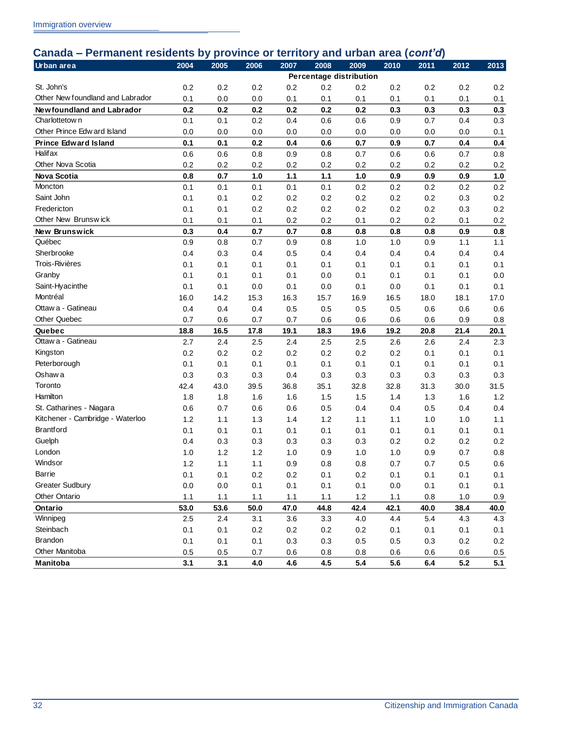## Canada – Permanent residents by province or territory and urban area (*cont'd*)

| Urban area | 2004 | 2005 | 2006 | 2007 | 2008 | 2009 | 2010 | 2011 | 2012 | 2013 |
|---|---|---|---|---|---|---|---|---|---|---|
| | Percentage distribution | | | | | | | | | |
| St. John's | 0.2 | 0.2 | 0.2 | 0.2 | 0.2 | 0.2 | 0.2 | 0.2 | 0.2 | 0.2 |
| Other Newfoundland and Labrador | 0.1 | 0.0 | 0.0 | 0.1 | 0.1 | 0.1 | 0.1 | 0.1 | 0.1 | 0.1 |
| **Newfoundland and Labrador** | **0.2** | **0.2** | **0.2** | **0.2** | **0.2** | **0.2** | **0.3** | **0.3** | **0.3** | **0.3** |
| Charlottetown | 0.1 | 0.1 | 0.2 | 0.4 | 0.6 | 0.6 | 0.9 | 0.7 | 0.4 | 0.3 |
| Other Prince Edward Island | 0.0 | 0.0 | 0.0 | 0.0 | 0.0 | 0.0 | 0.0 | 0.0 | 0.0 | 0.1 |
| **Prince Edward Island** | **0.1** | **0.1** | **0.2** | **0.4** | **0.6** | **0.7** | **0.9** | **0.7** | **0.4** | **0.4** |
| Halifax | 0.6 | 0.6 | 0.8 | 0.9 | 0.8 | 0.7 | 0.6 | 0.6 | 0.7 | 0.8 |
| Other Nova Scotia | 0.2 | 0.2 | 0.2 | 0.2 | 0.2 | 0.2 | 0.2 | 0.2 | 0.2 | 0.2 |
| **Nova Scotia** | **0.8** | **0.7** | **1.0** | **1.1** | **1.1** | **1.0** | **0.9** | **0.9** | **0.9** | **1.0** |
| Moncton | 0.1 | 0.1 | 0.1 | 0.1 | 0.1 | 0.2 | 0.2 | 0.2 | 0.2 | 0.2 |
| Saint John | 0.1 | 0.1 | 0.2 | 0.2 | 0.2 | 0.2 | 0.2 | 0.2 | 0.3 | 0.2 |
| Fredericton | 0.1 | 0.1 | 0.2 | 0.2 | 0.2 | 0.2 | 0.2 | 0.2 | 0.3 | 0.2 |
| Other New Brunswick | 0.1 | 0.1 | 0.1 | 0.2 | 0.2 | 0.1 | 0.2 | 0.2 | 0.1 | 0.2 |
| **New Brunswick** | **0.3** | **0.4** | **0.7** | **0.7** | **0.8** | **0.8** | **0.8** | **0.8** | **0.9** | **0.8** |
| Québec | 0.9 | 0.8 | 0.7 | 0.9 | 0.8 | 1.0 | 1.0 | 0.9 | 1.1 | 1.1 |
| Sherbrooke | 0.4 | 0.3 | 0.4 | 0.5 | 0.4 | 0.4 | 0.4 | 0.4 | 0.4 | 0.4 |
| Trois-Rivières | 0.1 | 0.1 | 0.1 | 0.1 | 0.1 | 0.1 | 0.1 | 0.1 | 0.1 | 0.1 |
| Granby | 0.1 | 0.1 | 0.1 | 0.1 | 0.0 | 0.1 | 0.1 | 0.1 | 0.1 | 0.0 |
| Saint-Hyacinthe | 0.1 | 0.1 | 0.0 | 0.1 | 0.0 | 0.1 | 0.0 | 0.1 | 0.1 | 0.1 |
| Montréal | 16.0 | 14.2 | 15.3 | 16.3 | 15.7 | 16.9 | 16.5 | 18.0 | 18.1 | 17.0 |
| Ottawa - Gatineau | 0.4 | 0.4 | 0.4 | 0.5 | 0.5 | 0.5 | 0.5 | 0.6 | 0.6 | 0.6 |
| Other Quebec | 0.7 | 0.6 | 0.7 | 0.7 | 0.6 | 0.6 | 0.6 | 0.6 | 0.9 | 0.8 |
| **Quebec** | **18.8** | **16.5** | **17.8** | **19.1** | **18.3** | **19.6** | **19.2** | **20.8** | **21.4** | **20.1** |
| Ottawa - Gatineau | 2.7 | 2.4 | 2.5 | 2.4 | 2.5 | 2.5 | 2.6 | 2.6 | 2.4 | 2.3 |
| Kingston | 0.2 | 0.2 | 0.2 | 0.2 | 0.2 | 0.2 | 0.2 | 0.1 | 0.1 | 0.1 |
| Peterborough | 0.1 | 0.1 | 0.1 | 0.1 | 0.1 | 0.1 | 0.1 | 0.1 | 0.1 | 0.1 |
| Oshawa | 0.3 | 0.3 | 0.3 | 0.4 | 0.3 | 0.3 | 0.3 | 0.3 | 0.3 | 0.3 |
| Toronto | 42.4 | 43.0 | 39.5 | 36.8 | 35.1 | 32.8 | 32.8 | 31.3 | 30.0 | 31.5 |
| Hamilton | 1.8 | 1.8 | 1.6 | 1.6 | 1.5 | 1.5 | 1.4 | 1.3 | 1.6 | 1.2 |
| St. Catharines - Niagara | 0.6 | 0.7 | 0.6 | 0.6 | 0.5 | 0.4 | 0.4 | 0.5 | 0.4 | 0.4 |
| Kitchener - Cambridge - Waterloo | 1.2 | 1.1 | 1.3 | 1.4 | 1.2 | 1.1 | 1.1 | 1.0 | 1.0 | 1.1 |
| Brantford | 0.1 | 0.1 | 0.1 | 0.1 | 0.1 | 0.1 | 0.1 | 0.1 | 0.1 | 0.1 |
| Guelph | 0.4 | 0.3 | 0.3 | 0.3 | 0.3 | 0.3 | 0.2 | 0.2 | 0.2 | 0.2 |
| London | 1.0 | 1.2 | 1.2 | 1.0 | 0.9 | 1.0 | 1.0 | 0.9 | 0.7 | 0.8 |
| Windsor | 1.2 | 1.1 | 1.1 | 0.9 | 0.8 | 0.8 | 0.7 | 0.7 | 0.5 | 0.6 |
| Barrie | 0.1 | 0.1 | 0.2 | 0.2 | 0.1 | 0.2 | 0.1 | 0.1 | 0.1 | 0.1 |
| Greater Sudbury | 0.0 | 0.0 | 0.1 | 0.1 | 0.1 | 0.1 | 0.0 | 0.1 | 0.1 | 0.1 |
| Other Ontario | 1.1 | 1.1 | 1.1 | 1.1 | 1.1 | 1.2 | 1.1 | 0.8 | 1.0 | 0.9 |
| **Ontario** | **53.0** | **53.6** | **50.0** | **47.0** | **44.8** | **42.4** | **42.1** | **40.0** | **38.4** | **40.0** |
| Winnipeg | 2.5 | 2.4 | 3.1 | 3.6 | 3.3 | 4.0 | 4.4 | 5.4 | 4.3 | 4.3 |
| Steinbach | 0.1 | 0.1 | 0.2 | 0.2 | 0.2 | 0.2 | 0.1 | 0.1 | 0.1 | 0.1 |
| Brandon | 0.1 | 0.1 | 0.1 | 0.3 | 0.3 | 0.5 | 0.5 | 0.3 | 0.2 | 0.2 |
| Other Manitoba | 0.5 | 0.5 | 0.7 | 0.6 | 0.8 | 0.8 | 0.6 | 0.6 | 0.6 | 0.5 |
| **Manitoba** | **3.1** | **3.1** | **4.0** | **4.6** | **4.5** | **5.4** | **5.6** | **6.4** | **5.2** | **5.1** |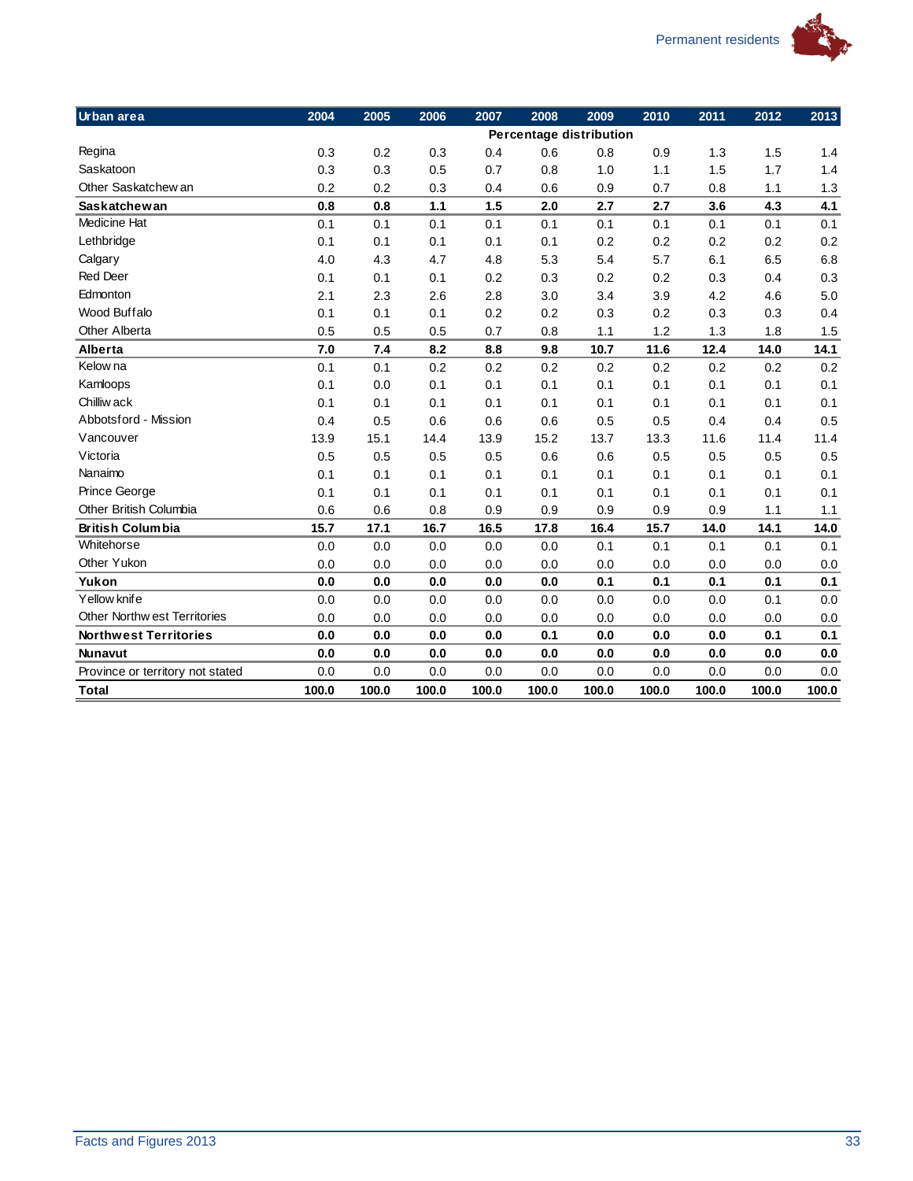| Urban area | 2004 | 2005 | 2006 | 2007 | 2008 | 2009 | 2010 | 2011 | 2012 | 2013 |
|---|---|---|---|---|---|---|---|---|---|---|
| | Percentage distribution | | | | | | | | | |
| Regina | 0.3 | 0.2 | 0.3 | 0.4 | 0.6 | 0.8 | 0.9 | 1.3 | 1.5 | 1.4 |
| Saskatoon | 0.3 | 0.3 | 0.5 | 0.7 | 0.8 | 1.0 | 1.1 | 1.5 | 1.7 | 1.4 |
| Other Saskatchewan | 0.2 | 0.2 | 0.3 | 0.4 | 0.6 | 0.9 | 0.7 | 0.8 | 1.1 | 1.3 |
| **Saskatchewan** | **0.8** | **0.8** | **1.1** | **1.5** | **2.0** | **2.7** | **2.7** | **3.6** | **4.3** | **4.1** |
| Medicine Hat | 0.1 | 0.1 | 0.1 | 0.1 | 0.1 | 0.1 | 0.1 | 0.1 | 0.1 | 0.1 |
| Lethbridge | 0.1 | 0.1 | 0.1 | 0.1 | 0.1 | 0.2 | 0.2 | 0.2 | 0.2 | 0.2 |
| Calgary | 4.0 | 4.3 | 4.7 | 4.8 | 5.3 | 5.4 | 5.7 | 6.1 | 6.5 | 6.8 |
| Red Deer | 0.1 | 0.1 | 0.1 | 0.2 | 0.3 | 0.2 | 0.2 | 0.3 | 0.4 | 0.3 |
| Edmonton | 2.1 | 2.3 | 2.6 | 2.8 | 3.0 | 3.4 | 3.9 | 4.2 | 4.6 | 5.0 |
| Wood Buffalo | 0.1 | 0.1 | 0.1 | 0.2 | 0.2 | 0.3 | 0.2 | 0.3 | 0.3 | 0.4 |
| Other Alberta | 0.5 | 0.5 | 0.5 | 0.7 | 0.8 | 1.1 | 1.2 | 1.3 | 1.8 | 1.5 |
| **Alberta** | **7.0** | **7.4** | **8.2** | **8.8** | **9.8** | **10.7** | **11.6** | **12.4** | **14.0** | **14.1** |
| Kelowna | 0.1 | 0.1 | 0.2 | 0.2 | 0.2 | 0.2 | 0.2 | 0.2 | 0.2 | 0.2 |
| Kamloops | 0.1 | 0.0 | 0.1 | 0.1 | 0.1 | 0.1 | 0.1 | 0.1 | 0.1 | 0.1 |
| Chilliwack | 0.1 | 0.1 | 0.1 | 0.1 | 0.1 | 0.1 | 0.1 | 0.1 | 0.1 | 0.1 |
| Abbotsford - Mission | 0.4 | 0.5 | 0.6 | 0.6 | 0.6 | 0.5 | 0.5 | 0.4 | 0.4 | 0.5 |
| Vancouver | 13.9 | 15.1 | 14.4 | 13.9 | 15.2 | 13.7 | 13.3 | 11.6 | 11.4 | 11.4 |
| Victoria | 0.5 | 0.5 | 0.5 | 0.5 | 0.6 | 0.6 | 0.5 | 0.5 | 0.5 | 0.5 |
| Nanaimo | 0.1 | 0.1 | 0.1 | 0.1 | 0.1 | 0.1 | 0.1 | 0.1 | 0.1 | 0.1 |
| Prince George | 0.1 | 0.1 | 0.1 | 0.1 | 0.1 | 0.1 | 0.1 | 0.1 | 0.1 | 0.1 |
| Other British Columbia | 0.6 | 0.6 | 0.8 | 0.9 | 0.9 | 0.9 | 0.9 | 0.9 | 1.1 | 1.1 |
| **British Columbia** | **15.7** | **17.1** | **16.7** | **16.5** | **17.8** | **16.4** | **15.7** | **14.0** | **14.1** | **14.0** |
| Whitehorse | 0.0 | 0.0 | 0.0 | 0.0 | 0.0 | 0.1 | 0.1 | 0.1 | 0.1 | 0.1 |
| Other Yukon | 0.0 | 0.0 | 0.0 | 0.0 | 0.0 | 0.0 | 0.0 | 0.0 | 0.0 | 0.0 |
| **Yukon** | **0.0** | **0.0** | **0.0** | **0.0** | **0.0** | **0.1** | **0.1** | **0.1** | **0.1** | **0.1** |
| Yellowknife | 0.0 | 0.0 | 0.0 | 0.0 | 0.0 | 0.0 | 0.0 | 0.0 | 0.1 | 0.0 |
| Other Northwest Territories | 0.0 | 0.0 | 0.0 | 0.0 | 0.0 | 0.0 | 0.0 | 0.0 | 0.0 | 0.0 |
| **Northwest Territories** | **0.0** | **0.0** | **0.0** | **0.0** | **0.1** | **0.0** | **0.0** | **0.0** | **0.1** | **0.1** |
| **Nunavut** | **0.0** | **0.0** | **0.0** | **0.0** | **0.0** | **0.0** | **0.0** | **0.0** | **0.0** | **0.0** |
| Province or territory not stated | 0.0 | 0.0 | 0.0 | 0.0 | 0.0 | 0.0 | 0.0 | 0.0 | 0.0 | 0.0 |
| **Total** | **100.0** | **100.0** | **100.0** | **100.0** | **100.0** | **100.0** | **100.0** | **100.0** | **100.0** | **100.0** |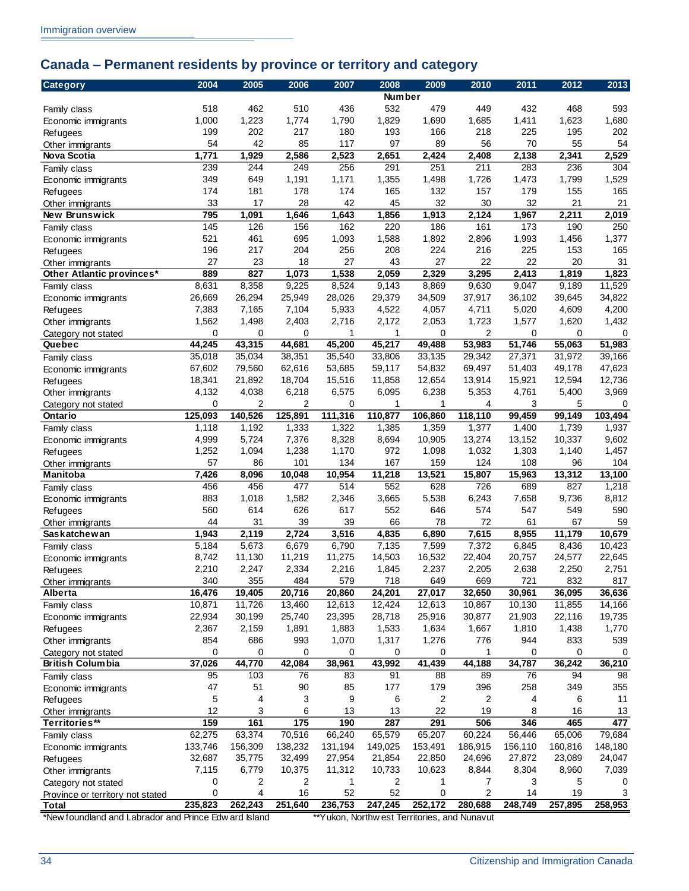## Canada – Permanent residents by province or territory and category

| Category | 2004 | 2005 | 2006 | 2007 | 2008 | 2009 | 2010 | 2011 | 2012 | 2013 |
|---|---|---|---|---|---|---|---|---|---|---|
| | | | | | Number | | | | | |
| Family class | 518 | 462 | 510 | 436 | 532 | 479 | 449 | 432 | 468 | 593 |
| Economic immigrants | 1,000 | 1,223 | 1,774 | 1,790 | 1,829 | 1,690 | 1,685 | 1,411 | 1,623 | 1,680 |
| Refugees | 199 | 202 | 217 | 180 | 193 | 166 | 218 | 225 | 195 | 202 |
| Other immigrants | 54 | 42 | 85 | 117 | 97 | 89 | 56 | 70 | 55 | 54 |
| **Nova Scotia** | **1,771** | **1,929** | **2,586** | **2,523** | **2,651** | **2,424** | **2,408** | **2,138** | **2,341** | **2,529** |
| Family class | 239 | 244 | 249 | 256 | 291 | 251 | 211 | 283 | 236 | 304 |
| Economic immigrants | 349 | 649 | 1,191 | 1,171 | 1,355 | 1,498 | 1,726 | 1,473 | 1,799 | 1,529 |
| Refugees | 174 | 181 | 178 | 174 | 165 | 132 | 157 | 179 | 155 | 165 |
| Other immigrants | 33 | 17 | 28 | 42 | 45 | 32 | 30 | 32 | 21 | 21 |
| **New Brunswick** | **795** | **1,091** | **1,646** | **1,643** | **1,856** | **1,913** | **2,124** | **1,967** | **2,211** | **2,019** |
| Family class | 145 | 126 | 156 | 162 | 220 | 186 | 161 | 173 | 190 | 250 |
| Economic immigrants | 521 | 461 | 695 | 1,093 | 1,588 | 1,892 | 2,896 | 1,993 | 1,456 | 1,377 |
| Refugees | 196 | 217 | 204 | 256 | 208 | 224 | 216 | 225 | 153 | 165 |
| Other immigrants | 27 | 23 | 18 | 27 | 43 | 27 | 22 | 22 | 20 | 31 |
| **Other Atlantic provinces*** | **889** | **827** | **1,073** | **1,538** | **2,059** | **2,329** | **3,295** | **2,413** | **1,819** | **1,823** |
| Family class | 8,631 | 8,358 | 9,225 | 8,524 | 9,143 | 8,869 | 9,630 | 9,047 | 9,189 | 11,529 |
| Economic immigrants | 26,669 | 26,294 | 25,949 | 28,026 | 29,379 | 34,509 | 37,917 | 36,102 | 39,645 | 34,822 |
| Refugees | 7,383 | 7,165 | 7,104 | 5,933 | 4,522 | 4,057 | 4,711 | 5,020 | 4,609 | 4,200 |
| Other immigrants | 1,562 | 1,498 | 2,403 | 2,716 | 2,172 | 2,053 | 1,723 | 1,577 | 1,620 | 1,432 |
| Category not stated | 0 | 0 | 0 | 1 | 1 | 0 | 2 | 0 | 0 | 0 |
| **Quebec** | **44,245** | **43,315** | **44,681** | **45,200** | **45,217** | **49,488** | **53,983** | **51,746** | **55,063** | **51,983** |
| Family class | 35,018 | 35,034 | 38,351 | 35,540 | 33,806 | 33,135 | 29,342 | 27,371 | 31,972 | 39,166 |
| Economic immigrants | 67,602 | 79,560 | 62,616 | 53,685 | 59,117 | 54,832 | 69,497 | 51,403 | 49,178 | 47,623 |
| Refugees | 18,341 | 21,892 | 18,704 | 15,516 | 11,858 | 12,654 | 13,914 | 15,921 | 12,594 | 12,736 |
| Other immigrants | 4,132 | 4,038 | 6,218 | 6,575 | 6,095 | 6,238 | 5,353 | 4,761 | 5,400 | 3,969 |
| Category not stated | 0 | 2 | 2 | 0 | 1 | 1 | 4 | 3 | 5 | 0 |
| **Ontario** | **125,093** | **140,526** | **125,891** | **111,316** | **110,877** | **106,860** | **118,110** | **99,459** | **99,149** | **103,494** |
| Family class | 1,118 | 1,192 | 1,333 | 1,322 | 1,385 | 1,359 | 1,377 | 1,400 | 1,739 | 1,937 |
| Economic immigrants | 4,999 | 5,724 | 7,376 | 8,328 | 8,694 | 10,905 | 13,274 | 13,152 | 10,337 | 9,602 |
| Refugees | 1,252 | 1,094 | 1,238 | 1,170 | 972 | 1,098 | 1,032 | 1,303 | 1,140 | 1,457 |
| Other immigrants | 57 | 86 | 101 | 134 | 167 | 159 | 124 | 108 | 96 | 104 |
| **Manitoba** | **7,426** | **8,096** | **10,048** | **10,954** | **11,218** | **13,521** | **15,807** | **15,963** | **13,312** | **13,100** |
| Family class | 456 | 456 | 477 | 514 | 552 | 628 | 726 | 689 | 827 | 1,218 |
| Economic immigrants | 883 | 1,018 | 1,582 | 2,346 | 3,665 | 5,538 | 6,243 | 7,658 | 9,736 | 8,812 |
| Refugees | 560 | 614 | 626 | 617 | 552 | 646 | 574 | 547 | 549 | 590 |
| Other immigrants | 44 | 31 | 39 | 39 | 66 | 78 | 72 | 61 | 67 | 59 |
| **Saskatchewan** | **1,943** | **2,119** | **2,724** | **3,516** | **4,835** | **6,890** | **7,615** | **8,955** | **11,179** | **10,679** |
| Family class | 5,184 | 5,673 | 6,679 | 6,790 | 7,135 | 7,599 | 7,372 | 6,845 | 8,436 | 10,423 |
| Economic immigrants | 8,742 | 11,130 | 11,219 | 11,275 | 14,503 | 16,532 | 22,404 | 20,757 | 24,577 | 22,645 |
| Refugees | 2,210 | 2,247 | 2,334 | 2,216 | 1,845 | 2,237 | 2,205 | 2,638 | 2,250 | 2,751 |
| Other immigrants | 340 | 355 | 484 | 579 | 718 | 649 | 669 | 721 | 832 | 817 |
| **Alberta** | **16,476** | **19,405** | **20,716** | **20,860** | **24,201** | **27,017** | **32,650** | **30,961** | **36,095** | **36,636** |
| Family class | 10,871 | 11,726 | 13,460 | 12,613 | 12,424 | 12,613 | 10,867 | 10,130 | 11,855 | 14,166 |
| Economic immigrants | 22,934 | 30,199 | 25,740 | 23,395 | 28,718 | 25,916 | 30,877 | 21,903 | 22,116 | 19,735 |
| Refugees | 2,367 | 2,159 | 1,891 | 1,883 | 1,533 | 1,634 | 1,667 | 1,810 | 1,438 | 1,770 |
| Other immigrants | 854 | 686 | 993 | 1,070 | 1,317 | 1,276 | 776 | 944 | 833 | 539 |
| Category not stated | 0 | 0 | 0 | 0 | 0 | 0 | 1 | 0 | 0 | 0 |
| **British Columbia** | **37,026** | **44,770** | **42,084** | **38,961** | **43,992** | **41,439** | **44,188** | **34,787** | **36,242** | **36,210** |
| Family class | 95 | 103 | 76 | 83 | 91 | 88 | 89 | 76 | 94 | 98 |
| Economic immigrants | 47 | 51 | 90 | 85 | 177 | 179 | 396 | 258 | 349 | 355 |
| Refugees | 5 | 4 | 3 | 9 | 6 | 2 | 2 | 4 | 6 | 11 |
| Other immigrants | 12 | 3 | 6 | 13 | 13 | 22 | 19 | 8 | 16 | 13 |
| **Territories**** | **159** | **161** | **175** | **190** | **287** | **291** | **506** | **346** | **465** | **477** |
| Family class | 62,275 | 63,374 | 70,516 | 66,240 | 65,579 | 65,207 | 60,224 | 56,446 | 65,006 | 79,684 |
| Economic immigrants | 133,746 | 156,309 | 138,232 | 131,194 | 149,025 | 153,491 | 186,915 | 156,110 | 160,816 | 148,180 |
| Refugees | 32,687 | 35,775 | 32,499 | 27,954 | 21,854 | 22,850 | 24,696 | 27,872 | 23,089 | 24,047 |
| Other immigrants | 7,115 | 6,779 | 10,375 | 11,312 | 10,733 | 10,623 | 8,844 | 8,304 | 8,960 | 7,039 |
| Category not stated | 0 | 2 | 2 | 1 | 2 | 1 | 7 | 3 | 5 | 0 |
| Province or territory not stated | 0 | 4 | 16 | 52 | 52 | 0 | 2 | 14 | 19 | 3 |
| **Total** | **235,823** | **262,243** | **251,640** | **236,753** | **247,245** | **252,172** | **280,688** | **248,749** | **257,895** | **258,953** |

*Newfoundland and Labrador and Prince Edward Island

**Yukon, Northwest Territories, and Nunavut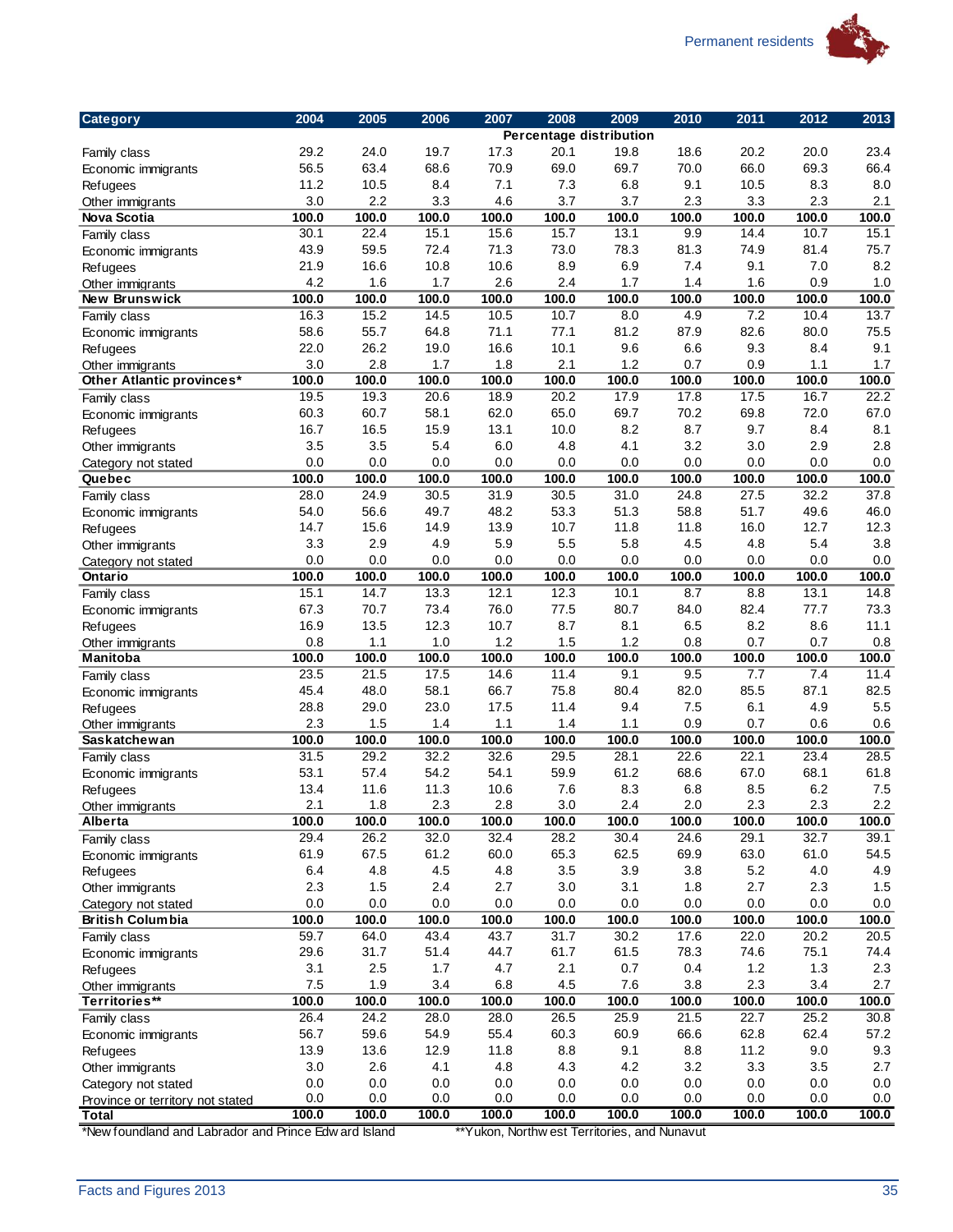| Category | 2004 | 2005 | 2006 | 2007 | 2008 | 2009 | 2010 | 2011 | 2012 | 2013 |
|---|---|---|---|---|---|---|---|---|---|---|
| | | | | | Percentage distribution | | | | | |
| Family class | 29.2 | 24.0 | 19.7 | 17.3 | 20.1 | 19.8 | 18.6 | 20.2 | 20.0 | 23.4 |
| Economic immigrants | 56.5 | 63.4 | 68.6 | 70.9 | 69.0 | 69.7 | 70.0 | 66.0 | 69.3 | 66.4 |
| Refugees | 11.2 | 10.5 | 8.4 | 7.1 | 7.3 | 6.8 | 9.1 | 10.5 | 8.3 | 8.0 |
| Other immigrants | 3.0 | 2.2 | 3.3 | 4.6 | 3.7 | 3.7 | 2.3 | 3.3 | 2.3 | 2.1 |
| **Nova Scotia** | **100.0** | **100.0** | **100.0** | **100.0** | **100.0** | **100.0** | **100.0** | **100.0** | **100.0** | **100.0** |
| Family class | 30.1 | 22.4 | 15.1 | 15.6 | 15.7 | 13.1 | 9.9 | 14.4 | 10.7 | 15.1 |
| Economic immigrants | 43.9 | 59.5 | 72.4 | 71.3 | 73.0 | 78.3 | 81.3 | 74.9 | 81.4 | 75.7 |
| Refugees | 21.9 | 16.6 | 10.8 | 10.6 | 8.9 | 6.9 | 7.4 | 9.1 | 7.0 | 8.2 |
| Other immigrants | 4.2 | 1.6 | 1.7 | 2.4 | 1.7 | 1.4 | 1.6 | 1.6 | 0.9 | 1.0 |
| **New Brunswick** | **100.0** | **100.0** | **100.0** | **100.0** | **100.0** | **100.0** | **100.0** | **100.0** | **100.0** | **100.0** |
| Family class | 16.3 | 15.2 | 14.5 | 10.5 | 10.7 | 8.0 | 4.9 | 7.2 | 10.4 | 13.7 |
| Economic immigrants | 58.6 | 55.7 | 64.8 | 71.1 | 77.1 | 81.2 | 87.9 | 82.6 | 80.0 | 75.5 |
| Refugees | 22.0 | 26.2 | 19.0 | 16.6 | 10.1 | 9.6 | 6.6 | 9.3 | 8.4 | 9.1 |
| Other immigrants | 3.0 | 2.8 | 1.7 | 1.8 | 2.1 | 1.2 | 0.7 | 0.9 | 1.1 | 1.7 |
| **Other Atlantic provinces*** | **100.0** | **100.0** | **100.0** | **100.0** | **100.0** | **100.0** | **100.0** | **100.0** | **100.0** | **100.0** |
| Family class | 19.5 | 19.3 | 20.6 | 18.9 | 20.2 | 17.9 | 17.8 | 17.5 | 16.7 | 22.2 |
| Economic immigrants | 60.3 | 60.7 | 58.1 | 62.0 | 65.0 | 69.7 | 70.2 | 69.8 | 72.0 | 67.0 |
| Refugees | 16.7 | 16.5 | 15.9 | 13.1 | 10.0 | 8.2 | 8.7 | 9.7 | 8.4 | 8.1 |
| Other immigrants | 3.5 | 3.5 | 5.4 | 6.0 | 4.8 | 4.1 | 3.2 | 3.0 | 2.9 | 2.8 |
| Category not stated | 0.0 | 0.0 | 0.0 | 0.0 | 0.0 | 0.0 | 0.0 | 0.0 | 0.0 | 0.0 |
| **Quebec** | **100.0** | **100.0** | **100.0** | **100.0** | **100.0** | **100.0** | **100.0** | **100.0** | **100.0** | **100.0** |
| Family class | 28.0 | 24.9 | 30.5 | 31.9 | 30.5 | 31.0 | 24.8 | 27.5 | 32.2 | 37.8 |
| Economic immigrants | 54.0 | 56.6 | 49.7 | 48.2 | 53.3 | 51.3 | 58.8 | 51.7 | 49.6 | 46.0 |
| Refugees | 14.7 | 15.6 | 14.9 | 13.9 | 10.7 | 11.8 | 11.8 | 16.0 | 12.7 | 12.3 |
| Other immigrants | 3.3 | 2.9 | 4.9 | 5.9 | 5.5 | 5.8 | 4.5 | 4.8 | 5.4 | 3.8 |
| Category not stated | 0.0 | 0.0 | 0.0 | 0.0 | 0.0 | 0.0 | 0.0 | 0.0 | 0.0 | 0.0 |
| **Ontario** | **100.0** | **100.0** | **100.0** | **100.0** | **100.0** | **100.0** | **100.0** | **100.0** | **100.0** | **100.0** |
| Family class | 15.1 | 14.7 | 13.3 | 12.1 | 12.3 | 10.1 | 8.7 | 8.8 | 13.1 | 14.8 |
| Economic immigrants | 67.3 | 70.7 | 73.4 | 76.0 | 77.5 | 80.7 | 84.0 | 82.4 | 77.7 | 73.3 |
| Refugees | 16.9 | 13.5 | 12.3 | 10.7 | 8.7 | 8.1 | 6.5 | 8.2 | 8.6 | 11.1 |
| Other immigrants | 0.8 | 1.1 | 1.0 | 1.2 | 1.5 | 1.2 | 0.8 | 0.7 | 0.7 | 0.8 |
| **Manitoba** | **100.0** | **100.0** | **100.0** | **100.0** | **100.0** | **100.0** | **100.0** | **100.0** | **100.0** | **100.0** |
| Family class | 23.5 | 21.5 | 17.5 | 14.6 | 11.4 | 9.1 | 9.5 | 7.7 | 7.4 | 11.4 |
| Economic immigrants | 45.4 | 48.0 | 58.1 | 66.7 | 75.8 | 80.4 | 82.0 | 85.5 | 87.1 | 82.5 |
| Refugees | 28.8 | 29.0 | 23.0 | 17.5 | 11.4 | 9.4 | 7.5 | 6.1 | 4.9 | 5.5 |
| Other immigrants | 2.3 | 1.5 | 1.4 | 1.1 | 1.4 | 1.1 | 0.9 | 0.7 | 0.6 | 0.6 |
| **Saskatchewan** | **100.0** | **100.0** | **100.0** | **100.0** | **100.0** | **100.0** | **100.0** | **100.0** | **100.0** | **100.0** |
| Family class | 31.5 | 29.2 | 32.2 | 32.6 | 29.5 | 28.1 | 22.6 | 22.1 | 23.4 | 28.5 |
| Economic immigrants | 53.1 | 57.4 | 54.2 | 54.1 | 59.9 | 61.2 | 68.6 | 67.0 | 68.1 | 61.8 |
| Refugees | 13.4 | 11.6 | 11.3 | 10.6 | 7.6 | 8.3 | 6.8 | 8.5 | 6.2 | 7.5 |
| Other immigrants | 2.1 | 1.8 | 2.3 | 2.8 | 3.0 | 2.4 | 2.0 | 2.3 | 2.3 | 2.2 |
| **Alberta** | **100.0** | **100.0** | **100.0** | **100.0** | **100.0** | **100.0** | **100.0** | **100.0** | **100.0** | **100.0** |
| Family class | 29.4 | 26.2 | 32.0 | 32.4 | 28.2 | 30.4 | 24.6 | 29.1 | 32.7 | 39.1 |
| Economic immigrants | 61.9 | 67.5 | 61.2 | 60.0 | 65.3 | 62.5 | 69.9 | 63.0 | 61.0 | 54.5 |
| Refugees | 6.4 | 4.8 | 4.5 | 4.8 | 3.5 | 3.9 | 3.8 | 5.2 | 4.0 | 4.9 |
| Other immigrants | 2.3 | 1.5 | 2.4 | 2.7 | 3.0 | 3.1 | 1.8 | 2.7 | 2.3 | 1.5 |
| Category not stated | 0.0 | 0.0 | 0.0 | 0.0 | 0.0 | 0.0 | 0.0 | 0.0 | 0.0 | 0.0 |
| **British Columbia** | **100.0** | **100.0** | **100.0** | **100.0** | **100.0** | **100.0** | **100.0** | **100.0** | **100.0** | **100.0** |
| Family class | 59.7 | 64.0 | 43.4 | 43.7 | 31.7 | 30.2 | 17.6 | 22.0 | 20.2 | 20.5 |
| Economic immigrants | 29.6 | 31.7 | 51.4 | 44.7 | 61.7 | 61.5 | 78.3 | 74.6 | 75.1 | 74.4 |
| Refugees | 3.1 | 2.5 | 1.7 | 4.7 | 2.1 | 0.7 | 0.4 | 1.2 | 1.3 | 2.3 |
| Other immigrants | 7.5 | 1.9 | 3.4 | 6.8 | 4.5 | 7.6 | 3.8 | 2.3 | 3.4 | 2.7 |
| **Territories**** | **100.0** | **100.0** | **100.0** | **100.0** | **100.0** | **100.0** | **100.0** | **100.0** | **100.0** | **100.0** |
| Family class | 26.4 | 24.2 | 28.0 | 28.0 | 26.5 | 25.9 | 21.5 | 22.7 | 25.2 | 30.8 |
| Economic immigrants | 56.7 | 59.6 | 54.9 | 55.4 | 60.3 | 60.9 | 66.6 | 62.8 | 62.4 | 57.2 |
| Refugees | 13.9 | 13.6 | 12.9 | 11.8 | 8.8 | 9.1 | 8.8 | 11.2 | 9.0 | 9.3 |
| Other immigrants | 3.0 | 2.6 | 4.1 | 4.8 | 4.3 | 4.2 | 3.2 | 3.3 | 3.5 | 2.7 |
| Category not stated | 0.0 | 0.0 | 0.0 | 0.0 | 0.0 | 0.0 | 0.0 | 0.0 | 0.0 | 0.0 |
| Province or territory not stated | 0.0 | 0.0 | 0.0 | 0.0 | 0.0 | 0.0 | 0.0 | 0.0 | 0.0 | 0.0 |
| **Total** | **100.0** | **100.0** | **100.0** | **100.0** | **100.0** | **100.0** | **100.0** | **100.0** | **100.0** | **100.0** |

*Newfoundland and Labrador and Prince Edward Island

**Yukon, Northwest Territories, and Nunavut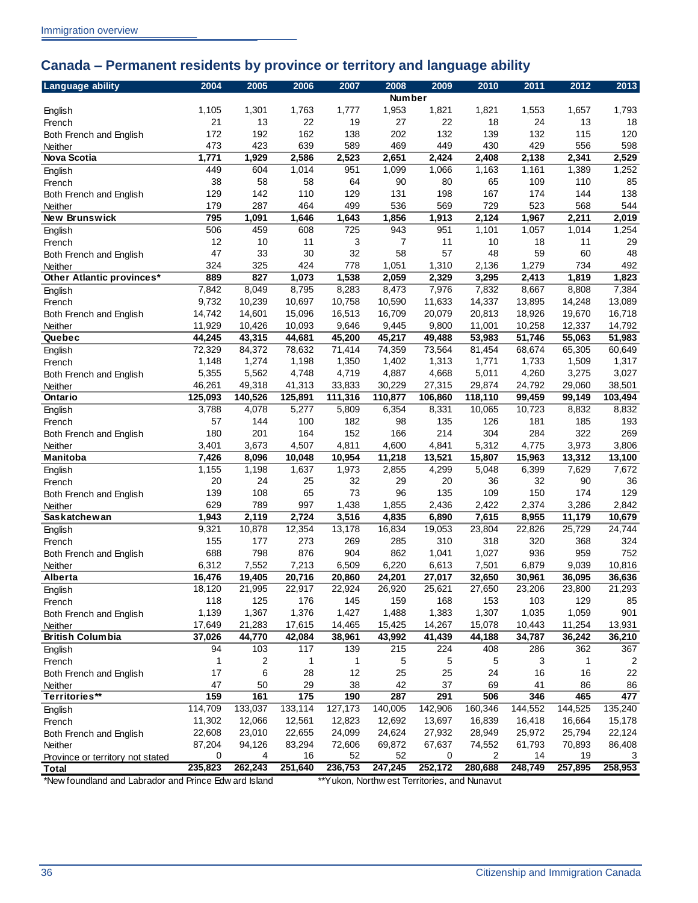## Canada – Permanent residents by province or territory and language ability

| Language ability | 2004 | 2005 | 2006 | 2007 | 2008 | 2009 | 2010 | 2011 | 2012 | 2013 |
|---|---|---|---|---|---|---|---|---|---|---|
| | | | | | Number | | | | | |
| English | 1,105 | 1,301 | 1,763 | 1,777 | 1,953 | 1,821 | 1,821 | 1,553 | 1,657 | 1,793 |
| French | 21 | 13 | 22 | 19 | 27 | 22 | 18 | 24 | 13 | 18 |
| Both French and English | 172 | 192 | 162 | 138 | 202 | 132 | 139 | 132 | 115 | 120 |
| Neither | 473 | 423 | 639 | 589 | 469 | 449 | 430 | 429 | 556 | 598 |
| **Nova Scotia** | **1,771** | **1,929** | **2,586** | **2,523** | **2,651** | **2,424** | **2,408** | **2,138** | **2,341** | **2,529** |
| English | 449 | 604 | 1,014 | 951 | 1,099 | 1,066 | 1,163 | 1,161 | 1,389 | 1,252 |
| French | 38 | 58 | 58 | 64 | 90 | 80 | 65 | 109 | 110 | 85 |
| Both French and English | 129 | 142 | 110 | 129 | 131 | 198 | 167 | 174 | 144 | 138 |
| Neither | 179 | 287 | 464 | 499 | 536 | 569 | 729 | 523 | 568 | 544 |
| **New Brunswick** | **795** | **1,091** | **1,646** | **1,643** | **1,856** | **1,913** | **2,124** | **1,967** | **2,211** | **2,019** |
| English | 506 | 459 | 608 | 725 | 943 | 951 | 1,101 | 1,057 | 1,014 | 1,254 |
| French | 12 | 10 | 11 | 3 | 7 | 11 | 10 | 18 | 11 | 29 |
| Both French and English | 47 | 33 | 30 | 32 | 58 | 57 | 48 | 59 | 60 | 48 |
| Neither | 324 | 325 | 424 | 778 | 1,051 | 1,310 | 2,136 | 1,279 | 734 | 492 |
| **Other Atlantic provinces*** | **889** | **827** | **1,073** | **1,538** | **2,059** | **2,329** | **3,295** | **2,413** | **1,819** | **1,823** |
| English | 7,842 | 8,049 | 8,795 | 8,283 | 8,473 | 7,976 | 7,832 | 8,667 | 8,808 | 7,384 |
| French | 9,732 | 10,239 | 10,697 | 10,758 | 10,590 | 11,633 | 14,337 | 13,895 | 14,248 | 13,089 |
| Both French and English | 14,742 | 14,601 | 15,096 | 16,513 | 16,709 | 20,079 | 20,813 | 18,926 | 19,670 | 16,718 |
| Neither | 11,929 | 10,426 | 10,093 | 9,646 | 9,445 | 9,800 | 11,001 | 10,258 | 12,337 | 14,792 |
| **Quebec** | **44,245** | **43,315** | **44,681** | **45,200** | **45,217** | **49,488** | **53,983** | **51,746** | **55,063** | **51,983** |
| English | 72,329 | 84,372 | 78,632 | 71,414 | 74,359 | 73,564 | 81,454 | 68,674 | 65,305 | 60,649 |
| French | 1,148 | 1,274 | 1,198 | 1,350 | 1,402 | 1,313 | 1,771 | 1,733 | 1,509 | 1,317 |
| Both French and English | 5,355 | 5,562 | 4,748 | 4,719 | 4,887 | 4,668 | 5,011 | 4,260 | 3,275 | 3,027 |
| Neither | 46,261 | 49,318 | 41,313 | 33,833 | 30,229 | 27,315 | 29,874 | 24,792 | 29,060 | 38,501 |
| **Ontario** | **125,093** | **140,526** | **125,891** | **111,316** | **110,877** | **106,860** | **118,110** | **99,459** | **99,149** | **103,494** |
| English | 3,788 | 4,078 | 5,277 | 5,809 | 6,354 | 8,331 | 10,065 | 10,723 | 8,832 | 8,832 |
| French | 57 | 144 | 100 | 182 | 98 | 135 | 126 | 181 | 185 | 193 |
| Both French and English | 180 | 201 | 164 | 152 | 166 | 214 | 304 | 284 | 322 | 269 |
| Neither | 3,401 | 3,673 | 4,507 | 4,811 | 4,600 | 4,841 | 5,312 | 4,775 | 3,973 | 3,806 |
| **Manitoba** | **7,426** | **8,096** | **10,048** | **10,954** | **11,218** | **13,521** | **15,807** | **15,963** | **13,312** | **13,100** |
| English | 1,155 | 1,198 | 1,637 | 1,973 | 2,855 | 4,299 | 5,048 | 6,399 | 7,629 | 7,672 |
| French | 20 | 24 | 25 | 32 | 29 | 20 | 36 | 32 | 90 | 36 |
| Both French and English | 139 | 108 | 65 | 73 | 96 | 135 | 109 | 150 | 174 | 129 |
| Neither | 629 | 789 | 997 | 1,438 | 1,855 | 2,436 | 2,422 | 2,374 | 3,286 | 2,842 |
| **Saskatchewan** | **1,943** | **2,119** | **2,724** | **3,516** | **4,835** | **6,890** | **7,615** | **8,955** | **11,179** | **10,679** |
| English | 9,321 | 10,878 | 12,354 | 13,178 | 16,834 | 19,053 | 23,804 | 22,826 | 25,729 | 24,744 |
| French | 155 | 177 | 273 | 269 | 285 | 310 | 318 | 320 | 368 | 324 |
| Both French and English | 688 | 798 | 876 | 904 | 862 | 1,041 | 1,027 | 936 | 959 | 752 |
| Neither | 6,312 | 7,552 | 7,213 | 6,509 | 6,220 | 6,613 | 7,501 | 6,879 | 9,039 | 10,816 |
| **Alberta** | **16,476** | **19,405** | **20,716** | **20,860** | **24,201** | **27,017** | **32,650** | **30,961** | **36,095** | **36,636** |
| English | 18,120 | 21,995 | 22,917 | 22,924 | 26,920 | 25,621 | 27,650 | 23,206 | 23,800 | 21,293 |
| French | 118 | 125 | 176 | 145 | 159 | 168 | 153 | 103 | 129 | 85 |
| Both French and English | 1,139 | 1,367 | 1,376 | 1,427 | 1,488 | 1,383 | 1,307 | 1,035 | 1,059 | 901 |
| Neither | 17,649 | 21,283 | 17,615 | 14,465 | 15,425 | 14,267 | 15,078 | 10,443 | 11,254 | 13,931 |
| **British Columbia** | **37,026** | **44,770** | **42,084** | **38,961** | **43,992** | **41,439** | **44,188** | **34,787** | **36,242** | **36,210** |
| English | 94 | 103 | 117 | 139 | 215 | 224 | 408 | 286 | 362 | 367 |
| French | 1 | 2 | 1 | 1 | 5 | 5 | 5 | 3 | 1 | 2 |
| Both French and English | 17 | 6 | 28 | 12 | 25 | 25 | 24 | 16 | 16 | 22 |
| Neither | 47 | 50 | 29 | 38 | 42 | 37 | 69 | 41 | 86 | 86 |
| **Territories**** | **159** | **161** | **175** | **190** | **287** | **291** | **506** | **346** | **465** | **477** |
| English | 114,709 | 133,037 | 133,114 | 127,173 | 140,005 | 142,906 | 160,346 | 144,552 | 144,525 | 135,240 |
| French | 11,302 | 12,066 | 12,561 | 12,823 | 12,692 | 13,697 | 16,839 | 16,418 | 16,664 | 15,178 |
| Both French and English | 22,608 | 23,010 | 22,655 | 24,099 | 24,624 | 27,932 | 28,949 | 25,972 | 25,794 | 22,124 |
| Neither | 87,204 | 94,126 | 83,294 | 72,606 | 69,872 | 67,637 | 74,552 | 61,793 | 70,893 | 86,408 |
| Province or territory not stated | 0 | 4 | 16 | 52 | 52 | 0 | 2 | 14 | 19 | 3 |
| **Total** | **235,823** | **262,243** | **251,640** | **236,753** | **247,245** | **252,172** | **280,688** | **248,749** | **257,895** | **258,953** |

*Newfoundland and Labrador and Prince Edward Island

**Yukon, Northwest Territories, and Nunavut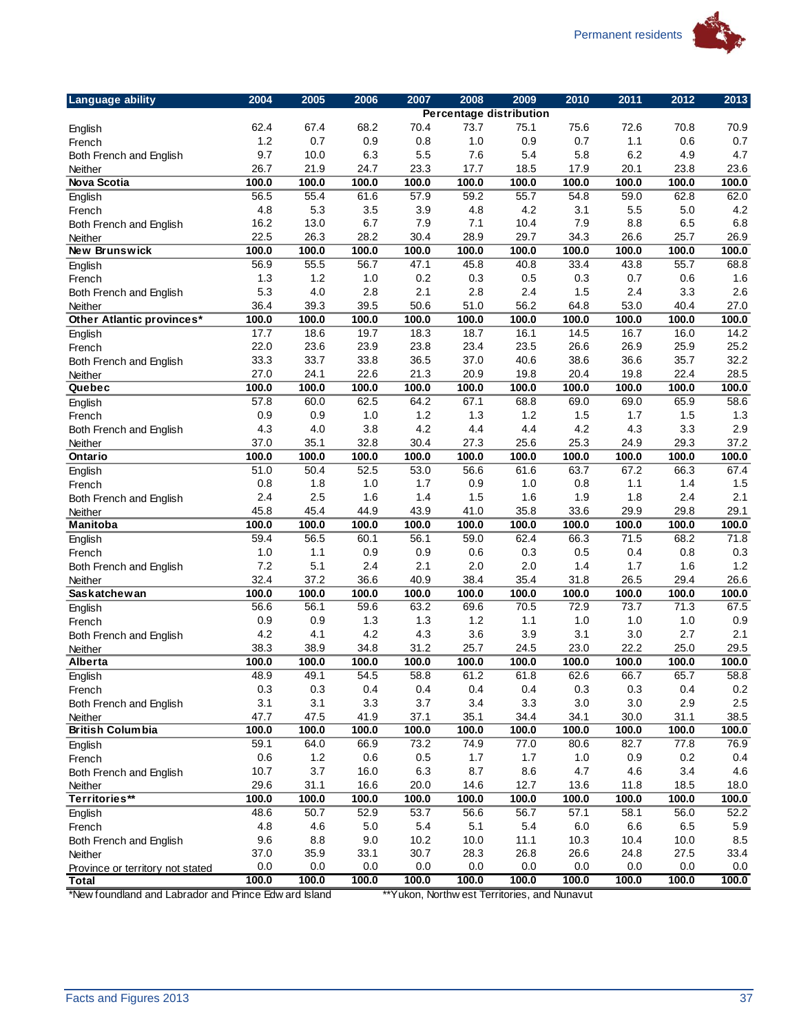| Language ability | 2004 | 2005 | 2006 | 2007 | 2008 | 2009 | 2010 | 2011 | 2012 | 2013 |
|---|---|---|---|---|---|---|---|---|---|---|
| | Percentage distribution | | | | | | | | | |
| English | 62.4 | 67.4 | 68.2 | 70.4 | 73.7 | 75.1 | 75.6 | 72.6 | 70.8 | 70.9 |
| French | 1.2 | 0.7 | 0.9 | 0.8 | 1.0 | 0.9 | 0.7 | 1.1 | 0.6 | 0.7 |
| Both French and English | 9.7 | 10.0 | 6.3 | 5.5 | 7.6 | 5.4 | 5.8 | 6.2 | 4.9 | 4.7 |
| Neither | 26.7 | 21.9 | 24.7 | 23.3 | 17.7 | 18.5 | 17.9 | 20.1 | 23.8 | 23.6 |
| **Nova Scotia** | **100.0** | **100.0** | **100.0** | **100.0** | **100.0** | **100.0** | **100.0** | **100.0** | **100.0** | **100.0** |
| English | 56.5 | 55.4 | 61.6 | 57.9 | 59.2 | 55.7 | 54.8 | 59.0 | 62.8 | 62.0 |
| French | 4.8 | 5.3 | 3.5 | 3.9 | 4.8 | 4.2 | 3.1 | 5.5 | 5.0 | 4.2 |
| Both French and English | 16.2 | 13.0 | 6.7 | 7.9 | 7.1 | 10.4 | 7.9 | 8.8 | 6.5 | 6.8 |
| Neither | 22.5 | 26.3 | 28.2 | 30.4 | 28.9 | 29.7 | 34.3 | 26.6 | 25.7 | 26.9 |
| **New Brunswick** | **100.0** | **100.0** | **100.0** | **100.0** | **100.0** | **100.0** | **100.0** | **100.0** | **100.0** | **100.0** |
| English | 56.9 | 55.5 | 56.7 | 47.1 | 45.8 | 40.8 | 33.4 | 43.8 | 55.7 | 68.8 |
| French | 1.3 | 1.2 | 1.0 | 0.2 | 0.3 | 0.5 | 0.3 | 0.7 | 0.6 | 1.6 |
| Both French and English | 5.3 | 4.0 | 2.8 | 2.1 | 2.8 | 2.4 | 1.5 | 2.4 | 3.3 | 2.6 |
| Neither | 36.4 | 39.3 | 39.5 | 50.6 | 51.0 | 56.2 | 64.8 | 53.0 | 40.4 | 27.0 |
| **Other Atlantic provinces*** | **100.0** | **100.0** | **100.0** | **100.0** | **100.0** | **100.0** | **100.0** | **100.0** | **100.0** | **100.0** |
| English | 17.7 | 18.6 | 19.7 | 18.3 | 18.7 | 16.1 | 14.5 | 16.7 | 16.0 | 14.2 |
| French | 22.0 | 23.6 | 23.9 | 23.8 | 23.4 | 23.5 | 26.6 | 26.9 | 25.9 | 25.2 |
| Both French and English | 33.3 | 33.7 | 33.8 | 36.5 | 37.0 | 40.6 | 38.6 | 36.6 | 35.7 | 32.2 |
| Neither | 27.0 | 24.1 | 22.6 | 21.3 | 20.9 | 19.8 | 20.4 | 19.8 | 22.4 | 28.5 |
| **Quebec** | **100.0** | **100.0** | **100.0** | **100.0** | **100.0** | **100.0** | **100.0** | **100.0** | **100.0** | **100.0** |
| English | 57.8 | 60.0 | 62.5 | 64.2 | 67.1 | 68.8 | 69.0 | 69.0 | 65.9 | 58.6 |
| French | 0.9 | 0.9 | 1.0 | 1.2 | 1.3 | 1.2 | 1.5 | 1.7 | 1.5 | 1.3 |
| Both French and English | 4.3 | 4.0 | 3.8 | 4.2 | 4.4 | 4.4 | 4.2 | 4.3 | 3.3 | 2.9 |
| Neither | 37.0 | 35.1 | 32.8 | 30.4 | 27.3 | 25.6 | 25.3 | 24.9 | 29.3 | 37.2 |
| **Ontario** | **100.0** | **100.0** | **100.0** | **100.0** | **100.0** | **100.0** | **100.0** | **100.0** | **100.0** | **100.0** |
| English | 51.0 | 50.4 | 52.5 | 53.0 | 56.6 | 61.6 | 63.7 | 67.2 | 66.3 | 67.4 |
| French | 0.8 | 1.8 | 1.0 | 1.7 | 0.9 | 1.0 | 0.8 | 1.1 | 1.4 | 1.5 |
| Both French and English | 2.4 | 2.5 | 1.6 | 1.4 | 1.5 | 1.6 | 1.9 | 1.8 | 2.4 | 2.1 |
| Neither | 45.8 | 45.4 | 44.9 | 43.9 | 41.0 | 35.8 | 33.6 | 29.9 | 29.8 | 29.1 |
| **Manitoba** | **100.0** | **100.0** | **100.0** | **100.0** | **100.0** | **100.0** | **100.0** | **100.0** | **100.0** | **100.0** |
| English | 59.4 | 56.5 | 60.1 | 56.1 | 59.0 | 62.4 | 66.3 | 71.5 | 68.2 | 71.8 |
| French | 1.0 | 1.1 | 0.9 | 0.9 | 0.6 | 0.3 | 0.5 | 0.4 | 0.8 | 0.3 |
| Both French and English | 7.2 | 5.1 | 2.4 | 2.1 | 2.0 | 2.0 | 1.4 | 1.7 | 1.6 | 1.2 |
| Neither | 32.4 | 37.2 | 36.6 | 40.9 | 38.4 | 35.4 | 31.8 | 26.5 | 29.4 | 26.6 |
| **Saskatchewan** | **100.0** | **100.0** | **100.0** | **100.0** | **100.0** | **100.0** | **100.0** | **100.0** | **100.0** | **100.0** |
| English | 56.6 | 56.1 | 59.6 | 63.2 | 69.6 | 70.5 | 72.9 | 73.7 | 71.3 | 67.5 |
| French | 0.9 | 0.9 | 1.3 | 1.3 | 1.2 | 1.1 | 1.0 | 1.0 | 1.0 | 0.9 |
| Both French and English | 4.2 | 4.1 | 4.2 | 4.3 | 3.6 | 3.9 | 3.1 | 3.0 | 2.7 | 2.1 |
| Neither | 38.3 | 38.9 | 34.8 | 31.2 | 25.7 | 24.5 | 23.0 | 22.2 | 25.0 | 29.5 |
| **Alberta** | **100.0** | **100.0** | **100.0** | **100.0** | **100.0** | **100.0** | **100.0** | **100.0** | **100.0** | **100.0** |
| English | 48.9 | 49.1 | 54.5 | 58.8 | 61.2 | 61.8 | 62.6 | 66.7 | 65.7 | 58.8 |
| French | 0.3 | 0.3 | 0.4 | 0.4 | 0.4 | 0.4 | 0.3 | 0.3 | 0.4 | 0.2 |
| Both French and English | 3.1 | 3.1 | 3.3 | 3.7 | 3.4 | 3.3 | 3.0 | 3.0 | 2.9 | 2.5 |
| Neither | 47.7 | 47.5 | 41.9 | 37.1 | 35.1 | 34.4 | 34.1 | 30.0 | 31.1 | 38.5 |
| **British Columbia** | **100.0** | **100.0** | **100.0** | **100.0** | **100.0** | **100.0** | **100.0** | **100.0** | **100.0** | **100.0** |
| English | 59.1 | 64.0 | 66.9 | 73.2 | 74.9 | 77.0 | 80.6 | 82.7 | 77.8 | 76.9 |
| French | 0.6 | 1.2 | 0.6 | 0.5 | 1.7 | 1.7 | 1.0 | 0.9 | 0.2 | 0.4 |
| Both French and English | 10.7 | 3.7 | 16.0 | 6.3 | 8.7 | 8.6 | 4.7 | 4.6 | 3.4 | 4.6 |
| Neither | 29.6 | 31.1 | 16.6 | 20.0 | 14.6 | 12.7 | 13.6 | 11.8 | 18.5 | 18.0 |
| **Territories**** | **100.0** | **100.0** | **100.0** | **100.0** | **100.0** | **100.0** | **100.0** | **100.0** | **100.0** | **100.0** |
| English | 48.6 | 50.7 | 52.9 | 53.7 | 56.6 | 56.7 | 57.1 | 58.1 | 56.0 | 52.2 |
| French | 4.8 | 4.6 | 5.0 | 5.4 | 5.1 | 5.4 | 6.0 | 6.6 | 6.5 | 5.9 |
| Both French and English | 9.6 | 8.8 | 9.0 | 10.2 | 10.0 | 11.1 | 10.3 | 10.4 | 10.0 | 8.5 |
| Neither | 37.0 | 35.9 | 33.1 | 30.7 | 28.3 | 26.8 | 26.6 | 24.8 | 27.5 | 33.4 |
| Province or territory not stated | 0.0 | 0.0 | 0.0 | 0.0 | 0.0 | 0.0 | 0.0 | 0.0 | 0.0 | 0.0 |
| **Total** | **100.0** | **100.0** | **100.0** | **100.0** | **100.0** | **100.0** | **100.0** | **100.0** | **100.0** | **100.0** |

*Newfoundland and Labrador and Prince Edward Island

**Yukon, Northwest Territories, and Nunavut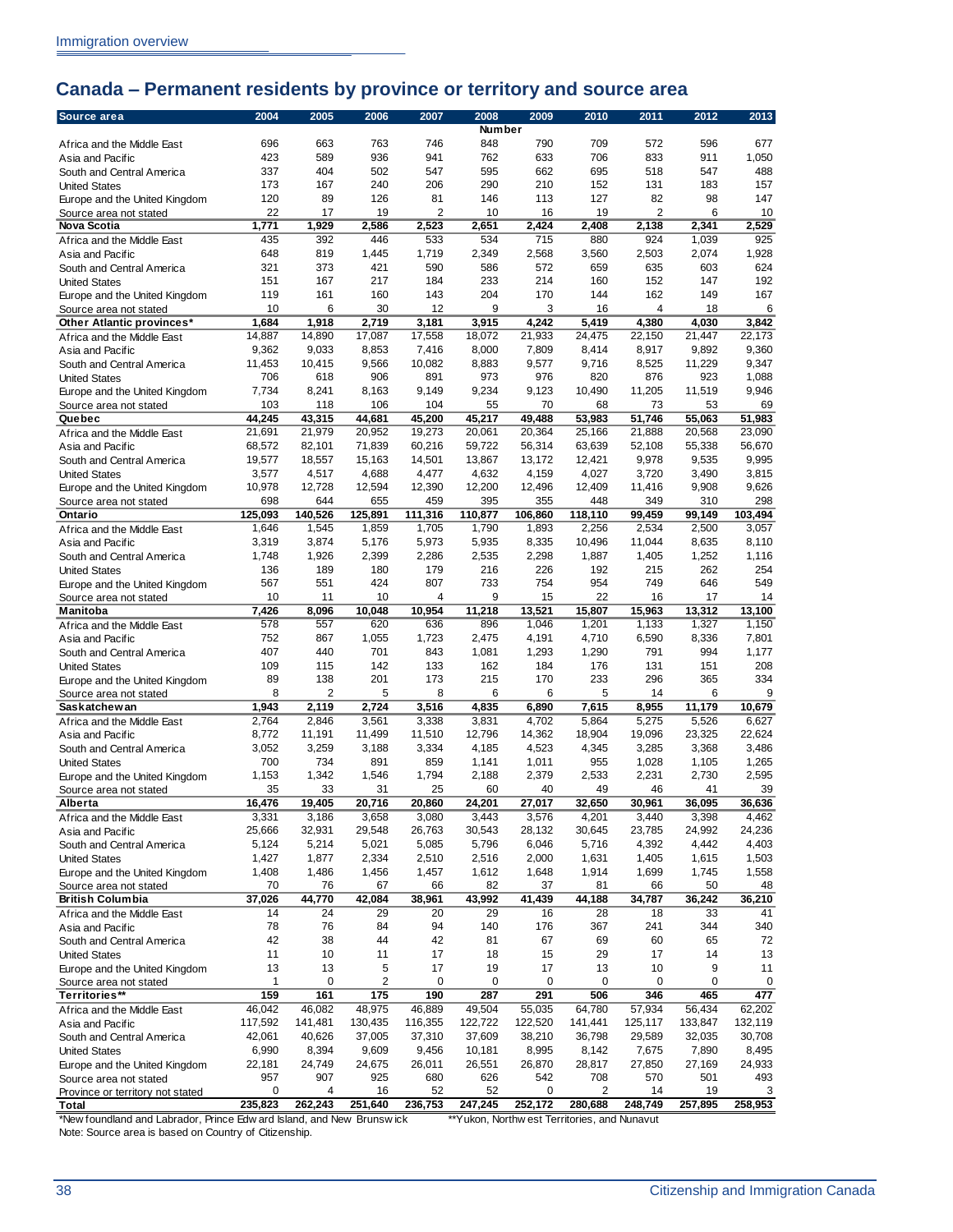## Canada – Permanent residents by province or territory and source area

| Source area | 2004 | 2005 | 2006 | 2007 | 2008 | 2009 | 2010 | 2011 | 2012 | 2013 |
|---|---|---|---|---|---|---|---|---|---|---|
| | | | | | Number | | | | | |
| Africa and the Middle East | 696 | 663 | 763 | 746 | 848 | 790 | 709 | 572 | 596 | 677 |
| Asia and Pacific | 423 | 589 | 936 | 941 | 762 | 633 | 706 | 833 | 911 | 1,050 |
| South and Central America | 337 | 404 | 502 | 547 | 595 | 662 | 695 | 518 | 547 | 488 |
| United States | 173 | 167 | 240 | 206 | 290 | 210 | 152 | 131 | 183 | 157 |
| Europe and the United Kingdom | 120 | 89 | 126 | 81 | 146 | 113 | 127 | 82 | 98 | 147 |
| Source area not stated | 22 | 17 | 19 | 2 | 10 | 16 | 19 | 2 | 6 | 10 |
| **Nova Scotia** | **1,771** | **1,929** | **2,586** | **2,523** | **2,651** | **2,424** | **2,408** | **2,138** | **2,341** | **2,529** |
| Africa and the Middle East | 435 | 392 | 446 | 533 | 534 | 715 | 880 | 924 | 1,039 | 925 |
| Asia and Pacific | 648 | 819 | 1,445 | 1,719 | 2,349 | 2,568 | 3,560 | 2,503 | 2,074 | 1,928 |
| South and Central America | 321 | 373 | 421 | 590 | 586 | 572 | 659 | 635 | 603 | 624 |
| United States | 151 | 167 | 217 | 184 | 233 | 214 | 160 | 152 | 147 | 192 |
| Europe and the United Kingdom | 119 | 161 | 160 | 143 | 204 | 170 | 144 | 162 | 149 | 167 |
| Source area not stated | 10 | 6 | 30 | 12 | 9 | 3 | 16 | 4 | 18 | 6 |
| **Other Atlantic provinces*** | **1,684** | **1,918** | **2,719** | **3,181** | **3,915** | **4,242** | **5,419** | **4,380** | **4,030** | **3,842** |
| Africa and the Middle East | 14,887 | 14,890 | 17,087 | 17,558 | 18,072 | 21,933 | 24,475 | 22,150 | 21,447 | 22,173 |
| Asia and Pacific | 9,362 | 9,033 | 8,853 | 7,416 | 8,000 | 7,809 | 8,414 | 8,917 | 9,892 | 9,360 |
| South and Central America | 11,453 | 10,415 | 9,566 | 10,082 | 8,883 | 9,577 | 9,716 | 8,525 | 11,229 | 9,347 |
| United States | 706 | 618 | 906 | 891 | 973 | 976 | 820 | 876 | 923 | 1,088 |
| Europe and the United Kingdom | 7,734 | 8,241 | 8,163 | 9,149 | 9,234 | 9,123 | 10,490 | 11,205 | 11,519 | 9,946 |
| Source area not stated | 103 | 118 | 106 | 104 | 55 | 70 | 68 | 73 | 53 | 69 |
| **Quebec** | **44,245** | **43,315** | **44,681** | **45,200** | **45,217** | **49,488** | **53,983** | **51,746** | **55,063** | **51,983** |
| Africa and the Middle East | 21,691 | 21,979 | 20,952 | 19,273 | 20,061 | 20,364 | 25,166 | 21,888 | 20,568 | 23,090 |
| Asia and Pacific | 68,572 | 82,101 | 71,839 | 60,216 | 59,722 | 56,314 | 63,639 | 52,108 | 55,338 | 56,670 |
| South and Central America | 19,577 | 18,557 | 15,163 | 14,501 | 13,867 | 13,172 | 12,421 | 9,978 | 9,535 | 9,995 |
| United States | 3,577 | 4,517 | 4,688 | 4,477 | 4,632 | 4,159 | 4,027 | 3,720 | 3,490 | 3,815 |
| Europe and the United Kingdom | 10,978 | 12,728 | 12,594 | 12,390 | 12,200 | 12,496 | 12,409 | 11,416 | 9,908 | 9,626 |
| Source area not stated | 698 | 644 | 655 | 459 | 395 | 355 | 448 | 349 | 310 | 298 |
| **Ontario** | **125,093** | **140,526** | **125,891** | **111,316** | **110,877** | **106,860** | **118,110** | **99,459** | **99,149** | **103,494** |
| Africa and the Middle East | 1,646 | 1,545 | 1,859 | 1,705 | 1,790 | 1,893 | 2,256 | 2,534 | 2,500 | 3,057 |
| Asia and Pacific | 3,319 | 3,874 | 5,176 | 5,973 | 5,935 | 8,335 | 10,496 | 11,044 | 8,635 | 8,110 |
| South and Central America | 1,748 | 1,926 | 2,399 | 2,286 | 2,535 | 2,298 | 1,887 | 1,405 | 1,252 | 1,116 |
| United States | 136 | 189 | 180 | 179 | 216 | 226 | 192 | 215 | 262 | 254 |
| Europe and the United Kingdom | 567 | 551 | 424 | 807 | 733 | 754 | 954 | 749 | 646 | 549 |
| Source area not stated | 10 | 11 | 10 | 4 | 9 | 15 | 22 | 16 | 17 | 14 |
| **Manitoba** | **7,426** | **8,096** | **10,048** | **10,954** | **11,218** | **13,521** | **15,807** | **15,963** | **13,312** | **13,100** |
| Africa and the Middle East | 578 | 557 | 620 | 636 | 896 | 1,046 | 1,201 | 1,133 | 1,327 | 1,150 |
| Asia and Pacific | 752 | 867 | 1,055 | 1,723 | 2,475 | 4,191 | 4,710 | 6,590 | 8,336 | 7,801 |
| South and Central America | 407 | 440 | 701 | 843 | 1,081 | 1,293 | 1,290 | 791 | 994 | 1,177 |
| United States | 109 | 115 | 142 | 133 | 162 | 184 | 176 | 131 | 151 | 208 |
| Europe and the United Kingdom | 89 | 138 | 201 | 173 | 215 | 170 | 233 | 296 | 365 | 334 |
| Source area not stated | 8 | 2 | 5 | 8 | 6 | 6 | 5 | 14 | 6 | 9 |
| **Saskatchewan** | **1,943** | **2,119** | **2,724** | **3,516** | **4,835** | **6,890** | **7,615** | **8,955** | **11,179** | **10,679** |
| Africa and the Middle East | 2,764 | 2,846 | 3,561 | 3,338 | 3,831 | 4,702 | 5,864 | 5,275 | 5,526 | 6,627 |
| Asia and Pacific | 8,772 | 11,191 | 11,499 | 11,510 | 12,796 | 14,362 | 18,904 | 19,096 | 23,325 | 22,624 |
| South and Central America | 3,052 | 3,259 | 3,188 | 3,334 | 4,185 | 4,523 | 4,345 | 3,285 | 3,368 | 3,486 |
| United States | 700 | 734 | 891 | 859 | 1,141 | 1,011 | 955 | 1,028 | 1,105 | 1,265 |
| Europe and the United Kingdom | 1,153 | 1,342 | 1,546 | 1,794 | 2,188 | 2,379 | 2,533 | 2,231 | 2,730 | 2,595 |
| Source area not stated | 35 | 33 | 31 | 25 | 60 | 40 | 49 | 46 | 41 | 39 |
| **Alberta** | **16,476** | **19,405** | **20,716** | **20,860** | **24,201** | **27,017** | **32,650** | **30,961** | **36,095** | **36,636** |
| Africa and the Middle East | 3,331 | 3,186 | 3,658 | 3,080 | 3,443 | 3,576 | 4,201 | 3,440 | 3,398 | 4,462 |
| Asia and Pacific | 25,666 | 32,931 | 29,548 | 26,763 | 30,543 | 28,132 | 30,645 | 23,785 | 24,992 | 24,236 |
| South and Central America | 5,124 | 5,214 | 5,021 | 5,085 | 5,796 | 6,046 | 5,716 | 4,392 | 4,442 | 4,403 |
| United States | 1,427 | 1,877 | 2,334 | 2,510 | 2,516 | 2,000 | 1,631 | 1,405 | 1,615 | 1,503 |
| Europe and the United Kingdom | 1,408 | 1,486 | 1,456 | 1,457 | 1,612 | 1,648 | 1,914 | 1,699 | 1,745 | 1,558 |
| Source area not stated | 70 | 76 | 67 | 66 | 82 | 37 | 81 | 66 | 50 | 48 |
| **British Columbia** | **37,026** | **44,770** | **42,084** | **38,961** | **43,992** | **41,439** | **44,188** | **34,787** | **36,242** | **36,210** |
| Africa and the Middle East | 14 | 24 | 29 | 20 | 29 | 16 | 28 | 18 | 33 | 41 |
| Asia and Pacific | 78 | 76 | 84 | 94 | 140 | 176 | 367 | 241 | 344 | 340 |
| South and Central America | 42 | 38 | 44 | 42 | 81 | 67 | 69 | 60 | 65 | 72 |
| United States | 11 | 10 | 11 | 17 | 18 | 15 | 29 | 17 | 14 | 13 |
| Europe and the United Kingdom | 13 | 13 | 5 | 17 | 19 | 17 | 13 | 10 | 9 | 11 |
| Source area not stated | 1 | 0 | 2 | 0 | 0 | 0 | 0 | 0 | 0 | 0 |
| **Territories**** | **159** | **161** | **175** | **190** | **287** | **291** | **506** | **346** | **465** | **477** |
| Africa and the Middle East | 46,042 | 46,082 | 48,975 | 46,889 | 49,504 | 55,035 | 64,780 | 57,934 | 56,434 | 62,202 |
| Asia and Pacific | 117,592 | 141,481 | 130,435 | 116,355 | 122,722 | 122,520 | 141,441 | 125,117 | 133,847 | 132,119 |
| South and Central America | 42,061 | 40,626 | 37,005 | 37,310 | 37,609 | 38,210 | 36,798 | 29,589 | 32,035 | 30,708 |
| United States | 6,990 | 8,394 | 9,609 | 9,456 | 10,181 | 8,995 | 8,142 | 7,675 | 7,890 | 8,495 |
| Europe and the United Kingdom | 22,181 | 24,749 | 24,675 | 26,011 | 26,551 | 26,870 | 28,817 | 27,850 | 27,169 | 24,933 |
| Source area not stated | 957 | 907 | 925 | 680 | 626 | 542 | 708 | 570 | 501 | 493 |
| Province or territory not stated | 0 | 4 | 16 | 52 | 52 | 0 | 2 | 14 | 19 | 3 |
| **Total** | **235,823** | **262,243** | **251,640** | **236,753** | **247,245** | **252,172** | **280,688** | **248,749** | **257,895** | **258,953** |

*Newfoundland and Labrador, Prince Edward Island, and New Brunswick

**Yukon, Northwest Territories, and Nunavut

Note: Source area is based on Country of Citizenship.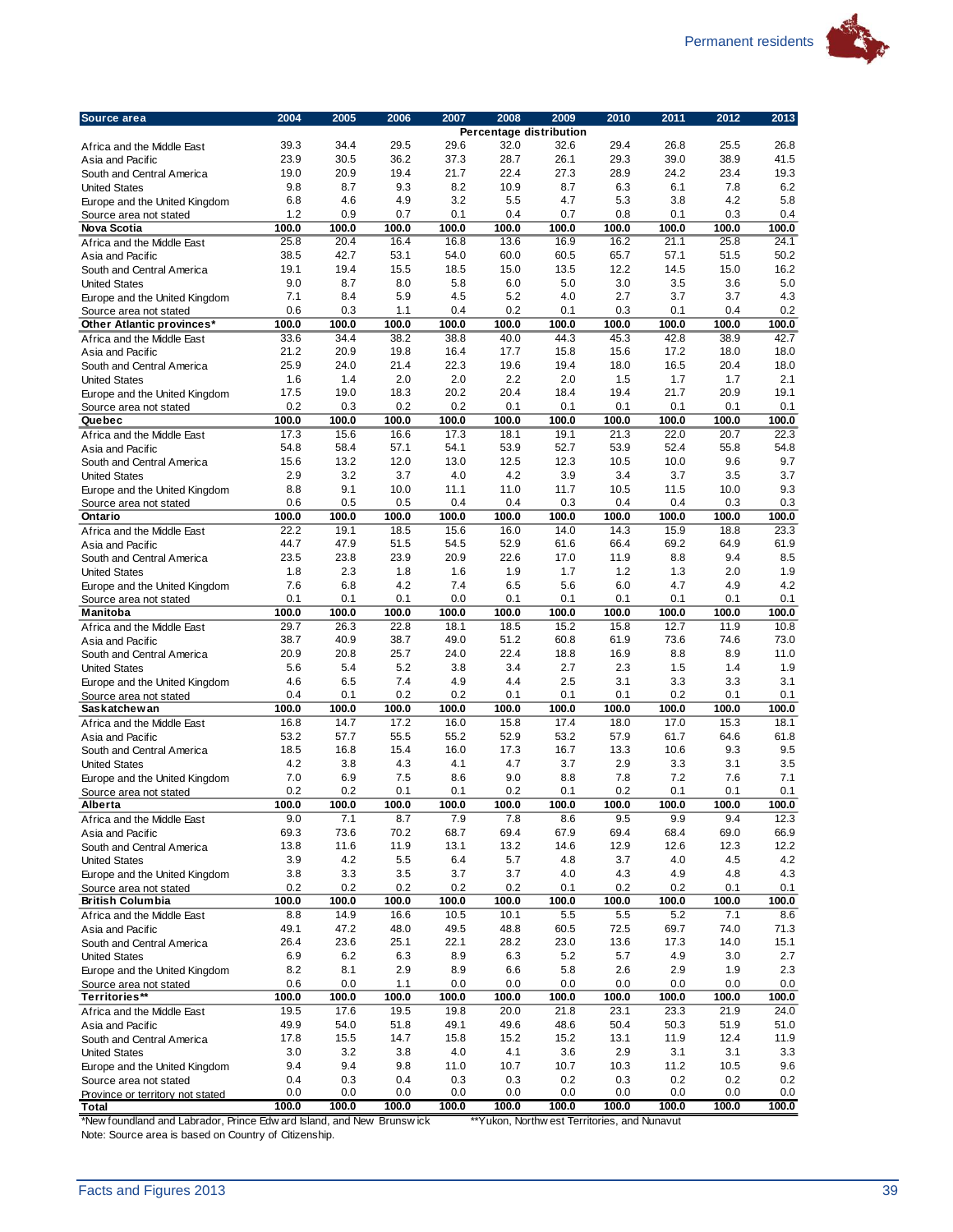| Source area | 2004 | 2005 | 2006 | 2007 | 2008 | 2009 | 2010 | 2011 | 2012 | 2013 |
|---|---|---|---|---|---|---|---|---|---|---|
| | Percentage distribution | | | | | | | | | |
| Africa and the Middle East | 39.3 | 34.4 | 29.5 | 29.6 | 32.0 | 32.6 | 29.4 | 26.8 | 25.5 | 26.8 |
| Asia and Pacific | 23.9 | 30.5 | 36.2 | 37.3 | 28.7 | 26.1 | 29.3 | 39.0 | 38.9 | 41.5 |
| South and Central America | 19.0 | 20.9 | 19.4 | 21.7 | 22.4 | 27.3 | 28.9 | 24.2 | 23.4 | 19.3 |
| United States | 9.8 | 8.7 | 9.3 | 8.2 | 10.9 | 8.7 | 6.3 | 6.1 | 7.8 | 6.2 |
| Europe and the United Kingdom | 6.8 | 4.6 | 4.9 | 3.2 | 5.5 | 4.7 | 5.3 | 3.8 | 4.2 | 5.8 |
| Source area not stated | 1.2 | 0.9 | 0.7 | 0.1 | 0.4 | 0.7 | 0.8 | 0.1 | 0.3 | 0.4 |
| **Nova Scotia** | **100.0** | **100.0** | **100.0** | **100.0** | **100.0** | **100.0** | **100.0** | **100.0** | **100.0** | **100.0** |
| Africa and the Middle East | 25.8 | 20.4 | 16.4 | 16.8 | 13.6 | 16.9 | 16.2 | 21.1 | 25.8 | 24.1 |
| Asia and Pacific | 38.5 | 42.7 | 53.1 | 54.0 | 60.0 | 60.5 | 65.7 | 57.1 | 51.5 | 50.2 |
| South and Central America | 19.1 | 19.4 | 15.5 | 18.5 | 15.0 | 13.5 | 12.2 | 14.5 | 15.0 | 16.2 |
| United States | 9.0 | 8.7 | 8.0 | 5.8 | 6.0 | 5.0 | 3.0 | 3.5 | 3.6 | 5.0 |
| Europe and the United Kingdom | 7.1 | 8.4 | 5.9 | 4.5 | 5.2 | 4.0 | 2.7 | 3.7 | 3.7 | 4.3 |
| Source area not stated | 0.6 | 0.3 | 1.1 | 0.4 | 0.2 | 0.1 | 0.3 | 0.1 | 0.4 | 0.2 |
| **Other Atlantic provinces*** | **100.0** | **100.0** | **100.0** | **100.0** | **100.0** | **100.0** | **100.0** | **100.0** | **100.0** | **100.0** |
| Africa and the Middle East | 33.6 | 34.4 | 38.2 | 38.8 | 40.0 | 44.3 | 45.3 | 42.8 | 38.9 | 42.7 |
| Asia and Pacific | 21.2 | 20.9 | 19.8 | 16.4 | 17.7 | 15.8 | 15.6 | 17.2 | 18.0 | 18.0 |
| South and Central America | 25.9 | 24.0 | 21.4 | 22.3 | 19.6 | 19.4 | 18.0 | 16.5 | 20.4 | 18.0 |
| United States | 1.6 | 1.4 | 2.0 | 2.0 | 2.2 | 2.0 | 1.5 | 1.7 | 1.7 | 2.1 |
| Europe and the United Kingdom | 17.5 | 19.0 | 18.3 | 20.2 | 20.4 | 18.4 | 19.4 | 21.7 | 20.9 | 19.1 |
| Source area not stated | 0.2 | 0.3 | 0.2 | 0.2 | 0.1 | 0.1 | 0.1 | 0.1 | 0.1 | 0.1 |
| **Quebec** | **100.0** | **100.0** | **100.0** | **100.0** | **100.0** | **100.0** | **100.0** | **100.0** | **100.0** | **100.0** |
| Africa and the Middle East | 17.3 | 15.6 | 16.6 | 17.3 | 18.1 | 19.1 | 21.3 | 22.0 | 20.7 | 22.3 |
| Asia and Pacific | 54.8 | 58.4 | 57.1 | 54.1 | 53.9 | 52.7 | 53.9 | 52.4 | 55.8 | 54.8 |
| South and Central America | 15.6 | 13.2 | 12.0 | 13.0 | 12.5 | 12.3 | 10.5 | 10.0 | 9.6 | 9.7 |
| United States | 2.9 | 3.2 | 3.7 | 4.0 | 4.2 | 3.9 | 3.4 | 3.7 | 3.5 | 3.7 |
| Europe and the United Kingdom | 8.8 | 9.1 | 10.0 | 11.1 | 11.0 | 11.7 | 10.5 | 11.5 | 10.0 | 9.3 |
| Source area not stated | 0.6 | 0.5 | 0.5 | 0.4 | 0.4 | 0.3 | 0.4 | 0.4 | 0.3 | 0.3 |
| **Ontario** | **100.0** | **100.0** | **100.0** | **100.0** | **100.0** | **100.0** | **100.0** | **100.0** | **100.0** | **100.0** |
| Africa and the Middle East | 22.2 | 19.1 | 18.5 | 15.6 | 16.0 | 14.0 | 14.3 | 15.9 | 18.8 | 23.3 |
| Asia and Pacific | 44.7 | 47.9 | 51.5 | 54.5 | 52.9 | 61.6 | 66.4 | 69.2 | 64.9 | 61.9 |
| South and Central America | 23.5 | 23.8 | 23.9 | 20.9 | 22.6 | 17.0 | 11.9 | 8.8 | 9.4 | 8.5 |
| United States | 1.8 | 2.3 | 1.8 | 1.6 | 1.9 | 1.7 | 1.2 | 1.3 | 2.0 | 1.9 |
| Europe and the United Kingdom | 7.6 | 6.8 | 4.2 | 7.4 | 6.5 | 5.6 | 6.0 | 4.7 | 4.9 | 4.2 |
| Source area not stated | 0.1 | 0.1 | 0.1 | 0.0 | 0.1 | 0.1 | 0.1 | 0.1 | 0.1 | 0.1 |
| **Manitoba** | **100.0** | **100.0** | **100.0** | **100.0** | **100.0** | **100.0** | **100.0** | **100.0** | **100.0** | **100.0** |
| Africa and the Middle East | 29.7 | 26.3 | 22.8 | 18.1 | 18.5 | 15.2 | 15.8 | 12.7 | 11.9 | 10.8 |
| Asia and Pacific | 38.7 | 40.9 | 38.7 | 49.0 | 51.2 | 60.8 | 61.9 | 73.6 | 74.6 | 73.0 |
| South and Central America | 20.9 | 20.8 | 25.7 | 24.0 | 22.4 | 18.8 | 16.9 | 8.8 | 8.9 | 11.0 |
| United States | 5.6 | 5.4 | 5.2 | 3.8 | 3.4 | 2.7 | 2.3 | 1.5 | 1.4 | 1.9 |
| Europe and the United Kingdom | 4.6 | 6.5 | 7.4 | 4.9 | 4.4 | 2.5 | 3.1 | 3.3 | 3.3 | 3.1 |
| Source area not stated | 0.4 | 0.1 | 0.2 | 0.2 | 0.1 | 0.1 | 0.1 | 0.2 | 0.1 | 0.1 |
| **Saskatchewan** | **100.0** | **100.0** | **100.0** | **100.0** | **100.0** | **100.0** | **100.0** | **100.0** | **100.0** | **100.0** |
| Africa and the Middle East | 16.8 | 14.7 | 17.2 | 16.0 | 15.8 | 17.4 | 18.0 | 17.0 | 15.3 | 18.1 |
| Asia and Pacific | 53.2 | 57.7 | 55.5 | 55.2 | 52.9 | 53.2 | 57.9 | 61.7 | 64.6 | 61.8 |
| South and Central America | 18.5 | 16.8 | 15.4 | 16.0 | 17.3 | 16.7 | 13.3 | 10.6 | 9.3 | 9.5 |
| United States | 4.2 | 3.8 | 4.3 | 4.1 | 4.7 | 3.7 | 2.9 | 3.3 | 3.1 | 3.5 |
| Europe and the United Kingdom | 7.0 | 6.9 | 7.5 | 8.6 | 9.0 | 8.8 | 7.8 | 7.2 | 7.6 | 7.1 |
| Source area not stated | 0.2 | 0.2 | 0.1 | 0.1 | 0.2 | 0.1 | 0.2 | 0.1 | 0.1 | 0.1 |
| **Alberta** | **100.0** | **100.0** | **100.0** | **100.0** | **100.0** | **100.0** | **100.0** | **100.0** | **100.0** | **100.0** |
| Africa and the Middle East | 9.0 | 7.1 | 8.7 | 7.9 | 7.8 | 8.6 | 9.5 | 9.9 | 9.4 | 12.3 |
| Asia and Pacific | 69.3 | 73.6 | 70.2 | 68.7 | 69.4 | 67.9 | 69.4 | 68.4 | 69.0 | 66.9 |
| South and Central America | 13.8 | 11.6 | 11.9 | 13.1 | 13.2 | 14.6 | 12.9 | 12.6 | 12.3 | 12.2 |
| United States | 3.9 | 4.2 | 5.5 | 6.4 | 5.7 | 4.8 | 3.7 | 4.0 | 4.5 | 4.2 |
| Europe and the United Kingdom | 3.8 | 3.3 | 3.5 | 3.7 | 3.7 | 4.0 | 4.3 | 4.9 | 4.8 | 4.3 |
| Source area not stated | 0.2 | 0.2 | 0.2 | 0.2 | 0.2 | 0.1 | 0.2 | 0.2 | 0.1 | 0.1 |
| **British Columbia** | **100.0** | **100.0** | **100.0** | **100.0** | **100.0** | **100.0** | **100.0** | **100.0** | **100.0** | **100.0** |
| Africa and the Middle East | 8.8 | 14.9 | 16.6 | 10.5 | 10.1 | 5.5 | 5.5 | 5.2 | 7.1 | 8.6 |
| Asia and Pacific | 49.1 | 47.2 | 48.0 | 49.5 | 48.8 | 60.5 | 72.5 | 69.7 | 74.0 | 71.3 |
| South and Central America | 26.4 | 23.6 | 25.1 | 22.1 | 28.2 | 23.0 | 13.6 | 17.3 | 14.0 | 15.1 |
| United States | 6.9 | 6.2 | 6.3 | 8.9 | 6.3 | 5.2 | 5.7 | 4.9 | 3.0 | 2.7 |
| Europe and the United Kingdom | 8.2 | 8.1 | 2.9 | 8.9 | 6.6 | 5.8 | 2.6 | 2.9 | 1.9 | 2.3 |
| Source area not stated | 0.6 | 0.0 | 1.1 | 0.0 | 0.0 | 0.0 | 0.0 | 0.0 | 0.0 | 0.0 |
| **Territories**** | **100.0** | **100.0** | **100.0** | **100.0** | **100.0** | **100.0** | **100.0** | **100.0** | **100.0** | **100.0** |
| Africa and the Middle East | 19.5 | 17.6 | 19.5 | 19.8 | 20.0 | 21.8 | 23.1 | 23.3 | 21.9 | 24.0 |
| Asia and Pacific | 49.9 | 54.0 | 51.8 | 49.1 | 49.6 | 48.6 | 50.4 | 50.3 | 51.9 | 51.0 |
| South and Central America | 17.8 | 15.5 | 14.7 | 15.8 | 15.2 | 15.2 | 13.1 | 11.9 | 12.4 | 11.9 |
| United States | 3.0 | 3.2 | 3.8 | 4.0 | 4.1 | 3.6 | 2.9 | 3.1 | 3.1 | 3.3 |
| Europe and the United Kingdom | 9.4 | 9.4 | 9.8 | 11.0 | 10.7 | 10.7 | 10.3 | 11.2 | 10.5 | 9.6 |
| Source area not stated | 0.4 | 0.3 | 0.4 | 0.3 | 0.3 | 0.2 | 0.3 | 0.2 | 0.2 | 0.2 |
| Province or territory not stated | 0.0 | 0.0 | 0.0 | 0.0 | 0.0 | 0.0 | 0.0 | 0.0 | 0.0 | 0.0 |
| **Total** | **100.0** | **100.0** | **100.0** | **100.0** | **100.0** | **100.0** | **100.0** | **100.0** | **100.0** | **100.0** |

*Newfoundland and Labrador, Prince Edward Island, and New Brunswick

**Yukon, Northwest Territories, and Nunavut

Note: Source area is based on Country of Citizenship.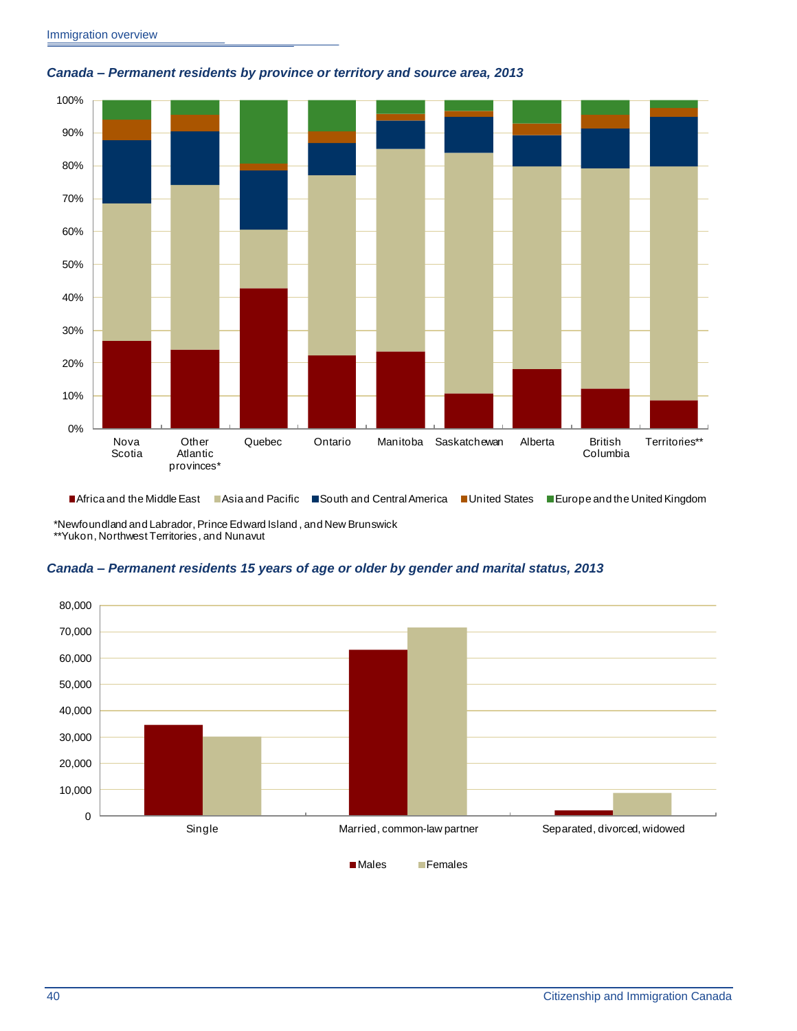### *Canada – Permanent residents by province or territory and source area, 2013*

■Africa and the Middle East ■Asia and Pacific ■South and Central America ■United States ■Europe and the United Kingdom

*Newfoundland and Labrador, Prince Edward Island, and New Brunswick
**Yukon, Northwest Territories, and Nunavut

### *Canada – Permanent residents 15 years of age or older by gender and marital status, 2013*

■Males ■Females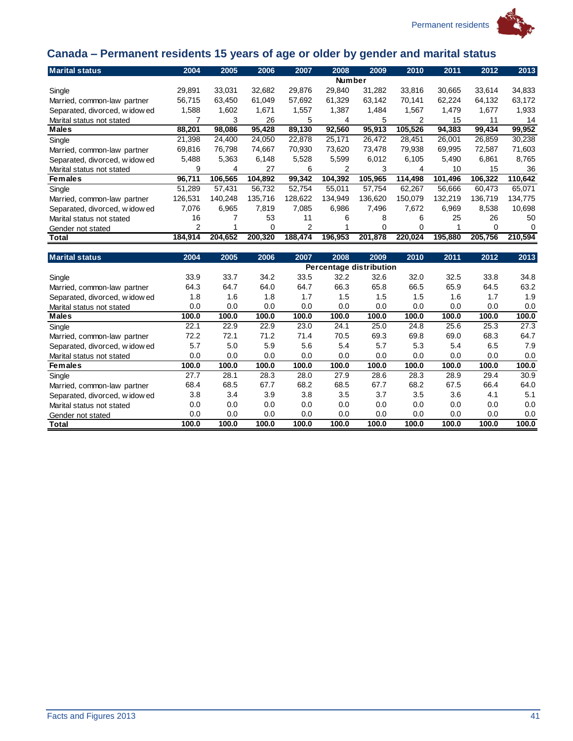# Canada – Permanent residents 15 years of age or older by gender and marital status

| Marital status | 2004 | 2005 | 2006 | 2007 | 2008 | 2009 | 2010 | 2011 | 2012 | 2013 |
|---|---|---|---|---|---|---|---|---|---|---|
| | | | | | Number | | | | | |
| Single | 29,891 | 33,031 | 32,682 | 29,876 | 29,840 | 31,282 | 33,816 | 30,665 | 33,614 | 34,833 |
| Married, common-law partner | 56,715 | 63,450 | 61,049 | 57,692 | 61,329 | 63,142 | 70,141 | 62,224 | 64,132 | 63,172 |
| Separated, divorced, widowed | 1,588 | 1,602 | 1,671 | 1,557 | 1,387 | 1,484 | 1,567 | 1,479 | 1,677 | 1,933 |
| Marital status not stated | 7 | 3 | 26 | 5 | 4 | 5 | 2 | 15 | 11 | 14 |
| **Males** | **88,201** | **98,086** | **95,428** | **89,130** | **92,560** | **95,913** | **105,526** | **94,383** | **99,434** | **99,952** |
| Single | 21,398 | 24,400 | 24,050 | 22,878 | 25,171 | 26,472 | 28,451 | 26,001 | 26,859 | 30,238 |
| Married, common-law partner | 69,816 | 76,798 | 74,667 | 70,930 | 73,620 | 73,478 | 79,938 | 69,995 | 72,587 | 71,603 |
| Separated, divorced, widowed | 5,488 | 5,363 | 6,148 | 5,528 | 5,599 | 6,012 | 6,105 | 5,490 | 6,861 | 8,765 |
| Marital status not stated | 9 | 4 | 27 | 6 | 2 | 3 | 4 | 10 | 15 | 36 |
| **Females** | **96,711** | **106,565** | **104,892** | **99,342** | **104,392** | **105,965** | **114,498** | **101,496** | **106,322** | **110,642** |
| Single | 51,289 | 57,431 | 56,732 | 52,754 | 55,011 | 57,754 | 62,267 | 56,666 | 60,473 | 65,071 |
| Married, common-law partner | 126,531 | 140,248 | 135,716 | 128,622 | 134,949 | 136,620 | 150,079 | 132,219 | 136,719 | 134,775 |
| Separated, divorced, widowed | 7,076 | 6,965 | 7,819 | 7,085 | 6,986 | 7,496 | 7,672 | 6,969 | 8,538 | 10,698 |
| Marital status not stated | 16 | 7 | 53 | 11 | 6 | 8 | 6 | 25 | 26 | 50 |
| Gender not stated | 2 | 1 | 0 | 2 | 1 | 0 | 0 | 1 | 0 | 0 |
| **Total** | **184,914** | **204,652** | **200,320** | **188,474** | **196,953** | **201,878** | **220,024** | **195,880** | **205,756** | **210,594** |

| Marital status | 2004 | 2005 | 2006 | 2007 | 2008 | 2009 | 2010 | 2011 | 2012 | 2013 |
|---|---|---|---|---|---|---|---|---|---|---|
| | | | | | Percentage distribution | | | | | |
| Single | 33.9 | 33.7 | 34.2 | 33.5 | 32.2 | 32.6 | 32.0 | 32.5 | 33.8 | 34.8 |
| Married, common-law partner | 64.3 | 64.7 | 64.0 | 64.7 | 66.3 | 65.8 | 66.5 | 65.9 | 64.5 | 63.2 |
| Separated, divorced, widowed | 1.8 | 1.6 | 1.8 | 1.7 | 1.5 | 1.5 | 1.5 | 1.6 | 1.7 | 1.9 |
| Marital status not stated | 0.0 | 0.0 | 0.0 | 0.0 | 0.0 | 0.0 | 0.0 | 0.0 | 0.0 | 0.0 |
| **Males** | **100.0** | **100.0** | **100.0** | **100.0** | **100.0** | **100.0** | **100.0** | **100.0** | **100.0** | **100.0** |
| Single | 22.1 | 22.9 | 22.9 | 23.0 | 24.1 | 25.0 | 24.8 | 25.6 | 25.3 | 27.3 |
| Married, common-law partner | 72.2 | 72.1 | 71.2 | 71.4 | 70.5 | 69.3 | 69.8 | 69.0 | 68.3 | 64.7 |
| Separated, divorced, widowed | 5.7 | 5.0 | 5.9 | 5.6 | 5.4 | 5.7 | 5.3 | 5.4 | 6.5 | 7.9 |
| Marital status not stated | 0.0 | 0.0 | 0.0 | 0.0 | 0.0 | 0.0 | 0.0 | 0.0 | 0.0 | 0.0 |
| **Females** | **100.0** | **100.0** | **100.0** | **100.0** | **100.0** | **100.0** | **100.0** | **100.0** | **100.0** | **100.0** |
| Single | 27.7 | 28.1 | 28.3 | 28.0 | 27.9 | 28.6 | 28.3 | 28.9 | 29.4 | 30.9 |
| Married, common-law partner | 68.4 | 68.5 | 67.7 | 68.2 | 68.5 | 67.7 | 68.2 | 67.5 | 66.4 | 64.0 |
| Separated, divorced, widowed | 3.8 | 3.4 | 3.9 | 3.8 | 3.5 | 3.7 | 3.5 | 3.6 | 4.1 | 5.1 |
| Marital status not stated | 0.0 | 0.0 | 0.0 | 0.0 | 0.0 | 0.0 | 0.0 | 0.0 | 0.0 | 0.0 |
| Gender not stated | 0.0 | 0.0 | 0.0 | 0.0 | 0.0 | 0.0 | 0.0 | 0.0 | 0.0 | 0.0 |
| **Total** | **100.0** | **100.0** | **100.0** | **100.0** | **100.0** | **100.0** | **100.0** | **100.0** | **100.0** | **100.0** |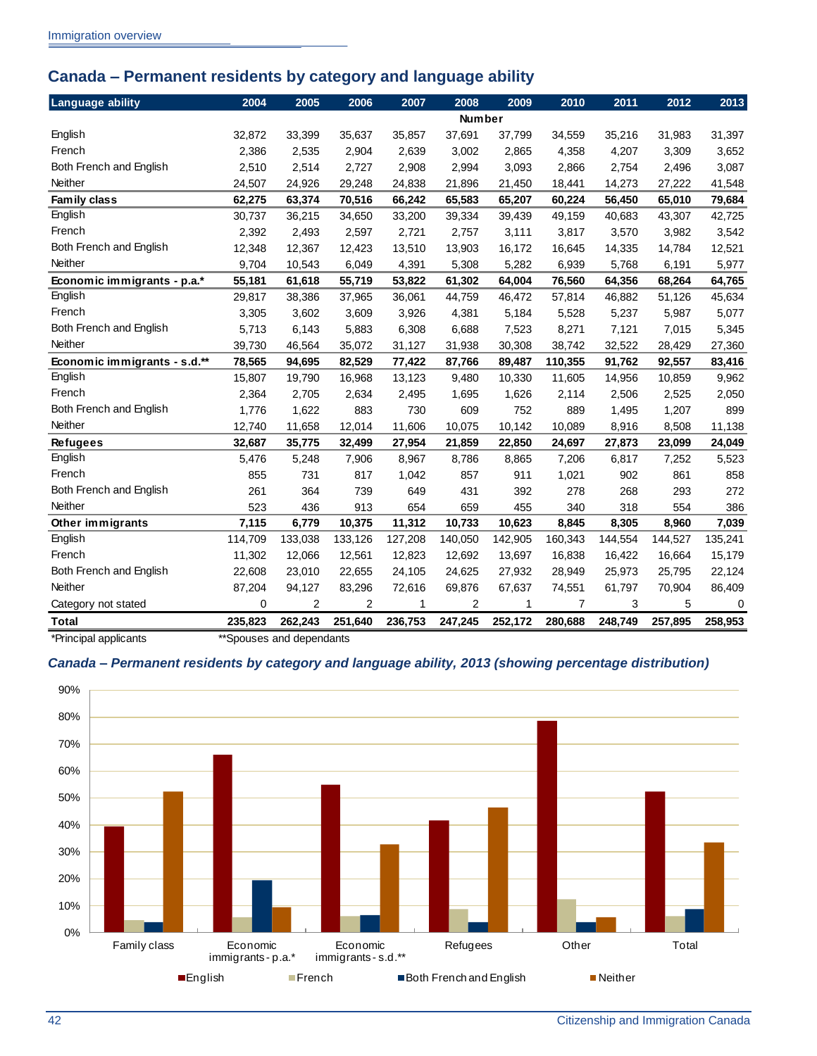## Canada – Permanent residents by category and language ability

| Language ability | 2004 | 2005 | 2006 | 2007 | 2008 | 2009 | 2010 | 2011 | 2012 | 2013 |
|---|---|---|---|---|---|---|---|---|---|---|
| | | | | | Number | | | | | |
| English | 32,872 | 33,399 | 35,637 | 35,857 | 37,691 | 37,799 | 34,559 | 35,216 | 31,983 | 31,397 |
| French | 2,386 | 2,535 | 2,904 | 2,639 | 3,002 | 2,865 | 4,358 | 4,207 | 3,309 | 3,652 |
| Both French and English | 2,510 | 2,514 | 2,727 | 2,908 | 2,994 | 3,093 | 2,866 | 2,754 | 2,496 | 3,087 |
| Neither | 24,507 | 24,926 | 29,248 | 24,838 | 21,896 | 21,450 | 18,441 | 14,273 | 27,222 | 41,548 |
| **Family class** | **62,275** | **63,374** | **70,516** | **66,242** | **65,583** | **65,207** | **60,224** | **56,450** | **65,010** | **79,684** |
| English | 30,737 | 36,215 | 34,650 | 33,200 | 39,334 | 39,439 | 49,159 | 40,683 | 43,307 | 42,725 |
| French | 2,392 | 2,493 | 2,597 | 2,721 | 2,757 | 3,111 | 3,817 | 3,570 | 3,982 | 3,542 |
| Both French and English | 12,348 | 12,367 | 12,423 | 13,510 | 13,903 | 16,172 | 16,645 | 14,335 | 14,784 | 12,521 |
| Neither | 9,704 | 10,543 | 6,049 | 4,391 | 5,308 | 5,282 | 6,939 | 5,768 | 6,191 | 5,977 |
| **Economic immigrants - p.a.*** | **55,181** | **61,618** | **55,719** | **53,822** | **61,302** | **64,004** | **76,560** | **64,356** | **68,264** | **64,765** |
| English | 29,817 | 38,386 | 37,965 | 36,061 | 44,759 | 46,472 | 57,814 | 46,882 | 51,126 | 45,634 |
| French | 3,305 | 3,602 | 3,609 | 3,926 | 4,381 | 5,184 | 5,528 | 5,237 | 5,987 | 5,077 |
| Both French and English | 5,713 | 6,143 | 5,883 | 6,308 | 6,688 | 7,523 | 8,271 | 7,121 | 7,015 | 5,345 |
| Neither | 39,730 | 46,564 | 35,072 | 31,127 | 31,938 | 30,308 | 38,742 | 32,522 | 28,429 | 27,360 |
| **Economic immigrants - s.d.**** | **78,565** | **94,695** | **82,529** | **77,422** | **87,766** | **89,487** | **110,355** | **91,762** | **92,557** | **83,416** |
| English | 15,807 | 19,790 | 16,968 | 13,123 | 9,480 | 10,330 | 11,605 | 14,956 | 10,859 | 9,962 |
| French | 2,364 | 2,705 | 2,634 | 2,495 | 1,695 | 1,626 | 2,114 | 2,506 | 2,525 | 2,050 |
| Both French and English | 1,776 | 1,622 | 883 | 730 | 609 | 752 | 889 | 1,495 | 1,207 | 899 |
| Neither | 12,740 | 11,658 | 12,014 | 11,606 | 10,075 | 10,142 | 10,089 | 8,916 | 8,508 | 11,138 |
| **Refugees** | **32,687** | **35,775** | **32,499** | **27,954** | **21,859** | **22,850** | **24,697** | **27,873** | **23,099** | **24,049** |
| English | 5,476 | 5,248 | 7,906 | 8,967 | 8,786 | 8,865 | 7,206 | 6,817 | 7,252 | 5,523 |
| French | 855 | 731 | 817 | 1,042 | 857 | 911 | 1,021 | 902 | 861 | 858 |
| Both French and English | 261 | 364 | 739 | 649 | 431 | 392 | 278 | 268 | 293 | 272 |
| Neither | 523 | 436 | 913 | 654 | 659 | 455 | 340 | 318 | 554 | 386 |
| **Other immigrants** | **7,115** | **6,779** | **10,375** | **11,312** | **10,733** | **10,623** | **8,845** | **8,305** | **8,960** | **7,039** |
| English | 114,709 | 133,038 | 133,126 | 127,208 | 140,050 | 142,905 | 160,343 | 144,554 | 144,527 | 135,241 |
| French | 11,302 | 12,066 | 12,561 | 12,823 | 12,692 | 13,697 | 16,838 | 16,422 | 16,664 | 15,179 |
| Both French and English | 22,608 | 23,010 | 22,655 | 24,105 | 24,625 | 27,932 | 28,949 | 25,973 | 25,795 | 22,124 |
| Neither | 87,204 | 94,127 | 83,296 | 72,616 | 69,876 | 67,637 | 74,551 | 61,797 | 70,904 | 86,409 |
| Category not stated | 0 | 2 | 2 | 1 | 2 | 1 | 7 | 3 | 5 | 0 |
| **Total** | **235,823** | **262,243** | **251,640** | **236,753** | **247,245** | **252,172** | **280,688** | **248,749** | **257,895** | **258,953** |

*Principal applicants **Spouses and dependants

*Canada – Permanent residents by category and language ability, 2013 (showing percentage distribution)*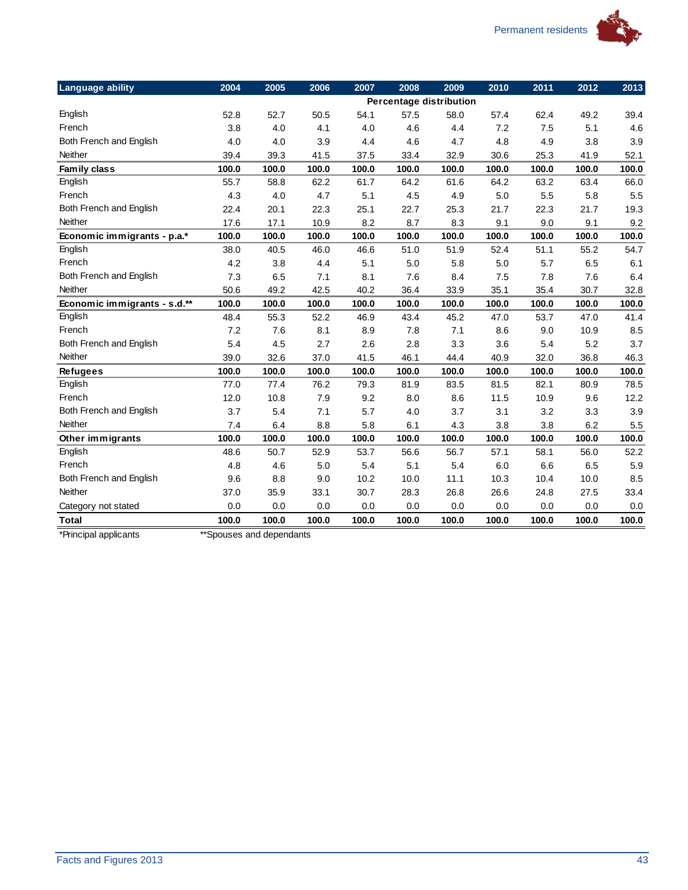| Language ability | 2004 | 2005 | 2006 | 2007 | 2008 | 2009 | 2010 | 2011 | 2012 | 2013 |
|---|---|---|---|---|---|---|---|---|---|---|
| | Percentage distribution | | | | | | | | | |
| English | 52.8 | 52.7 | 50.5 | 54.1 | 57.5 | 58.0 | 57.4 | 62.4 | 49.2 | 39.4 |
| French | 3.8 | 4.0 | 4.1 | 4.0 | 4.6 | 4.4 | 7.2 | 7.5 | 5.1 | 4.6 |
| Both French and English | 4.0 | 4.0 | 3.9 | 4.4 | 4.6 | 4.7 | 4.8 | 4.9 | 3.8 | 3.9 |
| Neither | 39.4 | 39.3 | 41.5 | 37.5 | 33.4 | 32.9 | 30.6 | 25.3 | 41.9 | 52.1 |
| **Family class** | **100.0** | **100.0** | **100.0** | **100.0** | **100.0** | **100.0** | **100.0** | **100.0** | **100.0** | **100.0** |
| English | 55.7 | 58.8 | 62.2 | 61.7 | 64.2 | 61.6 | 64.2 | 63.2 | 63.4 | 66.0 |
| French | 4.3 | 4.0 | 4.7 | 5.1 | 4.5 | 4.9 | 5.0 | 5.5 | 5.8 | 5.5 |
| Both French and English | 22.4 | 20.1 | 22.3 | 25.1 | 22.7 | 25.3 | 21.7 | 22.3 | 21.7 | 19.3 |
| Neither | 17.6 | 17.1 | 10.9 | 8.2 | 8.7 | 8.3 | 9.1 | 9.0 | 9.1 | 9.2 |
| **Economic immigrants - p.a.*** | **100.0** | **100.0** | **100.0** | **100.0** | **100.0** | **100.0** | **100.0** | **100.0** | **100.0** | **100.0** |
| English | 38.0 | 40.5 | 46.0 | 46.6 | 51.0 | 51.9 | 52.4 | 51.1 | 55.2 | 54.7 |
| French | 4.2 | 3.8 | 4.4 | 5.1 | 5.0 | 5.8 | 5.0 | 5.7 | 6.5 | 6.1 |
| Both French and English | 7.3 | 6.5 | 7.1 | 8.1 | 7.6 | 8.4 | 7.5 | 7.8 | 7.6 | 6.4 |
| Neither | 50.6 | 49.2 | 42.5 | 40.2 | 36.4 | 33.9 | 35.1 | 35.4 | 30.7 | 32.8 |
| **Economic immigrants - s.d.**** | **100.0** | **100.0** | **100.0** | **100.0** | **100.0** | **100.0** | **100.0** | **100.0** | **100.0** | **100.0** |
| English | 48.4 | 55.3 | 52.2 | 46.9 | 43.4 | 45.2 | 47.0 | 53.7 | 47.0 | 41.4 |
| French | 7.2 | 7.6 | 8.1 | 8.9 | 7.8 | 7.1 | 8.6 | 9.0 | 10.9 | 8.5 |
| Both French and English | 5.4 | 4.5 | 2.7 | 2.6 | 2.8 | 3.3 | 3.6 | 5.4 | 5.2 | 3.7 |
| Neither | 39.0 | 32.6 | 37.0 | 41.5 | 46.1 | 44.4 | 40.9 | 32.0 | 36.8 | 46.3 |
| **Refugees** | **100.0** | **100.0** | **100.0** | **100.0** | **100.0** | **100.0** | **100.0** | **100.0** | **100.0** | **100.0** |
| English | 77.0 | 77.4 | 76.2 | 79.3 | 81.9 | 83.5 | 81.5 | 82.1 | 80.9 | 78.5 |
| French | 12.0 | 10.8 | 7.9 | 9.2 | 8.0 | 8.6 | 11.5 | 10.9 | 9.6 | 12.2 |
| Both French and English | 3.7 | 5.4 | 7.1 | 5.7 | 4.0 | 3.7 | 3.1 | 3.2 | 3.3 | 3.9 |
| Neither | 7.4 | 6.4 | 8.8 | 5.8 | 6.1 | 4.3 | 3.8 | 3.8 | 6.2 | 5.5 |
| **Other immigrants** | **100.0** | **100.0** | **100.0** | **100.0** | **100.0** | **100.0** | **100.0** | **100.0** | **100.0** | **100.0** |
| English | 48.6 | 50.7 | 52.9 | 53.7 | 56.6 | 56.7 | 57.1 | 58.1 | 56.0 | 52.2 |
| French | 4.8 | 4.6 | 5.0 | 5.4 | 5.1 | 5.4 | 6.0 | 6.6 | 6.5 | 5.9 |
| Both French and English | 9.6 | 8.8 | 9.0 | 10.2 | 10.0 | 11.1 | 10.3 | 10.4 | 10.0 | 8.5 |
| Neither | 37.0 | 35.9 | 33.1 | 30.7 | 28.3 | 26.8 | 26.6 | 24.8 | 27.5 | 33.4 |
| Category not stated | 0.0 | 0.0 | 0.0 | 0.0 | 0.0 | 0.0 | 0.0 | 0.0 | 0.0 | 0.0 |
| **Total** | **100.0** | **100.0** | **100.0** | **100.0** | **100.0** | **100.0** | **100.0** | **100.0** | **100.0** | **100.0** |

*Principal applicants    **Spouses and dependants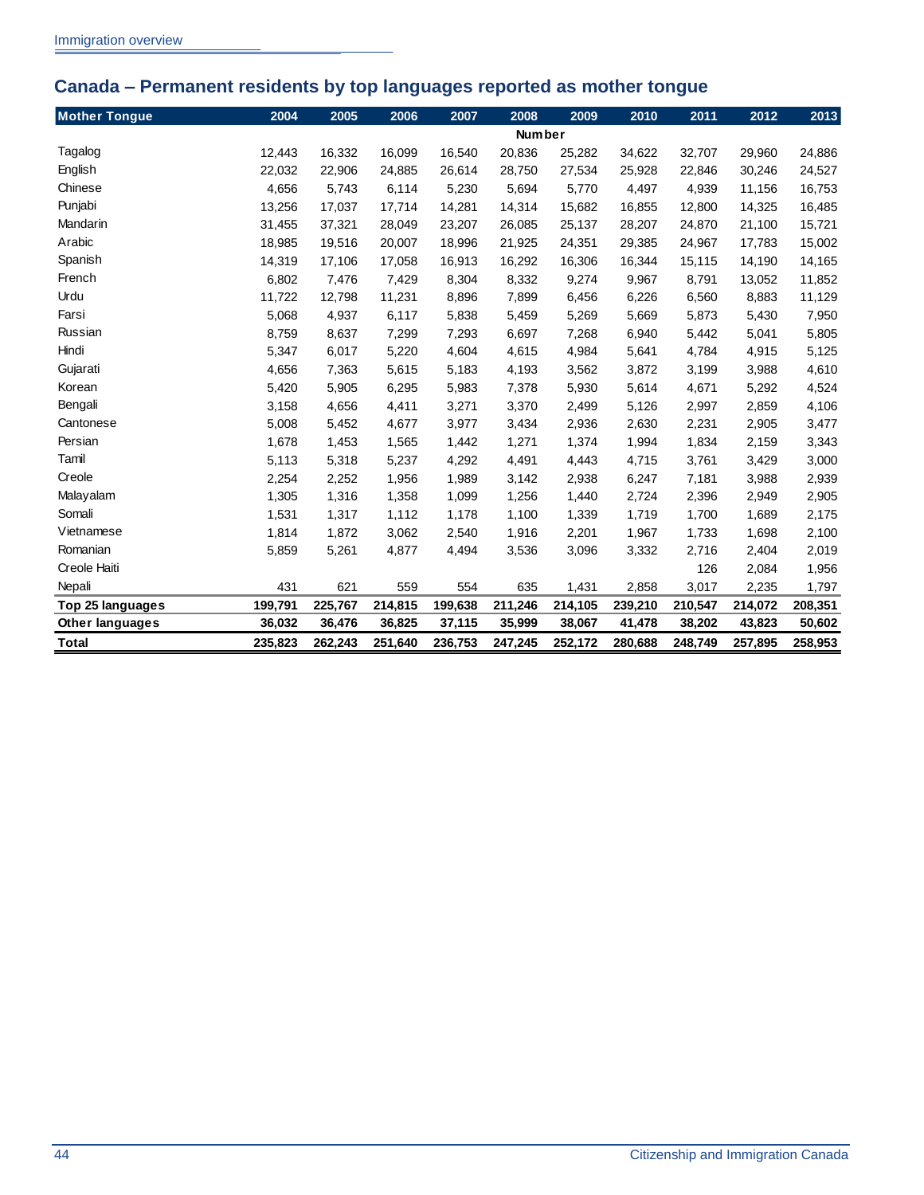## Canada – Permanent residents by top languages reported as mother tongue

| Mother Tongue | 2004 | 2005 | 2006 | 2007 | 2008 | 2009 | 2010 | 2011 | 2012 | 2013 |
|---|---|---|---|---|---|---|---|---|---|---|
| | | | | | **Number** | | | | | |
| Tagalog | 12,443 | 16,332 | 16,099 | 16,540 | 20,836 | 25,282 | 34,622 | 32,707 | 29,960 | 24,886 |
| English | 22,032 | 22,906 | 24,885 | 26,614 | 28,750 | 27,534 | 25,928 | 22,846 | 30,246 | 24,527 |
| Chinese | 4,656 | 5,743 | 6,114 | 5,230 | 5,694 | 5,770 | 4,497 | 4,939 | 11,156 | 16,753 |
| Punjabi | 13,256 | 17,037 | 17,714 | 14,281 | 14,314 | 15,682 | 16,855 | 12,800 | 14,325 | 16,485 |
| Mandarin | 31,455 | 37,321 | 28,049 | 23,207 | 26,085 | 25,137 | 28,207 | 24,870 | 21,100 | 15,721 |
| Arabic | 18,985 | 19,516 | 20,007 | 18,996 | 21,925 | 24,351 | 29,385 | 24,967 | 17,783 | 15,002 |
| Spanish | 14,319 | 17,106 | 17,058 | 16,913 | 16,292 | 16,306 | 16,344 | 15,115 | 14,190 | 14,165 |
| French | 6,802 | 7,476 | 7,429 | 8,304 | 8,332 | 9,274 | 9,967 | 8,791 | 13,052 | 11,852 |
| Urdu | 11,722 | 12,798 | 11,231 | 8,896 | 7,899 | 6,456 | 6,226 | 6,560 | 8,883 | 11,129 |
| Farsi | 5,068 | 4,937 | 6,117 | 5,838 | 5,459 | 5,269 | 5,669 | 5,873 | 5,430 | 7,950 |
| Russian | 8,759 | 8,637 | 7,299 | 7,293 | 6,697 | 7,268 | 6,940 | 5,442 | 5,041 | 5,805 |
| Hindi | 5,347 | 6,017 | 5,220 | 4,604 | 4,615 | 4,984 | 5,641 | 4,784 | 4,915 | 5,125 |
| Gujarati | 4,656 | 7,363 | 5,615 | 5,183 | 4,193 | 3,562 | 3,872 | 3,199 | 3,988 | 4,610 |
| Korean | 5,420 | 5,905 | 6,295 | 5,983 | 7,378 | 5,930 | 5,614 | 4,671 | 5,292 | 4,524 |
| Bengali | 3,158 | 4,656 | 4,411 | 3,271 | 3,370 | 2,499 | 5,126 | 2,997 | 2,859 | 4,106 |
| Cantonese | 5,008 | 5,452 | 4,677 | 3,977 | 3,434 | 2,936 | 2,630 | 2,231 | 2,905 | 3,477 |
| Persian | 1,678 | 1,453 | 1,565 | 1,442 | 1,271 | 1,374 | 1,994 | 1,834 | 2,159 | 3,343 |
| Tamil | 5,113 | 5,318 | 5,237 | 4,292 | 4,491 | 4,443 | 4,715 | 3,761 | 3,429 | 3,000 |
| Creole | 2,254 | 2,252 | 1,956 | 1,989 | 3,142 | 2,938 | 6,247 | 7,181 | 3,988 | 2,939 |
| Malayalam | 1,305 | 1,316 | 1,358 | 1,099 | 1,256 | 1,440 | 2,724 | 2,396 | 2,949 | 2,905 |
| Somali | 1,531 | 1,317 | 1,112 | 1,178 | 1,100 | 1,339 | 1,719 | 1,700 | 1,689 | 2,175 |
| Vietnamese | 1,814 | 1,872 | 3,062 | 2,540 | 1,916 | 2,201 | 1,967 | 1,733 | 1,698 | 2,100 |
| Romanian | 5,859 | 5,261 | 4,877 | 4,494 | 3,536 | 3,096 | 3,332 | 2,716 | 2,404 | 2,019 |
| Creole Haiti | | | | | | | | 126 | 2,084 | 1,956 |
| Nepali | 431 | 621 | 559 | 554 | 635 | 1,431 | 2,858 | 3,017 | 2,235 | 1,797 |
| **Top 25 languages** | **199,791** | **225,767** | **214,815** | **199,638** | **211,246** | **214,105** | **239,210** | **210,547** | **214,072** | **208,351** |
| **Other languages** | **36,032** | **36,476** | **36,825** | **37,115** | **35,999** | **38,067** | **41,478** | **38,202** | **43,823** | **50,602** |
| **Total** | **235,823** | **262,243** | **251,640** | **236,753** | **247,245** | **252,172** | **280,688** | **248,749** | **257,895** | **258,953** |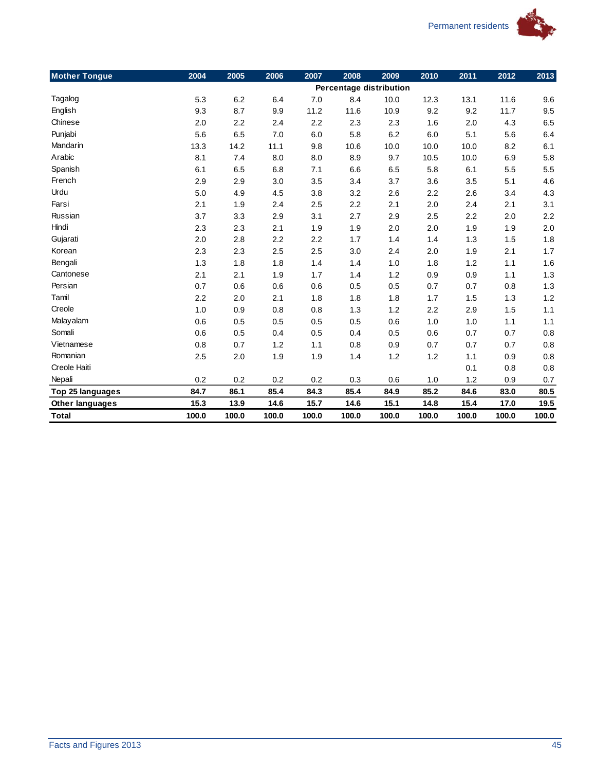| Mother Tongue | 2004 | 2005 | 2006 | 2007 | 2008 | 2009 | 2010 | 2011 | 2012 | 2013 |
|---|---|---|---|---|---|---|---|---|---|---|
| | Percentage distribution | | | | | | | | | |
| Tagalog | 5.3 | 6.2 | 6.4 | 7.0 | 8.4 | 10.0 | 12.3 | 13.1 | 11.6 | 9.6 |
| English | 9.3 | 8.7 | 9.9 | 11.2 | 11.6 | 10.9 | 9.2 | 9.2 | 11.7 | 9.5 |
| Chinese | 2.0 | 2.2 | 2.4 | 2.2 | 2.3 | 2.3 | 1.6 | 2.0 | 4.3 | 6.5 |
| Punjabi | 5.6 | 6.5 | 7.0 | 6.0 | 5.8 | 6.2 | 6.0 | 5.1 | 5.6 | 6.4 |
| Mandarin | 13.3 | 14.2 | 11.1 | 9.8 | 10.6 | 10.0 | 10.0 | 10.0 | 8.2 | 6.1 |
| Arabic | 8.1 | 7.4 | 8.0 | 8.0 | 8.9 | 9.7 | 10.5 | 10.0 | 6.9 | 5.8 |
| Spanish | 6.1 | 6.5 | 6.8 | 7.1 | 6.6 | 6.5 | 5.8 | 6.1 | 5.5 | 5.5 |
| French | 2.9 | 2.9 | 3.0 | 3.5 | 3.4 | 3.7 | 3.6 | 3.5 | 5.1 | 4.6 |
| Urdu | 5.0 | 4.9 | 4.5 | 3.8 | 3.2 | 2.6 | 2.2 | 2.6 | 3.4 | 4.3 |
| Farsi | 2.1 | 1.9 | 2.4 | 2.5 | 2.2 | 2.1 | 2.0 | 2.4 | 2.1 | 3.1 |
| Russian | 3.7 | 3.3 | 2.9 | 3.1 | 2.7 | 2.9 | 2.5 | 2.2 | 2.0 | 2.2 |
| Hindi | 2.3 | 2.3 | 2.1 | 1.9 | 1.9 | 2.0 | 2.0 | 1.9 | 1.9 | 2.0 |
| Gujarati | 2.0 | 2.8 | 2.2 | 2.2 | 1.7 | 1.4 | 1.4 | 1.3 | 1.5 | 1.8 |
| Korean | 2.3 | 2.3 | 2.5 | 2.5 | 3.0 | 2.4 | 2.0 | 1.9 | 2.1 | 1.7 |
| Bengali | 1.3 | 1.8 | 1.8 | 1.4 | 1.4 | 1.0 | 1.8 | 1.2 | 1.1 | 1.6 |
| Cantonese | 2.1 | 2.1 | 1.9 | 1.7 | 1.4 | 1.2 | 0.9 | 0.9 | 1.1 | 1.3 |
| Persian | 0.7 | 0.6 | 0.6 | 0.6 | 0.5 | 0.5 | 0.7 | 0.7 | 0.8 | 1.3 |
| Tamil | 2.2 | 2.0 | 2.1 | 1.8 | 1.8 | 1.8 | 1.7 | 1.5 | 1.3 | 1.2 |
| Creole | 1.0 | 0.9 | 0.8 | 0.8 | 1.3 | 1.2 | 2.2 | 2.9 | 1.5 | 1.1 |
| Malayalam | 0.6 | 0.5 | 0.5 | 0.5 | 0.5 | 0.6 | 1.0 | 1.0 | 1.1 | 1.1 |
| Somali | 0.6 | 0.5 | 0.4 | 0.5 | 0.4 | 0.5 | 0.6 | 0.7 | 0.7 | 0.8 |
| Vietnamese | 0.8 | 0.7 | 1.2 | 1.1 | 0.8 | 0.9 | 0.7 | 0.7 | 0.7 | 0.8 |
| Romanian | 2.5 | 2.0 | 1.9 | 1.9 | 1.4 | 1.2 | 1.2 | 1.1 | 0.9 | 0.8 |
| Creole Haiti | | | | | | | | 0.1 | 0.8 | 0.8 |
| Nepali | 0.2 | 0.2 | 0.2 | 0.2 | 0.3 | 0.6 | 1.0 | 1.2 | 0.9 | 0.7 |
| **Top 25 languages** | **84.7** | **86.1** | **85.4** | **84.3** | **85.4** | **84.9** | **85.2** | **84.6** | **83.0** | **80.5** |
| **Other languages** | **15.3** | **13.9** | **14.6** | **15.7** | **14.6** | **15.1** | **14.8** | **15.4** | **17.0** | **19.5** |
| **Total** | **100.0** | **100.0** | **100.0** | **100.0** | **100.0** | **100.0** | **100.0** | **100.0** | **100.0** | **100.0** |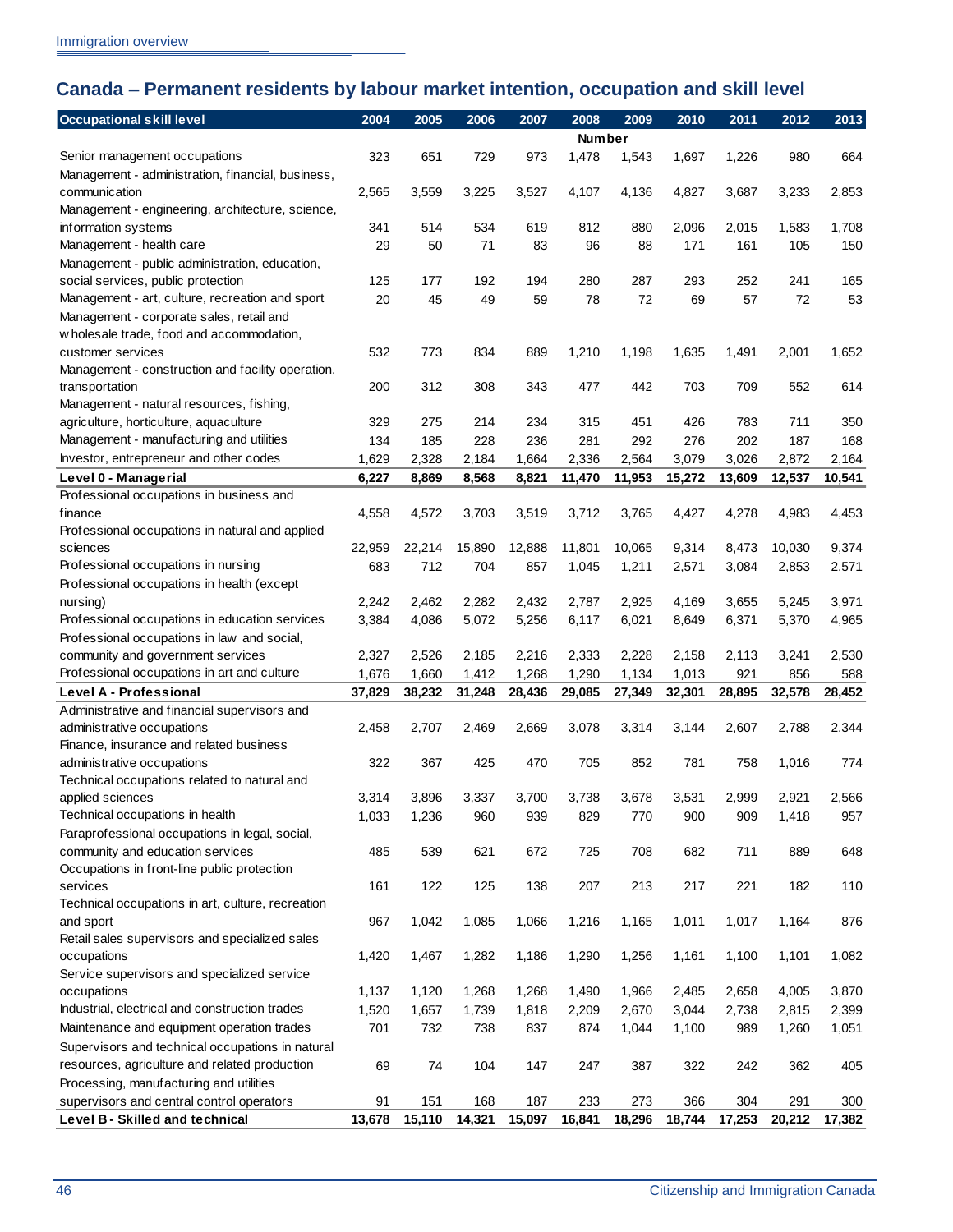## Canada – Permanent residents by labour market intention, occupation and skill level

| Occupational skill level | 2004 | 2005 | 2006 | 2007 | 2008 | 2009 | 2010 | 2011 | 2012 | 2013 |
|---|---|---|---|---|---|---|---|---|---|---|
| | | | | | Number | | | | | |
| Senior management occupations | 323 | 651 | 729 | 973 | 1,478 | 1,543 | 1,697 | 1,226 | 980 | 664 |
| Management - administration, financial, business, communication | 2,565 | 3,559 | 3,225 | 3,527 | 4,107 | 4,136 | 4,827 | 3,687 | 3,233 | 2,853 |
| Management - engineering, architecture, science, information systems | 341 | 514 | 534 | 619 | 812 | 880 | 2,096 | 2,015 | 1,583 | 1,708 |
| Management - health care | 29 | 50 | 71 | 83 | 96 | 88 | 171 | 161 | 105 | 150 |
| Management - public administration, education, social services, public protection | 125 | 177 | 192 | 194 | 280 | 287 | 293 | 252 | 241 | 165 |
| Management - art, culture, recreation and sport | 20 | 45 | 49 | 59 | 78 | 72 | 69 | 57 | 72 | 53 |
| Management - corporate sales, retail and wholesale trade, food and accommodation, customer services | 532 | 773 | 834 | 889 | 1,210 | 1,198 | 1,635 | 1,491 | 2,001 | 1,652 |
| Management - construction and facility operation, transportation | 200 | 312 | 308 | 343 | 477 | 442 | 703 | 709 | 552 | 614 |
| Management - natural resources, fishing, agriculture, horticulture, aquaculture | 329 | 275 | 214 | 234 | 315 | 451 | 426 | 783 | 711 | 350 |
| Management - manufacturing and utilities | 134 | 185 | 228 | 236 | 281 | 292 | 276 | 202 | 187 | 168 |
| Investor, entrepreneur and other codes | 1,629 | 2,328 | 2,184 | 1,664 | 2,336 | 2,564 | 3,079 | 3,026 | 2,872 | 2,164 |
| **Level 0 - Managerial** | **6,227** | **8,869** | **8,568** | **8,821** | **11,470** | **11,953** | **15,272** | **13,609** | **12,537** | **10,541** |
| Professional occupations in business and finance | 4,558 | 4,572 | 3,703 | 3,519 | 3,712 | 3,765 | 4,427 | 4,278 | 4,983 | 4,453 |
| Professional occupations in natural and applied sciences | 22,959 | 22,214 | 15,890 | 12,888 | 11,801 | 10,065 | 9,314 | 8,473 | 10,030 | 9,374 |
| Professional occupations in nursing | 683 | 712 | 704 | 857 | 1,045 | 1,211 | 2,571 | 3,084 | 2,853 | 2,571 |
| Professional occupations in health (except nursing) | 2,242 | 2,462 | 2,282 | 2,432 | 2,787 | 2,925 | 4,169 | 3,655 | 5,245 | 3,971 |
| Professional occupations in education services | 3,384 | 4,086 | 5,072 | 5,256 | 6,117 | 6,021 | 8,649 | 6,371 | 5,370 | 4,965 |
| Professional occupations in law and social, community and government services | 2,327 | 2,526 | 2,185 | 2,216 | 2,333 | 2,228 | 2,158 | 2,113 | 3,241 | 2,530 |
| Professional occupations in art and culture | 1,676 | 1,660 | 1,412 | 1,268 | 1,290 | 1,134 | 1,013 | 921 | 856 | 588 |
| **Level A - Professional** | **37,829** | **38,232** | **31,248** | **28,436** | **29,085** | **27,349** | **32,301** | **28,895** | **32,578** | **28,452** |
| Administrative and financial supervisors and administrative occupations | 2,458 | 2,707 | 2,469 | 2,669 | 3,078 | 3,314 | 3,144 | 2,607 | 2,788 | 2,344 |
| Finance, insurance and related business administrative occupations | 322 | 367 | 425 | 470 | 705 | 852 | 781 | 758 | 1,016 | 774 |
| Technical occupations related to natural and applied sciences | 3,314 | 3,896 | 3,337 | 3,700 | 3,738 | 3,678 | 3,531 | 2,999 | 2,921 | 2,566 |
| Technical occupations in health | 1,033 | 1,236 | 960 | 939 | 829 | 770 | 900 | 909 | 1,418 | 957 |
| Paraprofessional occupations in legal, social, community and education services | 485 | 539 | 621 | 672 | 725 | 708 | 682 | 711 | 889 | 648 |
| Occupations in front-line public protection services | 161 | 122 | 125 | 138 | 207 | 213 | 217 | 221 | 182 | 110 |
| Technical occupations in art, culture, recreation and sport | 967 | 1,042 | 1,085 | 1,066 | 1,216 | 1,165 | 1,011 | 1,017 | 1,164 | 876 |
| Retail sales supervisors and specialized sales occupations | 1,420 | 1,467 | 1,282 | 1,186 | 1,290 | 1,256 | 1,161 | 1,100 | 1,101 | 1,082 |
| Service supervisors and specialized service occupations | 1,137 | 1,120 | 1,268 | 1,268 | 1,490 | 1,966 | 2,485 | 2,658 | 4,005 | 3,870 |
| Industrial, electrical and construction trades | 1,520 | 1,657 | 1,739 | 1,818 | 2,209 | 2,670 | 3,044 | 2,738 | 2,815 | 2,399 |
| Maintenance and equipment operation trades | 701 | 732 | 738 | 837 | 874 | 1,044 | 1,100 | 989 | 1,260 | 1,051 |
| Supervisors and technical occupations in natural resources, agriculture and related production | 69 | 74 | 104 | 147 | 247 | 387 | 322 | 242 | 362 | 405 |
| Processing, manufacturing and utilities supervisors and central control operators | 91 | 151 | 168 | 187 | 233 | 273 | 366 | 304 | 291 | 300 |
| **Level B - Skilled and technical** | **13,678** | **15,110** | **14,321** | **15,097** | **16,841** | **18,296** | **18,744** | **17,253** | **20,212** | **17,382** |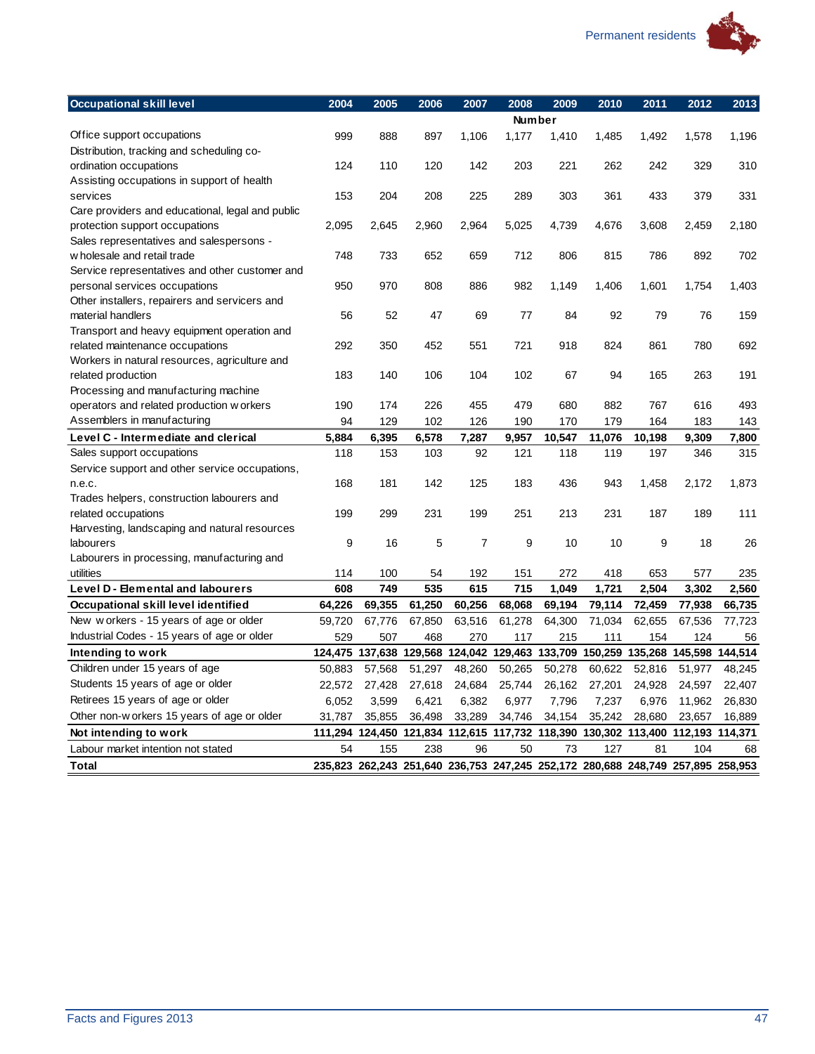| Occupational skill level | 2004 | 2005 | 2006 | 2007 | 2008 | 2009 | 2010 | 2011 | 2012 | 2013 |
|---|---|---|---|---|---|---|---|---|---|---|
| | | | | | Number | | | | | |
| Office support occupations | 999 | 888 | 897 | 1,106 | 1,177 | 1,410 | 1,485 | 1,492 | 1,578 | 1,196 |
| Distribution, tracking and scheduling co-ordination occupations | 124 | 110 | 120 | 142 | 203 | 221 | 262 | 242 | 329 | 310 |
| Assisting occupations in support of health services | 153 | 204 | 208 | 225 | 289 | 303 | 361 | 433 | 379 | 331 |
| Care providers and educational, legal and public protection support occupations | 2,095 | 2,645 | 2,960 | 2,964 | 5,025 | 4,739 | 4,676 | 3,608 | 2,459 | 2,180 |
| Sales representatives and salespersons - wholesale and retail trade | 748 | 733 | 652 | 659 | 712 | 806 | 815 | 786 | 892 | 702 |
| Service representatives and other customer and personal services occupations | 950 | 970 | 808 | 886 | 982 | 1,149 | 1,406 | 1,601 | 1,754 | 1,403 |
| Other installers, repairers and servicers and material handlers | 56 | 52 | 47 | 69 | 77 | 84 | 92 | 79 | 76 | 159 |
| Transport and heavy equipment operation and related maintenance occupations | 292 | 350 | 452 | 551 | 721 | 918 | 824 | 861 | 780 | 692 |
| Workers in natural resources, agriculture and related production | 183 | 140 | 106 | 104 | 102 | 67 | 94 | 165 | 263 | 191 |
| Processing and manufacturing machine operators and related production workers | 190 | 174 | 226 | 455 | 479 | 680 | 882 | 767 | 616 | 493 |
| Assemblers in manufacturing | 94 | 129 | 102 | 126 | 190 | 170 | 179 | 164 | 183 | 143 |
| **Level C - Intermediate and clerical** | **5,884** | **6,395** | **6,578** | **7,287** | **9,957** | **10,547** | **11,076** | **10,198** | **9,309** | **7,800** |
| Sales support occupations | 118 | 153 | 103 | 92 | 121 | 118 | 119 | 197 | 346 | 315 |
| Service support and other service occupations, n.e.c. | 168 | 181 | 142 | 125 | 183 | 436 | 943 | 1,458 | 2,172 | 1,873 |
| Trades helpers, construction labourers and related occupations | 199 | 299 | 231 | 199 | 251 | 213 | 231 | 187 | 189 | 111 |
| Harvesting, landscaping and natural resources labourers | 9 | 16 | 5 | 7 | 9 | 10 | 10 | 9 | 18 | 26 |
| Labourers in processing, manufacturing and utilities | 114 | 100 | 54 | 192 | 151 | 272 | 418 | 653 | 577 | 235 |
| **Level D - Elemental and labourers** | **608** | **749** | **535** | **615** | **715** | **1,049** | **1,721** | **2,504** | **3,302** | **2,560** |
| **Occupational skill level identified** | **64,226** | **69,355** | **61,250** | **60,256** | **68,068** | **69,194** | **79,114** | **72,459** | **77,938** | **66,735** |
| New workers - 15 years of age or older | 59,720 | 67,776 | 67,850 | 63,516 | 61,278 | 64,300 | 71,034 | 62,655 | 67,536 | 77,723 |
| Industrial Codes - 15 years of age or older | 529 | 507 | 468 | 270 | 117 | 215 | 111 | 154 | 124 | 56 |
| **Intending to work** | **124,475** | **137,638** | **129,568** | **124,042** | **129,463** | **133,709** | **150,259** | **135,268** | **145,598** | **144,514** |
| Children under 15 years of age | 50,883 | 57,568 | 51,297 | 48,260 | 50,265 | 50,278 | 60,622 | 52,816 | 51,977 | 48,245 |
| Students 15 years of age or older | 22,572 | 27,428 | 27,618 | 24,684 | 25,744 | 26,162 | 27,201 | 24,928 | 24,597 | 22,407 |
| Retirees 15 years of age or older | 6,052 | 3,599 | 6,421 | 6,382 | 6,977 | 7,796 | 7,237 | 6,976 | 11,962 | 26,830 |
| Other non-workers 15 years of age or older | 31,787 | 35,855 | 36,498 | 33,289 | 34,746 | 34,154 | 35,242 | 28,680 | 23,657 | 16,889 |
| **Not intending to work** | **111,294** | **124,450** | **121,834** | **112,615** | **117,732** | **118,390** | **130,302** | **113,400** | **112,193** | **114,371** |
| Labour market intention not stated | 54 | 155 | 238 | 96 | 50 | 73 | 127 | 81 | 104 | 68 |
| **Total** | **235,823** | **262,243** | **251,640** | **236,753** | **247,245** | **252,172** | **280,688** | **248,749** | **257,895** | **258,953** |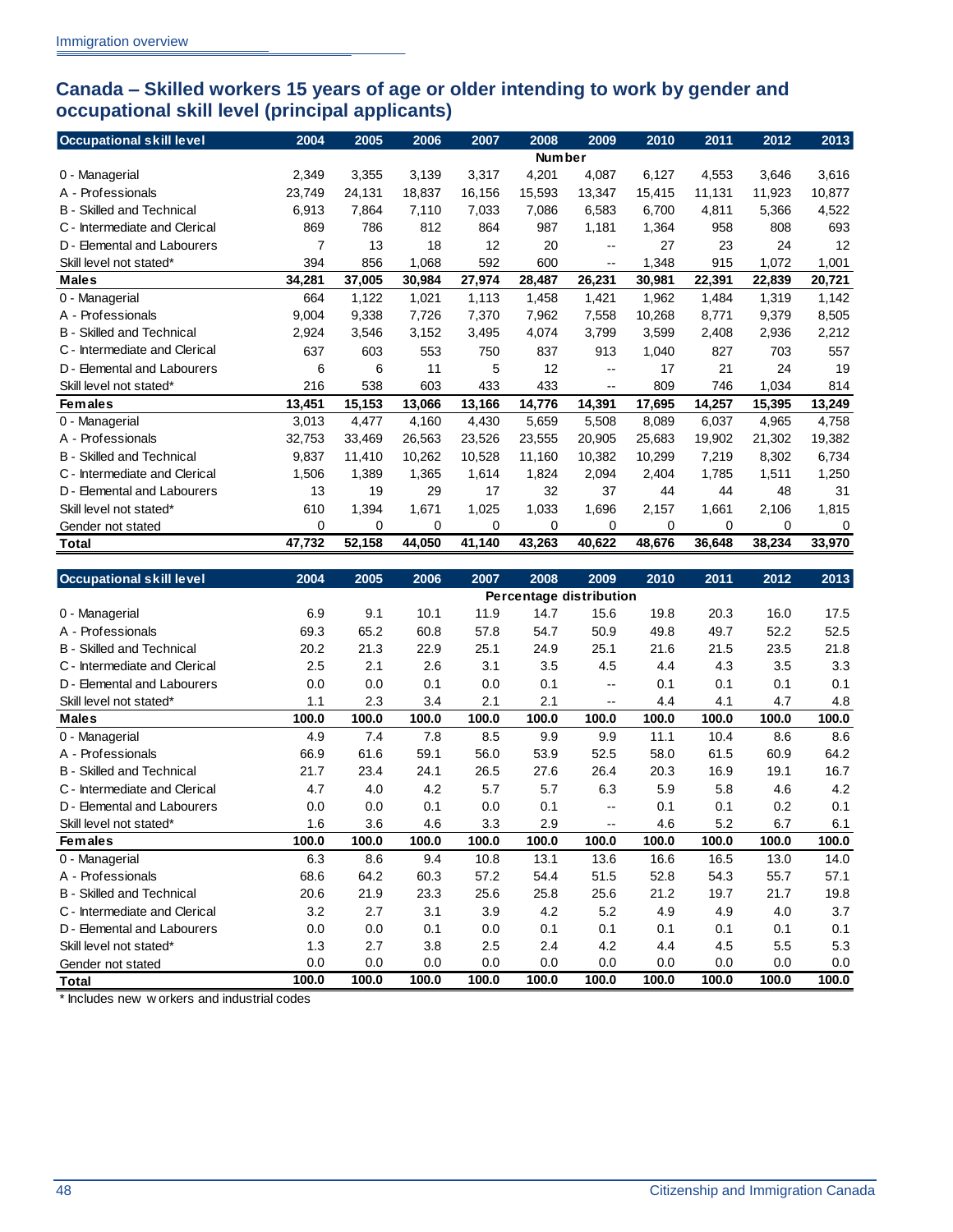## Canada – Skilled workers 15 years of age or older intending to work by gender and occupational skill level (principal applicants)

| Occupational skill level | 2004 | 2005 | 2006 | 2007 | 2008 | 2009 | 2010 | 2011 | 2012 | 2013 |
|---|---|---|---|---|---|---|---|---|---|---|
| | | | | | Number | | | | | |
| 0 - Managerial | 2,349 | 3,355 | 3,139 | 3,317 | 4,201 | 4,087 | 6,127 | 4,553 | 3,646 | 3,616 |
| A - Professionals | 23,749 | 24,131 | 18,837 | 16,156 | 15,593 | 13,347 | 15,415 | 11,131 | 11,923 | 10,877 |
| B - Skilled and Technical | 6,913 | 7,864 | 7,110 | 7,033 | 7,086 | 6,583 | 6,700 | 4,811 | 5,366 | 4,522 |
| C - Intermediate and Clerical | 869 | 786 | 812 | 864 | 987 | 1,181 | 1,364 | 958 | 808 | 693 |
| D - Elemental and Labourers | 7 | 13 | 18 | 12 | 20 | -- | 27 | 23 | 24 | 12 |
| Skill level not stated* | 394 | 856 | 1,068 | 592 | 600 | -- | 1,348 | 915 | 1,072 | 1,001 |
| **Males** | **34,281** | **37,005** | **30,984** | **27,974** | **28,487** | **26,231** | **30,981** | **22,391** | **22,839** | **20,721** |
| 0 - Managerial | 664 | 1,122 | 1,021 | 1,113 | 1,458 | 1,421 | 1,962 | 1,484 | 1,319 | 1,142 |
| A - Professionals | 9,004 | 9,338 | 7,726 | 7,370 | 7,962 | 7,558 | 10,268 | 8,771 | 9,379 | 8,505 |
| B - Skilled and Technical | 2,924 | 3,546 | 3,152 | 3,495 | 4,074 | 3,799 | 3,599 | 2,408 | 2,936 | 2,212 |
| C - Intermediate and Clerical | 637 | 603 | 553 | 750 | 837 | 913 | 1,040 | 827 | 703 | 557 |
| D - Elemental and Labourers | 6 | 6 | 11 | 5 | 12 | -- | 17 | 21 | 24 | 19 |
| Skill level not stated* | 216 | 538 | 603 | 433 | 433 | -- | 809 | 746 | 1,034 | 814 |
| **Females** | **13,451** | **15,153** | **13,066** | **13,166** | **14,776** | **14,391** | **17,695** | **14,257** | **15,395** | **13,249** |
| 0 - Managerial | 3,013 | 4,477 | 4,160 | 4,430 | 5,659 | 5,508 | 8,089 | 6,037 | 4,965 | 4,758 |
| A - Professionals | 32,753 | 33,469 | 26,563 | 23,526 | 23,555 | 20,905 | 25,683 | 19,902 | 21,302 | 19,382 |
| B - Skilled and Technical | 9,837 | 11,410 | 10,262 | 10,528 | 11,160 | 10,382 | 10,299 | 7,219 | 8,302 | 6,734 |
| C - Intermediate and Clerical | 1,506 | 1,389 | 1,365 | 1,614 | 1,824 | 2,094 | 2,404 | 1,785 | 1,511 | 1,250 |
| D - Elemental and Labourers | 13 | 19 | 29 | 17 | 32 | 37 | 44 | 44 | 48 | 31 |
| Skill level not stated* | 610 | 1,394 | 1,671 | 1,025 | 1,033 | 1,696 | 2,157 | 1,661 | 2,106 | 1,815 |
| Gender not stated | 0 | 0 | 0 | 0 | 0 | 0 | 0 | 0 | 0 | 0 |
| **Total** | **47,732** | **52,158** | **44,050** | **41,140** | **43,263** | **40,622** | **48,676** | **36,648** | **38,234** | **33,970** |

| Occupational skill level | 2004 | 2005 | 2006 | 2007 | 2008 | 2009 | 2010 | 2011 | 2012 | 2013 |
|---|---|---|---|---|---|---|---|---|---|---|
| | | | | | Percentage distribution | | | | | |
| 0 - Managerial | 6.9 | 9.1 | 10.1 | 11.9 | 14.7 | 15.6 | 19.8 | 20.3 | 16.0 | 17.5 |
| A - Professionals | 69.3 | 65.2 | 60.8 | 57.8 | 54.7 | 50.9 | 49.8 | 49.7 | 52.2 | 52.5 |
| B - Skilled and Technical | 20.2 | 21.3 | 22.9 | 25.1 | 24.9 | 25.1 | 21.6 | 21.5 | 23.5 | 21.8 |
| C - Intermediate and Clerical | 2.5 | 2.1 | 2.6 | 3.1 | 3.5 | 4.5 | 4.4 | 4.3 | 3.5 | 3.3 |
| D - Elemental and Labourers | 0.0 | 0.0 | 0.1 | 0.0 | 0.1 | -- | 0.1 | 0.1 | 0.1 | 0.1 |
| Skill level not stated* | 1.1 | 2.3 | 3.4 | 2.1 | 2.1 | -- | 4.4 | 4.1 | 4.7 | 4.8 |
| **Males** | **100.0** | **100.0** | **100.0** | **100.0** | **100.0** | **100.0** | **100.0** | **100.0** | **100.0** | **100.0** |
| 0 - Managerial | 4.9 | 7.4 | 7.8 | 8.5 | 9.9 | 9.9 | 11.1 | 10.4 | 8.6 | 8.6 |
| A - Professionals | 66.9 | 61.6 | 59.1 | 56.0 | 53.9 | 52.5 | 58.0 | 61.5 | 60.9 | 64.2 |
| B - Skilled and Technical | 21.7 | 23.4 | 24.1 | 26.5 | 27.6 | 26.4 | 20.3 | 16.9 | 19.1 | 16.7 |
| C - Intermediate and Clerical | 4.7 | 4.0 | 4.2 | 5.7 | 5.7 | 6.3 | 5.9 | 5.8 | 4.6 | 4.2 |
| D - Elemental and Labourers | 0.0 | 0.0 | 0.1 | 0.0 | 0.1 | -- | 0.1 | 0.1 | 0.2 | 0.1 |
| Skill level not stated* | 1.6 | 3.6 | 4.6 | 3.3 | 2.9 | -- | 4.6 | 5.2 | 6.7 | 6.1 |
| **Females** | **100.0** | **100.0** | **100.0** | **100.0** | **100.0** | **100.0** | **100.0** | **100.0** | **100.0** | **100.0** |
| 0 - Managerial | 6.3 | 8.6 | 9.4 | 10.8 | 13.1 | 13.6 | 16.6 | 16.5 | 13.0 | 14.0 |
| A - Professionals | 68.6 | 64.2 | 60.3 | 57.2 | 54.4 | 51.5 | 52.8 | 54.3 | 55.7 | 57.1 |
| B - Skilled and Technical | 20.6 | 21.9 | 23.3 | 25.6 | 25.8 | 25.6 | 21.2 | 19.7 | 21.7 | 19.8 |
| C - Intermediate and Clerical | 3.2 | 2.7 | 3.1 | 3.9 | 4.2 | 5.2 | 4.9 | 4.9 | 4.0 | 3.7 |
| D - Elemental and Labourers | 0.0 | 0.0 | 0.1 | 0.0 | 0.1 | 0.1 | 0.1 | 0.1 | 0.1 | 0.1 |
| Skill level not stated* | 1.3 | 2.7 | 3.8 | 2.5 | 2.4 | 4.2 | 4.4 | 4.5 | 5.5 | 5.3 |
| Gender not stated | 0.0 | 0.0 | 0.0 | 0.0 | 0.0 | 0.0 | 0.0 | 0.0 | 0.0 | 0.0 |
| **Total** | **100.0** | **100.0** | **100.0** | **100.0** | **100.0** | **100.0** | **100.0** | **100.0** | **100.0** | **100.0** |

* Includes new workers and industrial codes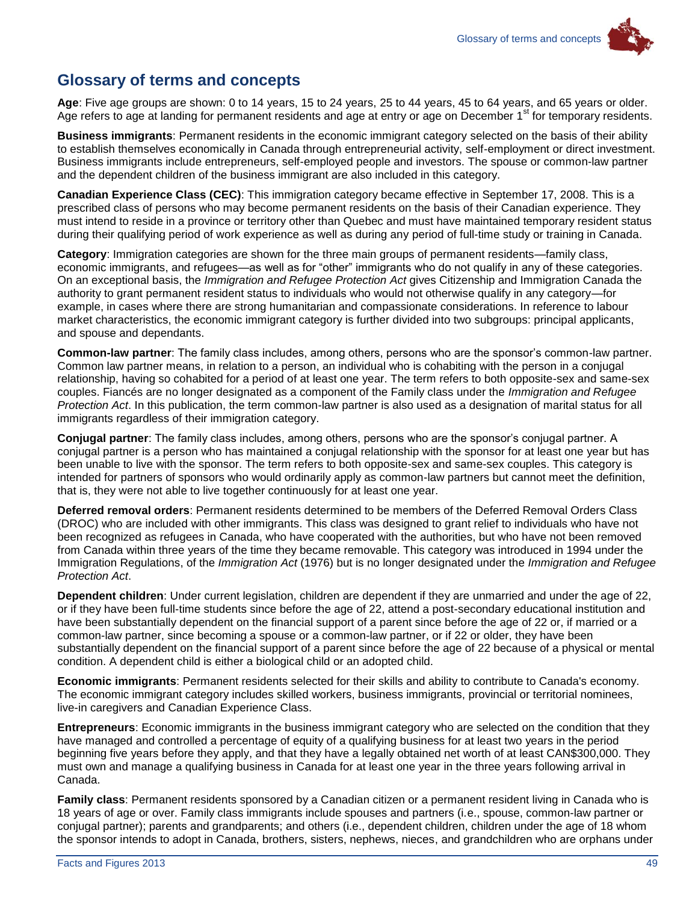## Glossary of terms and concepts

**Age**: Five age groups are shown: 0 to 14 years, 15 to 24 years, 25 to 44 years, 45 to 64 years, and 65 years or older. Age refers to age at landing for permanent residents and age at entry or age on December 1st for temporary residents.

**Business immigrants**: Permanent residents in the economic immigrant category selected on the basis of their ability to establish themselves economically in Canada through entrepreneurial activity, self-employment or direct investment. Business immigrants include entrepreneurs, self-employed people and investors. The spouse or common-law partner and the dependent children of the business immigrant are also included in this category.

**Canadian Experience Class (CEC)**: This immigration category became effective in September 17, 2008. This is a prescribed class of persons who may become permanent residents on the basis of their Canadian experience. They must intend to reside in a province or territory other than Quebec and must have maintained temporary resident status during their qualifying period of work experience as well as during any period of full-time study or training in Canada.

**Category**: Immigration categories are shown for the three main groups of permanent residents—family class, economic immigrants, and refugees—as well as for "other" immigrants who do not qualify in any of these categories. On an exceptional basis, the *Immigration and Refugee Protection Act* gives Citizenship and Immigration Canada the authority to grant permanent resident status to individuals who would not otherwise qualify in any category—for example, in cases where there are strong humanitarian and compassionate considerations. In reference to labour market characteristics, the economic immigrant category is further divided into two subgroups: principal applicants, and spouse and dependants.

**Common-law partner**: The family class includes, among others, persons who are the sponsor's common-law partner. Common law partner means, in relation to a person, an individual who is cohabiting with the person in a conjugal relationship, having so cohabited for a period of at least one year. The term refers to both opposite-sex and same-sex couples. Fiancés are no longer designated as a component of the Family class under the *Immigration and Refugee Protection Act*. In this publication, the term common-law partner is also used as a designation of marital status for all immigrants regardless of their immigration category.

**Conjugal partner**: The family class includes, among others, persons who are the sponsor's conjugal partner. A conjugal partner is a person who has maintained a conjugal relationship with the sponsor for at least one year but has been unable to live with the sponsor. The term refers to both opposite-sex and same-sex couples. This category is intended for partners of sponsors who would ordinarily apply as common-law partners but cannot meet the definition, that is, they were not able to live together continuously for at least one year.

**Deferred removal orders**: Permanent residents determined to be members of the Deferred Removal Orders Class (DROC) who are included with other immigrants. This class was designed to grant relief to individuals who have not been recognized as refugees in Canada, who have cooperated with the authorities, but who have not been removed from Canada within three years of the time they became removable. This category was introduced in 1994 under the Immigration Regulations, of the *Immigration Act* (1976) but is no longer designated under the *Immigration and Refugee Protection Act*.

**Dependent children**: Under current legislation, children are dependent if they are unmarried and under the age of 22, or if they have been full-time students since before the age of 22, attend a post-secondary educational institution and have been substantially dependent on the financial support of a parent since before the age of 22 or, if married or a common-law partner, since becoming a spouse or a common-law partner, or if 22 or older, they have been substantially dependent on the financial support of a parent since before the age of 22 because of a physical or mental condition. A dependent child is either a biological child or an adopted child.

**Economic immigrants**: Permanent residents selected for their skills and ability to contribute to Canada's economy. The economic immigrant category includes skilled workers, business immigrants, provincial or territorial nominees, live-in caregivers and Canadian Experience Class.

**Entrepreneurs**: Economic immigrants in the business immigrant category who are selected on the condition that they have managed and controlled a percentage of equity of a qualifying business for at least two years in the period beginning five years before they apply, and that they have a legally obtained net worth of at least CAN$300,000. They must own and manage a qualifying business in Canada for at least one year in the three years following arrival in Canada.

**Family class**: Permanent residents sponsored by a Canadian citizen or a permanent resident living in Canada who is 18 years of age or over. Family class immigrants include spouses and partners (i.e., spouse, common-law partner or conjugal partner); parents and grandparents; and others (i.e., dependent children, children under the age of 18 whom the sponsor intends to adopt in Canada, brothers, sisters, nephews, nieces, and grandchildren who are orphans under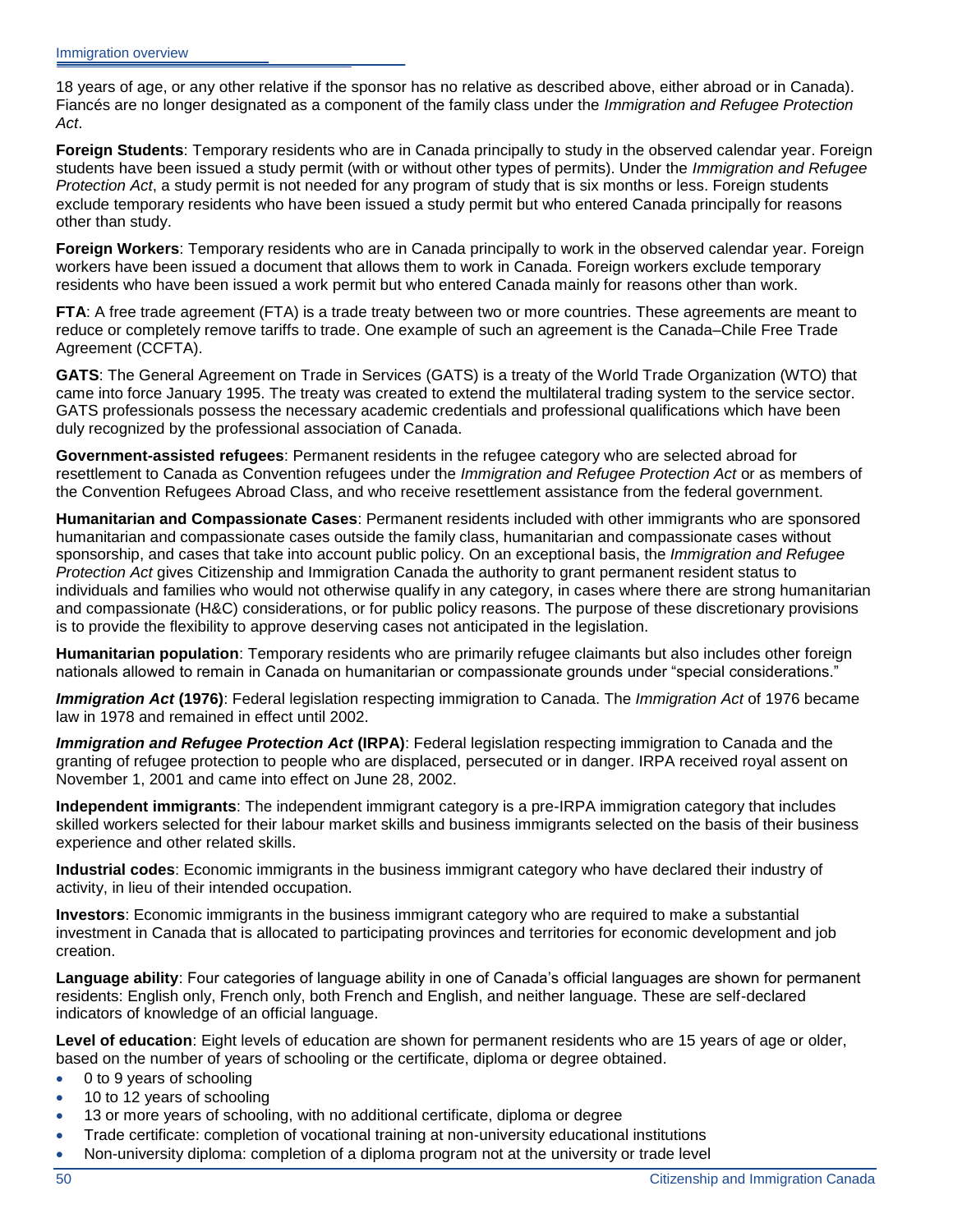18 years of age, or any other relative if the sponsor has no relative as described above, either abroad or in Canada). Fiancés are no longer designated as a component of the family class under the *Immigration and Refugee Protection Act*.

**Foreign Students**: Temporary residents who are in Canada principally to study in the observed calendar year. Foreign students have been issued a study permit (with or without other types of permits). Under the *Immigration and Refugee Protection Act*, a study permit is not needed for any program of study that is six months or less. Foreign students exclude temporary residents who have been issued a study permit but who entered Canada principally for reasons other than study.

**Foreign Workers**: Temporary residents who are in Canada principally to work in the observed calendar year. Foreign workers have been issued a document that allows them to work in Canada. Foreign workers exclude temporary residents who have been issued a work permit but who entered Canada mainly for reasons other than work.

**FTA**: A free trade agreement (FTA) is a trade treaty between two or more countries. These agreements are meant to reduce or completely remove tariffs to trade. One example of such an agreement is the Canada–Chile Free Trade Agreement (CCFTA).

**GATS**: The General Agreement on Trade in Services (GATS) is a treaty of the World Trade Organization (WTO) that came into force January 1995. The treaty was created to extend the multilateral trading system to the service sector. GATS professionals possess the necessary academic credentials and professional qualifications which have been duly recognized by the professional association of Canada.

**Government-assisted refugees**: Permanent residents in the refugee category who are selected abroad for resettlement to Canada as Convention refugees under the *Immigration and Refugee Protection Act* or as members of the Convention Refugees Abroad Class, and who receive resettlement assistance from the federal government.

**Humanitarian and Compassionate Cases**: Permanent residents included with other immigrants who are sponsored humanitarian and compassionate cases outside the family class, humanitarian and compassionate cases without sponsorship, and cases that take into account public policy. On an exceptional basis, the *Immigration and Refugee Protection Act* gives Citizenship and Immigration Canada the authority to grant permanent resident status to individuals and families who would not otherwise qualify in any category, in cases where there are strong humanitarian and compassionate (H&C) considerations, or for public policy reasons. The purpose of these discretionary provisions is to provide the flexibility to approve deserving cases not anticipated in the legislation.

**Humanitarian population**: Temporary residents who are primarily refugee claimants but also includes other foreign nationals allowed to remain in Canada on humanitarian or compassionate grounds under "special considerations."

***Immigration Act* (1976)**: Federal legislation respecting immigration to Canada. The *Immigration Act* of 1976 became law in 1978 and remained in effect until 2002.

***Immigration and Refugee Protection Act* (IRPA)**: Federal legislation respecting immigration to Canada and the granting of refugee protection to people who are displaced, persecuted or in danger. IRPA received royal assent on November 1, 2001 and came into effect on June 28, 2002.

**Independent immigrants**: The independent immigrant category is a pre-IRPA immigration category that includes skilled workers selected for their labour market skills and business immigrants selected on the basis of their business experience and other related skills.

**Industrial codes**: Economic immigrants in the business immigrant category who have declared their industry of activity, in lieu of their intended occupation.

**Investors**: Economic immigrants in the business immigrant category who are required to make a substantial investment in Canada that is allocated to participating provinces and territories for economic development and job creation.

**Language ability**: Four categories of language ability in one of Canada's official languages are shown for permanent residents: English only, French only, both French and English, and neither language. These are self-declared indicators of knowledge of an official language.

**Level of education**: Eight levels of education are shown for permanent residents who are 15 years of age or older, based on the number of years of schooling or the certificate, diploma or degree obtained.

- 0 to 9 years of schooling
- 10 to 12 years of schooling
- 13 or more years of schooling, with no additional certificate, diploma or degree
- Trade certificate: completion of vocational training at non-university educational institutions
- Non-university diploma: completion of a diploma program not at the university or trade level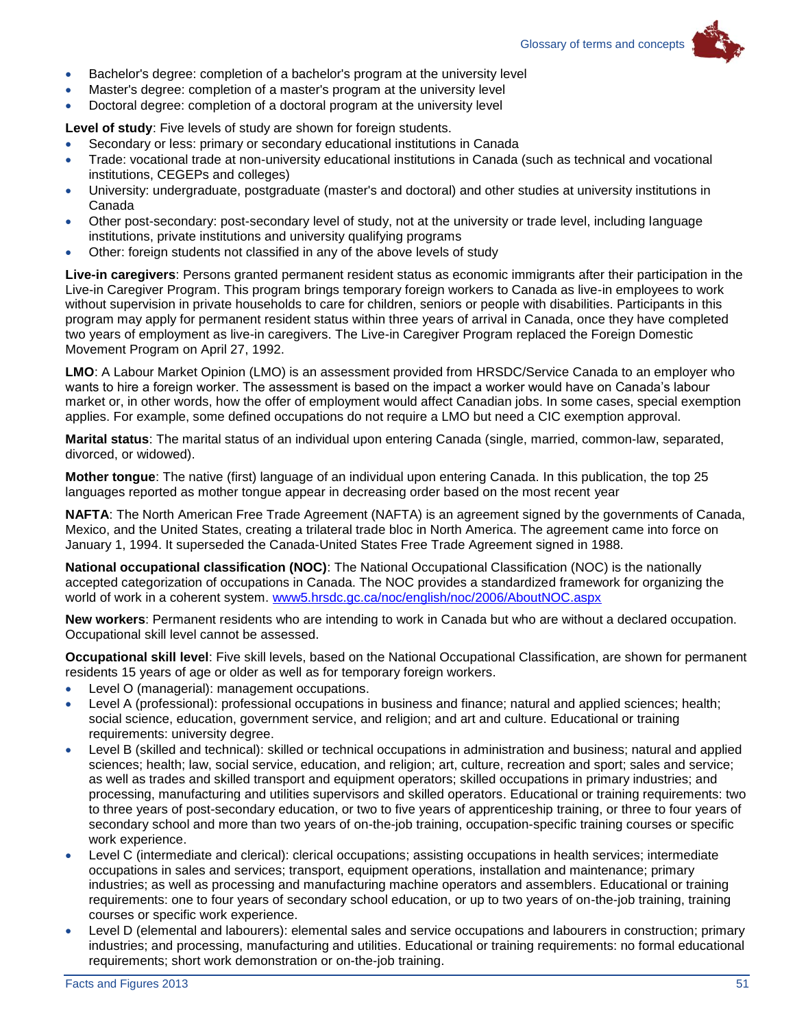- Bachelor's degree: completion of a bachelor's program at the university level
- Master's degree: completion of a master's program at the university level
- Doctoral degree: completion of a doctoral program at the university level

**Level of study**: Five levels of study are shown for foreign students.

- Secondary or less: primary or secondary educational institutions in Canada
- Trade: vocational trade at non-university educational institutions in Canada (such as technical and vocational institutions, CEGEPs and colleges)
- University: undergraduate, postgraduate (master's and doctoral) and other studies at university institutions in Canada
- Other post-secondary: post-secondary level of study, not at the university or trade level, including language institutions, private institutions and university qualifying programs
- Other: foreign students not classified in any of the above levels of study

**Live-in caregivers**: Persons granted permanent resident status as economic immigrants after their participation in the Live-in Caregiver Program. This program brings temporary foreign workers to Canada as live-in employees to work without supervision in private households to care for children, seniors or people with disabilities. Participants in this program may apply for permanent resident status within three years of arrival in Canada, once they have completed two years of employment as live-in caregivers. The Live-in Caregiver Program replaced the Foreign Domestic Movement Program on April 27, 1992.

**LMO**: A Labour Market Opinion (LMO) is an assessment provided from HRSDC/Service Canada to an employer who wants to hire a foreign worker. The assessment is based on the impact a worker would have on Canada's labour market or, in other words, how the offer of employment would affect Canadian jobs. In some cases, special exemption applies. For example, some defined occupations do not require a LMO but need a CIC exemption approval.

**Marital status**: The marital status of an individual upon entering Canada (single, married, common-law, separated, divorced, or widowed).

**Mother tongue**: The native (first) language of an individual upon entering Canada. In this publication, the top 25 languages reported as mother tongue appear in decreasing order based on the most recent year

**NAFTA**: The North American Free Trade Agreement (NAFTA) is an agreement signed by the governments of Canada, Mexico, and the United States, creating a trilateral trade bloc in North America. The agreement came into force on January 1, 1994. It superseded the Canada-United States Free Trade Agreement signed in 1988.

**National occupational classification (NOC)**: The National Occupational Classification (NOC) is the nationally accepted categorization of occupations in Canada. The NOC provides a standardized framework for organizing the world of work in a coherent system. [www5.hrsdc.gc.ca/noc/english/noc/2006/AboutNOC.aspx](www5.hrsdc.gc.ca/noc/english/noc/2006/AboutNOC.aspx)

**New workers**: Permanent residents who are intending to work in Canada but who are without a declared occupation. Occupational skill level cannot be assessed.

**Occupational skill level**: Five skill levels, based on the National Occupational Classification, are shown for permanent residents 15 years of age or older as well as for temporary foreign workers.

- Level O (managerial): management occupations.
- Level A (professional): professional occupations in business and finance; natural and applied sciences; health; social science, education, government service, and religion; and art and culture. Educational or training requirements: university degree.
- Level B (skilled and technical): skilled or technical occupations in administration and business; natural and applied sciences; health; law, social service, education, and religion; art, culture, recreation and sport; sales and service; as well as trades and skilled transport and equipment operators; skilled occupations in primary industries; and processing, manufacturing and utilities supervisors and skilled operators. Educational or training requirements: two to three years of post-secondary education, or two to five years of apprenticeship training, or three to four years of secondary school and more than two years of on-the-job training, occupation-specific training courses or specific work experience.
- Level C (intermediate and clerical): clerical occupations; assisting occupations in health services; intermediate occupations in sales and services; transport, equipment operations, installation and maintenance; primary industries; as well as processing and manufacturing machine operators and assemblers. Educational or training requirements: one to four years of secondary school education, or up to two years of on-the-job training, training courses or specific work experience.
- Level D (elemental and labourers): elemental sales and service occupations and labourers in construction; primary industries; and processing, manufacturing and utilities. Educational or training requirements: no formal educational requirements; short work demonstration or on-the-job training.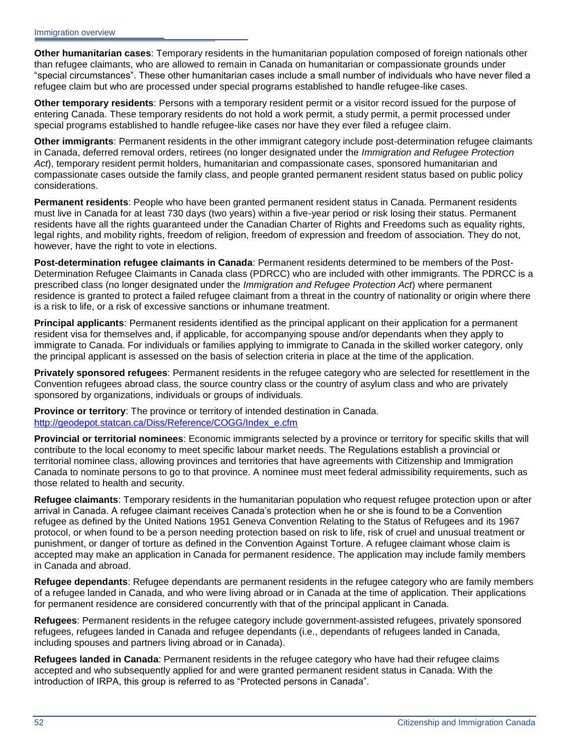**Other humanitarian cases**: Temporary residents in the humanitarian population composed of foreign nationals other than refugee claimants, who are allowed to remain in Canada on humanitarian or compassionate grounds under “special circumstances”. These other humanitarian cases include a small number of individuals who have never filed a refugee claim but who are processed under special programs established to handle refugee-like cases.

**Other temporary residents**: Persons with a temporary resident permit or a visitor record issued for the purpose of entering Canada. These temporary residents do not hold a work permit, a study permit, a permit processed under special programs established to handle refugee-like cases nor have they ever filed a refugee claim.

**Other immigrants**: Permanent residents in the other immigrant category include post-determination refugee claimants in Canada, deferred removal orders, retirees (no longer designated under the *Immigration and Refugee Protection Act*), temporary resident permit holders, humanitarian and compassionate cases, sponsored humanitarian and compassionate cases outside the family class, and people granted permanent resident status based on public policy considerations.

**Permanent residents**: People who have been granted permanent resident status in Canada. Permanent residents must live in Canada for at least 730 days (two years) within a five-year period or risk losing their status. Permanent residents have all the rights guaranteed under the Canadian Charter of Rights and Freedoms such as equality rights, legal rights, and mobility rights, freedom of religion, freedom of expression and freedom of association. They do not, however, have the right to vote in elections.

**Post-determination refugee claimants in Canada**: Permanent residents determined to be members of the Post-Determination Refugee Claimants in Canada class (PDRCC) who are included with other immigrants. The PDRCC is a prescribed class (no longer designated under the *Immigration and Refugee Protection Act*) where permanent residence is granted to protect a failed refugee claimant from a threat in the country of nationality or origin where there is a risk to life, or a risk of excessive sanctions or inhumane treatment.

**Principal applicants**: Permanent residents identified as the principal applicant on their application for a permanent resident visa for themselves and, if applicable, for accompanying spouse and/or dependants when they apply to immigrate to Canada. For individuals or families applying to immigrate to Canada in the skilled worker category, only the principal applicant is assessed on the basis of selection criteria in place at the time of the application.

**Privately sponsored refugees**: Permanent residents in the refugee category who are selected for resettlement in the Convention refugees abroad class, the source country class or the country of asylum class and who are privately sponsored by organizations, individuals or groups of individuals.

**Province or territory**: The province or territory of intended destination in Canada. http://geodepot.statcan.ca/Diss/Reference/COGG/Index_e.cfm

**Provincial or territorial nominees**: Economic immigrants selected by a province or territory for specific skills that will contribute to the local economy to meet specific labour market needs. The Regulations establish a provincial or territorial nominee class, allowing provinces and territories that have agreements with Citizenship and Immigration Canada to nominate persons to go to that province. A nominee must meet federal admissibility requirements, such as those related to health and security.

**Refugee claimants**: Temporary residents in the humanitarian population who request refugee protection upon or after arrival in Canada. A refugee claimant receives Canada’s protection when he or she is found to be a Convention refugee as defined by the United Nations 1951 Geneva Convention Relating to the Status of Refugees and its 1967 protocol, or when found to be a person needing protection based on risk to life, risk of cruel and unusual treatment or punishment, or danger of torture as defined in the Convention Against Torture. A refugee claimant whose claim is accepted may make an application in Canada for permanent residence. The application may include family members in Canada and abroad.

**Refugee dependants**: Refugee dependants are permanent residents in the refugee category who are family members of a refugee landed in Canada, and who were living abroad or in Canada at the time of application. Their applications for permanent residence are considered concurrently with that of the principal applicant in Canada.

**Refugees**: Permanent residents in the refugee category include government-assisted refugees, privately sponsored refugees, refugees landed in Canada and refugee dependants (i.e., dependants of refugees landed in Canada, including spouses and partners living abroad or in Canada).

**Refugees landed in Canada**: Permanent residents in the refugee category who have had their refugee claims accepted and who subsequently applied for and were granted permanent resident status in Canada. With the introduction of IRPA, this group is referred to as “Protected persons in Canada”.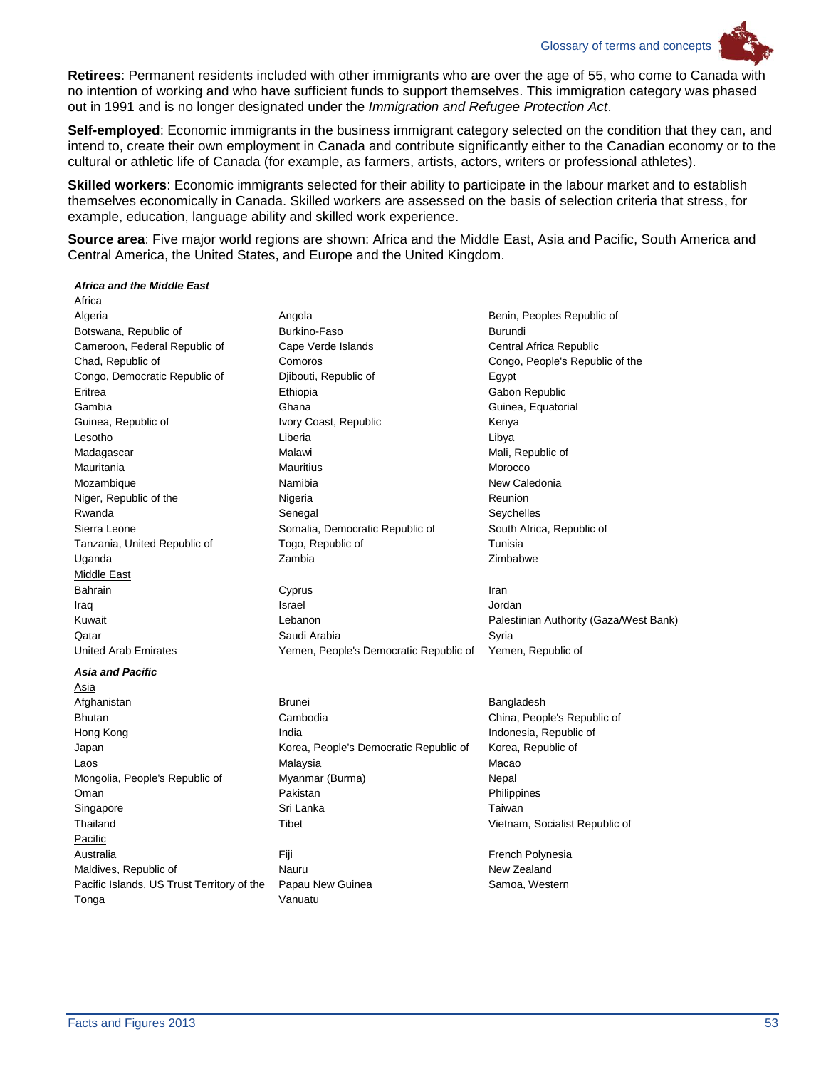**Retirees**: Permanent residents included with other immigrants who are over the age of 55, who come to Canada with no intention of working and who have sufficient funds to support themselves. This immigration category was phased out in 1991 and is no longer designated under the *Immigration and Refugee Protection Act*.

**Self-employed**: Economic immigrants in the business immigrant category selected on the condition that they can, and intend to, create their own employment in Canada and contribute significantly either to the Canadian economy or to the cultural or athletic life of Canada (for example, as farmers, artists, actors, writers or professional athletes).

**Skilled workers**: Economic immigrants selected for their ability to participate in the labour market and to establish themselves economically in Canada. Skilled workers are assessed on the basis of selection criteria that stress, for example, education, language ability and skilled work experience.

**Source area**: Five major world regions are shown: Africa and the Middle East, Asia and Pacific, South America and Central America, the United States, and Europe and the United Kingdom.

***Africa and the Middle East***

Africa

- Algeria
- Angola
- Benin, Peoples Republic of
- Botswana, Republic of
- Burkino-Faso
- Burundi
- Cameroon, Federal Republic of
- Cape Verde Islands
- Central Africa Republic
- Chad, Republic of
- Comoros
- Congo, People's Republic of the
- Congo, Democratic Republic of
- Djibouti, Republic of
- Egypt
- Eritrea
- Ethiopia
- Gabon Republic
- Gambia
- Ghana
- Guinea, Equatorial
- Guinea, Republic of
- Ivory Coast, Republic
- Kenya
- Lesotho
- Liberia
- Libya
- Madagascar
- Malawi
- Mali, Republic of
- Mauritania
- Mauritius
- Morocco
- Mozambique
- Namibia
- New Caledonia
- Niger, Republic of the
- Nigeria
- Reunion
- Rwanda
- Senegal
- Seychelles
- Sierra Leone
- Somalia, Democratic Republic of
- South Africa, Republic of
- Tanzania, United Republic of
- Togo, Republic of
- Tunisia
- Uganda
- Zambia
- Zimbabwe

Middle East

- Bahrain
- Cyprus
- Iran
- Iraq
- Israel
- Jordan
- Kuwait
- Lebanon
- Palestinian Authority (Gaza/West Bank)
- Qatar
- Saudi Arabia
- Syria
- United Arab Emirates
- Yemen, People's Democratic Republic of
- Yemen, Republic of

***Asia and Pacific***

Asia

- Afghanistan
- Brunei
- Bangladesh
- Bhutan
- Cambodia
- China, People's Republic of
- Hong Kong
- India
- Indonesia, Republic of
- Japan
- Korea, People's Democratic Republic of
- Korea, Republic of
- Laos
- Malaysia
- Macao
- Mongolia, People's Republic of
- Myanmar (Burma)
- Nepal
- Oman
- Pakistan
- Philippines
- Singapore
- Sri Lanka
- Taiwan
- Thailand
- Tibet
- Vietnam, Socialist Republic of

Pacific

- Australia
- Fiji
- French Polynesia
- Maldives, Republic of
- Nauru
- New Zealand
- Pacific Islands, US Trust Territory of the
- Papau New Guinea
- Samoa, Western
- Tonga
- Vanuatu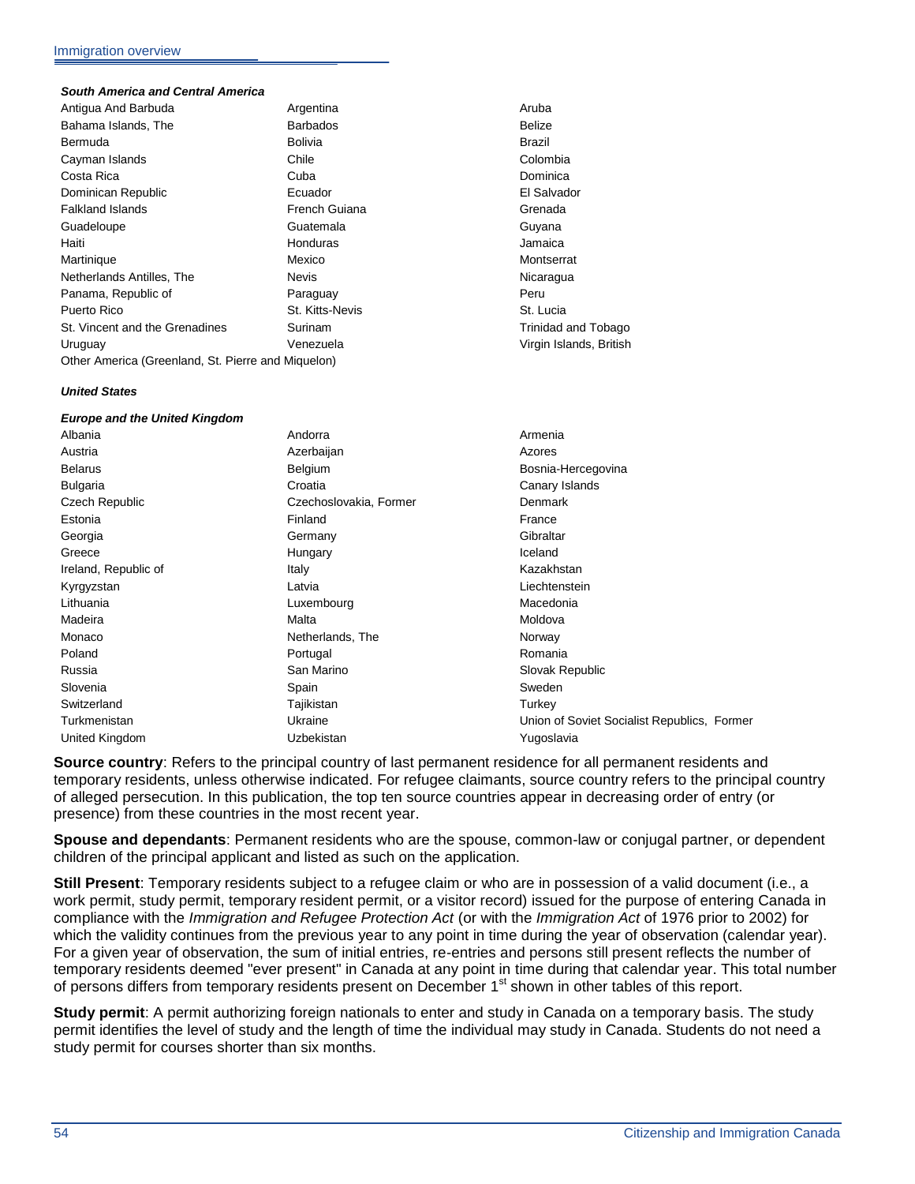***South America and Central America***

| | | |
|---|---|---|
| Antigua And Barbuda | Argentina | Aruba |
| Bahama Islands, The | Barbados | Belize |
| Bermuda | Bolivia | Brazil |
| Cayman Islands | Chile | Colombia |
| Costa Rica | Cuba | Dominica |
| Dominican Republic | Ecuador | El Salvador |
| Falkland Islands | French Guiana | Grenada |
| Guadeloupe | Guatemala | Guyana |
| Haiti | Honduras | Jamaica |
| Martinique | Mexico | Montserrat |
| Netherlands Antilles, The | Nevis | Nicaragua |
| Panama, Republic of | Paraguay | Peru |
| Puerto Rico | St. Kitts-Nevis | St. Lucia |
| St. Vincent and the Grenadines | Surinam | Trinidad and Tobago |
| Uruguay | Venezuela | Virgin Islands, British |

Other America (Greenland, St. Pierre and Miquelon)

***United States***

***Europe and the United Kingdom***

| | | |
|---|---|---|
| Albania | Andorra | Armenia |
| Austria | Azerbaijan | Azores |
| Belarus | Belgium | Bosnia-Hercegovina |
| Bulgaria | Croatia | Canary Islands |
| Czech Republic | Czechoslovakia, Former | Denmark |
| Estonia | Finland | France |
| Georgia | Germany | Gibraltar |
| Greece | Hungary | Iceland |
| Ireland, Republic of | Italy | Kazakhstan |
| Kyrgyzstan | Latvia | Liechtenstein |
| Lithuania | Luxembourg | Macedonia |
| Madeira | Malta | Moldova |
| Monaco | Netherlands, The | Norway |
| Poland | Portugal | Romania |
| Russia | San Marino | Slovak Republic |
| Slovenia | Spain | Sweden |
| Switzerland | Tajikistan | Turkey |
| Turkmenistan | Ukraine | Union of Soviet Socialist Republics, Former |
| United Kingdom | Uzbekistan | Yugoslavia |

**Source country**: Refers to the principal country of last permanent residence for all permanent residents and temporary residents, unless otherwise indicated. For refugee claimants, source country refers to the principal country of alleged persecution. In this publication, the top ten source countries appear in decreasing order of entry (or presence) from these countries in the most recent year.

**Spouse and dependants**: Permanent residents who are the spouse, common-law or conjugal partner, or dependent children of the principal applicant and listed as such on the application.

**Still Present**: Temporary residents subject to a refugee claim or who are in possession of a valid document (i.e., a work permit, study permit, temporary resident permit, or a visitor record) issued for the purpose of entering Canada in compliance with the *Immigration and Refugee Protection Act* (or with the *Immigration Act* of 1976 prior to 2002) for which the validity continues from the previous year to any point in time during the year of observation (calendar year). For a given year of observation, the sum of initial entries, re-entries and persons still present reflects the number of temporary residents deemed "ever present" in Canada at any point in time during that calendar year. This total number of persons differs from temporary residents present on December 1st shown in other tables of this report.

**Study permit**: A permit authorizing foreign nationals to enter and study in Canada on a temporary basis. The study permit identifies the level of study and the length of time the individual may study in Canada. Students do not need a study permit for courses shorter than six months.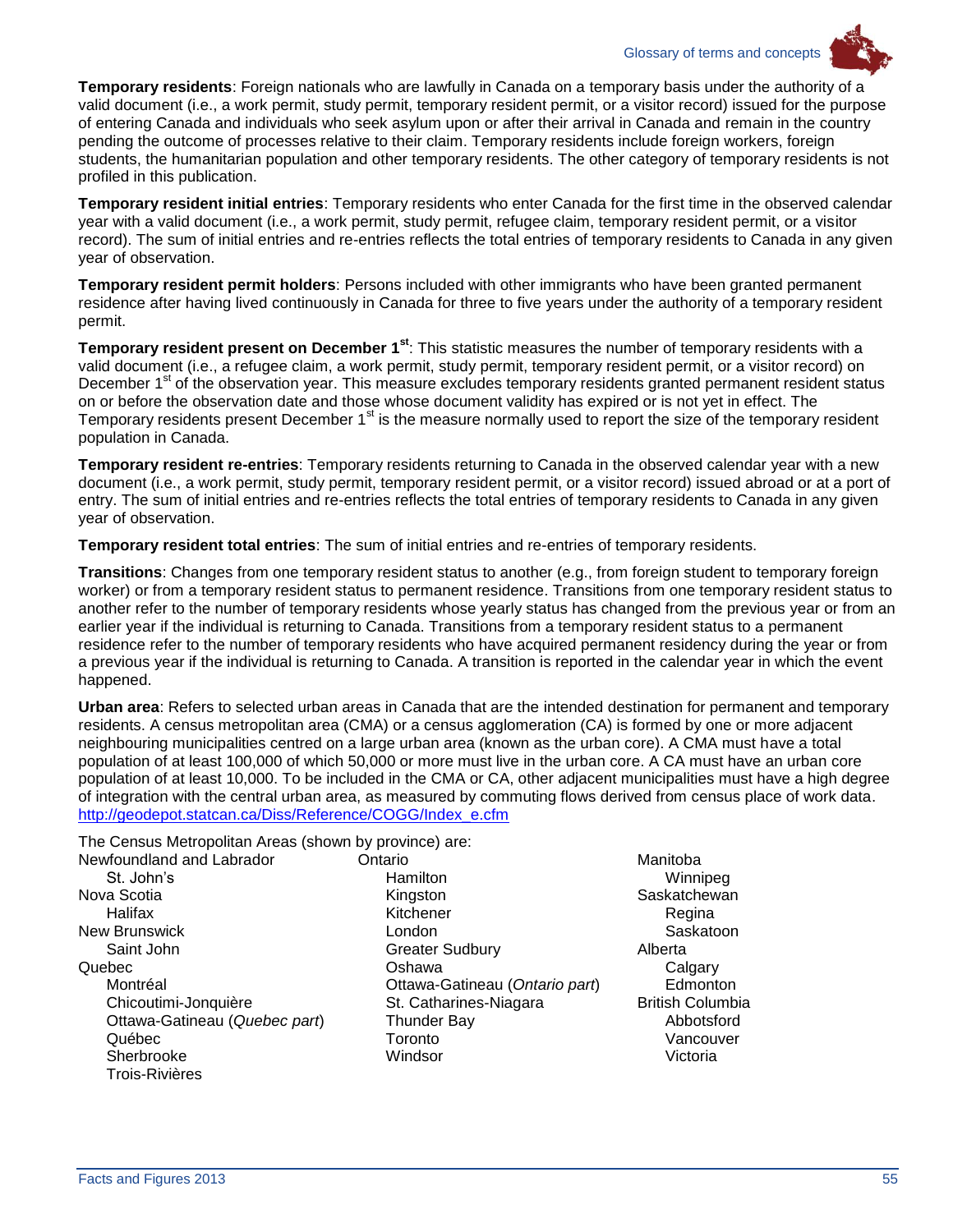**Temporary residents**: Foreign nationals who are lawfully in Canada on a temporary basis under the authority of a valid document (i.e., a work permit, study permit, temporary resident permit, or a visitor record) issued for the purpose of entering Canada and individuals who seek asylum upon or after their arrival in Canada and remain in the country pending the outcome of processes relative to their claim. Temporary residents include foreign workers, foreign students, the humanitarian population and other temporary residents. The other category of temporary residents is not profiled in this publication.

**Temporary resident initial entries**: Temporary residents who enter Canada for the first time in the observed calendar year with a valid document (i.e., a work permit, study permit, refugee claim, temporary resident permit, or a visitor record). The sum of initial entries and re-entries reflects the total entries of temporary residents to Canada in any given year of observation.

**Temporary resident permit holders**: Persons included with other immigrants who have been granted permanent residence after having lived continuously in Canada for three to five years under the authority of a temporary resident permit.

**Temporary resident present on December 1st**: This statistic measures the number of temporary residents with a valid document (i.e., a refugee claim, a work permit, study permit, temporary resident permit, or a visitor record) on December 1st of the observation year. This measure excludes temporary residents granted permanent resident status on or before the observation date and those whose document validity has expired or is not yet in effect. The Temporary residents present December 1st is the measure normally used to report the size of the temporary resident population in Canada.

**Temporary resident re-entries**: Temporary residents returning to Canada in the observed calendar year with a new document (i.e., a work permit, study permit, temporary resident permit, or a visitor record) issued abroad or at a port of entry. The sum of initial entries and re-entries reflects the total entries of temporary residents to Canada in any given year of observation.

**Temporary resident total entries**: The sum of initial entries and re-entries of temporary residents.

**Transitions**: Changes from one temporary resident status to another (e.g., from foreign student to temporary foreign worker) or from a temporary resident status to permanent residence. Transitions from one temporary resident status to another refer to the number of temporary residents whose yearly status has changed from the previous year or from an earlier year if the individual is returning to Canada. Transitions from a temporary resident status to a permanent residence refer to the number of temporary residents who have acquired permanent residency during the year or from a previous year if the individual is returning to Canada. A transition is reported in the calendar year in which the event happened.

**Urban area**: Refers to selected urban areas in Canada that are the intended destination for permanent and temporary residents. A census metropolitan area (CMA) or a census agglomeration (CA) is formed by one or more adjacent neighbouring municipalities centred on a large urban area (known as the urban core). A CMA must have a total population of at least 100,000 of which 50,000 or more must live in the urban core. A CA must have an urban core population of at least 10,000. To be included in the CMA or CA, other adjacent municipalities must have a high degree of integration with the central urban area, as measured by commuting flows derived from census place of work data. http://geodepot.statcan.ca/Diss/Reference/COGG/Index_e.cfm

The Census Metropolitan Areas (shown by province) are:

Newfoundland and Labrador
- St. John's

Nova Scotia
- Halifax

New Brunswick
- Saint John

Quebec
- Montréal
- Chicoutimi-Jonquière
- Ottawa-Gatineau (*Quebec part*)
- Québec
- Sherbrooke
- Trois-Rivières

Ontario
- Hamilton
- Kingston
- Kitchener
- London
- Greater Sudbury
- Oshawa
- Ottawa-Gatineau (*Ontario part*)
- St. Catharines-Niagara
- Thunder Bay
- Toronto
- Windsor

Manitoba
- Winnipeg

Saskatchewan
- Regina
- Saskatoon

Alberta
- Calgary
- Edmonton

British Columbia
- Abbotsford
- Vancouver
- Victoria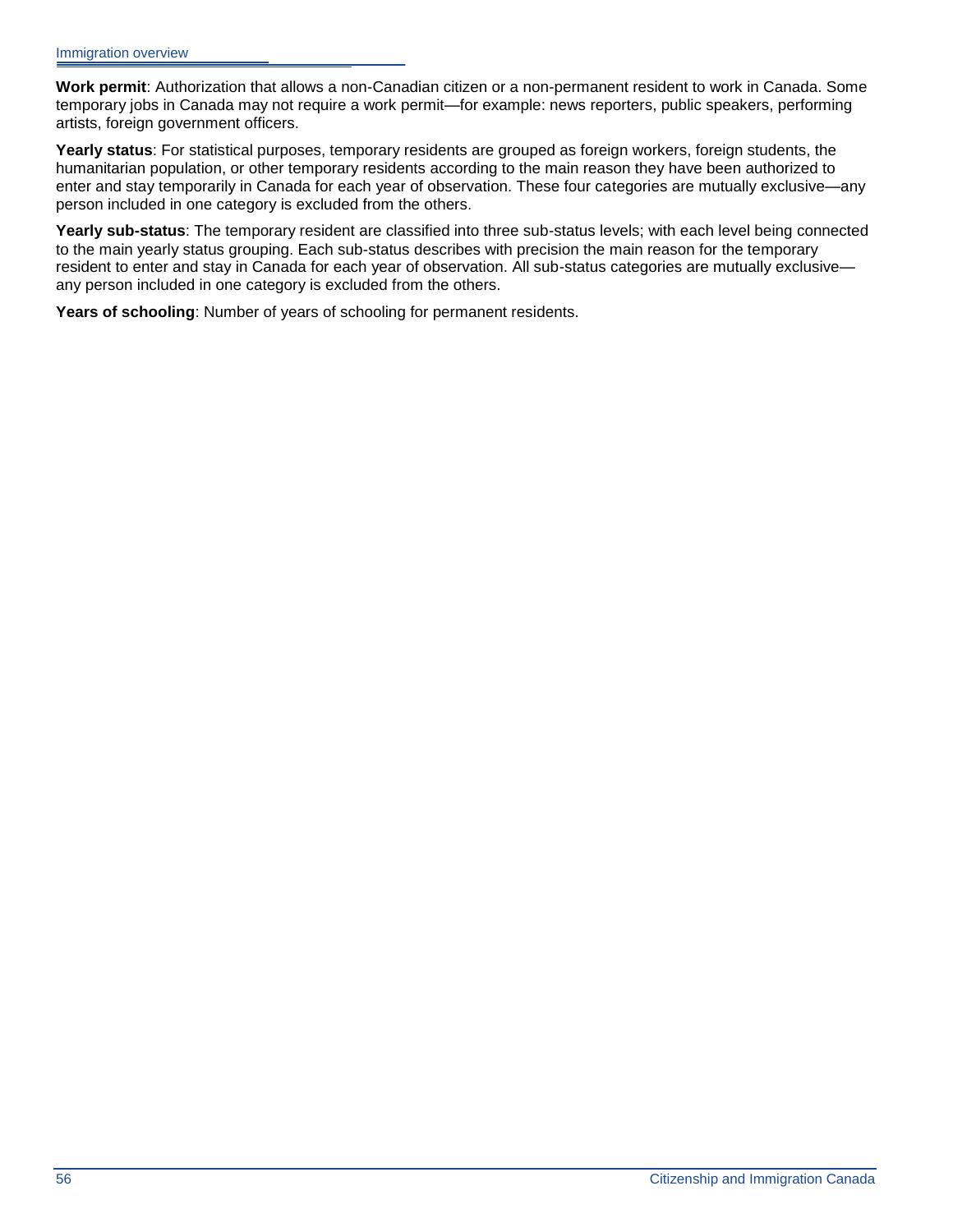**Work permit**: Authorization that allows a non-Canadian citizen or a non-permanent resident to work in Canada. Some temporary jobs in Canada may not require a work permit—for example: news reporters, public speakers, performing artists, foreign government officers.

**Yearly status**: For statistical purposes, temporary residents are grouped as foreign workers, foreign students, the humanitarian population, or other temporary residents according to the main reason they have been authorized to enter and stay temporarily in Canada for each year of observation. These four categories are mutually exclusive—any person included in one category is excluded from the others.

**Yearly sub-status**: The temporary resident are classified into three sub-status levels; with each level being connected to the main yearly status grouping. Each sub-status describes with precision the main reason for the temporary resident to enter and stay in Canada for each year of observation. All sub-status categories are mutually exclusive—any person included in one category is excluded from the others.

**Years of schooling**: Number of years of schooling for permanent residents.